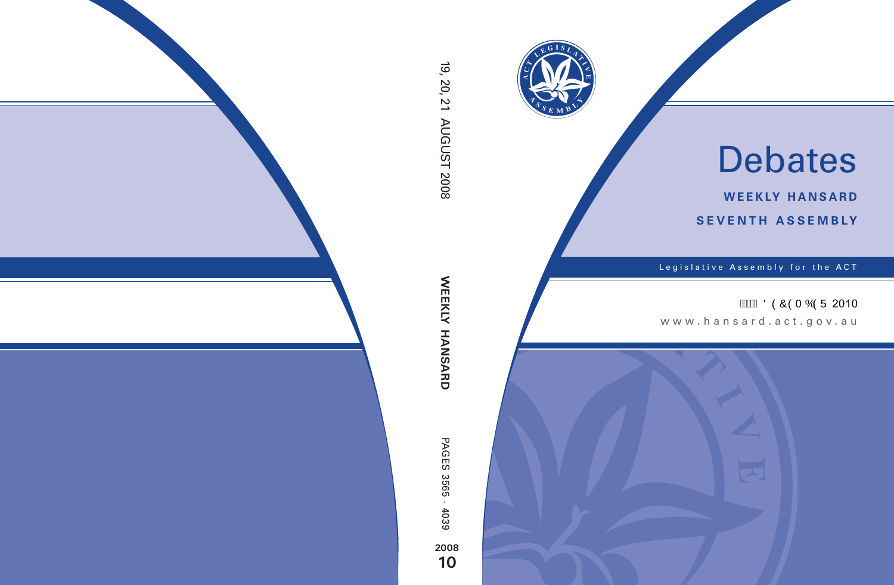# Debates

**WEEKLY HANSARD**

**SEVENTH ASSEMBLY**

Legislative Assembly for the ACT

' ( &( 0 %( 5 2010

www.hansard.act.gov.au

19, 20, 21 AUGUST 2008

**WEEKLY HANSARD**

PAGES 3565 - 4039

**2008**

**10**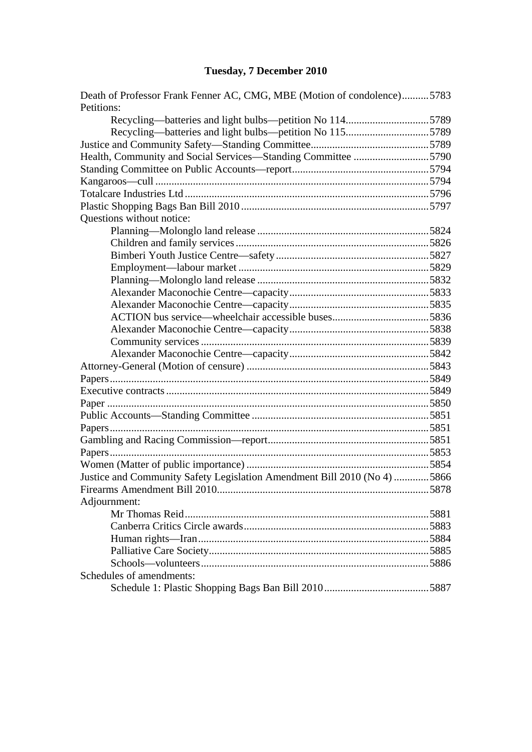# Tuesday, 7 December 2010

Death of Professor Frank Fenner AC, CMG, MBE (Motion of condolence)..........5783

Petitions:

- Recycling—batteries and light bulbs—petition No 114...............................5789
- Recycling—batteries and light bulbs—petition No 115...............................5789

Justice and Community Safety—Standing Committee............................................5789

Health, Community and Social Services—Standing Committee ............................5790

Standing Committee on Public Accounts—report..................................................5794

Kangaroos—cull .....................................................................................................5794

Totalcare Industries Ltd..........................................................................................5796

Plastic Shopping Bags Ban Bill 2010 ......................................................................5797

Questions without notice:

- Planning—Molonglo land release ................................................................5824
- Children and family services........................................................................5826
- Bimberi Youth Justice Centre—safety..........................................................5827
- Employment—labour market .......................................................................5829
- Planning—Molonglo land release ................................................................5832
- Alexander Maconochie Centre—capacity....................................................5833
- Alexander Maconochie Centre—capacity....................................................5835
- ACTION bus service—wheelchair accessible buses....................................5836
- Alexander Maconochie Centre—capacity....................................................5838
- Community services.....................................................................................5839
- Alexander Maconochie Centre—capacity....................................................5842

Attorney-General (Motion of censure) ...................................................................5843

Papers......................................................................................................................5849

Executive contracts .................................................................................................5849

Paper .......................................................................................................................5850

Public Accounts—Standing Committee .................................................................5851

Papers......................................................................................................................5851

Gambling and Racing Commission—report...........................................................5851

Papers......................................................................................................................5853

Women (Matter of public importance) ...................................................................5854

Justice and Community Safety Legislation Amendment Bill 2010 (No 4) .............5866

Firearms Amendment Bill 2010..............................................................................5878

Adjournment:

- Mr Thomas Reid...........................................................................................5881
- Canberra Critics Circle awards.....................................................................5883
- Human rights—Iran......................................................................................5884
- Palliative Care Society..................................................................................5885
- Schools—volunteers.....................................................................................5886

Schedules of amendments:

- Schedule 1: Plastic Shopping Bags Ban Bill 2010.......................................5887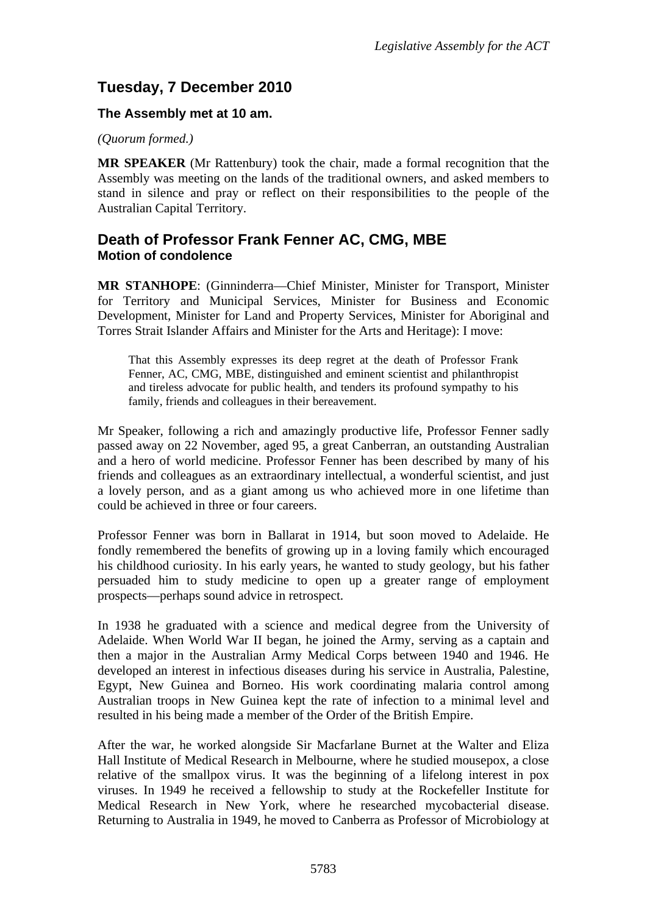# Tuesday, 7 December 2010

**The Assembly met at 10 am.**

*(Quorum formed.)*

**MR SPEAKER** (Mr Rattenbury) took the chair, made a formal recognition that the Assembly was meeting on the lands of the traditional owners, and asked members to stand in silence and pray or reflect on their responsibilities to the people of the Australian Capital Territory.

## Death of Professor Frank Fenner AC, CMG, MBE

### Motion of condolence

**MR STANHOPE**: (Ginninderra—Chief Minister, Minister for Transport, Minister for Territory and Municipal Services, Minister for Business and Economic Development, Minister for Land and Property Services, Minister for Aboriginal and Torres Strait Islander Affairs and Minister for the Arts and Heritage): I move:

> That this Assembly expresses its deep regret at the death of Professor Frank Fenner, AC, CMG, MBE, distinguished and eminent scientist and philanthropist and tireless advocate for public health, and tenders its profound sympathy to his family, friends and colleagues in their bereavement.

Mr Speaker, following a rich and amazingly productive life, Professor Fenner sadly passed away on 22 November, aged 95, a great Canberran, an outstanding Australian and a hero of world medicine. Professor Fenner has been described by many of his friends and colleagues as an extraordinary intellectual, a wonderful scientist, and just a lovely person, and as a giant among us who achieved more in one lifetime than could be achieved in three or four careers.

Professor Fenner was born in Ballarat in 1914, but soon moved to Adelaide. He fondly remembered the benefits of growing up in a loving family which encouraged his childhood curiosity. In his early years, he wanted to study geology, but his father persuaded him to study medicine to open up a greater range of employment prospects—perhaps sound advice in retrospect.

In 1938 he graduated with a science and medical degree from the University of Adelaide. When World War II began, he joined the Army, serving as a captain and then a major in the Australian Army Medical Corps between 1940 and 1946. He developed an interest in infectious diseases during his service in Australia, Palestine, Egypt, New Guinea and Borneo. His work coordinating malaria control among Australian troops in New Guinea kept the rate of infection to a minimal level and resulted in his being made a member of the Order of the British Empire.

After the war, he worked alongside Sir Macfarlane Burnet at the Walter and Eliza Hall Institute of Medical Research in Melbourne, where he studied mousepox, a close relative of the smallpox virus. It was the beginning of a lifelong interest in pox viruses. In 1949 he received a fellowship to study at the Rockefeller Institute for Medical Research in New York, where he researched mycobacterial disease. Returning to Australia in 1949, he moved to Canberra as Professor of Microbiology at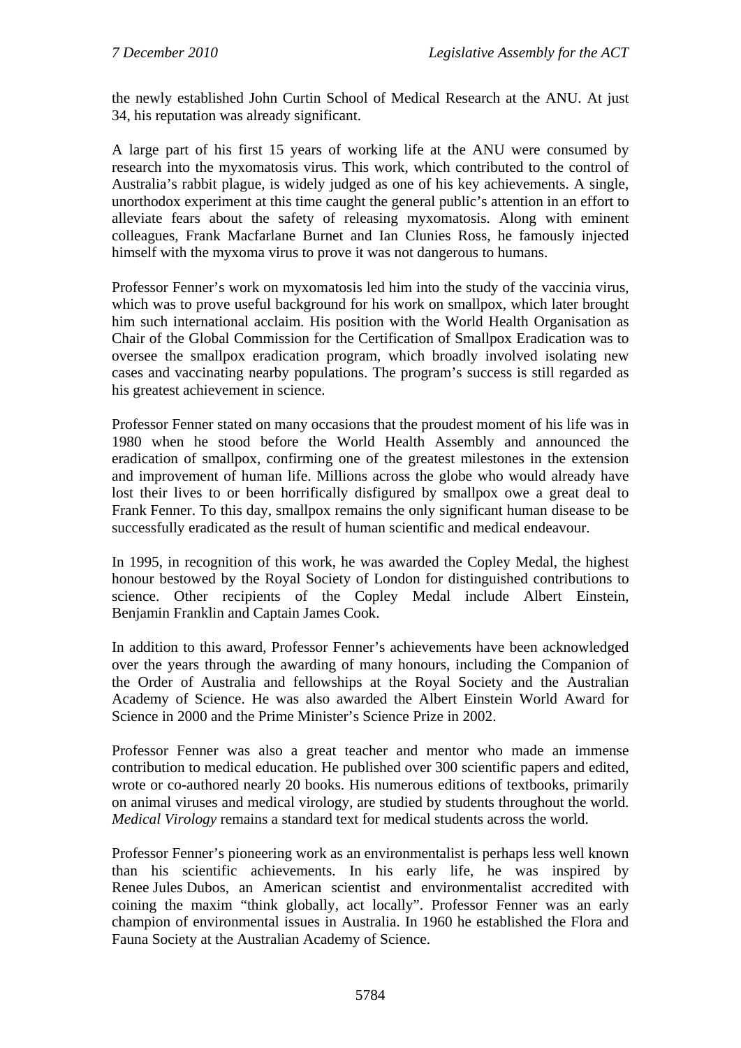the newly established John Curtin School of Medical Research at the ANU. At just 34, his reputation was already significant.

A large part of his first 15 years of working life at the ANU were consumed by research into the myxomatosis virus. This work, which contributed to the control of Australia's rabbit plague, is widely judged as one of his key achievements. A single, unorthodox experiment at this time caught the general public's attention in an effort to alleviate fears about the safety of releasing myxomatosis. Along with eminent colleagues, Frank Macfarlane Burnet and Ian Clunies Ross, he famously injected himself with the myxoma virus to prove it was not dangerous to humans.

Professor Fenner's work on myxomatosis led him into the study of the vaccinia virus, which was to prove useful background for his work on smallpox, which later brought him such international acclaim. His position with the World Health Organisation as Chair of the Global Commission for the Certification of Smallpox Eradication was to oversee the smallpox eradication program, which broadly involved isolating new cases and vaccinating nearby populations. The program's success is still regarded as his greatest achievement in science.

Professor Fenner stated on many occasions that the proudest moment of his life was in 1980 when he stood before the World Health Assembly and announced the eradication of smallpox, confirming one of the greatest milestones in the extension and improvement of human life. Millions across the globe who would already have lost their lives to or been horrifically disfigured by smallpox owe a great deal to Frank Fenner. To this day, smallpox remains the only significant human disease to be successfully eradicated as the result of human scientific and medical endeavour.

In 1995, in recognition of this work, he was awarded the Copley Medal, the highest honour bestowed by the Royal Society of London for distinguished contributions to science. Other recipients of the Copley Medal include Albert Einstein, Benjamin Franklin and Captain James Cook.

In addition to this award, Professor Fenner's achievements have been acknowledged over the years through the awarding of many honours, including the Companion of the Order of Australia and fellowships at the Royal Society and the Australian Academy of Science. He was also awarded the Albert Einstein World Award for Science in 2000 and the Prime Minister's Science Prize in 2002.

Professor Fenner was also a great teacher and mentor who made an immense contribution to medical education. He published over 300 scientific papers and edited, wrote or co-authored nearly 20 books. His numerous editions of textbooks, primarily on animal viruses and medical virology, are studied by students throughout the world. *Medical Virology* remains a standard text for medical students across the world.

Professor Fenner's pioneering work as an environmentalist is perhaps less well known than his scientific achievements. In his early life, he was inspired by Renee Jules Dubos, an American scientist and environmentalist accredited with coining the maxim "think globally, act locally". Professor Fenner was an early champion of environmental issues in Australia. In 1960 he established the Flora and Fauna Society at the Australian Academy of Science.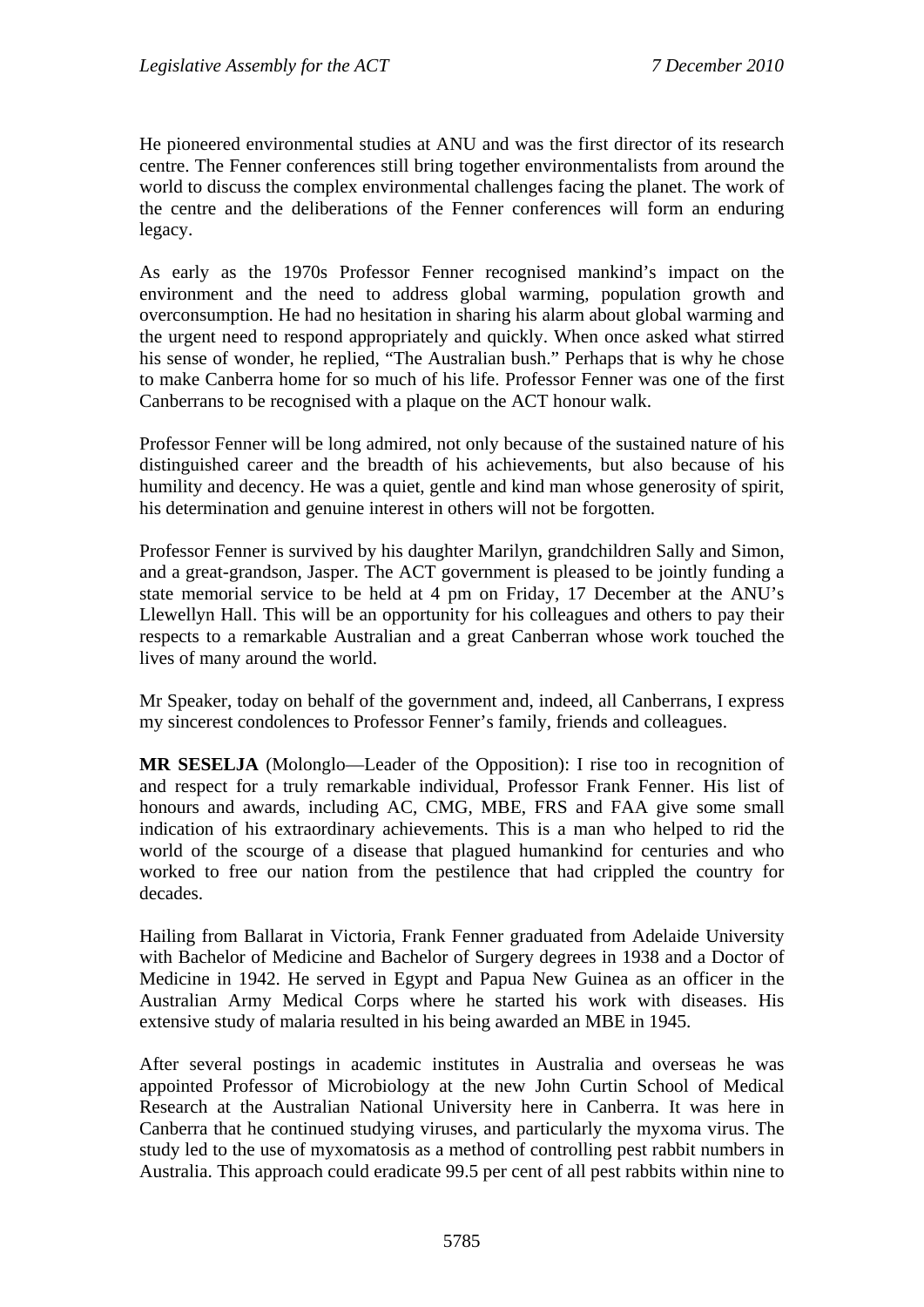He pioneered environmental studies at ANU and was the first director of its research centre. The Fenner conferences still bring together environmentalists from around the world to discuss the complex environmental challenges facing the planet. The work of the centre and the deliberations of the Fenner conferences will form an enduring legacy.

As early as the 1970s Professor Fenner recognised mankind's impact on the environment and the need to address global warming, population growth and overconsumption. He had no hesitation in sharing his alarm about global warming and the urgent need to respond appropriately and quickly. When once asked what stirred his sense of wonder, he replied, "The Australian bush." Perhaps that is why he chose to make Canberra home for so much of his life. Professor Fenner was one of the first Canberrans to be recognised with a plaque on the ACT honour walk.

Professor Fenner will be long admired, not only because of the sustained nature of his distinguished career and the breadth of his achievements, but also because of his humility and decency. He was a quiet, gentle and kind man whose generosity of spirit, his determination and genuine interest in others will not be forgotten.

Professor Fenner is survived by his daughter Marilyn, grandchildren Sally and Simon, and a great-grandson, Jasper. The ACT government is pleased to be jointly funding a state memorial service to be held at 4 pm on Friday, 17 December at the ANU's Llewellyn Hall. This will be an opportunity for his colleagues and others to pay their respects to a remarkable Australian and a great Canberran whose work touched the lives of many around the world.

Mr Speaker, today on behalf of the government and, indeed, all Canberrans, I express my sincerest condolences to Professor Fenner's family, friends and colleagues.

**MR SESELJA** (Molonglo—Leader of the Opposition): I rise too in recognition of and respect for a truly remarkable individual, Professor Frank Fenner. His list of honours and awards, including AC, CMG, MBE, FRS and FAA give some small indication of his extraordinary achievements. This is a man who helped to rid the world of the scourge of a disease that plagued humankind for centuries and who worked to free our nation from the pestilence that had crippled the country for decades.

Hailing from Ballarat in Victoria, Frank Fenner graduated from Adelaide University with Bachelor of Medicine and Bachelor of Surgery degrees in 1938 and a Doctor of Medicine in 1942. He served in Egypt and Papua New Guinea as an officer in the Australian Army Medical Corps where he started his work with diseases. His extensive study of malaria resulted in his being awarded an MBE in 1945.

After several postings in academic institutes in Australia and overseas he was appointed Professor of Microbiology at the new John Curtin School of Medical Research at the Australian National University here in Canberra. It was here in Canberra that he continued studying viruses, and particularly the myxoma virus. The study led to the use of myxomatosis as a method of controlling pest rabbit numbers in Australia. This approach could eradicate 99.5 per cent of all pest rabbits within nine to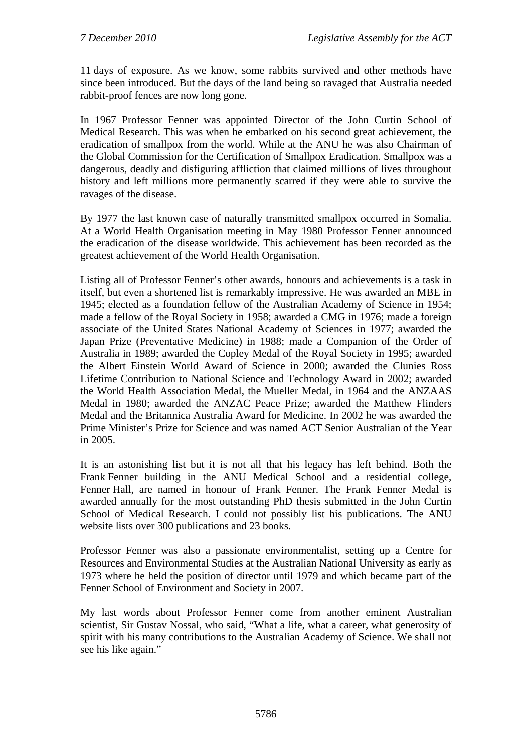11 days of exposure. As we know, some rabbits survived and other methods have since been introduced. But the days of the land being so ravaged that Australia needed rabbit-proof fences are now long gone.

In 1967 Professor Fenner was appointed Director of the John Curtin School of Medical Research. This was when he embarked on his second great achievement, the eradication of smallpox from the world. While at the ANU he was also Chairman of the Global Commission for the Certification of Smallpox Eradication. Smallpox was a dangerous, deadly and disfiguring affliction that claimed millions of lives throughout history and left millions more permanently scarred if they were able to survive the ravages of the disease.

By 1977 the last known case of naturally transmitted smallpox occurred in Somalia. At a World Health Organisation meeting in May 1980 Professor Fenner announced the eradication of the disease worldwide. This achievement has been recorded as the greatest achievement of the World Health Organisation.

Listing all of Professor Fenner's other awards, honours and achievements is a task in itself, but even a shortened list is remarkably impressive. He was awarded an MBE in 1945; elected as a foundation fellow of the Australian Academy of Science in 1954; made a fellow of the Royal Society in 1958; awarded a CMG in 1976; made a foreign associate of the United States National Academy of Sciences in 1977; awarded the Japan Prize (Preventative Medicine) in 1988; made a Companion of the Order of Australia in 1989; awarded the Copley Medal of the Royal Society in 1995; awarded the Albert Einstein World Award of Science in 2000; awarded the Clunies Ross Lifetime Contribution to National Science and Technology Award in 2002; awarded the World Health Association Medal, the Mueller Medal, in 1964 and the ANZAAS Medal in 1980; awarded the ANZAC Peace Prize; awarded the Matthew Flinders Medal and the Britannica Australia Award for Medicine. In 2002 he was awarded the Prime Minister's Prize for Science and was named ACT Senior Australian of the Year in 2005.

It is an astonishing list but it is not all that his legacy has left behind. Both the Frank Fenner building in the ANU Medical School and a residential college, Fenner Hall, are named in honour of Frank Fenner. The Frank Fenner Medal is awarded annually for the most outstanding PhD thesis submitted in the John Curtin School of Medical Research. I could not possibly list his publications. The ANU website lists over 300 publications and 23 books.

Professor Fenner was also a passionate environmentalist, setting up a Centre for Resources and Environmental Studies at the Australian National University as early as 1973 where he held the position of director until 1979 and which became part of the Fenner School of Environment and Society in 2007.

My last words about Professor Fenner come from another eminent Australian scientist, Sir Gustav Nossal, who said, "What a life, what a career, what generosity of spirit with his many contributions to the Australian Academy of Science. We shall not see his like again."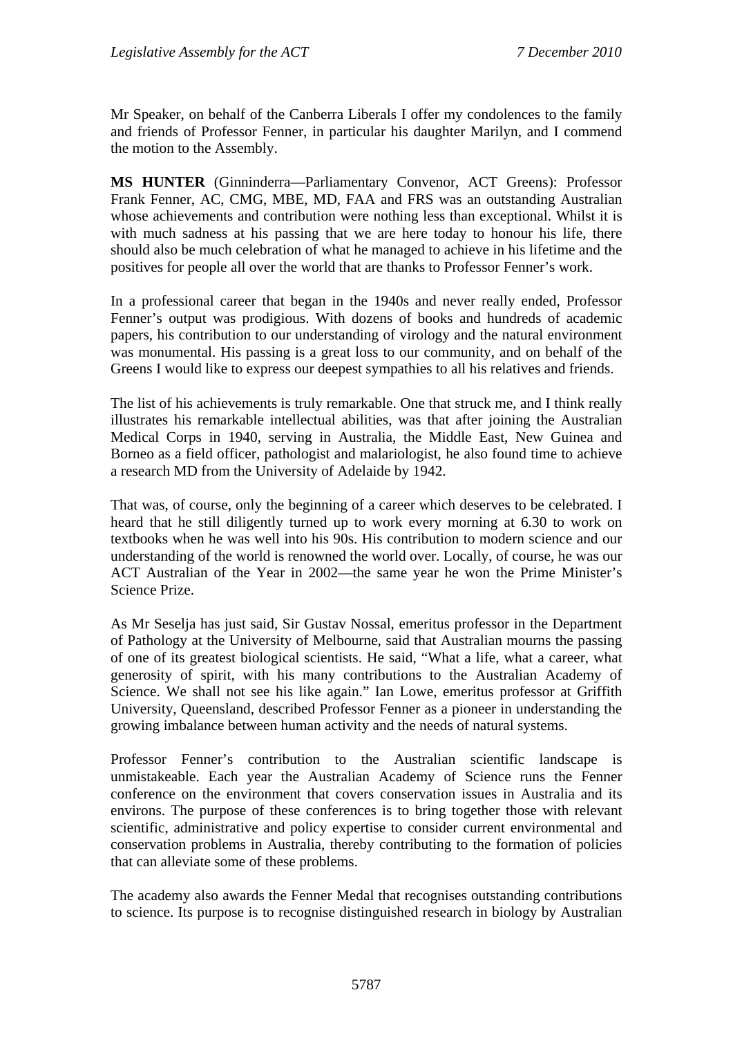Mr Speaker, on behalf of the Canberra Liberals I offer my condolences to the family and friends of Professor Fenner, in particular his daughter Marilyn, and I commend the motion to the Assembly.

**MS HUNTER** (Ginninderra—Parliamentary Convenor, ACT Greens): Professor Frank Fenner, AC, CMG, MBE, MD, FAA and FRS was an outstanding Australian whose achievements and contribution were nothing less than exceptional. Whilst it is with much sadness at his passing that we are here today to honour his life, there should also be much celebration of what he managed to achieve in his lifetime and the positives for people all over the world that are thanks to Professor Fenner's work.

In a professional career that began in the 1940s and never really ended, Professor Fenner's output was prodigious. With dozens of books and hundreds of academic papers, his contribution to our understanding of virology and the natural environment was monumental. His passing is a great loss to our community, and on behalf of the Greens I would like to express our deepest sympathies to all his relatives and friends.

The list of his achievements is truly remarkable. One that struck me, and I think really illustrates his remarkable intellectual abilities, was that after joining the Australian Medical Corps in 1940, serving in Australia, the Middle East, New Guinea and Borneo as a field officer, pathologist and malariologist, he also found time to achieve a research MD from the University of Adelaide by 1942.

That was, of course, only the beginning of a career which deserves to be celebrated. I heard that he still diligently turned up to work every morning at 6.30 to work on textbooks when he was well into his 90s. His contribution to modern science and our understanding of the world is renowned the world over. Locally, of course, he was our ACT Australian of the Year in 2002—the same year he won the Prime Minister's Science Prize.

As Mr Seselja has just said, Sir Gustav Nossal, emeritus professor in the Department of Pathology at the University of Melbourne, said that Australian mourns the passing of one of its greatest biological scientists. He said, "What a life, what a career, what generosity of spirit, with his many contributions to the Australian Academy of Science. We shall not see his like again." Ian Lowe, emeritus professor at Griffith University, Queensland, described Professor Fenner as a pioneer in understanding the growing imbalance between human activity and the needs of natural systems.

Professor Fenner's contribution to the Australian scientific landscape is unmistakeable. Each year the Australian Academy of Science runs the Fenner conference on the environment that covers conservation issues in Australia and its environs. The purpose of these conferences is to bring together those with relevant scientific, administrative and policy expertise to consider current environmental and conservation problems in Australia, thereby contributing to the formation of policies that can alleviate some of these problems.

The academy also awards the Fenner Medal that recognises outstanding contributions to science. Its purpose is to recognise distinguished research in biology by Australian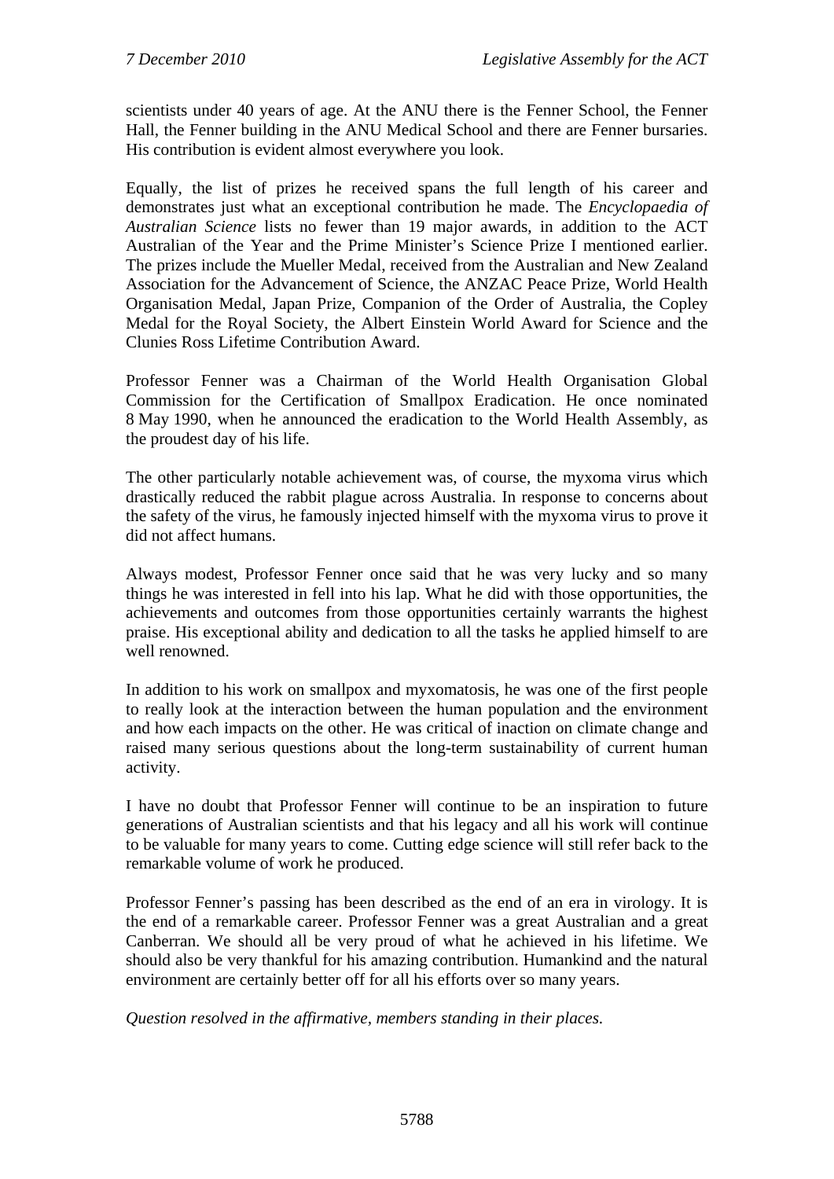scientists under 40 years of age. At the ANU there is the Fenner School, the Fenner Hall, the Fenner building in the ANU Medical School and there are Fenner bursaries. His contribution is evident almost everywhere you look.

Equally, the list of prizes he received spans the full length of his career and demonstrates just what an exceptional contribution he made. The *Encyclopaedia of Australian Science* lists no fewer than 19 major awards, in addition to the ACT Australian of the Year and the Prime Minister's Science Prize I mentioned earlier. The prizes include the Mueller Medal, received from the Australian and New Zealand Association for the Advancement of Science, the ANZAC Peace Prize, World Health Organisation Medal, Japan Prize, Companion of the Order of Australia, the Copley Medal for the Royal Society, the Albert Einstein World Award for Science and the Clunies Ross Lifetime Contribution Award.

Professor Fenner was a Chairman of the World Health Organisation Global Commission for the Certification of Smallpox Eradication. He once nominated 8 May 1990, when he announced the eradication to the World Health Assembly, as the proudest day of his life.

The other particularly notable achievement was, of course, the myxoma virus which drastically reduced the rabbit plague across Australia. In response to concerns about the safety of the virus, he famously injected himself with the myxoma virus to prove it did not affect humans.

Always modest, Professor Fenner once said that he was very lucky and so many things he was interested in fell into his lap. What he did with those opportunities, the achievements and outcomes from those opportunities certainly warrants the highest praise. His exceptional ability and dedication to all the tasks he applied himself to are well renowned.

In addition to his work on smallpox and myxomatosis, he was one of the first people to really look at the interaction between the human population and the environment and how each impacts on the other. He was critical of inaction on climate change and raised many serious questions about the long-term sustainability of current human activity.

I have no doubt that Professor Fenner will continue to be an inspiration to future generations of Australian scientists and that his legacy and all his work will continue to be valuable for many years to come. Cutting edge science will still refer back to the remarkable volume of work he produced.

Professor Fenner's passing has been described as the end of an era in virology. It is the end of a remarkable career. Professor Fenner was a great Australian and a great Canberran. We should all be very proud of what he achieved in his lifetime. We should also be very thankful for his amazing contribution. Humankind and the natural environment are certainly better off for all his efforts over so many years.

*Question resolved in the affirmative, members standing in their places.*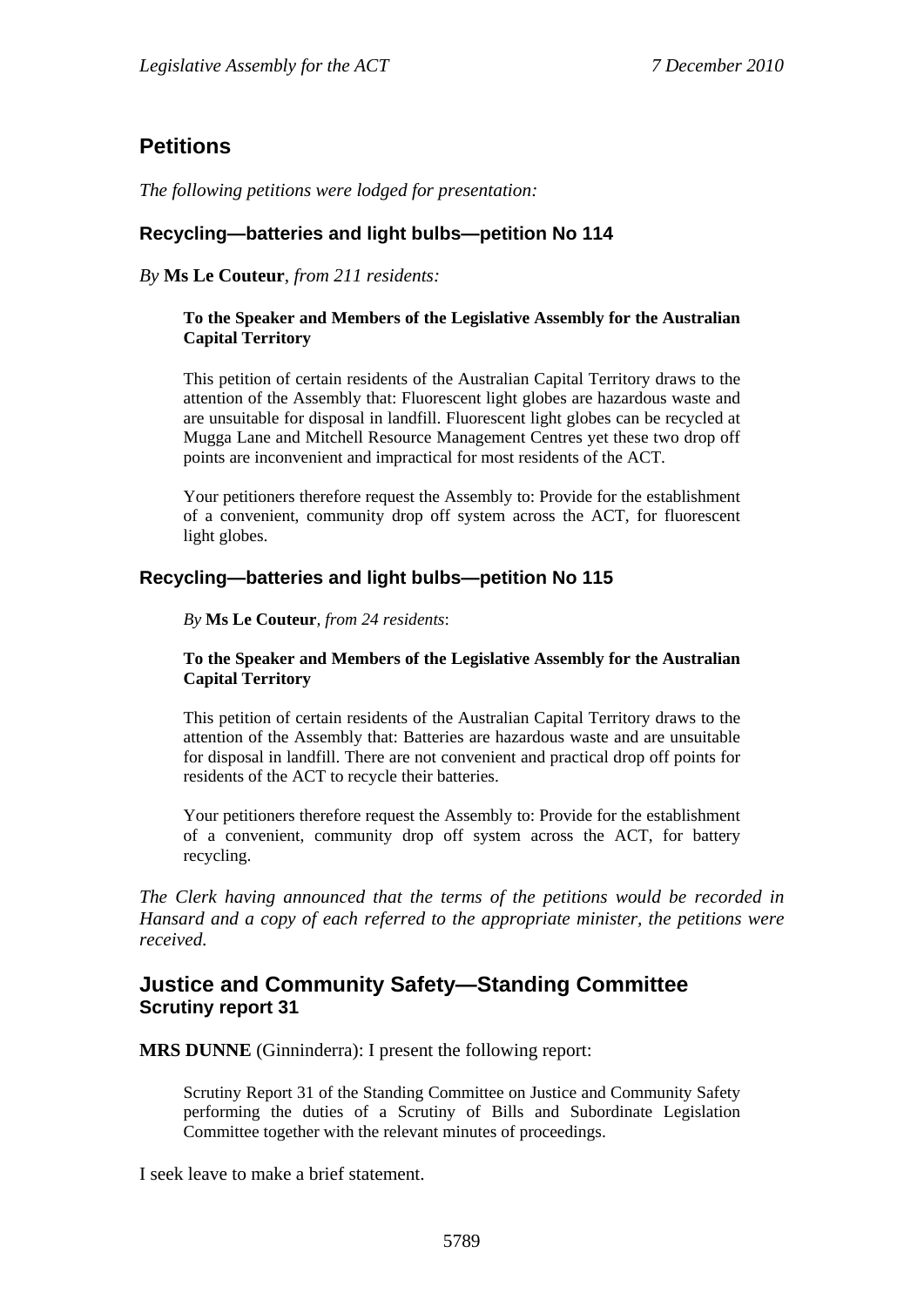## Petitions

*The following petitions were lodged for presentation:*

### Recycling—batteries and light bulbs—petition No 114

*By* **Ms Le Couteur**, *from 211 residents:*

> **To the Speaker and Members of the Legislative Assembly for the Australian Capital Territory**
>
> This petition of certain residents of the Australian Capital Territory draws to the attention of the Assembly that: Fluorescent light globes are hazardous waste and are unsuitable for disposal in landfill. Fluorescent light globes can be recycled at Mugga Lane and Mitchell Resource Management Centres yet these two drop off points are inconvenient and impractical for most residents of the ACT.
>
> Your petitioners therefore request the Assembly to: Provide for the establishment of a convenient, community drop off system across the ACT, for fluorescent light globes.

### Recycling—batteries and light bulbs—petition No 115

*By* **Ms Le Couteur**, *from 24 residents*:

> **To the Speaker and Members of the Legislative Assembly for the Australian Capital Territory**
>
> This petition of certain residents of the Australian Capital Territory draws to the attention of the Assembly that: Batteries are hazardous waste and are unsuitable for disposal in landfill. There are not convenient and practical drop off points for residents of the ACT to recycle their batteries.
>
> Your petitioners therefore request the Assembly to: Provide for the establishment of a convenient, community drop off system across the ACT, for battery recycling.

*The Clerk having announced that the terms of the petitions would be recorded in Hansard and a copy of each referred to the appropriate minister, the petitions were received.*

## Justice and Community Safety—Standing Committee
### Scrutiny report 31

**MRS DUNNE** (Ginninderra): I present the following report:

> Scrutiny Report 31 of the Standing Committee on Justice and Community Safety performing the duties of a Scrutiny of Bills and Subordinate Legislation Committee together with the relevant minutes of proceedings.

I seek leave to make a brief statement.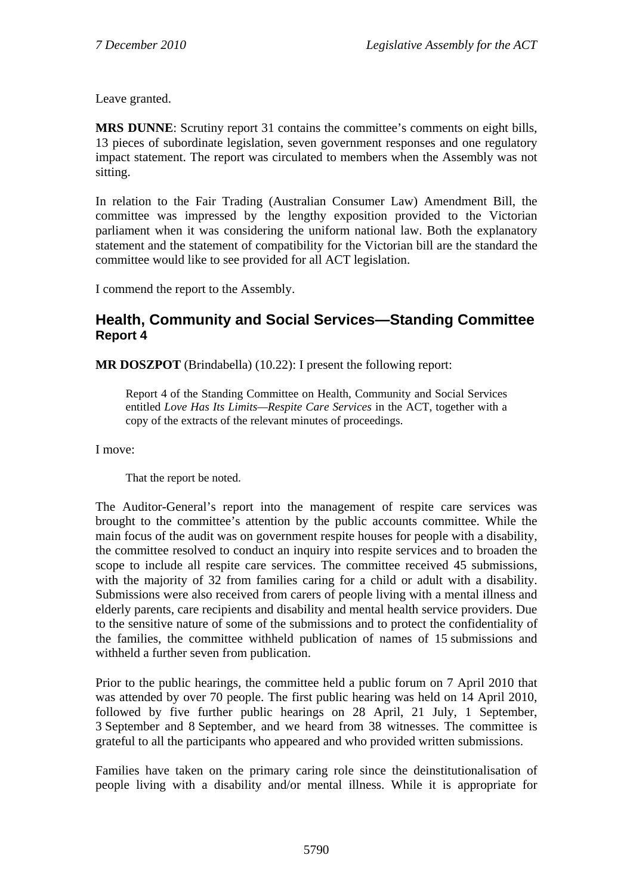Leave granted.

**MRS DUNNE**: Scrutiny report 31 contains the committee's comments on eight bills, 13 pieces of subordinate legislation, seven government responses and one regulatory impact statement. The report was circulated to members when the Assembly was not sitting.

In relation to the Fair Trading (Australian Consumer Law) Amendment Bill, the committee was impressed by the lengthy exposition provided to the Victorian parliament when it was considering the uniform national law. Both the explanatory statement and the statement of compatibility for the Victorian bill are the standard the committee would like to see provided for all ACT legislation.

I commend the report to the Assembly.

## Health, Community and Social Services—Standing Committee
### Report 4

**MR DOSZPOT** (Brindabella) (10.22): I present the following report:

> Report 4 of the Standing Committee on Health, Community and Social Services entitled *Love Has Its Limits—Respite Care Services* in the ACT, together with a copy of the extracts of the relevant minutes of proceedings.

I move:

> That the report be noted.

The Auditor-General's report into the management of respite care services was brought to the committee's attention by the public accounts committee. While the main focus of the audit was on government respite houses for people with a disability, the committee resolved to conduct an inquiry into respite services and to broaden the scope to include all respite care services. The committee received 45 submissions, with the majority of 32 from families caring for a child or adult with a disability. Submissions were also received from carers of people living with a mental illness and elderly parents, care recipients and disability and mental health service providers. Due to the sensitive nature of some of the submissions and to protect the confidentiality of the families, the committee withheld publication of names of 15 submissions and withheld a further seven from publication.

Prior to the public hearings, the committee held a public forum on 7 April 2010 that was attended by over 70 people. The first public hearing was held on 14 April 2010, followed by five further public hearings on 28 April, 21 July, 1 September, 3 September and 8 September, and we heard from 38 witnesses. The committee is grateful to all the participants who appeared and who provided written submissions.

Families have taken on the primary caring role since the deinstitutionalisation of people living with a disability and/or mental illness. While it is appropriate for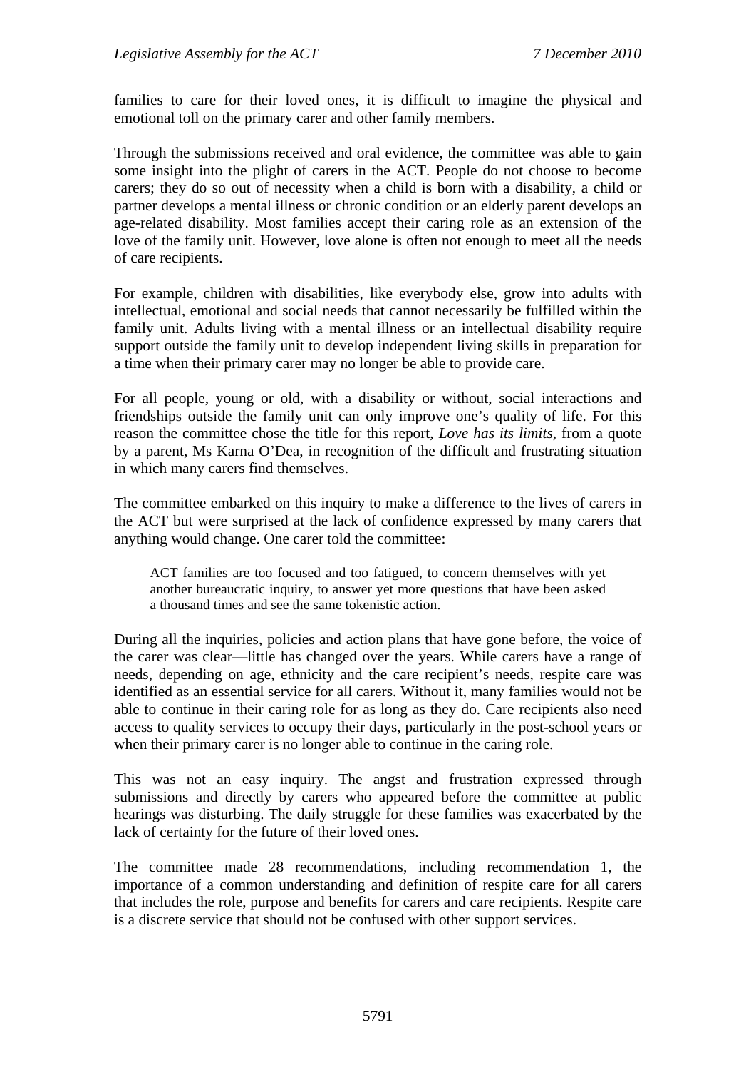families to care for their loved ones, it is difficult to imagine the physical and emotional toll on the primary carer and other family members.

Through the submissions received and oral evidence, the committee was able to gain some insight into the plight of carers in the ACT. People do not choose to become carers; they do so out of necessity when a child is born with a disability, a child or partner develops a mental illness or chronic condition or an elderly parent develops an age-related disability. Most families accept their caring role as an extension of the love of the family unit. However, love alone is often not enough to meet all the needs of care recipients.

For example, children with disabilities, like everybody else, grow into adults with intellectual, emotional and social needs that cannot necessarily be fulfilled within the family unit. Adults living with a mental illness or an intellectual disability require support outside the family unit to develop independent living skills in preparation for a time when their primary carer may no longer be able to provide care.

For all people, young or old, with a disability or without, social interactions and friendships outside the family unit can only improve one's quality of life. For this reason the committee chose the title for this report, *Love has its limits*, from a quote by a parent, Ms Karna O'Dea, in recognition of the difficult and frustrating situation in which many carers find themselves.

The committee embarked on this inquiry to make a difference to the lives of carers in the ACT but were surprised at the lack of confidence expressed by many carers that anything would change. One carer told the committee:

> ACT families are too focused and too fatigued, to concern themselves with yet another bureaucratic inquiry, to answer yet more questions that have been asked a thousand times and see the same tokenistic action.

During all the inquiries, policies and action plans that have gone before, the voice of the carer was clear—little has changed over the years. While carers have a range of needs, depending on age, ethnicity and the care recipient's needs, respite care was identified as an essential service for all carers. Without it, many families would not be able to continue in their caring role for as long as they do. Care recipients also need access to quality services to occupy their days, particularly in the post-school years or when their primary carer is no longer able to continue in the caring role.

This was not an easy inquiry. The angst and frustration expressed through submissions and directly by carers who appeared before the committee at public hearings was disturbing. The daily struggle for these families was exacerbated by the lack of certainty for the future of their loved ones.

The committee made 28 recommendations, including recommendation 1, the importance of a common understanding and definition of respite care for all carers that includes the role, purpose and benefits for carers and care recipients. Respite care is a discrete service that should not be confused with other support services.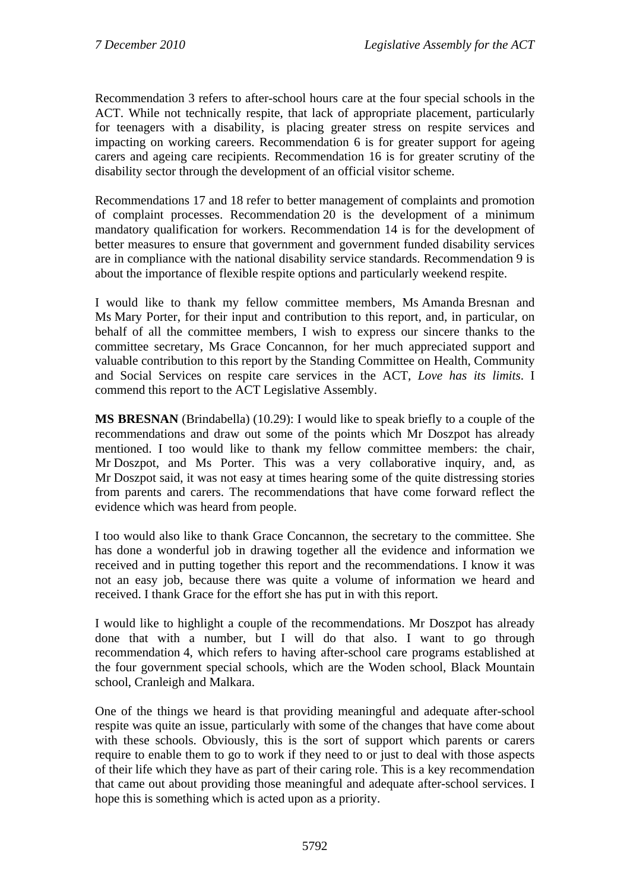Recommendation 3 refers to after-school hours care at the four special schools in the ACT. While not technically respite, that lack of appropriate placement, particularly for teenagers with a disability, is placing greater stress on respite services and impacting on working careers. Recommendation 6 is for greater support for ageing carers and ageing care recipients. Recommendation 16 is for greater scrutiny of the disability sector through the development of an official visitor scheme.

Recommendations 17 and 18 refer to better management of complaints and promotion of complaint processes. Recommendation 20 is the development of a minimum mandatory qualification for workers. Recommendation 14 is for the development of better measures to ensure that government and government funded disability services are in compliance with the national disability service standards. Recommendation 9 is about the importance of flexible respite options and particularly weekend respite.

I would like to thank my fellow committee members, Ms Amanda Bresnan and Ms Mary Porter, for their input and contribution to this report, and, in particular, on behalf of all the committee members, I wish to express our sincere thanks to the committee secretary, Ms Grace Concannon, for her much appreciated support and valuable contribution to this report by the Standing Committee on Health, Community and Social Services on respite care services in the ACT, *Love has its limits*. I commend this report to the ACT Legislative Assembly.

**MS BRESNAN** (Brindabella) (10.29): I would like to speak briefly to a couple of the recommendations and draw out some of the points which Mr Doszpot has already mentioned. I too would like to thank my fellow committee members: the chair, Mr Doszpot, and Ms Porter. This was a very collaborative inquiry, and, as Mr Doszpot said, it was not easy at times hearing some of the quite distressing stories from parents and carers. The recommendations that have come forward reflect the evidence which was heard from people.

I too would also like to thank Grace Concannon, the secretary to the committee. She has done a wonderful job in drawing together all the evidence and information we received and in putting together this report and the recommendations. I know it was not an easy job, because there was quite a volume of information we heard and received. I thank Grace for the effort she has put in with this report.

I would like to highlight a couple of the recommendations. Mr Doszpot has already done that with a number, but I will do that also. I want to go through recommendation 4, which refers to having after-school care programs established at the four government special schools, which are the Woden school, Black Mountain school, Cranleigh and Malkara.

One of the things we heard is that providing meaningful and adequate after-school respite was quite an issue, particularly with some of the changes that have come about with these schools. Obviously, this is the sort of support which parents or carers require to enable them to go to work if they need to or just to deal with those aspects of their life which they have as part of their caring role. This is a key recommendation that came out about providing those meaningful and adequate after-school services. I hope this is something which is acted upon as a priority.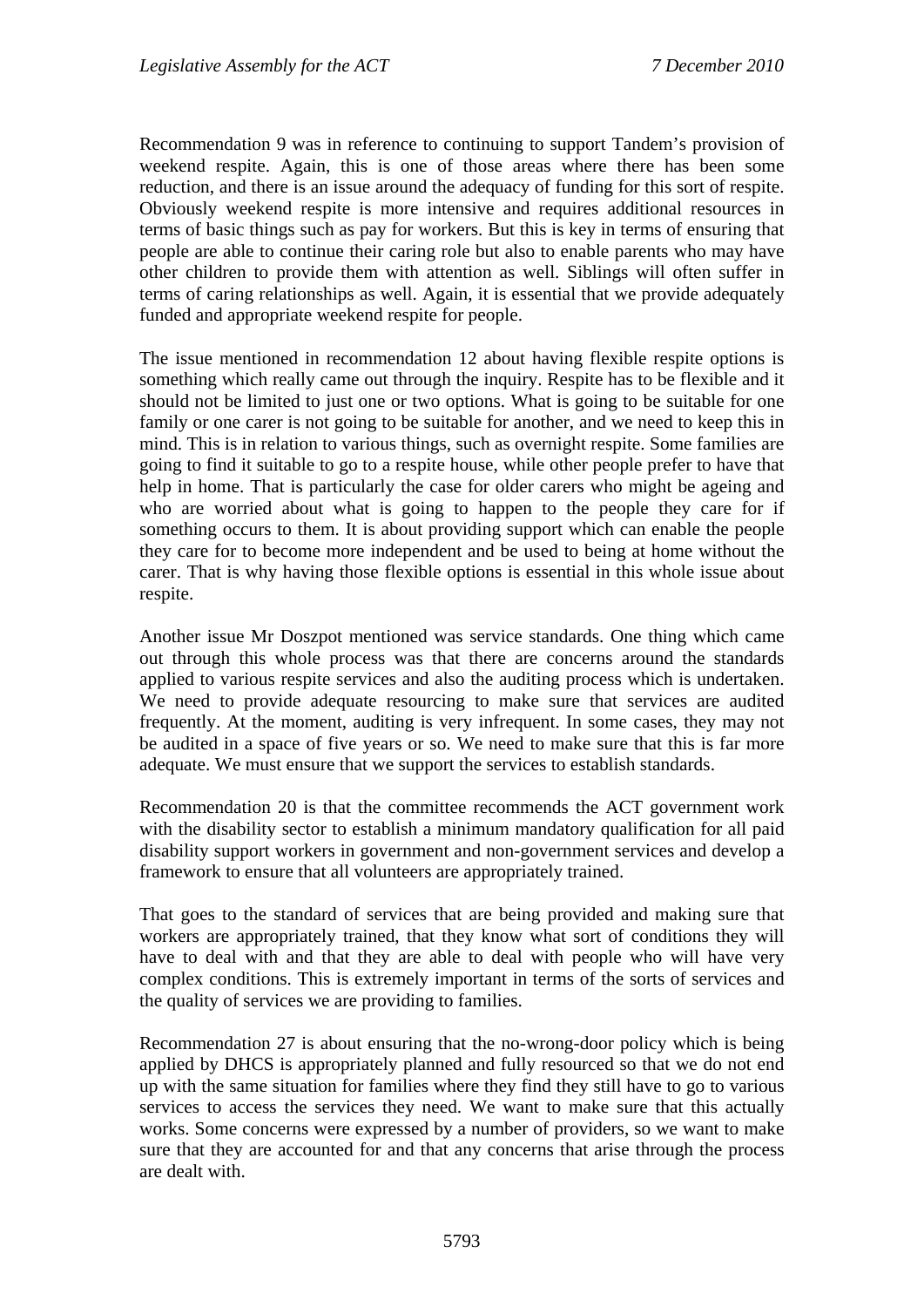Recommendation 9 was in reference to continuing to support Tandem's provision of weekend respite. Again, this is one of those areas where there has been some reduction, and there is an issue around the adequacy of funding for this sort of respite. Obviously weekend respite is more intensive and requires additional resources in terms of basic things such as pay for workers. But this is key in terms of ensuring that people are able to continue their caring role but also to enable parents who may have other children to provide them with attention as well. Siblings will often suffer in terms of caring relationships as well. Again, it is essential that we provide adequately funded and appropriate weekend respite for people.

The issue mentioned in recommendation 12 about having flexible respite options is something which really came out through the inquiry. Respite has to be flexible and it should not be limited to just one or two options. What is going to be suitable for one family or one carer is not going to be suitable for another, and we need to keep this in mind. This is in relation to various things, such as overnight respite. Some families are going to find it suitable to go to a respite house, while other people prefer to have that help in home. That is particularly the case for older carers who might be ageing and who are worried about what is going to happen to the people they care for if something occurs to them. It is about providing support which can enable the people they care for to become more independent and be used to being at home without the carer. That is why having those flexible options is essential in this whole issue about respite.

Another issue Mr Doszpot mentioned was service standards. One thing which came out through this whole process was that there are concerns around the standards applied to various respite services and also the auditing process which is undertaken. We need to provide adequate resourcing to make sure that services are audited frequently. At the moment, auditing is very infrequent. In some cases, they may not be audited in a space of five years or so. We need to make sure that this is far more adequate. We must ensure that we support the services to establish standards.

Recommendation 20 is that the committee recommends the ACT government work with the disability sector to establish a minimum mandatory qualification for all paid disability support workers in government and non-government services and develop a framework to ensure that all volunteers are appropriately trained.

That goes to the standard of services that are being provided and making sure that workers are appropriately trained, that they know what sort of conditions they will have to deal with and that they are able to deal with people who will have very complex conditions. This is extremely important in terms of the sorts of services and the quality of services we are providing to families.

Recommendation 27 is about ensuring that the no-wrong-door policy which is being applied by DHCS is appropriately planned and fully resourced so that we do not end up with the same situation for families where they find they still have to go to various services to access the services they need. We want to make sure that this actually works. Some concerns were expressed by a number of providers, so we want to make sure that they are accounted for and that any concerns that arise through the process are dealt with.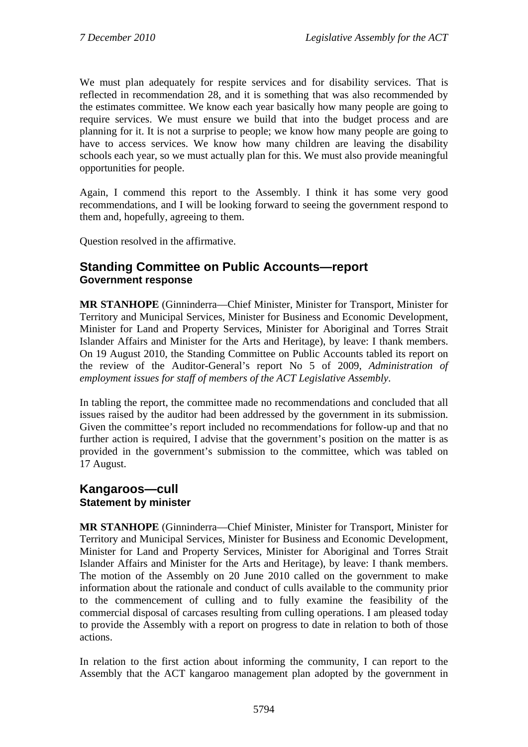We must plan adequately for respite services and for disability services. That is reflected in recommendation 28, and it is something that was also recommended by the estimates committee. We know each year basically how many people are going to require services. We must ensure we build that into the budget process and are planning for it. It is not a surprise to people; we know how many people are going to have to access services. We know how many children are leaving the disability schools each year, so we must actually plan for this. We must also provide meaningful opportunities for people.

Again, I commend this report to the Assembly. I think it has some very good recommendations, and I will be looking forward to seeing the government respond to them and, hopefully, agreeing to them.

Question resolved in the affirmative.

## Standing Committee on Public Accounts—report
### Government response

**MR STANHOPE** (Ginninderra—Chief Minister, Minister for Transport, Minister for Territory and Municipal Services, Minister for Business and Economic Development, Minister for Land and Property Services, Minister for Aboriginal and Torres Strait Islander Affairs and Minister for the Arts and Heritage), by leave: I thank members. On 19 August 2010, the Standing Committee on Public Accounts tabled its report on the review of the Auditor-General's report No 5 of 2009, *Administration of employment issues for staff of members of the ACT Legislative Assembly*.

In tabling the report, the committee made no recommendations and concluded that all issues raised by the auditor had been addressed by the government in its submission. Given the committee's report included no recommendations for follow-up and that no further action is required, I advise that the government's position on the matter is as provided in the government's submission to the committee, which was tabled on 17 August.

## Kangaroos—cull
### Statement by minister

**MR STANHOPE** (Ginninderra—Chief Minister, Minister for Transport, Minister for Territory and Municipal Services, Minister for Business and Economic Development, Minister for Land and Property Services, Minister for Aboriginal and Torres Strait Islander Affairs and Minister for the Arts and Heritage), by leave: I thank members. The motion of the Assembly on 20 June 2010 called on the government to make information about the rationale and conduct of culls available to the community prior to the commencement of culling and to fully examine the feasibility of the commercial disposal of carcases resulting from culling operations. I am pleased today to provide the Assembly with a report on progress to date in relation to both of those actions.

In relation to the first action about informing the community, I can report to the Assembly that the ACT kangaroo management plan adopted by the government in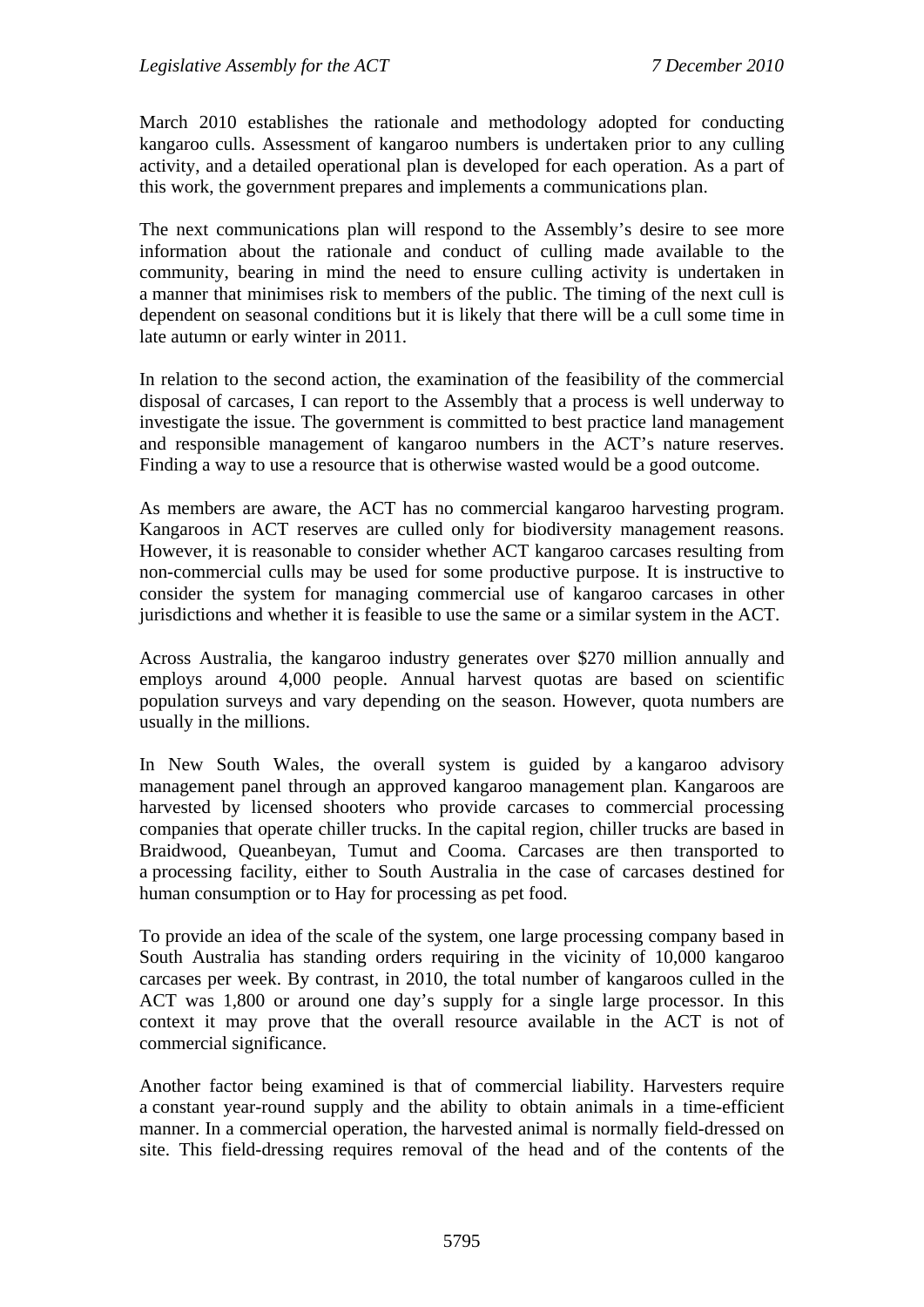March 2010 establishes the rationale and methodology adopted for conducting kangaroo culls. Assessment of kangaroo numbers is undertaken prior to any culling activity, and a detailed operational plan is developed for each operation. As a part of this work, the government prepares and implements a communications plan.

The next communications plan will respond to the Assembly's desire to see more information about the rationale and conduct of culling made available to the community, bearing in mind the need to ensure culling activity is undertaken in a manner that minimises risk to members of the public. The timing of the next cull is dependent on seasonal conditions but it is likely that there will be a cull some time in late autumn or early winter in 2011.

In relation to the second action, the examination of the feasibility of the commercial disposal of carcases, I can report to the Assembly that a process is well underway to investigate the issue. The government is committed to best practice land management and responsible management of kangaroo numbers in the ACT's nature reserves. Finding a way to use a resource that is otherwise wasted would be a good outcome.

As members are aware, the ACT has no commercial kangaroo harvesting program. Kangaroos in ACT reserves are culled only for biodiversity management reasons. However, it is reasonable to consider whether ACT kangaroo carcases resulting from non-commercial culls may be used for some productive purpose. It is instructive to consider the system for managing commercial use of kangaroo carcases in other jurisdictions and whether it is feasible to use the same or a similar system in the ACT.

Across Australia, the kangaroo industry generates over $270 million annually and employs around 4,000 people. Annual harvest quotas are based on scientific population surveys and vary depending on the season. However, quota numbers are usually in the millions.

In New South Wales, the overall system is guided by a kangaroo advisory management panel through an approved kangaroo management plan. Kangaroos are harvested by licensed shooters who provide carcases to commercial processing companies that operate chiller trucks. In the capital region, chiller trucks are based in Braidwood, Queanbeyan, Tumut and Cooma. Carcases are then transported to a processing facility, either to South Australia in the case of carcases destined for human consumption or to Hay for processing as pet food.

To provide an idea of the scale of the system, one large processing company based in South Australia has standing orders requiring in the vicinity of 10,000 kangaroo carcases per week. By contrast, in 2010, the total number of kangaroos culled in the ACT was 1,800 or around one day's supply for a single large processor. In this context it may prove that the overall resource available in the ACT is not of commercial significance.

Another factor being examined is that of commercial liability. Harvesters require a constant year-round supply and the ability to obtain animals in a time-efficient manner. In a commercial operation, the harvested animal is normally field-dressed on site. This field-dressing requires removal of the head and of the contents of the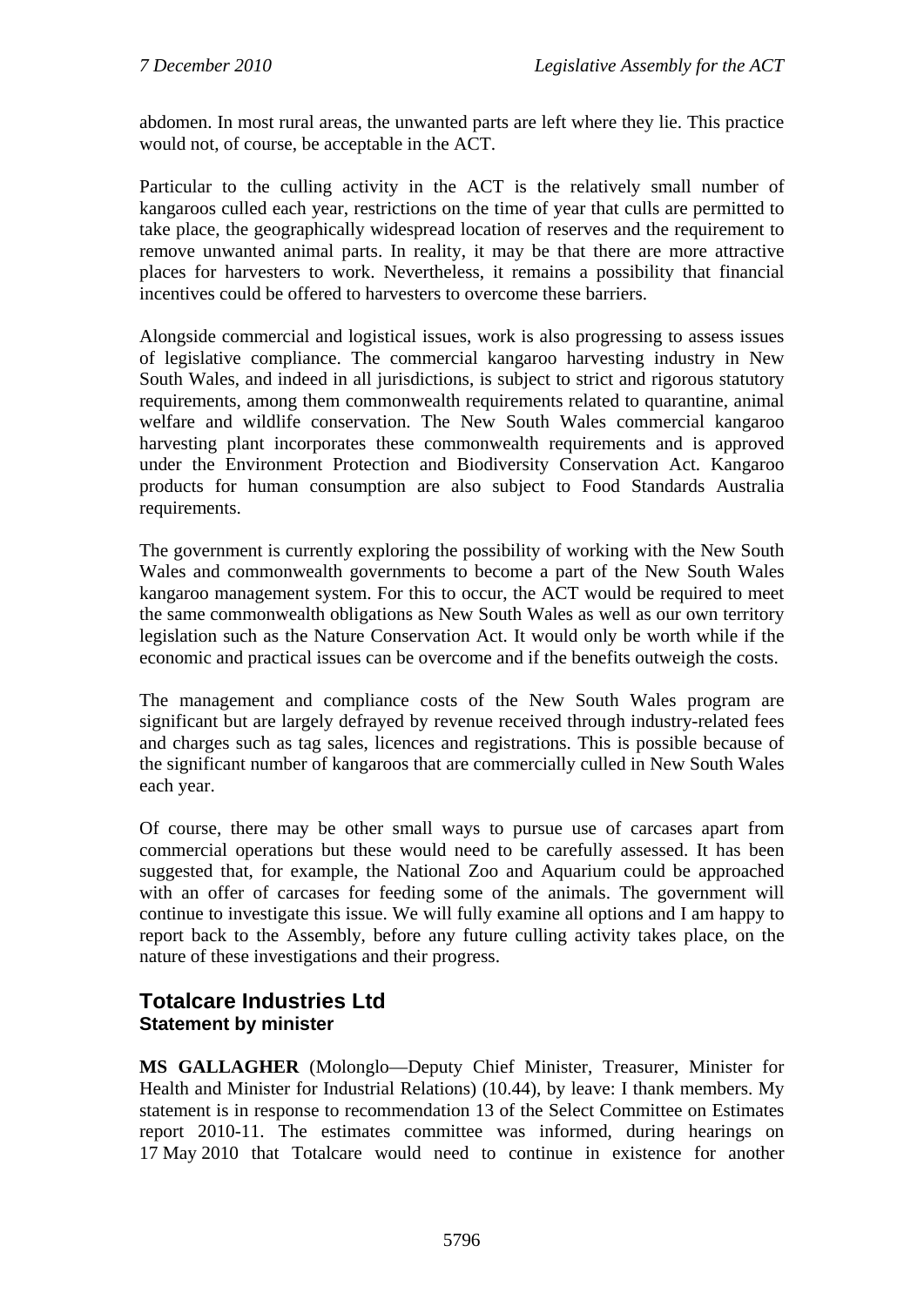abdomen. In most rural areas, the unwanted parts are left where they lie. This practice would not, of course, be acceptable in the ACT.

Particular to the culling activity in the ACT is the relatively small number of kangaroos culled each year, restrictions on the time of year that culls are permitted to take place, the geographically widespread location of reserves and the requirement to remove unwanted animal parts. In reality, it may be that there are more attractive places for harvesters to work. Nevertheless, it remains a possibility that financial incentives could be offered to harvesters to overcome these barriers.

Alongside commercial and logistical issues, work is also progressing to assess issues of legislative compliance. The commercial kangaroo harvesting industry in New South Wales, and indeed in all jurisdictions, is subject to strict and rigorous statutory requirements, among them commonwealth requirements related to quarantine, animal welfare and wildlife conservation. The New South Wales commercial kangaroo harvesting plant incorporates these commonwealth requirements and is approved under the Environment Protection and Biodiversity Conservation Act. Kangaroo products for human consumption are also subject to Food Standards Australia requirements.

The government is currently exploring the possibility of working with the New South Wales and commonwealth governments to become a part of the New South Wales kangaroo management system. For this to occur, the ACT would be required to meet the same commonwealth obligations as New South Wales as well as our own territory legislation such as the Nature Conservation Act. It would only be worth while if the economic and practical issues can be overcome and if the benefits outweigh the costs.

The management and compliance costs of the New South Wales program are significant but are largely defrayed by revenue received through industry-related fees and charges such as tag sales, licences and registrations. This is possible because of the significant number of kangaroos that are commercially culled in New South Wales each year.

Of course, there may be other small ways to pursue use of carcases apart from commercial operations but these would need to be carefully assessed. It has been suggested that, for example, the National Zoo and Aquarium could be approached with an offer of carcases for feeding some of the animals. The government will continue to investigate this issue. We will fully examine all options and I am happy to report back to the Assembly, before any future culling activity takes place, on the nature of these investigations and their progress.

## Totalcare Industries Ltd
### Statement by minister

**MS GALLAGHER** (Molonglo—Deputy Chief Minister, Treasurer, Minister for Health and Minister for Industrial Relations) (10.44), by leave: I thank members. My statement is in response to recommendation 13 of the Select Committee on Estimates report 2010-11. The estimates committee was informed, during hearings on 17 May 2010 that Totalcare would need to continue in existence for another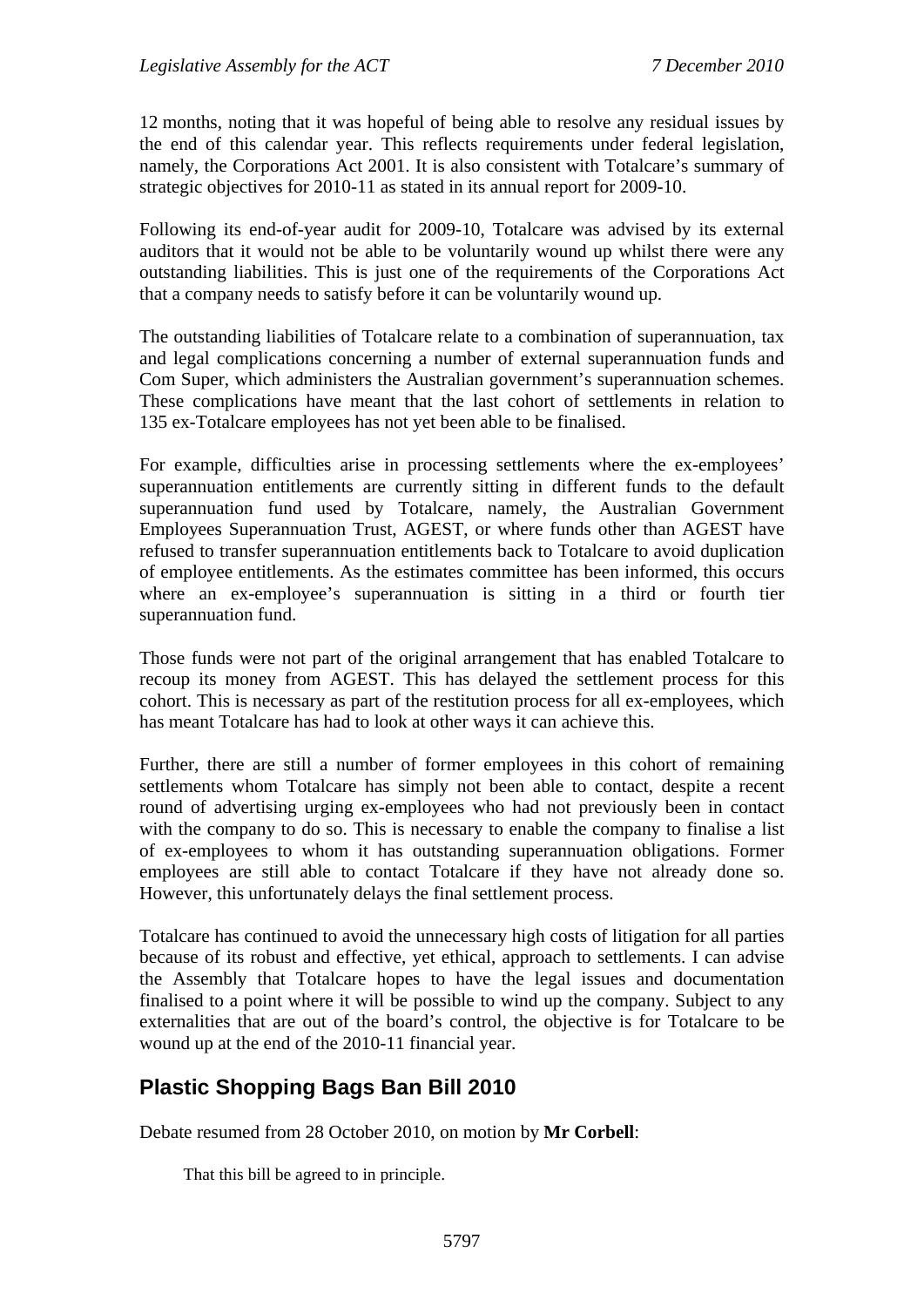12 months, noting that it was hopeful of being able to resolve any residual issues by the end of this calendar year. This reflects requirements under federal legislation, namely, the Corporations Act 2001. It is also consistent with Totalcare's summary of strategic objectives for 2010-11 as stated in its annual report for 2009-10.

Following its end-of-year audit for 2009-10, Totalcare was advised by its external auditors that it would not be able to be voluntarily wound up whilst there were any outstanding liabilities. This is just one of the requirements of the Corporations Act that a company needs to satisfy before it can be voluntarily wound up.

The outstanding liabilities of Totalcare relate to a combination of superannuation, tax and legal complications concerning a number of external superannuation funds and Com Super, which administers the Australian government's superannuation schemes. These complications have meant that the last cohort of settlements in relation to 135 ex-Totalcare employees has not yet been able to be finalised.

For example, difficulties arise in processing settlements where the ex-employees' superannuation entitlements are currently sitting in different funds to the default superannuation fund used by Totalcare, namely, the Australian Government Employees Superannuation Trust, AGEST, or where funds other than AGEST have refused to transfer superannuation entitlements back to Totalcare to avoid duplication of employee entitlements. As the estimates committee has been informed, this occurs where an ex-employee's superannuation is sitting in a third or fourth tier superannuation fund.

Those funds were not part of the original arrangement that has enabled Totalcare to recoup its money from AGEST. This has delayed the settlement process for this cohort. This is necessary as part of the restitution process for all ex-employees, which has meant Totalcare has had to look at other ways it can achieve this.

Further, there are still a number of former employees in this cohort of remaining settlements whom Totalcare has simply not been able to contact, despite a recent round of advertising urging ex-employees who had not previously been in contact with the company to do so. This is necessary to enable the company to finalise a list of ex-employees to whom it has outstanding superannuation obligations. Former employees are still able to contact Totalcare if they have not already done so. However, this unfortunately delays the final settlement process.

Totalcare has continued to avoid the unnecessary high costs of litigation for all parties because of its robust and effective, yet ethical, approach to settlements. I can advise the Assembly that Totalcare hopes to have the legal issues and documentation finalised to a point where it will be possible to wind up the company. Subject to any externalities that are out of the board's control, the objective is for Totalcare to be wound up at the end of the 2010-11 financial year.

## Plastic Shopping Bags Ban Bill 2010

Debate resumed from 28 October 2010, on motion by **Mr Corbell**:

> That this bill be agreed to in principle.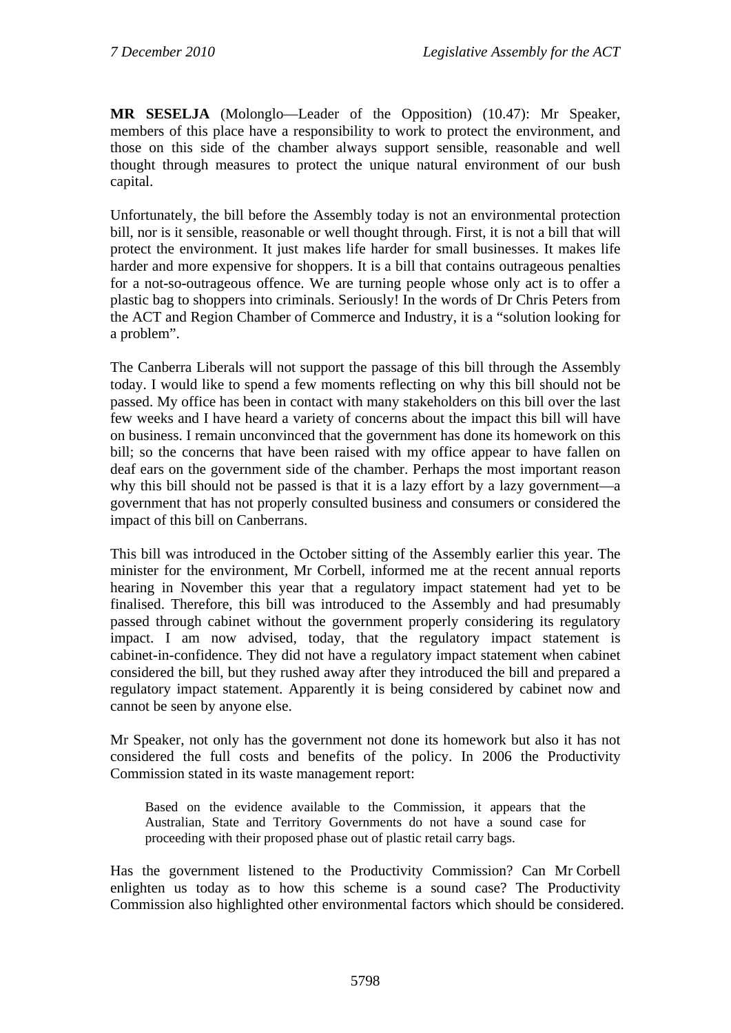**MR SESELJA** (Molonglo—Leader of the Opposition) (10.47): Mr Speaker, members of this place have a responsibility to work to protect the environment, and those on this side of the chamber always support sensible, reasonable and well thought through measures to protect the unique natural environment of our bush capital.

Unfortunately, the bill before the Assembly today is not an environmental protection bill, nor is it sensible, reasonable or well thought through. First, it is not a bill that will protect the environment. It just makes life harder for small businesses. It makes life harder and more expensive for shoppers. It is a bill that contains outrageous penalties for a not-so-outrageous offence. We are turning people whose only act is to offer a plastic bag to shoppers into criminals. Seriously! In the words of Dr Chris Peters from the ACT and Region Chamber of Commerce and Industry, it is a "solution looking for a problem".

The Canberra Liberals will not support the passage of this bill through the Assembly today. I would like to spend a few moments reflecting on why this bill should not be passed. My office has been in contact with many stakeholders on this bill over the last few weeks and I have heard a variety of concerns about the impact this bill will have on business. I remain unconvinced that the government has done its homework on this bill; so the concerns that have been raised with my office appear to have fallen on deaf ears on the government side of the chamber. Perhaps the most important reason why this bill should not be passed is that it is a lazy effort by a lazy government—a government that has not properly consulted business and consumers or considered the impact of this bill on Canberrans.

This bill was introduced in the October sitting of the Assembly earlier this year. The minister for the environment, Mr Corbell, informed me at the recent annual reports hearing in November this year that a regulatory impact statement had yet to be finalised. Therefore, this bill was introduced to the Assembly and had presumably passed through cabinet without the government properly considering its regulatory impact. I am now advised, today, that the regulatory impact statement is cabinet-in-confidence. They did not have a regulatory impact statement when cabinet considered the bill, but they rushed away after they introduced the bill and prepared a regulatory impact statement. Apparently it is being considered by cabinet now and cannot be seen by anyone else.

Mr Speaker, not only has the government not done its homework but also it has not considered the full costs and benefits of the policy. In 2006 the Productivity Commission stated in its waste management report:

> Based on the evidence available to the Commission, it appears that the Australian, State and Territory Governments do not have a sound case for proceeding with their proposed phase out of plastic retail carry bags.

Has the government listened to the Productivity Commission? Can Mr Corbell enlighten us today as to how this scheme is a sound case? The Productivity Commission also highlighted other environmental factors which should be considered.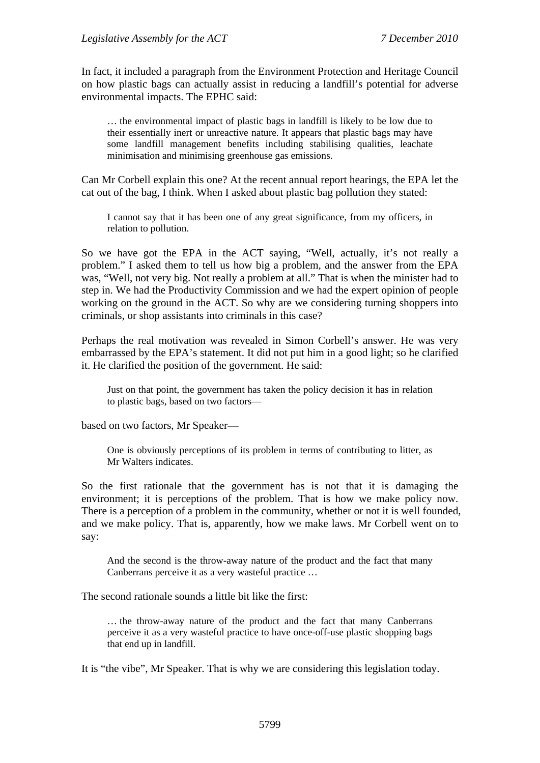In fact, it included a paragraph from the Environment Protection and Heritage Council on how plastic bags can actually assist in reducing a landfill's potential for adverse environmental impacts. The EPHC said:

> … the environmental impact of plastic bags in landfill is likely to be low due to their essentially inert or unreactive nature. It appears that plastic bags may have some landfill management benefits including stabilising qualities, leachate minimisation and minimising greenhouse gas emissions.

Can Mr Corbell explain this one? At the recent annual report hearings, the EPA let the cat out of the bag, I think. When I asked about plastic bag pollution they stated:

> I cannot say that it has been one of any great significance, from my officers, in relation to pollution.

So we have got the EPA in the ACT saying, "Well, actually, it's not really a problem." I asked them to tell us how big a problem, and the answer from the EPA was, "Well, not very big. Not really a problem at all." That is when the minister had to step in. We had the Productivity Commission and we had the expert opinion of people working on the ground in the ACT. So why are we considering turning shoppers into criminals, or shop assistants into criminals in this case?

Perhaps the real motivation was revealed in Simon Corbell's answer. He was very embarrassed by the EPA's statement. It did not put him in a good light; so he clarified it. He clarified the position of the government. He said:

> Just on that point, the government has taken the policy decision it has in relation to plastic bags, based on two factors—

based on two factors, Mr Speaker—

> One is obviously perceptions of its problem in terms of contributing to litter, as Mr Walters indicates.

So the first rationale that the government has is not that it is damaging the environment; it is perceptions of the problem. That is how we make policy now. There is a perception of a problem in the community, whether or not it is well founded, and we make policy. That is, apparently, how we make laws. Mr Corbell went on to say:

> And the second is the throw-away nature of the product and the fact that many Canberrans perceive it as a very wasteful practice …

The second rationale sounds a little bit like the first:

> … the throw-away nature of the product and the fact that many Canberrans perceive it as a very wasteful practice to have once-off-use plastic shopping bags that end up in landfill.

It is "the vibe", Mr Speaker. That is why we are considering this legislation today.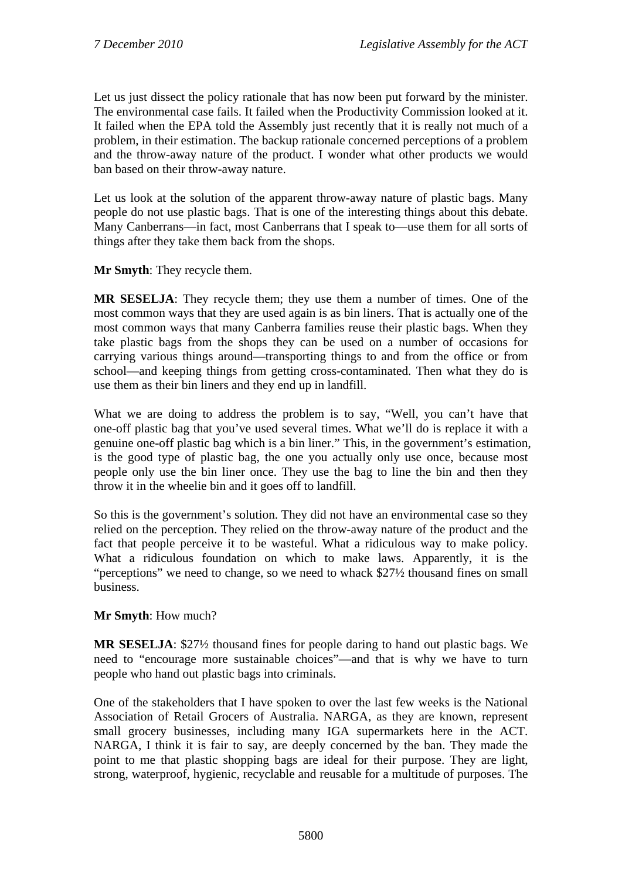Let us just dissect the policy rationale that has now been put forward by the minister. The environmental case fails. It failed when the Productivity Commission looked at it. It failed when the EPA told the Assembly just recently that it is really not much of a problem, in their estimation. The backup rationale concerned perceptions of a problem and the throw-away nature of the product. I wonder what other products we would ban based on their throw-away nature.

Let us look at the solution of the apparent throw-away nature of plastic bags. Many people do not use plastic bags. That is one of the interesting things about this debate. Many Canberrans—in fact, most Canberrans that I speak to—use them for all sorts of things after they take them back from the shops.

**Mr Smyth**: They recycle them.

**MR SESELJA**: They recycle them; they use them a number of times. One of the most common ways that they are used again is as bin liners. That is actually one of the most common ways that many Canberra families reuse their plastic bags. When they take plastic bags from the shops they can be used on a number of occasions for carrying various things around—transporting things to and from the office or from school—and keeping things from getting cross-contaminated. Then what they do is use them as their bin liners and they end up in landfill.

What we are doing to address the problem is to say, "Well, you can't have that one-off plastic bag that you've used several times. What we'll do is replace it with a genuine one-off plastic bag which is a bin liner." This, in the government's estimation, is the good type of plastic bag, the one you actually only use once, because most people only use the bin liner once. They use the bag to line the bin and then they throw it in the wheelie bin and it goes off to landfill.

So this is the government's solution. They did not have an environmental case so they relied on the perception. They relied on the throw-away nature of the product and the fact that people perceive it to be wasteful. What a ridiculous way to make policy. What a ridiculous foundation on which to make laws. Apparently, it is the "perceptions" we need to change, so we need to whack $27½ thousand fines on small business.

**Mr Smyth**: How much?

**MR SESELJA**: $27½ thousand fines for people daring to hand out plastic bags. We need to "encourage more sustainable choices"—and that is why we have to turn people who hand out plastic bags into criminals.

One of the stakeholders that I have spoken to over the last few weeks is the National Association of Retail Grocers of Australia. NARGA, as they are known, represent small grocery businesses, including many IGA supermarkets here in the ACT. NARGA, I think it is fair to say, are deeply concerned by the ban. They made the point to me that plastic shopping bags are ideal for their purpose. They are light, strong, waterproof, hygienic, recyclable and reusable for a multitude of purposes. The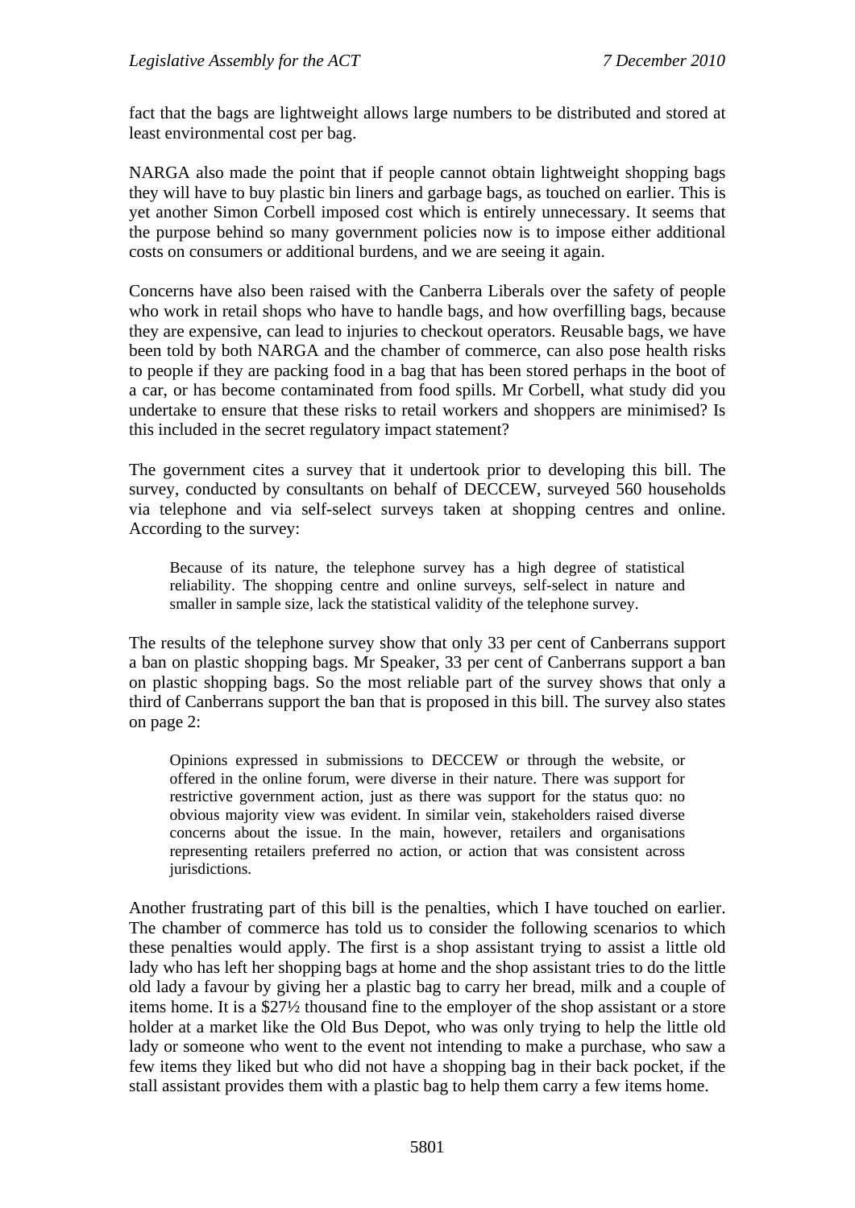fact that the bags are lightweight allows large numbers to be distributed and stored at least environmental cost per bag.

NARGA also made the point that if people cannot obtain lightweight shopping bags they will have to buy plastic bin liners and garbage bags, as touched on earlier. This is yet another Simon Corbell imposed cost which is entirely unnecessary. It seems that the purpose behind so many government policies now is to impose either additional costs on consumers or additional burdens, and we are seeing it again.

Concerns have also been raised with the Canberra Liberals over the safety of people who work in retail shops who have to handle bags, and how overfilling bags, because they are expensive, can lead to injuries to checkout operators. Reusable bags, we have been told by both NARGA and the chamber of commerce, can also pose health risks to people if they are packing food in a bag that has been stored perhaps in the boot of a car, or has become contaminated from food spills. Mr Corbell, what study did you undertake to ensure that these risks to retail workers and shoppers are minimised? Is this included in the secret regulatory impact statement?

The government cites a survey that it undertook prior to developing this bill. The survey, conducted by consultants on behalf of DECCEW, surveyed 560 households via telephone and via self-select surveys taken at shopping centres and online. According to the survey:

> Because of its nature, the telephone survey has a high degree of statistical reliability. The shopping centre and online surveys, self-select in nature and smaller in sample size, lack the statistical validity of the telephone survey.

The results of the telephone survey show that only 33 per cent of Canberrans support a ban on plastic shopping bags. Mr Speaker, 33 per cent of Canberrans support a ban on plastic shopping bags. So the most reliable part of the survey shows that only a third of Canberrans support the ban that is proposed in this bill. The survey also states on page 2:

> Opinions expressed in submissions to DECCEW or through the website, or offered in the online forum, were diverse in their nature. There was support for restrictive government action, just as there was support for the status quo: no obvious majority view was evident. In similar vein, stakeholders raised diverse concerns about the issue. In the main, however, retailers and organisations representing retailers preferred no action, or action that was consistent across jurisdictions.

Another frustrating part of this bill is the penalties, which I have touched on earlier. The chamber of commerce has told us to consider the following scenarios to which these penalties would apply. The first is a shop assistant trying to assist a little old lady who has left her shopping bags at home and the shop assistant tries to do the little old lady a favour by giving her a plastic bag to carry her bread, milk and a couple of items home. It is a $27½ thousand fine to the employer of the shop assistant or a store holder at a market like the Old Bus Depot, who was only trying to help the little old lady or someone who went to the event not intending to make a purchase, who saw a few items they liked but who did not have a shopping bag in their back pocket, if the stall assistant provides them with a plastic bag to help them carry a few items home.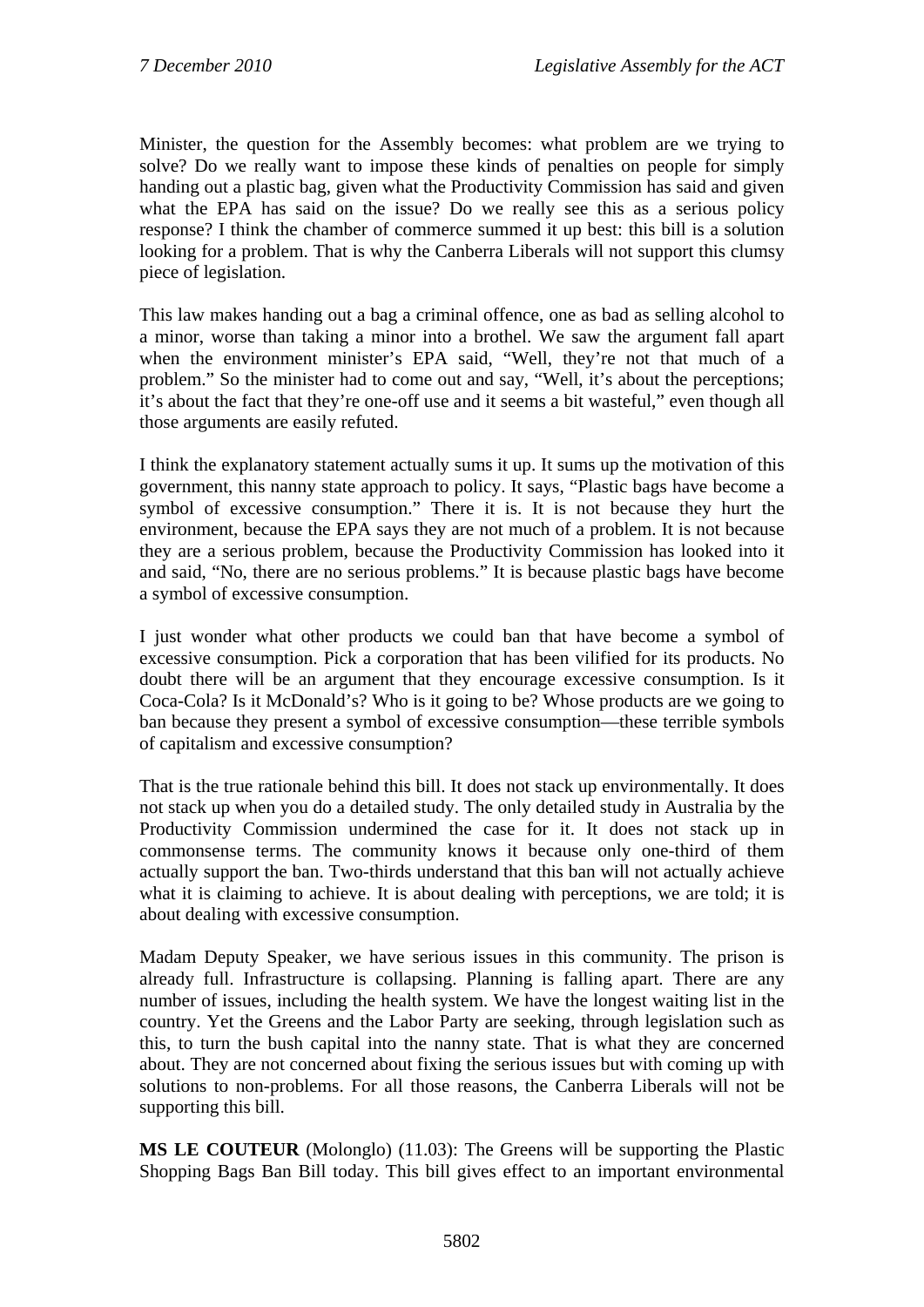Minister, the question for the Assembly becomes: what problem are we trying to solve? Do we really want to impose these kinds of penalties on people for simply handing out a plastic bag, given what the Productivity Commission has said and given what the EPA has said on the issue? Do we really see this as a serious policy response? I think the chamber of commerce summed it up best: this bill is a solution looking for a problem. That is why the Canberra Liberals will not support this clumsy piece of legislation.

This law makes handing out a bag a criminal offence, one as bad as selling alcohol to a minor, worse than taking a minor into a brothel. We saw the argument fall apart when the environment minister's EPA said, "Well, they're not that much of a problem." So the minister had to come out and say, "Well, it's about the perceptions; it's about the fact that they're one-off use and it seems a bit wasteful," even though all those arguments are easily refuted.

I think the explanatory statement actually sums it up. It sums up the motivation of this government, this nanny state approach to policy. It says, "Plastic bags have become a symbol of excessive consumption." There it is. It is not because they hurt the environment, because the EPA says they are not much of a problem. It is not because they are a serious problem, because the Productivity Commission has looked into it and said, "No, there are no serious problems." It is because plastic bags have become a symbol of excessive consumption.

I just wonder what other products we could ban that have become a symbol of excessive consumption. Pick a corporation that has been vilified for its products. No doubt there will be an argument that they encourage excessive consumption. Is it Coca-Cola? Is it McDonald's? Who is it going to be? Whose products are we going to ban because they present a symbol of excessive consumption—these terrible symbols of capitalism and excessive consumption?

That is the true rationale behind this bill. It does not stack up environmentally. It does not stack up when you do a detailed study. The only detailed study in Australia by the Productivity Commission undermined the case for it. It does not stack up in commonsense terms. The community knows it because only one-third of them actually support the ban. Two-thirds understand that this ban will not actually achieve what it is claiming to achieve. It is about dealing with perceptions, we are told; it is about dealing with excessive consumption.

Madam Deputy Speaker, we have serious issues in this community. The prison is already full. Infrastructure is collapsing. Planning is falling apart. There are any number of issues, including the health system. We have the longest waiting list in the country. Yet the Greens and the Labor Party are seeking, through legislation such as this, to turn the bush capital into the nanny state. That is what they are concerned about. They are not concerned about fixing the serious issues but with coming up with solutions to non-problems. For all those reasons, the Canberra Liberals will not be supporting this bill.

**MS LE COUTEUR** (Molonglo) (11.03): The Greens will be supporting the Plastic Shopping Bags Ban Bill today. This bill gives effect to an important environmental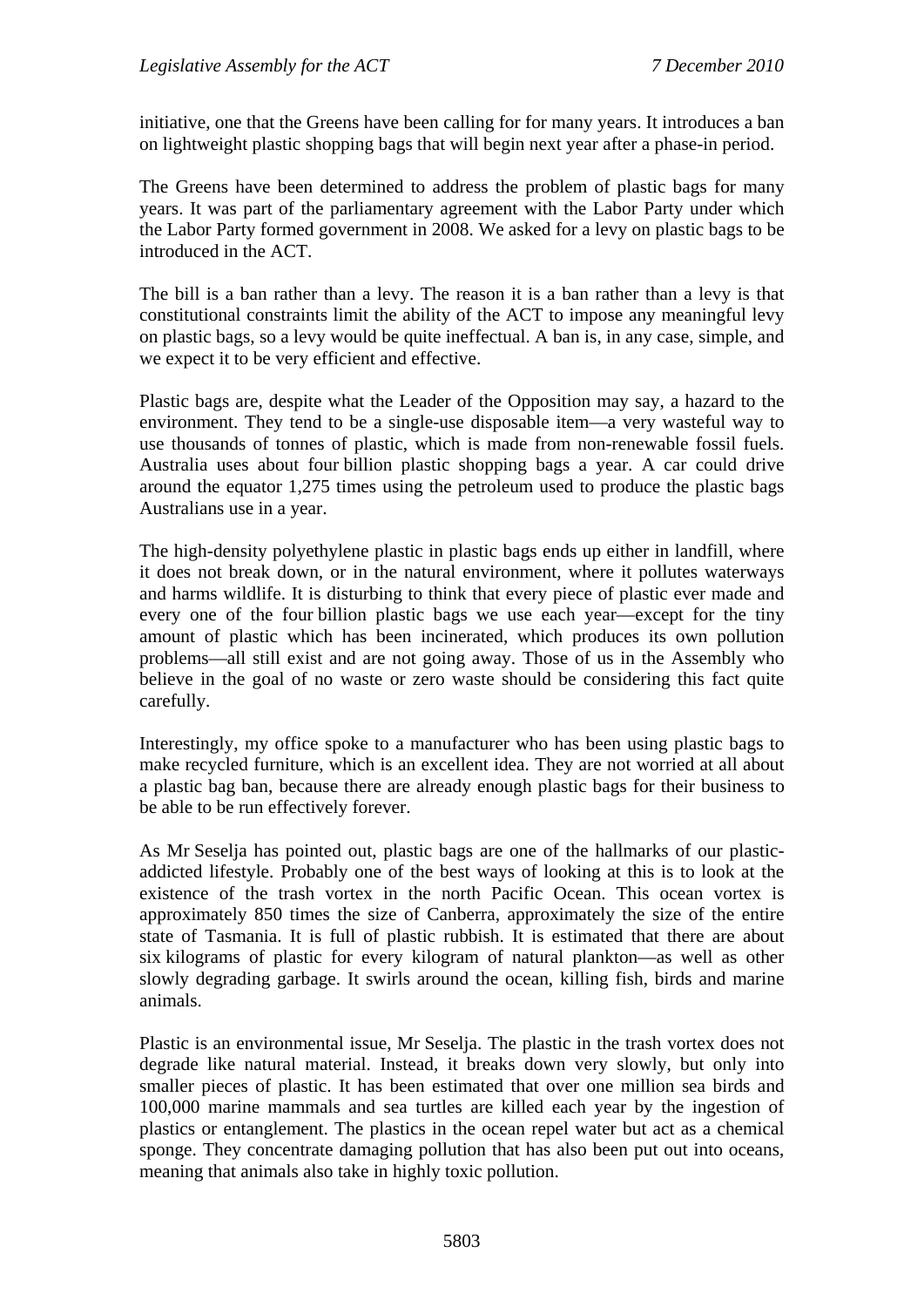initiative, one that the Greens have been calling for for many years. It introduces a ban on lightweight plastic shopping bags that will begin next year after a phase-in period.

The Greens have been determined to address the problem of plastic bags for many years. It was part of the parliamentary agreement with the Labor Party under which the Labor Party formed government in 2008. We asked for a levy on plastic bags to be introduced in the ACT.

The bill is a ban rather than a levy. The reason it is a ban rather than a levy is that constitutional constraints limit the ability of the ACT to impose any meaningful levy on plastic bags, so a levy would be quite ineffectual. A ban is, in any case, simple, and we expect it to be very efficient and effective.

Plastic bags are, despite what the Leader of the Opposition may say, a hazard to the environment. They tend to be a single-use disposable item—a very wasteful way to use thousands of tonnes of plastic, which is made from non-renewable fossil fuels. Australia uses about four billion plastic shopping bags a year. A car could drive around the equator 1,275 times using the petroleum used to produce the plastic bags Australians use in a year.

The high-density polyethylene plastic in plastic bags ends up either in landfill, where it does not break down, or in the natural environment, where it pollutes waterways and harms wildlife. It is disturbing to think that every piece of plastic ever made and every one of the four billion plastic bags we use each year—except for the tiny amount of plastic which has been incinerated, which produces its own pollution problems—all still exist and are not going away. Those of us in the Assembly who believe in the goal of no waste or zero waste should be considering this fact quite carefully.

Interestingly, my office spoke to a manufacturer who has been using plastic bags to make recycled furniture, which is an excellent idea. They are not worried at all about a plastic bag ban, because there are already enough plastic bags for their business to be able to be run effectively forever.

As Mr Seselja has pointed out, plastic bags are one of the hallmarks of our plastic-addicted lifestyle. Probably one of the best ways of looking at this is to look at the existence of the trash vortex in the north Pacific Ocean. This ocean vortex is approximately 850 times the size of Canberra, approximately the size of the entire state of Tasmania. It is full of plastic rubbish. It is estimated that there are about six kilograms of plastic for every kilogram of natural plankton—as well as other slowly degrading garbage. It swirls around the ocean, killing fish, birds and marine animals.

Plastic is an environmental issue, Mr Seselja. The plastic in the trash vortex does not degrade like natural material. Instead, it breaks down very slowly, but only into smaller pieces of plastic. It has been estimated that over one million sea birds and 100,000 marine mammals and sea turtles are killed each year by the ingestion of plastics or entanglement. The plastics in the ocean repel water but act as a chemical sponge. They concentrate damaging pollution that has also been put out into oceans, meaning that animals also take in highly toxic pollution.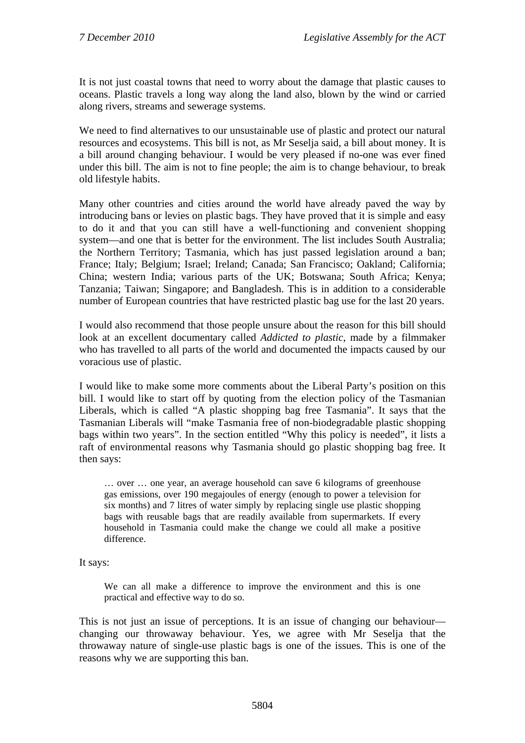It is not just coastal towns that need to worry about the damage that plastic causes to oceans. Plastic travels a long way along the land also, blown by the wind or carried along rivers, streams and sewerage systems.

We need to find alternatives to our unsustainable use of plastic and protect our natural resources and ecosystems. This bill is not, as Mr Seselja said, a bill about money. It is a bill around changing behaviour. I would be very pleased if no-one was ever fined under this bill. The aim is not to fine people; the aim is to change behaviour, to break old lifestyle habits.

Many other countries and cities around the world have already paved the way by introducing bans or levies on plastic bags. They have proved that it is simple and easy to do it and that you can still have a well-functioning and convenient shopping system—and one that is better for the environment. The list includes South Australia; the Northern Territory; Tasmania, which has just passed legislation around a ban; France; Italy; Belgium; Israel; Ireland; Canada; San Francisco; Oakland; California; China; western India; various parts of the UK; Botswana; South Africa; Kenya; Tanzania; Taiwan; Singapore; and Bangladesh. This is in addition to a considerable number of European countries that have restricted plastic bag use for the last 20 years.

I would also recommend that those people unsure about the reason for this bill should look at an excellent documentary called *Addicted to plastic*, made by a filmmaker who has travelled to all parts of the world and documented the impacts caused by our voracious use of plastic.

I would like to make some more comments about the Liberal Party's position on this bill. I would like to start off by quoting from the election policy of the Tasmanian Liberals, which is called "A plastic shopping bag free Tasmania". It says that the Tasmanian Liberals will "make Tasmania free of non-biodegradable plastic shopping bags within two years". In the section entitled "Why this policy is needed", it lists a raft of environmental reasons why Tasmania should go plastic shopping bag free. It then says:

> … over … one year, an average household can save 6 kilograms of greenhouse gas emissions, over 190 megajoules of energy (enough to power a television for six months) and 7 litres of water simply by replacing single use plastic shopping bags with reusable bags that are readily available from supermarkets. If every household in Tasmania could make the change we could all make a positive difference.

It says:

> We can all make a difference to improve the environment and this is one practical and effective way to do so.

This is not just an issue of perceptions. It is an issue of changing our behaviour—changing our throwaway behaviour. Yes, we agree with Mr Seselja that the throwaway nature of single-use plastic bags is one of the issues. This is one of the reasons why we are supporting this ban.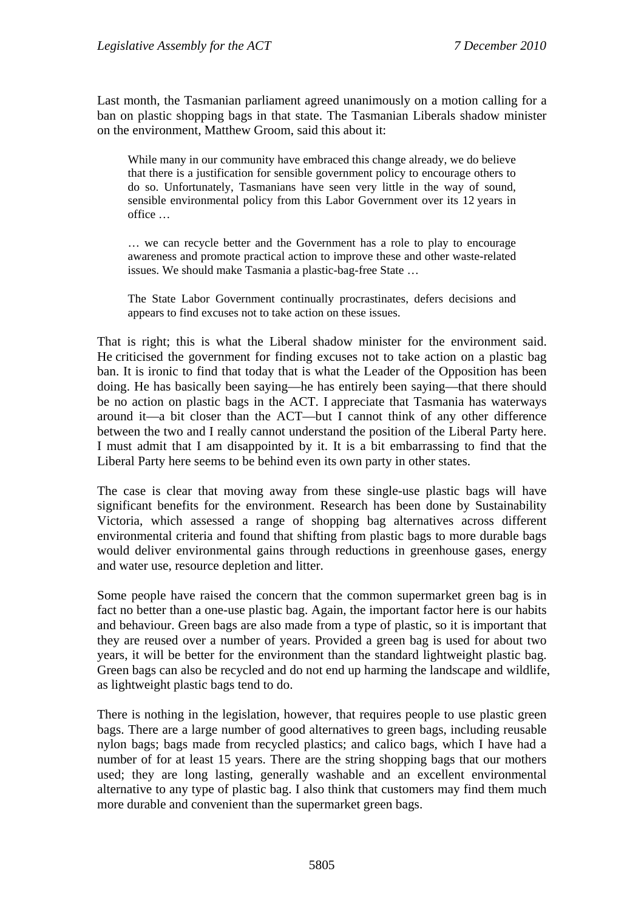Last month, the Tasmanian parliament agreed unanimously on a motion calling for a ban on plastic shopping bags in that state. The Tasmanian Liberals shadow minister on the environment, Matthew Groom, said this about it:

> While many in our community have embraced this change already, we do believe that there is a justification for sensible government policy to encourage others to do so. Unfortunately, Tasmanians have seen very little in the way of sound, sensible environmental policy from this Labor Government over its 12 years in office …
>
> … we can recycle better and the Government has a role to play to encourage awareness and promote practical action to improve these and other waste-related issues. We should make Tasmania a plastic-bag-free State …
>
> The State Labor Government continually procrastinates, defers decisions and appears to find excuses not to take action on these issues.

That is right; this is what the Liberal shadow minister for the environment said. He criticised the government for finding excuses not to take action on a plastic bag ban. It is ironic to find that today that is what the Leader of the Opposition has been doing. He has basically been saying—he has entirely been saying—that there should be no action on plastic bags in the ACT. I appreciate that Tasmania has waterways around it—a bit closer than the ACT—but I cannot think of any other difference between the two and I really cannot understand the position of the Liberal Party here. I must admit that I am disappointed by it. It is a bit embarrassing to find that the Liberal Party here seems to be behind even its own party in other states.

The case is clear that moving away from these single-use plastic bags will have significant benefits for the environment. Research has been done by Sustainability Victoria, which assessed a range of shopping bag alternatives across different environmental criteria and found that shifting from plastic bags to more durable bags would deliver environmental gains through reductions in greenhouse gases, energy and water use, resource depletion and litter.

Some people have raised the concern that the common supermarket green bag is in fact no better than a one-use plastic bag. Again, the important factor here is our habits and behaviour. Green bags are also made from a type of plastic, so it is important that they are reused over a number of years. Provided a green bag is used for about two years, it will be better for the environment than the standard lightweight plastic bag. Green bags can also be recycled and do not end up harming the landscape and wildlife, as lightweight plastic bags tend to do.

There is nothing in the legislation, however, that requires people to use plastic green bags. There are a large number of good alternatives to green bags, including reusable nylon bags; bags made from recycled plastics; and calico bags, which I have had a number of for at least 15 years. There are the string shopping bags that our mothers used; they are long lasting, generally washable and an excellent environmental alternative to any type of plastic bag. I also think that customers may find them much more durable and convenient than the supermarket green bags.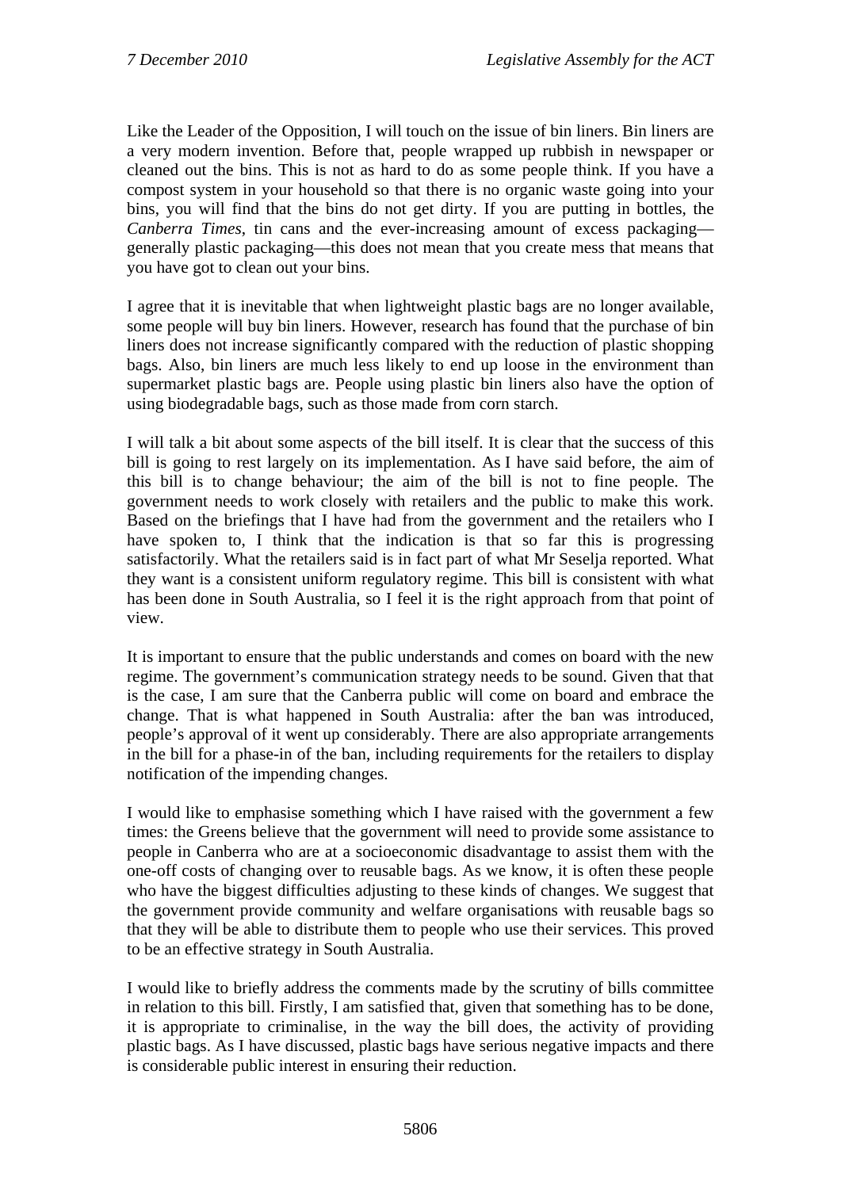Like the Leader of the Opposition, I will touch on the issue of bin liners. Bin liners are a very modern invention. Before that, people wrapped up rubbish in newspaper or cleaned out the bins. This is not as hard to do as some people think. If you have a compost system in your household so that there is no organic waste going into your bins, you will find that the bins do not get dirty. If you are putting in bottles, the *Canberra Times*, tin cans and the ever-increasing amount of excess packaging—generally plastic packaging—this does not mean that you create mess that means that you have got to clean out your bins.

I agree that it is inevitable that when lightweight plastic bags are no longer available, some people will buy bin liners. However, research has found that the purchase of bin liners does not increase significantly compared with the reduction of plastic shopping bags. Also, bin liners are much less likely to end up loose in the environment than supermarket plastic bags are. People using plastic bin liners also have the option of using biodegradable bags, such as those made from corn starch.

I will talk a bit about some aspects of the bill itself. It is clear that the success of this bill is going to rest largely on its implementation. As I have said before, the aim of this bill is to change behaviour; the aim of the bill is not to fine people. The government needs to work closely with retailers and the public to make this work. Based on the briefings that I have had from the government and the retailers who I have spoken to, I think that the indication is that so far this is progressing satisfactorily. What the retailers said is in fact part of what Mr Seselja reported. What they want is a consistent uniform regulatory regime. This bill is consistent with what has been done in South Australia, so I feel it is the right approach from that point of view.

It is important to ensure that the public understands and comes on board with the new regime. The government's communication strategy needs to be sound. Given that that is the case, I am sure that the Canberra public will come on board and embrace the change. That is what happened in South Australia: after the ban was introduced, people's approval of it went up considerably. There are also appropriate arrangements in the bill for a phase-in of the ban, including requirements for the retailers to display notification of the impending changes.

I would like to emphasise something which I have raised with the government a few times: the Greens believe that the government will need to provide some assistance to people in Canberra who are at a socioeconomic disadvantage to assist them with the one-off costs of changing over to reusable bags. As we know, it is often these people who have the biggest difficulties adjusting to these kinds of changes. We suggest that the government provide community and welfare organisations with reusable bags so that they will be able to distribute them to people who use their services. This proved to be an effective strategy in South Australia.

I would like to briefly address the comments made by the scrutiny of bills committee in relation to this bill. Firstly, I am satisfied that, given that something has to be done, it is appropriate to criminalise, in the way the bill does, the activity of providing plastic bags. As I have discussed, plastic bags have serious negative impacts and there is considerable public interest in ensuring their reduction.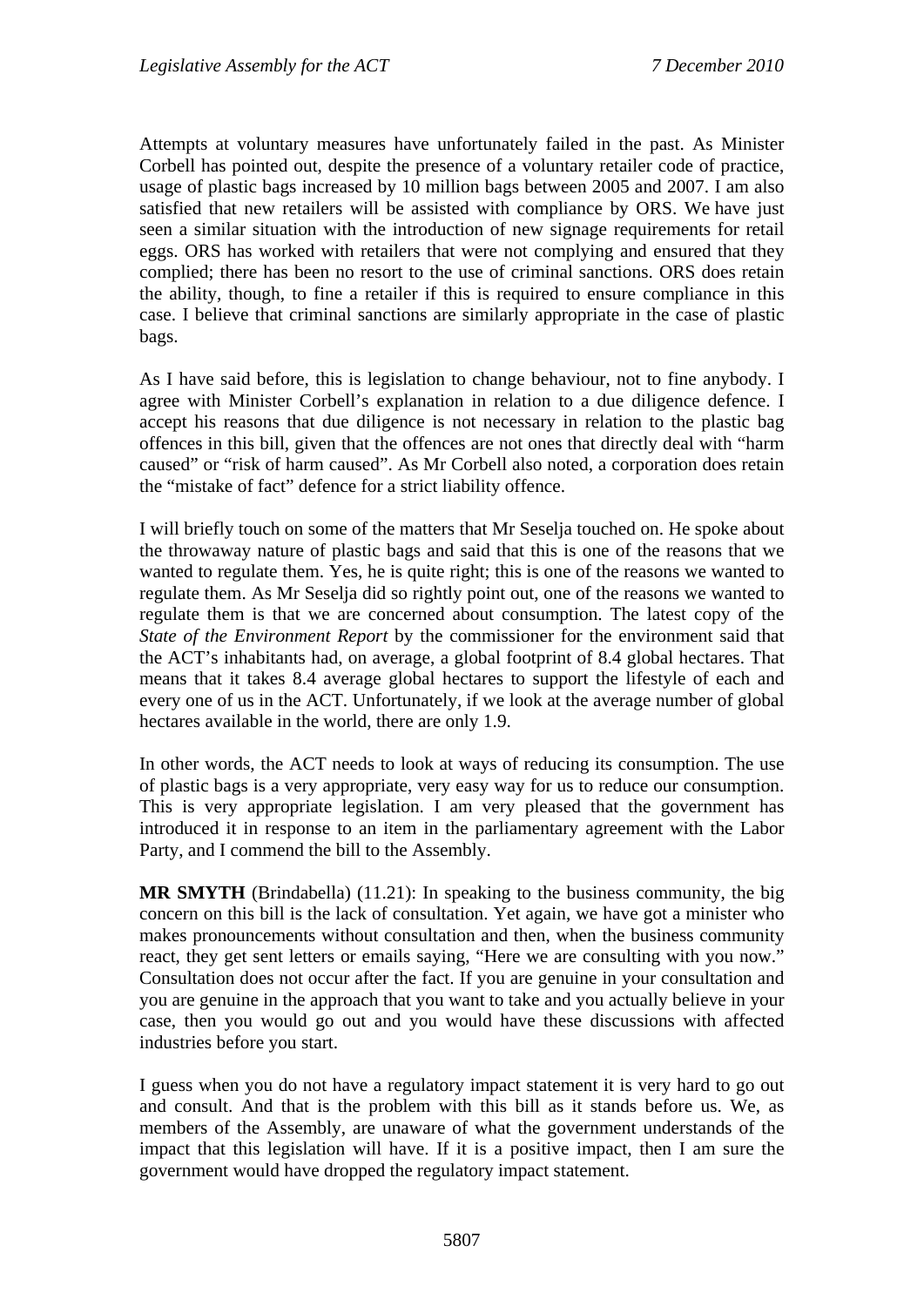Attempts at voluntary measures have unfortunately failed in the past. As Minister Corbell has pointed out, despite the presence of a voluntary retailer code of practice, usage of plastic bags increased by 10 million bags between 2005 and 2007. I am also satisfied that new retailers will be assisted with compliance by ORS. We have just seen a similar situation with the introduction of new signage requirements for retail eggs. ORS has worked with retailers that were not complying and ensured that they complied; there has been no resort to the use of criminal sanctions. ORS does retain the ability, though, to fine a retailer if this is required to ensure compliance in this case. I believe that criminal sanctions are similarly appropriate in the case of plastic bags.

As I have said before, this is legislation to change behaviour, not to fine anybody. I agree with Minister Corbell's explanation in relation to a due diligence defence. I accept his reasons that due diligence is not necessary in relation to the plastic bag offences in this bill, given that the offences are not ones that directly deal with "harm caused" or "risk of harm caused". As Mr Corbell also noted, a corporation does retain the "mistake of fact" defence for a strict liability offence.

I will briefly touch on some of the matters that Mr Seselja touched on. He spoke about the throwaway nature of plastic bags and said that this is one of the reasons that we wanted to regulate them. Yes, he is quite right; this is one of the reasons we wanted to regulate them. As Mr Seselja did so rightly point out, one of the reasons we wanted to regulate them is that we are concerned about consumption. The latest copy of the *State of the Environment Report* by the commissioner for the environment said that the ACT's inhabitants had, on average, a global footprint of 8.4 global hectares. That means that it takes 8.4 average global hectares to support the lifestyle of each and every one of us in the ACT. Unfortunately, if we look at the average number of global hectares available in the world, there are only 1.9.

In other words, the ACT needs to look at ways of reducing its consumption. The use of plastic bags is a very appropriate, very easy way for us to reduce our consumption. This is very appropriate legislation. I am very pleased that the government has introduced it in response to an item in the parliamentary agreement with the Labor Party, and I commend the bill to the Assembly.

**MR SMYTH** (Brindabella) (11.21): In speaking to the business community, the big concern on this bill is the lack of consultation. Yet again, we have got a minister who makes pronouncements without consultation and then, when the business community react, they get sent letters or emails saying, "Here we are consulting with you now." Consultation does not occur after the fact. If you are genuine in your consultation and you are genuine in the approach that you want to take and you actually believe in your case, then you would go out and you would have these discussions with affected industries before you start.

I guess when you do not have a regulatory impact statement it is very hard to go out and consult. And that is the problem with this bill as it stands before us. We, as members of the Assembly, are unaware of what the government understands of the impact that this legislation will have. If it is a positive impact, then I am sure the government would have dropped the regulatory impact statement.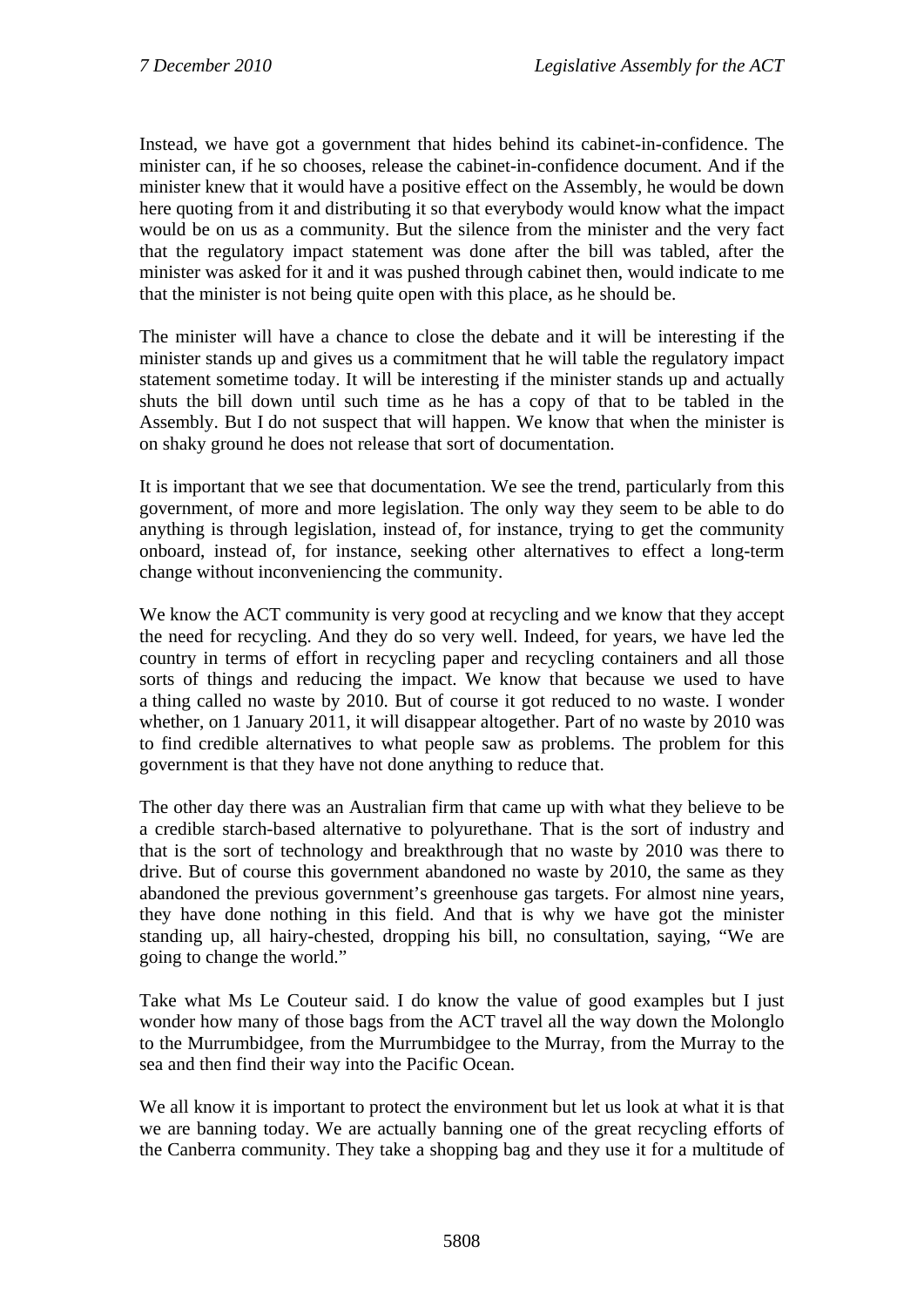Instead, we have got a government that hides behind its cabinet-in-confidence. The minister can, if he so chooses, release the cabinet-in-confidence document. And if the minister knew that it would have a positive effect on the Assembly, he would be down here quoting from it and distributing it so that everybody would know what the impact would be on us as a community. But the silence from the minister and the very fact that the regulatory impact statement was done after the bill was tabled, after the minister was asked for it and it was pushed through cabinet then, would indicate to me that the minister is not being quite open with this place, as he should be.

The minister will have a chance to close the debate and it will be interesting if the minister stands up and gives us a commitment that he will table the regulatory impact statement sometime today. It will be interesting if the minister stands up and actually shuts the bill down until such time as he has a copy of that to be tabled in the Assembly. But I do not suspect that will happen. We know that when the minister is on shaky ground he does not release that sort of documentation.

It is important that we see that documentation. We see the trend, particularly from this government, of more and more legislation. The only way they seem to be able to do anything is through legislation, instead of, for instance, trying to get the community onboard, instead of, for instance, seeking other alternatives to effect a long-term change without inconveniencing the community.

We know the ACT community is very good at recycling and we know that they accept the need for recycling. And they do so very well. Indeed, for years, we have led the country in terms of effort in recycling paper and recycling containers and all those sorts of things and reducing the impact. We know that because we used to have a thing called no waste by 2010. But of course it got reduced to no waste. I wonder whether, on 1 January 2011, it will disappear altogether. Part of no waste by 2010 was to find credible alternatives to what people saw as problems. The problem for this government is that they have not done anything to reduce that.

The other day there was an Australian firm that came up with what they believe to be a credible starch-based alternative to polyurethane. That is the sort of industry and that is the sort of technology and breakthrough that no waste by 2010 was there to drive. But of course this government abandoned no waste by 2010, the same as they abandoned the previous government's greenhouse gas targets. For almost nine years, they have done nothing in this field. And that is why we have got the minister standing up, all hairy-chested, dropping his bill, no consultation, saying, "We are going to change the world."

Take what Ms Le Couteur said. I do know the value of good examples but I just wonder how many of those bags from the ACT travel all the way down the Molonglo to the Murrumbidgee, from the Murrumbidgee to the Murray, from the Murray to the sea and then find their way into the Pacific Ocean.

We all know it is important to protect the environment but let us look at what it is that we are banning today. We are actually banning one of the great recycling efforts of the Canberra community. They take a shopping bag and they use it for a multitude of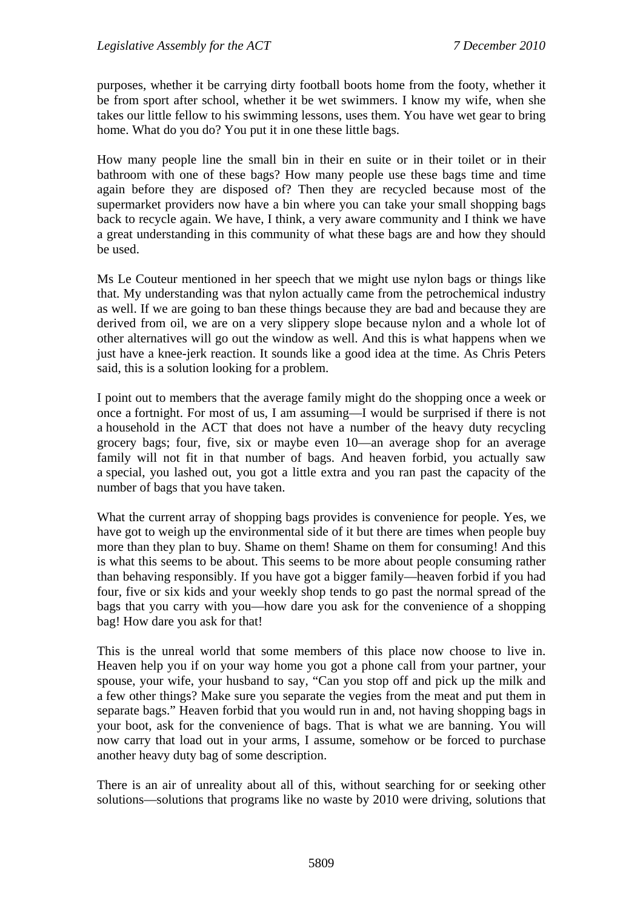purposes, whether it be carrying dirty football boots home from the footy, whether it be from sport after school, whether it be wet swimmers. I know my wife, when she takes our little fellow to his swimming lessons, uses them. You have wet gear to bring home. What do you do? You put it in one these little bags.

How many people line the small bin in their en suite or in their toilet or in their bathroom with one of these bags? How many people use these bags time and time again before they are disposed of? Then they are recycled because most of the supermarket providers now have a bin where you can take your small shopping bags back to recycle again. We have, I think, a very aware community and I think we have a great understanding in this community of what these bags are and how they should be used.

Ms Le Couteur mentioned in her speech that we might use nylon bags or things like that. My understanding was that nylon actually came from the petrochemical industry as well. If we are going to ban these things because they are bad and because they are derived from oil, we are on a very slippery slope because nylon and a whole lot of other alternatives will go out the window as well. And this is what happens when we just have a knee-jerk reaction. It sounds like a good idea at the time. As Chris Peters said, this is a solution looking for a problem.

I point out to members that the average family might do the shopping once a week or once a fortnight. For most of us, I am assuming—I would be surprised if there is not a household in the ACT that does not have a number of the heavy duty recycling grocery bags; four, five, six or maybe even 10—an average shop for an average family will not fit in that number of bags. And heaven forbid, you actually saw a special, you lashed out, you got a little extra and you ran past the capacity of the number of bags that you have taken.

What the current array of shopping bags provides is convenience for people. Yes, we have got to weigh up the environmental side of it but there are times when people buy more than they plan to buy. Shame on them! Shame on them for consuming! And this is what this seems to be about. This seems to be more about people consuming rather than behaving responsibly. If you have got a bigger family—heaven forbid if you had four, five or six kids and your weekly shop tends to go past the normal spread of the bags that you carry with you—how dare you ask for the convenience of a shopping bag! How dare you ask for that!

This is the unreal world that some members of this place now choose to live in. Heaven help you if on your way home you get a phone call from your partner, your spouse, your wife, your husband to say, "Can you stop off and pick up the milk and a few other things? Make sure you separate the vegies from the meat and put them in separate bags." Heaven forbid that you would run in and, not having shopping bags in your boot, ask for the convenience of bags. That is what we are banning. You will now carry that load out in your arms, I assume, somehow or be forced to purchase another heavy duty bag of some description.

There is an air of unreality about all of this, without searching for or seeking other solutions—solutions that programs like no waste by 2010 were driving, solutions that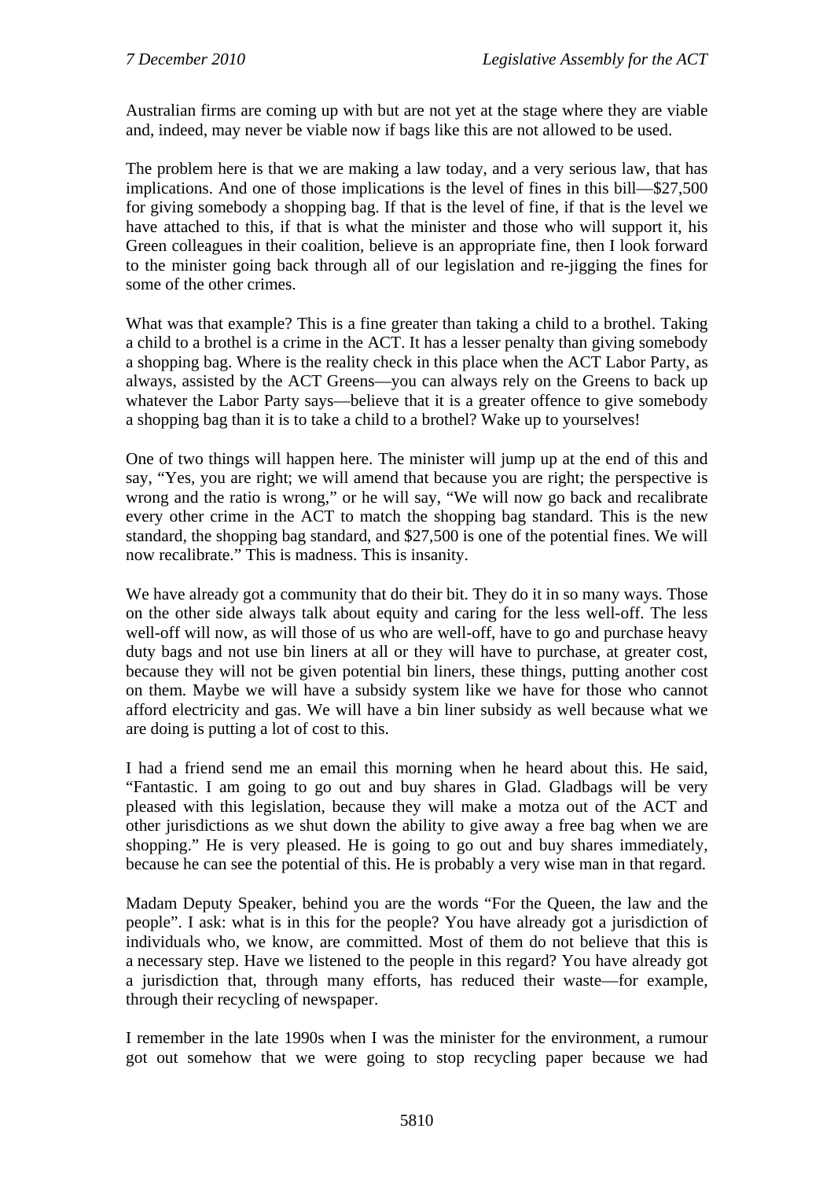Australian firms are coming up with but are not yet at the stage where they are viable and, indeed, may never be viable now if bags like this are not allowed to be used.

The problem here is that we are making a law today, and a very serious law, that has implications. And one of those implications is the level of fines in this bill—$27,500 for giving somebody a shopping bag. If that is the level of fine, if that is the level we have attached to this, if that is what the minister and those who will support it, his Green colleagues in their coalition, believe is an appropriate fine, then I look forward to the minister going back through all of our legislation and re-jigging the fines for some of the other crimes.

What was that example? This is a fine greater than taking a child to a brothel. Taking a child to a brothel is a crime in the ACT. It has a lesser penalty than giving somebody a shopping bag. Where is the reality check in this place when the ACT Labor Party, as always, assisted by the ACT Greens—you can always rely on the Greens to back up whatever the Labor Party says—believe that it is a greater offence to give somebody a shopping bag than it is to take a child to a brothel? Wake up to yourselves!

One of two things will happen here. The minister will jump up at the end of this and say, "Yes, you are right; we will amend that because you are right; the perspective is wrong and the ratio is wrong," or he will say, "We will now go back and recalibrate every other crime in the ACT to match the shopping bag standard. This is the new standard, the shopping bag standard, and $27,500 is one of the potential fines. We will now recalibrate." This is madness. This is insanity.

We have already got a community that do their bit. They do it in so many ways. Those on the other side always talk about equity and caring for the less well-off. The less well-off will now, as will those of us who are well-off, have to go and purchase heavy duty bags and not use bin liners at all or they will have to purchase, at greater cost, because they will not be given potential bin liners, these things, putting another cost on them. Maybe we will have a subsidy system like we have for those who cannot afford electricity and gas. We will have a bin liner subsidy as well because what we are doing is putting a lot of cost to this.

I had a friend send me an email this morning when he heard about this. He said, "Fantastic. I am going to go out and buy shares in Glad. Gladbags will be very pleased with this legislation, because they will make a motza out of the ACT and other jurisdictions as we shut down the ability to give away a free bag when we are shopping." He is very pleased. He is going to go out and buy shares immediately, because he can see the potential of this. He is probably a very wise man in that regard.

Madam Deputy Speaker, behind you are the words "For the Queen, the law and the people". I ask: what is in this for the people? You have already got a jurisdiction of individuals who, we know, are committed. Most of them do not believe that this is a necessary step. Have we listened to the people in this regard? You have already got a jurisdiction that, through many efforts, has reduced their waste—for example, through their recycling of newspaper.

I remember in the late 1990s when I was the minister for the environment, a rumour got out somehow that we were going to stop recycling paper because we had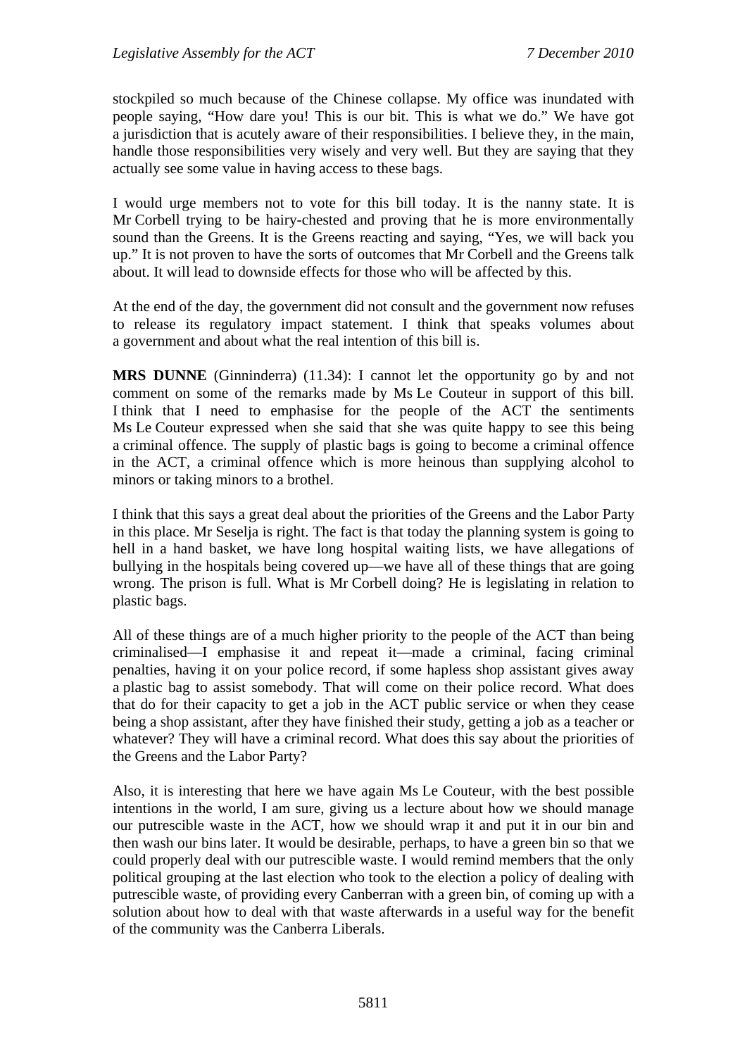stockpiled so much because of the Chinese collapse. My office was inundated with people saying, "How dare you! This is our bit. This is what we do." We have got a jurisdiction that is acutely aware of their responsibilities. I believe they, in the main, handle those responsibilities very wisely and very well. But they are saying that they actually see some value in having access to these bags.

I would urge members not to vote for this bill today. It is the nanny state. It is Mr Corbell trying to be hairy-chested and proving that he is more environmentally sound than the Greens. It is the Greens reacting and saying, "Yes, we will back you up." It is not proven to have the sorts of outcomes that Mr Corbell and the Greens talk about. It will lead to downside effects for those who will be affected by this.

At the end of the day, the government did not consult and the government now refuses to release its regulatory impact statement. I think that speaks volumes about a government and about what the real intention of this bill is.

**MRS DUNNE** (Ginninderra) (11.34): I cannot let the opportunity go by and not comment on some of the remarks made by Ms Le Couteur in support of this bill. I think that I need to emphasise for the people of the ACT the sentiments Ms Le Couteur expressed when she said that she was quite happy to see this being a criminal offence. The supply of plastic bags is going to become a criminal offence in the ACT, a criminal offence which is more heinous than supplying alcohol to minors or taking minors to a brothel.

I think that this says a great deal about the priorities of the Greens and the Labor Party in this place. Mr Seselja is right. The fact is that today the planning system is going to hell in a hand basket, we have long hospital waiting lists, we have allegations of bullying in the hospitals being covered up—we have all of these things that are going wrong. The prison is full. What is Mr Corbell doing? He is legislating in relation to plastic bags.

All of these things are of a much higher priority to the people of the ACT than being criminalised—I emphasise it and repeat it—made a criminal, facing criminal penalties, having it on your police record, if some hapless shop assistant gives away a plastic bag to assist somebody. That will come on their police record. What does that do for their capacity to get a job in the ACT public service or when they cease being a shop assistant, after they have finished their study, getting a job as a teacher or whatever? They will have a criminal record. What does this say about the priorities of the Greens and the Labor Party?

Also, it is interesting that here we have again Ms Le Couteur, with the best possible intentions in the world, I am sure, giving us a lecture about how we should manage our putrescible waste in the ACT, how we should wrap it and put it in our bin and then wash our bins later. It would be desirable, perhaps, to have a green bin so that we could properly deal with our putrescible waste. I would remind members that the only political grouping at the last election who took to the election a policy of dealing with putrescible waste, of providing every Canberran with a green bin, of coming up with a solution about how to deal with that waste afterwards in a useful way for the benefit of the community was the Canberra Liberals.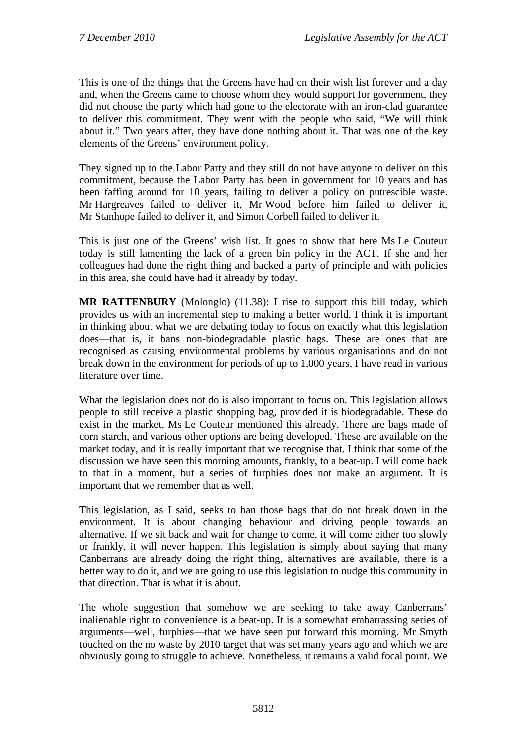This is one of the things that the Greens have had on their wish list forever and a day and, when the Greens came to choose whom they would support for government, they did not choose the party which had gone to the electorate with an iron-clad guarantee to deliver this commitment. They went with the people who said, "We will think about it." Two years after, they have done nothing about it. That was one of the key elements of the Greens' environment policy.

They signed up to the Labor Party and they still do not have anyone to deliver on this commitment, because the Labor Party has been in government for 10 years and has been faffing around for 10 years, failing to deliver a policy on putrescible waste. Mr Hargreaves failed to deliver it, Mr Wood before him failed to deliver it, Mr Stanhope failed to deliver it, and Simon Corbell failed to deliver it.

This is just one of the Greens' wish list. It goes to show that here Ms Le Couteur today is still lamenting the lack of a green bin policy in the ACT. If she and her colleagues had done the right thing and backed a party of principle and with policies in this area, she could have had it already by today.

**MR RATTENBURY** (Molonglo) (11.38): I rise to support this bill today, which provides us with an incremental step to making a better world. I think it is important in thinking about what we are debating today to focus on exactly what this legislation does—that is, it bans non-biodegradable plastic bags. These are ones that are recognised as causing environmental problems by various organisations and do not break down in the environment for periods of up to 1,000 years, I have read in various literature over time.

What the legislation does not do is also important to focus on. This legislation allows people to still receive a plastic shopping bag, provided it is biodegradable. These do exist in the market. Ms Le Couteur mentioned this already. There are bags made of corn starch, and various other options are being developed. These are available on the market today, and it is really important that we recognise that. I think that some of the discussion we have seen this morning amounts, frankly, to a beat-up. I will come back to that in a moment, but a series of furphies does not make an argument. It is important that we remember that as well.

This legislation, as I said, seeks to ban those bags that do not break down in the environment. It is about changing behaviour and driving people towards an alternative. If we sit back and wait for change to come, it will come either too slowly or frankly, it will never happen. This legislation is simply about saying that many Canberrans are already doing the right thing, alternatives are available, there is a better way to do it, and we are going to use this legislation to nudge this community in that direction. That is what it is about.

The whole suggestion that somehow we are seeking to take away Canberrans' inalienable right to convenience is a beat-up. It is a somewhat embarrassing series of arguments—well, furphies—that we have seen put forward this morning. Mr Smyth touched on the no waste by 2010 target that was set many years ago and which we are obviously going to struggle to achieve. Nonetheless, it remains a valid focal point. We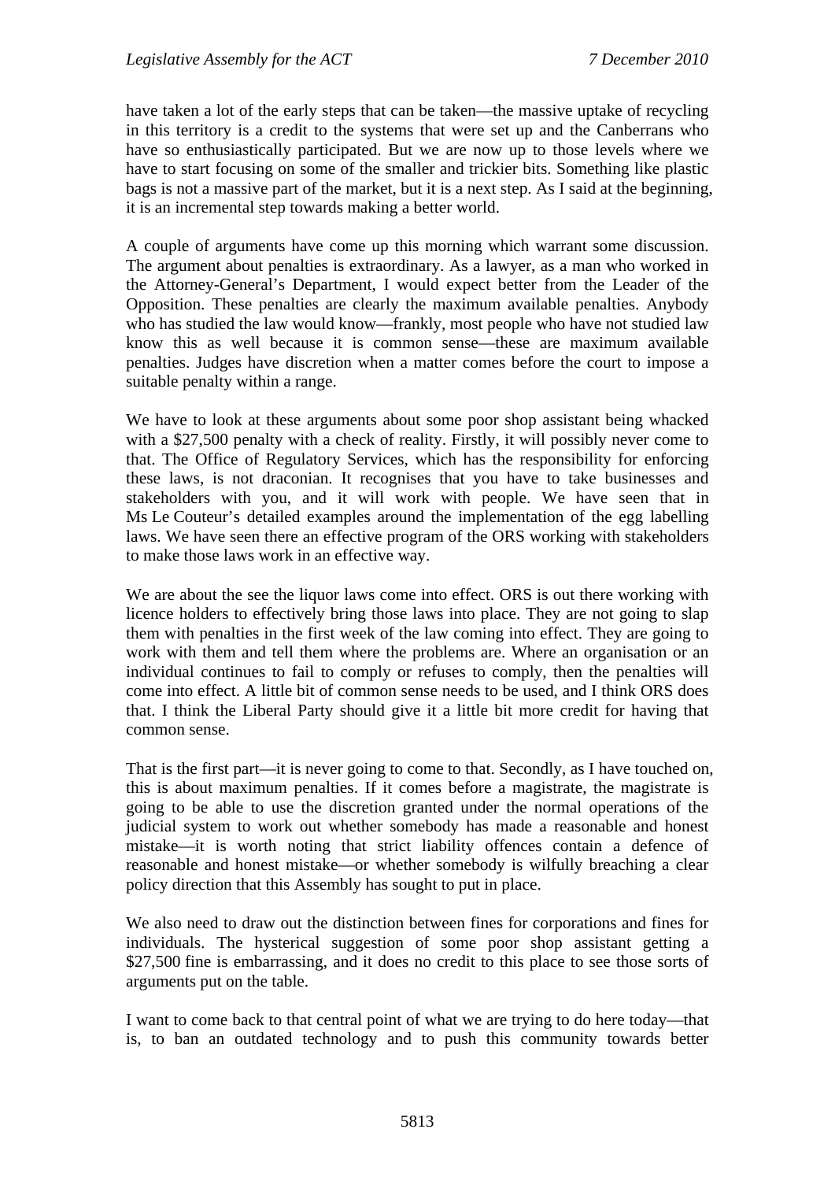have taken a lot of the early steps that can be taken—the massive uptake of recycling in this territory is a credit to the systems that were set up and the Canberrans who have so enthusiastically participated. But we are now up to those levels where we have to start focusing on some of the smaller and trickier bits. Something like plastic bags is not a massive part of the market, but it is a next step. As I said at the beginning, it is an incremental step towards making a better world.

A couple of arguments have come up this morning which warrant some discussion. The argument about penalties is extraordinary. As a lawyer, as a man who worked in the Attorney-General's Department, I would expect better from the Leader of the Opposition. These penalties are clearly the maximum available penalties. Anybody who has studied the law would know—frankly, most people who have not studied law know this as well because it is common sense—these are maximum available penalties. Judges have discretion when a matter comes before the court to impose a suitable penalty within a range.

We have to look at these arguments about some poor shop assistant being whacked with a $27,500 penalty with a check of reality. Firstly, it will possibly never come to that. The Office of Regulatory Services, which has the responsibility for enforcing these laws, is not draconian. It recognises that you have to take businesses and stakeholders with you, and it will work with people. We have seen that in Ms Le Couteur's detailed examples around the implementation of the egg labelling laws. We have seen there an effective program of the ORS working with stakeholders to make those laws work in an effective way.

We are about the see the liquor laws come into effect. ORS is out there working with licence holders to effectively bring those laws into place. They are not going to slap them with penalties in the first week of the law coming into effect. They are going to work with them and tell them where the problems are. Where an organisation or an individual continues to fail to comply or refuses to comply, then the penalties will come into effect. A little bit of common sense needs to be used, and I think ORS does that. I think the Liberal Party should give it a little bit more credit for having that common sense.

That is the first part—it is never going to come to that. Secondly, as I have touched on, this is about maximum penalties. If it comes before a magistrate, the magistrate is going to be able to use the discretion granted under the normal operations of the judicial system to work out whether somebody has made a reasonable and honest mistake—it is worth noting that strict liability offences contain a defence of reasonable and honest mistake—or whether somebody is wilfully breaching a clear policy direction that this Assembly has sought to put in place.

We also need to draw out the distinction between fines for corporations and fines for individuals. The hysterical suggestion of some poor shop assistant getting a $27,500 fine is embarrassing, and it does no credit to this place to see those sorts of arguments put on the table.

I want to come back to that central point of what we are trying to do here today—that is, to ban an outdated technology and to push this community towards better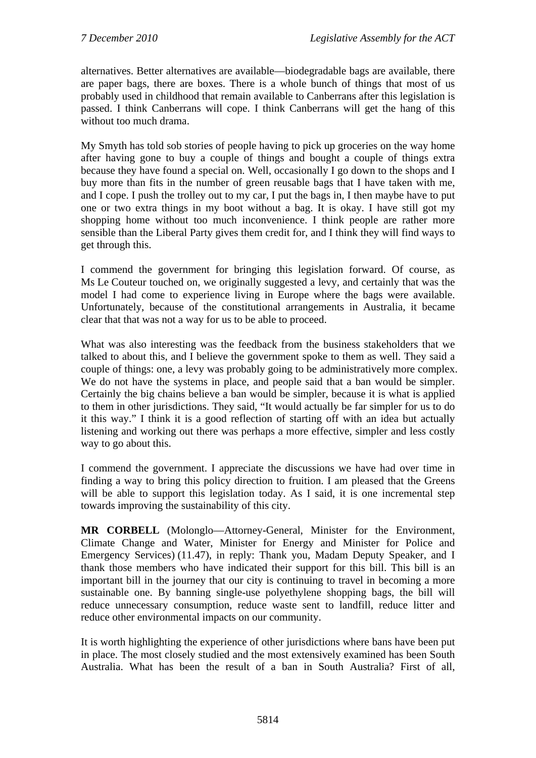alternatives. Better alternatives are available—biodegradable bags are available, there are paper bags, there are boxes. There is a whole bunch of things that most of us probably used in childhood that remain available to Canberrans after this legislation is passed. I think Canberrans will cope. I think Canberrans will get the hang of this without too much drama.

My Smyth has told sob stories of people having to pick up groceries on the way home after having gone to buy a couple of things and bought a couple of things extra because they have found a special on. Well, occasionally I go down to the shops and I buy more than fits in the number of green reusable bags that I have taken with me, and I cope. I push the trolley out to my car, I put the bags in, I then maybe have to put one or two extra things in my boot without a bag. It is okay. I have still got my shopping home without too much inconvenience. I think people are rather more sensible than the Liberal Party gives them credit for, and I think they will find ways to get through this.

I commend the government for bringing this legislation forward. Of course, as Ms Le Couteur touched on, we originally suggested a levy, and certainly that was the model I had come to experience living in Europe where the bags were available. Unfortunately, because of the constitutional arrangements in Australia, it became clear that that was not a way for us to be able to proceed.

What was also interesting was the feedback from the business stakeholders that we talked to about this, and I believe the government spoke to them as well. They said a couple of things: one, a levy was probably going to be administratively more complex. We do not have the systems in place, and people said that a ban would be simpler. Certainly the big chains believe a ban would be simpler, because it is what is applied to them in other jurisdictions. They said, "It would actually be far simpler for us to do it this way." I think it is a good reflection of starting off with an idea but actually listening and working out there was perhaps a more effective, simpler and less costly way to go about this.

I commend the government. I appreciate the discussions we have had over time in finding a way to bring this policy direction to fruition. I am pleased that the Greens will be able to support this legislation today. As I said, it is one incremental step towards improving the sustainability of this city.

**MR CORBELL** (Molonglo—Attorney-General, Minister for the Environment, Climate Change and Water, Minister for Energy and Minister for Police and Emergency Services) (11.47), in reply: Thank you, Madam Deputy Speaker, and I thank those members who have indicated their support for this bill. This bill is an important bill in the journey that our city is continuing to travel in becoming a more sustainable one. By banning single-use polyethylene shopping bags, the bill will reduce unnecessary consumption, reduce waste sent to landfill, reduce litter and reduce other environmental impacts on our community.

It is worth highlighting the experience of other jurisdictions where bans have been put in place. The most closely studied and the most extensively examined has been South Australia. What has been the result of a ban in South Australia? First of all,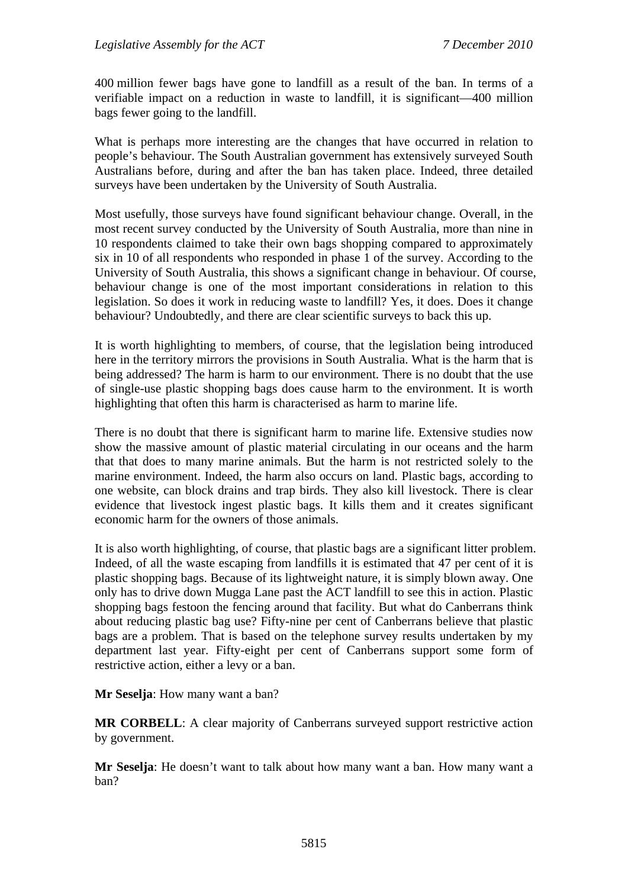400 million fewer bags have gone to landfill as a result of the ban. In terms of a verifiable impact on a reduction in waste to landfill, it is significant—400 million bags fewer going to the landfill.

What is perhaps more interesting are the changes that have occurred in relation to people's behaviour. The South Australian government has extensively surveyed South Australians before, during and after the ban has taken place. Indeed, three detailed surveys have been undertaken by the University of South Australia.

Most usefully, those surveys have found significant behaviour change. Overall, in the most recent survey conducted by the University of South Australia, more than nine in 10 respondents claimed to take their own bags shopping compared to approximately six in 10 of all respondents who responded in phase 1 of the survey. According to the University of South Australia, this shows a significant change in behaviour. Of course, behaviour change is one of the most important considerations in relation to this legislation. So does it work in reducing waste to landfill? Yes, it does. Does it change behaviour? Undoubtedly, and there are clear scientific surveys to back this up.

It is worth highlighting to members, of course, that the legislation being introduced here in the territory mirrors the provisions in South Australia. What is the harm that is being addressed? The harm is harm to our environment. There is no doubt that the use of single-use plastic shopping bags does cause harm to the environment. It is worth highlighting that often this harm is characterised as harm to marine life.

There is no doubt that there is significant harm to marine life. Extensive studies now show the massive amount of plastic material circulating in our oceans and the harm that that does to many marine animals. But the harm is not restricted solely to the marine environment. Indeed, the harm also occurs on land. Plastic bags, according to one website, can block drains and trap birds. They also kill livestock. There is clear evidence that livestock ingest plastic bags. It kills them and it creates significant economic harm for the owners of those animals.

It is also worth highlighting, of course, that plastic bags are a significant litter problem. Indeed, of all the waste escaping from landfills it is estimated that 47 per cent of it is plastic shopping bags. Because of its lightweight nature, it is simply blown away. One only has to drive down Mugga Lane past the ACT landfill to see this in action. Plastic shopping bags festoon the fencing around that facility. But what do Canberrans think about reducing plastic bag use? Fifty-nine per cent of Canberrans believe that plastic bags are a problem. That is based on the telephone survey results undertaken by my department last year. Fifty-eight per cent of Canberrans support some form of restrictive action, either a levy or a ban.

**Mr Seselja**: How many want a ban?

**MR CORBELL**: A clear majority of Canberrans surveyed support restrictive action by government.

**Mr Seselja**: He doesn't want to talk about how many want a ban. How many want a ban?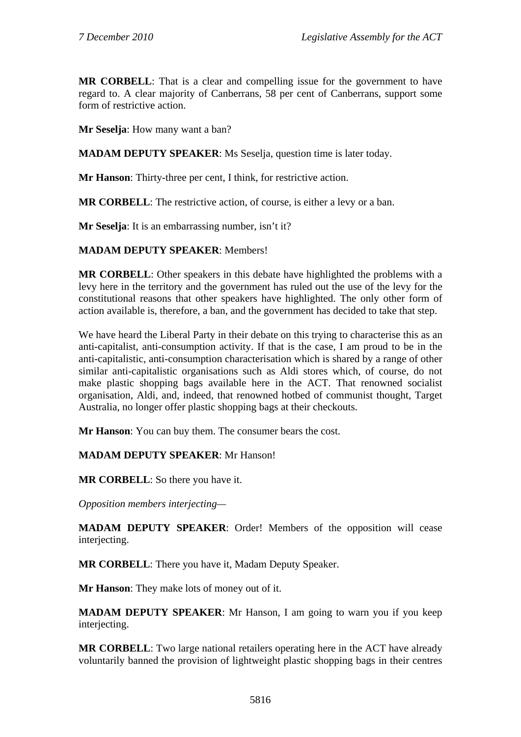**MR CORBELL**: That is a clear and compelling issue for the government to have regard to. A clear majority of Canberrans, 58 per cent of Canberrans, support some form of restrictive action.

**Mr Seselja**: How many want a ban?

**MADAM DEPUTY SPEAKER**: Ms Seselja, question time is later today.

**Mr Hanson**: Thirty-three per cent, I think, for restrictive action.

**MR CORBELL**: The restrictive action, of course, is either a levy or a ban.

**Mr Seselja**: It is an embarrassing number, isn't it?

**MADAM DEPUTY SPEAKER**: Members!

**MR CORBELL**: Other speakers in this debate have highlighted the problems with a levy here in the territory and the government has ruled out the use of the levy for the constitutional reasons that other speakers have highlighted. The only other form of action available is, therefore, a ban, and the government has decided to take that step.

We have heard the Liberal Party in their debate on this trying to characterise this as an anti-capitalist, anti-consumption activity. If that is the case, I am proud to be in the anti-capitalistic, anti-consumption characterisation which is shared by a range of other similar anti-capitalistic organisations such as Aldi stores which, of course, do not make plastic shopping bags available here in the ACT. That renowned socialist organisation, Aldi, and, indeed, that renowned hotbed of communist thought, Target Australia, no longer offer plastic shopping bags at their checkouts.

**Mr Hanson**: You can buy them. The consumer bears the cost.

**MADAM DEPUTY SPEAKER**: Mr Hanson!

**MR CORBELL**: So there you have it.

*Opposition members interjecting—*

**MADAM DEPUTY SPEAKER**: Order! Members of the opposition will cease interjecting.

**MR CORBELL**: There you have it, Madam Deputy Speaker.

**Mr Hanson**: They make lots of money out of it.

**MADAM DEPUTY SPEAKER**: Mr Hanson, I am going to warn you if you keep interjecting.

**MR CORBELL**: Two large national retailers operating here in the ACT have already voluntarily banned the provision of lightweight plastic shopping bags in their centres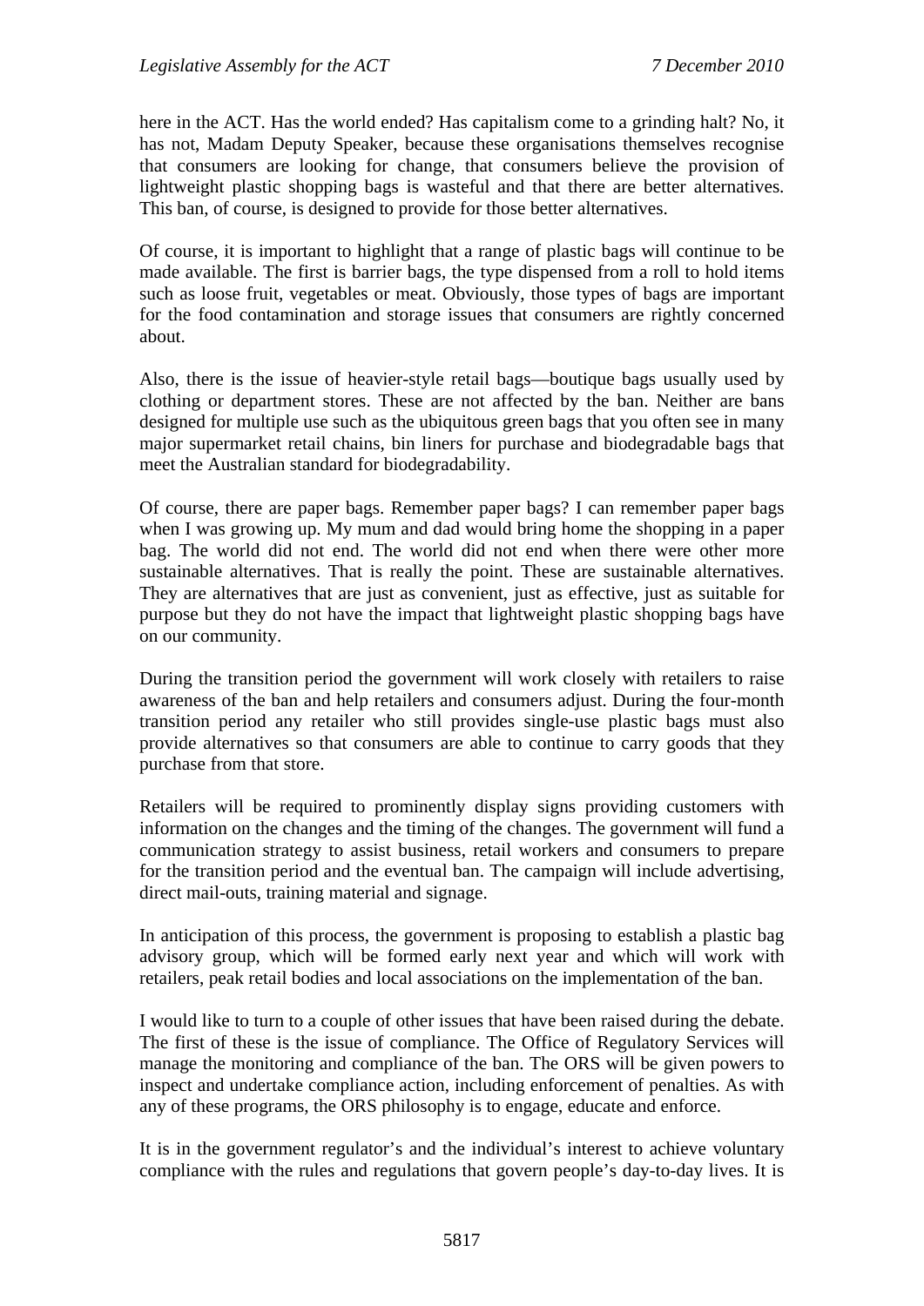here in the ACT. Has the world ended? Has capitalism come to a grinding halt? No, it has not, Madam Deputy Speaker, because these organisations themselves recognise that consumers are looking for change, that consumers believe the provision of lightweight plastic shopping bags is wasteful and that there are better alternatives. This ban, of course, is designed to provide for those better alternatives.

Of course, it is important to highlight that a range of plastic bags will continue to be made available. The first is barrier bags, the type dispensed from a roll to hold items such as loose fruit, vegetables or meat. Obviously, those types of bags are important for the food contamination and storage issues that consumers are rightly concerned about.

Also, there is the issue of heavier-style retail bags—boutique bags usually used by clothing or department stores. These are not affected by the ban. Neither are bans designed for multiple use such as the ubiquitous green bags that you often see in many major supermarket retail chains, bin liners for purchase and biodegradable bags that meet the Australian standard for biodegradability.

Of course, there are paper bags. Remember paper bags? I can remember paper bags when I was growing up. My mum and dad would bring home the shopping in a paper bag. The world did not end. The world did not end when there were other more sustainable alternatives. That is really the point. These are sustainable alternatives. They are alternatives that are just as convenient, just as effective, just as suitable for purpose but they do not have the impact that lightweight plastic shopping bags have on our community.

During the transition period the government will work closely with retailers to raise awareness of the ban and help retailers and consumers adjust. During the four-month transition period any retailer who still provides single-use plastic bags must also provide alternatives so that consumers are able to continue to carry goods that they purchase from that store.

Retailers will be required to prominently display signs providing customers with information on the changes and the timing of the changes. The government will fund a communication strategy to assist business, retail workers and consumers to prepare for the transition period and the eventual ban. The campaign will include advertising, direct mail-outs, training material and signage.

In anticipation of this process, the government is proposing to establish a plastic bag advisory group, which will be formed early next year and which will work with retailers, peak retail bodies and local associations on the implementation of the ban.

I would like to turn to a couple of other issues that have been raised during the debate. The first of these is the issue of compliance. The Office of Regulatory Services will manage the monitoring and compliance of the ban. The ORS will be given powers to inspect and undertake compliance action, including enforcement of penalties. As with any of these programs, the ORS philosophy is to engage, educate and enforce.

It is in the government regulator's and the individual's interest to achieve voluntary compliance with the rules and regulations that govern people's day-to-day lives. It is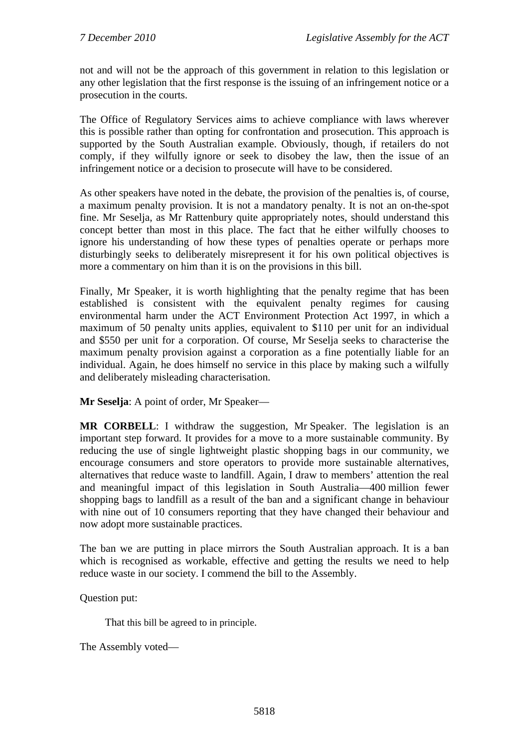not and will not be the approach of this government in relation to this legislation or any other legislation that the first response is the issuing of an infringement notice or a prosecution in the courts.

The Office of Regulatory Services aims to achieve compliance with laws wherever this is possible rather than opting for confrontation and prosecution. This approach is supported by the South Australian example. Obviously, though, if retailers do not comply, if they wilfully ignore or seek to disobey the law, then the issue of an infringement notice or a decision to prosecute will have to be considered.

As other speakers have noted in the debate, the provision of the penalties is, of course, a maximum penalty provision. It is not a mandatory penalty. It is not an on-the-spot fine. Mr Seselja, as Mr Rattenbury quite appropriately notes, should understand this concept better than most in this place. The fact that he either wilfully chooses to ignore his understanding of how these types of penalties operate or perhaps more disturbingly seeks to deliberately misrepresent it for his own political objectives is more a commentary on him than it is on the provisions in this bill.

Finally, Mr Speaker, it is worth highlighting that the penalty regime that has been established is consistent with the equivalent penalty regimes for causing environmental harm under the ACT Environment Protection Act 1997, in which a maximum of 50 penalty units applies, equivalent to $110 per unit for an individual and $550 per unit for a corporation. Of course, Mr Seselja seeks to characterise the maximum penalty provision against a corporation as a fine potentially liable for an individual. Again, he does himself no service in this place by making such a wilfully and deliberately misleading characterisation.

**Mr Seselja**: A point of order, Mr Speaker—

**MR CORBELL**: I withdraw the suggestion, Mr Speaker. The legislation is an important step forward. It provides for a move to a more sustainable community. By reducing the use of single lightweight plastic shopping bags in our community, we encourage consumers and store operators to provide more sustainable alternatives, alternatives that reduce waste to landfill. Again, I draw to members' attention the real and meaningful impact of this legislation in South Australia—400 million fewer shopping bags to landfill as a result of the ban and a significant change in behaviour with nine out of 10 consumers reporting that they have changed their behaviour and now adopt more sustainable practices.

The ban we are putting in place mirrors the South Australian approach. It is a ban which is recognised as workable, effective and getting the results we need to help reduce waste in our society. I commend the bill to the Assembly.

Question put:

> That this bill be agreed to in principle.

The Assembly voted—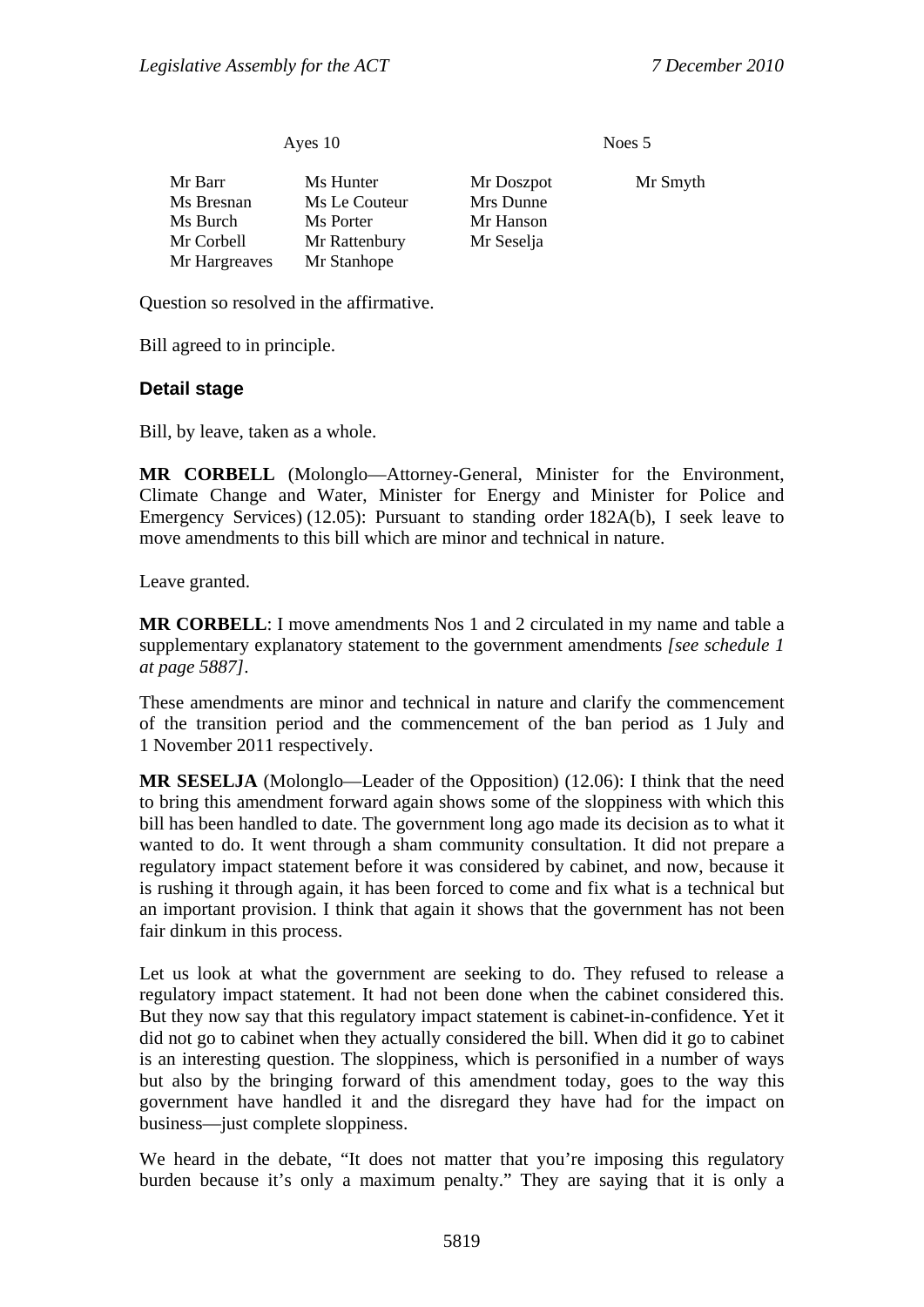| Ayes 10 | | Noes 5 | |
|---|---|---|---|
| Mr Barr | Ms Hunter | Mr Doszpot | Mr Smyth |
| Ms Bresnan | Ms Le Couteur | Mrs Dunne | |
| Ms Burch | Ms Porter | Mr Hanson | |
| Mr Corbell | Mr Rattenbury | Mr Seselja | |
| Mr Hargreaves | Mr Stanhope | | |

Question so resolved in the affirmative.

Bill agreed to in principle.

### Detail stage

Bill, by leave, taken as a whole.

**MR CORBELL** (Molonglo—Attorney-General, Minister for the Environment, Climate Change and Water, Minister for Energy and Minister for Police and Emergency Services) (12.05): Pursuant to standing order 182A(b), I seek leave to move amendments to this bill which are minor and technical in nature.

Leave granted.

**MR CORBELL**: I move amendments Nos 1 and 2 circulated in my name and table a supplementary explanatory statement to the government amendments *[see schedule 1 at page 5887]*.

These amendments are minor and technical in nature and clarify the commencement of the transition period and the commencement of the ban period as 1 July and 1 November 2011 respectively.

**MR SESELJA** (Molonglo—Leader of the Opposition) (12.06): I think that the need to bring this amendment forward again shows some of the sloppiness with which this bill has been handled to date. The government long ago made its decision as to what it wanted to do. It went through a sham community consultation. It did not prepare a regulatory impact statement before it was considered by cabinet, and now, because it is rushing it through again, it has been forced to come and fix what is a technical but an important provision. I think that again it shows that the government has not been fair dinkum in this process.

Let us look at what the government are seeking to do. They refused to release a regulatory impact statement. It had not been done when the cabinet considered this. But they now say that this regulatory impact statement is cabinet-in-confidence. Yet it did not go to cabinet when they actually considered the bill. When did it go to cabinet is an interesting question. The sloppiness, which is personified in a number of ways but also by the bringing forward of this amendment today, goes to the way this government have handled it and the disregard they have had for the impact on business—just complete sloppiness.

We heard in the debate, "It does not matter that you're imposing this regulatory burden because it's only a maximum penalty." They are saying that it is only a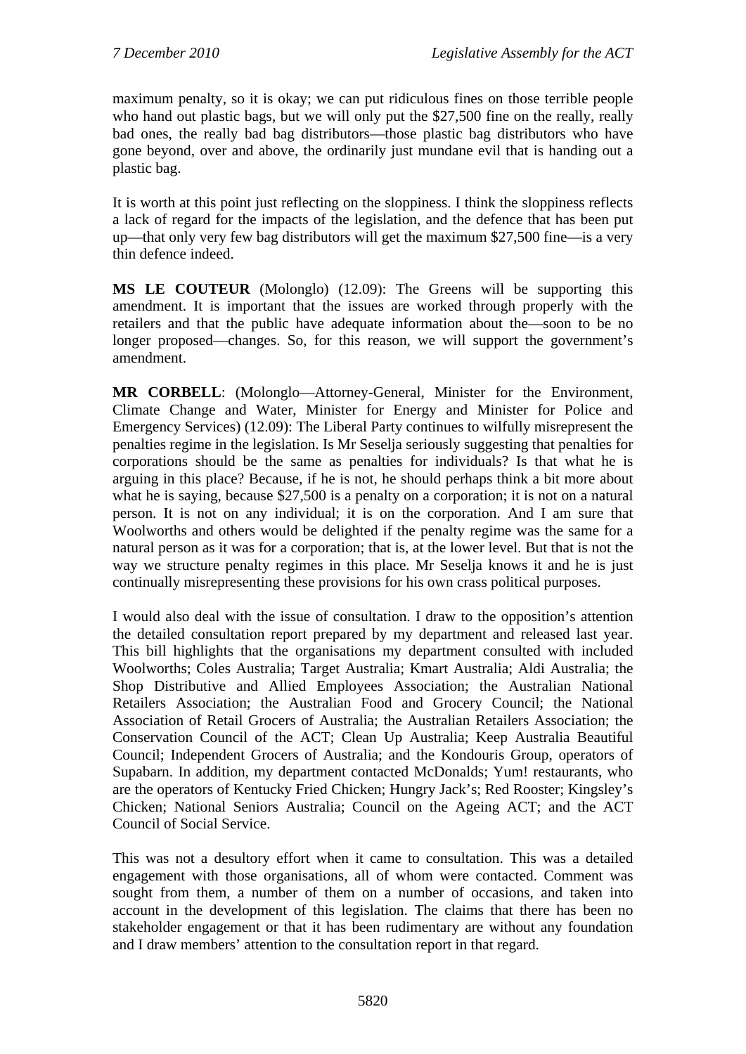maximum penalty, so it is okay; we can put ridiculous fines on those terrible people who hand out plastic bags, but we will only put the $27,500 fine on the really, really bad ones, the really bad bag distributors—those plastic bag distributors who have gone beyond, over and above, the ordinarily just mundane evil that is handing out a plastic bag.

It is worth at this point just reflecting on the sloppiness. I think the sloppiness reflects a lack of regard for the impacts of the legislation, and the defence that has been put up—that only very few bag distributors will get the maximum $27,500 fine—is a very thin defence indeed.

**MS LE COUTEUR** (Molonglo) (12.09): The Greens will be supporting this amendment. It is important that the issues are worked through properly with the retailers and that the public have adequate information about the—soon to be no longer proposed—changes. So, for this reason, we will support the government's amendment.

**MR CORBELL**: (Molonglo—Attorney-General, Minister for the Environment, Climate Change and Water, Minister for Energy and Minister for Police and Emergency Services) (12.09): The Liberal Party continues to wilfully misrepresent the penalties regime in the legislation. Is Mr Seselja seriously suggesting that penalties for corporations should be the same as penalties for individuals? Is that what he is arguing in this place? Because, if he is not, he should perhaps think a bit more about what he is saying, because $27,500 is a penalty on a corporation; it is not on a natural person. It is not on any individual; it is on the corporation. And I am sure that Woolworths and others would be delighted if the penalty regime was the same for a natural person as it was for a corporation; that is, at the lower level. But that is not the way we structure penalty regimes in this place. Mr Seselja knows it and he is just continually misrepresenting these provisions for his own crass political purposes.

I would also deal with the issue of consultation. I draw to the opposition's attention the detailed consultation report prepared by my department and released last year. This bill highlights that the organisations my department consulted with included Woolworths; Coles Australia; Target Australia; Kmart Australia; Aldi Australia; the Shop Distributive and Allied Employees Association; the Australian National Retailers Association; the Australian Food and Grocery Council; the National Association of Retail Grocers of Australia; the Australian Retailers Association; the Conservation Council of the ACT; Clean Up Australia; Keep Australia Beautiful Council; Independent Grocers of Australia; and the Kondouris Group, operators of Supabarn. In addition, my department contacted McDonalds; Yum! restaurants, who are the operators of Kentucky Fried Chicken; Hungry Jack's; Red Rooster; Kingsley's Chicken; National Seniors Australia; Council on the Ageing ACT; and the ACT Council of Social Service.

This was not a desultory effort when it came to consultation. This was a detailed engagement with those organisations, all of whom were contacted. Comment was sought from them, a number of them on a number of occasions, and taken into account in the development of this legislation. The claims that there has been no stakeholder engagement or that it has been rudimentary are without any foundation and I draw members' attention to the consultation report in that regard.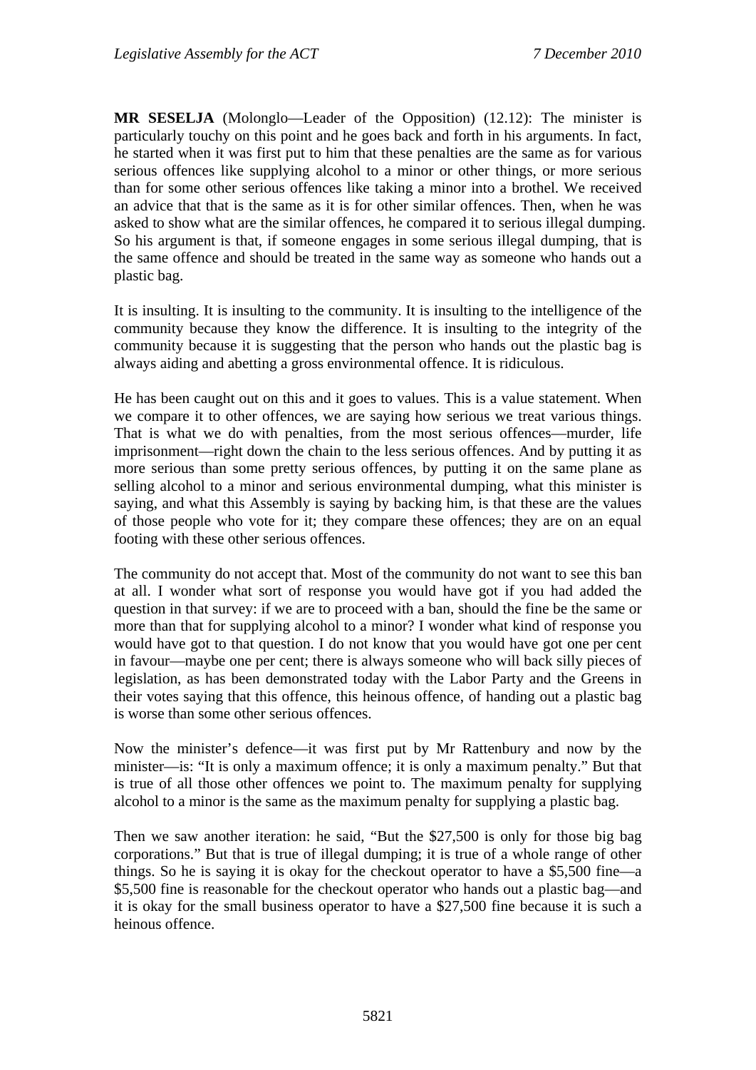**MR SESELJA** (Molonglo—Leader of the Opposition) (12.12): The minister is particularly touchy on this point and he goes back and forth in his arguments. In fact, he started when it was first put to him that these penalties are the same as for various serious offences like supplying alcohol to a minor or other things, or more serious than for some other serious offences like taking a minor into a brothel. We received an advice that that is the same as it is for other similar offences. Then, when he was asked to show what are the similar offences, he compared it to serious illegal dumping. So his argument is that, if someone engages in some serious illegal dumping, that is the same offence and should be treated in the same way as someone who hands out a plastic bag.

It is insulting. It is insulting to the community. It is insulting to the intelligence of the community because they know the difference. It is insulting to the integrity of the community because it is suggesting that the person who hands out the plastic bag is always aiding and abetting a gross environmental offence. It is ridiculous.

He has been caught out on this and it goes to values. This is a value statement. When we compare it to other offences, we are saying how serious we treat various things. That is what we do with penalties, from the most serious offences—murder, life imprisonment—right down the chain to the less serious offences. And by putting it as more serious than some pretty serious offences, by putting it on the same plane as selling alcohol to a minor and serious environmental dumping, what this minister is saying, and what this Assembly is saying by backing him, is that these are the values of those people who vote for it; they compare these offences; they are on an equal footing with these other serious offences.

The community do not accept that. Most of the community do not want to see this ban at all. I wonder what sort of response you would have got if you had added the question in that survey: if we are to proceed with a ban, should the fine be the same or more than that for supplying alcohol to a minor? I wonder what kind of response you would have got to that question. I do not know that you would have got one per cent in favour—maybe one per cent; there is always someone who will back silly pieces of legislation, as has been demonstrated today with the Labor Party and the Greens in their votes saying that this offence, this heinous offence, of handing out a plastic bag is worse than some other serious offences.

Now the minister's defence—it was first put by Mr Rattenbury and now by the minister—is: "It is only a maximum offence; it is only a maximum penalty." But that is true of all those other offences we point to. The maximum penalty for supplying alcohol to a minor is the same as the maximum penalty for supplying a plastic bag.

Then we saw another iteration: he said, "But the $27,500 is only for those big bag corporations." But that is true of illegal dumping; it is true of a whole range of other things. So he is saying it is okay for the checkout operator to have a $5,500 fine—a $5,500 fine is reasonable for the checkout operator who hands out a plastic bag—and it is okay for the small business operator to have a $27,500 fine because it is such a heinous offence.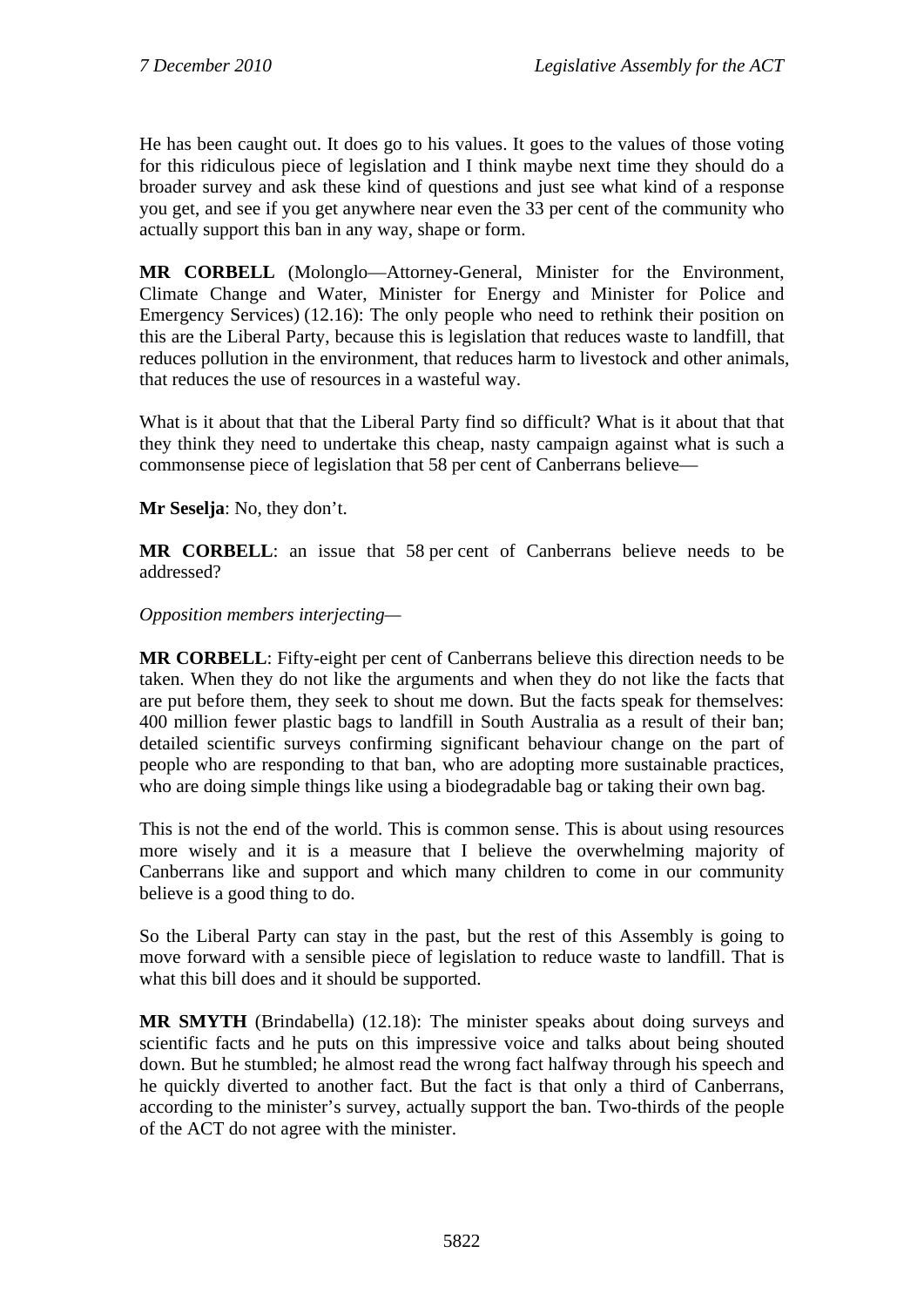He has been caught out. It does go to his values. It goes to the values of those voting for this ridiculous piece of legislation and I think maybe next time they should do a broader survey and ask these kind of questions and just see what kind of a response you get, and see if you get anywhere near even the 33 per cent of the community who actually support this ban in any way, shape or form.

**MR CORBELL** (Molonglo—Attorney-General, Minister for the Environment, Climate Change and Water, Minister for Energy and Minister for Police and Emergency Services) (12.16): The only people who need to rethink their position on this are the Liberal Party, because this is legislation that reduces waste to landfill, that reduces pollution in the environment, that reduces harm to livestock and other animals, that reduces the use of resources in a wasteful way.

What is it about that that the Liberal Party find so difficult? What is it about that that they think they need to undertake this cheap, nasty campaign against what is such a commonsense piece of legislation that 58 per cent of Canberrans believe—

**Mr Seselja**: No, they don't.

**MR CORBELL**: an issue that 58 per cent of Canberrans believe needs to be addressed?

*Opposition members interjecting*—

**MR CORBELL**: Fifty-eight per cent of Canberrans believe this direction needs to be taken. When they do not like the arguments and when they do not like the facts that are put before them, they seek to shout me down. But the facts speak for themselves: 400 million fewer plastic bags to landfill in South Australia as a result of their ban; detailed scientific surveys confirming significant behaviour change on the part of people who are responding to that ban, who are adopting more sustainable practices, who are doing simple things like using a biodegradable bag or taking their own bag.

This is not the end of the world. This is common sense. This is about using resources more wisely and it is a measure that I believe the overwhelming majority of Canberrans like and support and which many children to come in our community believe is a good thing to do.

So the Liberal Party can stay in the past, but the rest of this Assembly is going to move forward with a sensible piece of legislation to reduce waste to landfill. That is what this bill does and it should be supported.

**MR SMYTH** (Brindabella) (12.18): The minister speaks about doing surveys and scientific facts and he puts on this impressive voice and talks about being shouted down. But he stumbled; he almost read the wrong fact halfway through his speech and he quickly diverted to another fact. But the fact is that only a third of Canberrans, according to the minister's survey, actually support the ban. Two-thirds of the people of the ACT do not agree with the minister.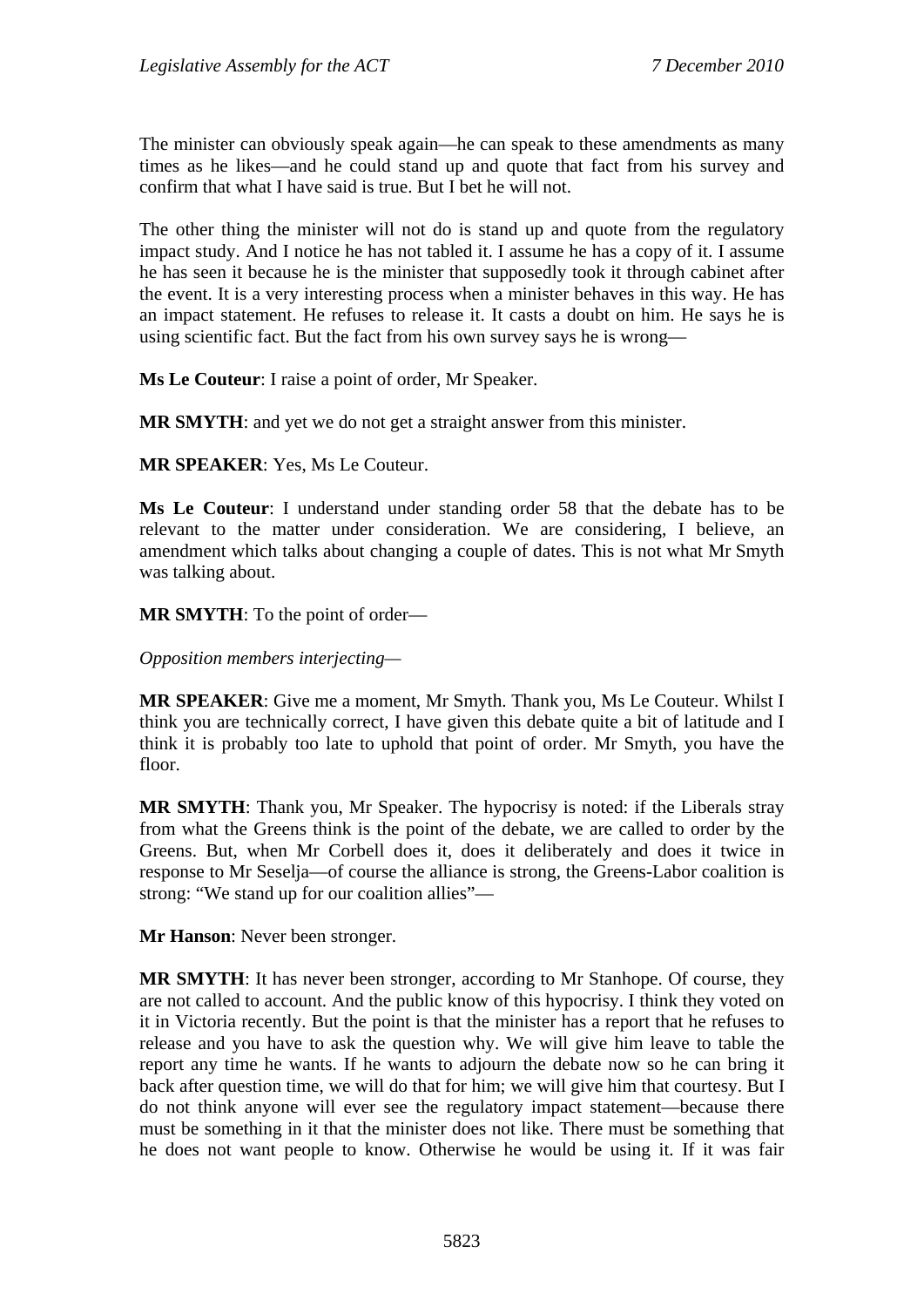The minister can obviously speak again—he can speak to these amendments as many times as he likes—and he could stand up and quote that fact from his survey and confirm that what I have said is true. But I bet he will not.

The other thing the minister will not do is stand up and quote from the regulatory impact study. And I notice he has not tabled it. I assume he has a copy of it. I assume he has seen it because he is the minister that supposedly took it through cabinet after the event. It is a very interesting process when a minister behaves in this way. He has an impact statement. He refuses to release it. It casts a doubt on him. He says he is using scientific fact. But the fact from his own survey says he is wrong—

**Ms Le Couteur**: I raise a point of order, Mr Speaker.

**MR SMYTH**: and yet we do not get a straight answer from this minister.

**MR SPEAKER**: Yes, Ms Le Couteur.

**Ms Le Couteur**: I understand under standing order 58 that the debate has to be relevant to the matter under consideration. We are considering, I believe, an amendment which talks about changing a couple of dates. This is not what Mr Smyth was talking about.

**MR SMYTH**: To the point of order—

*Opposition members interjecting—*

**MR SPEAKER**: Give me a moment, Mr Smyth. Thank you, Ms Le Couteur. Whilst I think you are technically correct, I have given this debate quite a bit of latitude and I think it is probably too late to uphold that point of order. Mr Smyth, you have the floor.

**MR SMYTH**: Thank you, Mr Speaker. The hypocrisy is noted: if the Liberals stray from what the Greens think is the point of the debate, we are called to order by the Greens. But, when Mr Corbell does it, does it deliberately and does it twice in response to Mr Seselja—of course the alliance is strong, the Greens-Labor coalition is strong: "We stand up for our coalition allies"—

**Mr Hanson**: Never been stronger.

**MR SMYTH**: It has never been stronger, according to Mr Stanhope. Of course, they are not called to account. And the public know of this hypocrisy. I think they voted on it in Victoria recently. But the point is that the minister has a report that he refuses to release and you have to ask the question why. We will give him leave to table the report any time he wants. If he wants to adjourn the debate now so he can bring it back after question time, we will do that for him; we will give him that courtesy. But I do not think anyone will ever see the regulatory impact statement—because there must be something in it that the minister does not like. There must be something that he does not want people to know. Otherwise he would be using it. If it was fair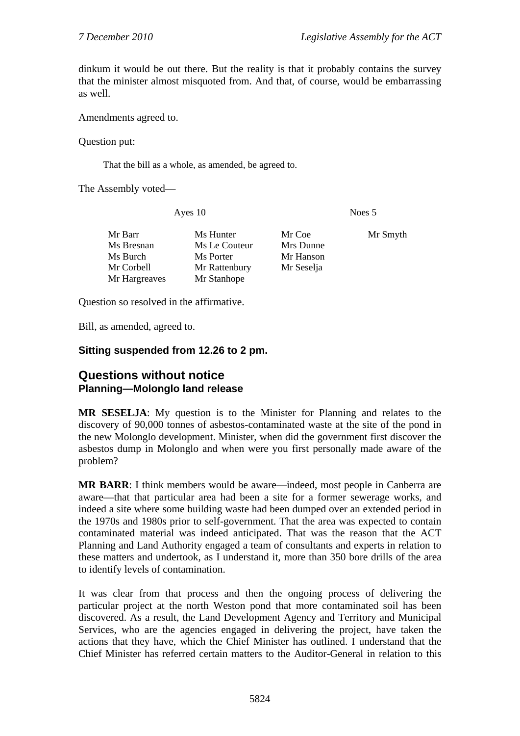dinkum it would be out there. But the reality is that it probably contains the survey that the minister almost misquoted from. And that, of course, would be embarrassing as well.

Amendments agreed to.

Question put:

> That the bill as a whole, as amended, be agreed to.

The Assembly voted—

| Ayes 10 | | Noes 5 | |
|---|---|---|---|
| Mr Barr | Ms Hunter | Mr Coe | Mr Smyth |
| Ms Bresnan | Ms Le Couteur | Mrs Dunne | |
| Ms Burch | Ms Porter | Mr Hanson | |
| Mr Corbell | Mr Rattenbury | Mr Seselja | |
| Mr Hargreaves | Mr Stanhope | | |

Question so resolved in the affirmative.

Bill, as amended, agreed to.

**Sitting suspended from 12.26 to 2 pm.**

## Questions without notice

### Planning—Molonglo land release

**MR SESELJA**: My question is to the Minister for Planning and relates to the discovery of 90,000 tonnes of asbestos-contaminated waste at the site of the pond in the new Molonglo development. Minister, when did the government first discover the asbestos dump in Molonglo and when were you first personally made aware of the problem?

**MR BARR**: I think members would be aware—indeed, most people in Canberra are aware—that that particular area had been a site for a former sewerage works, and indeed a site where some building waste had been dumped over an extended period in the 1970s and 1980s prior to self-government. That the area was expected to contain contaminated material was indeed anticipated. That was the reason that the ACT Planning and Land Authority engaged a team of consultants and experts in relation to these matters and undertook, as I understand it, more than 350 bore drills of the area to identify levels of contamination.

It was clear from that process and then the ongoing process of delivering the particular project at the north Weston pond that more contaminated soil has been discovered. As a result, the Land Development Agency and Territory and Municipal Services, who are the agencies engaged in delivering the project, have taken the actions that they have, which the Chief Minister has outlined. I understand that the Chief Minister has referred certain matters to the Auditor-General in relation to this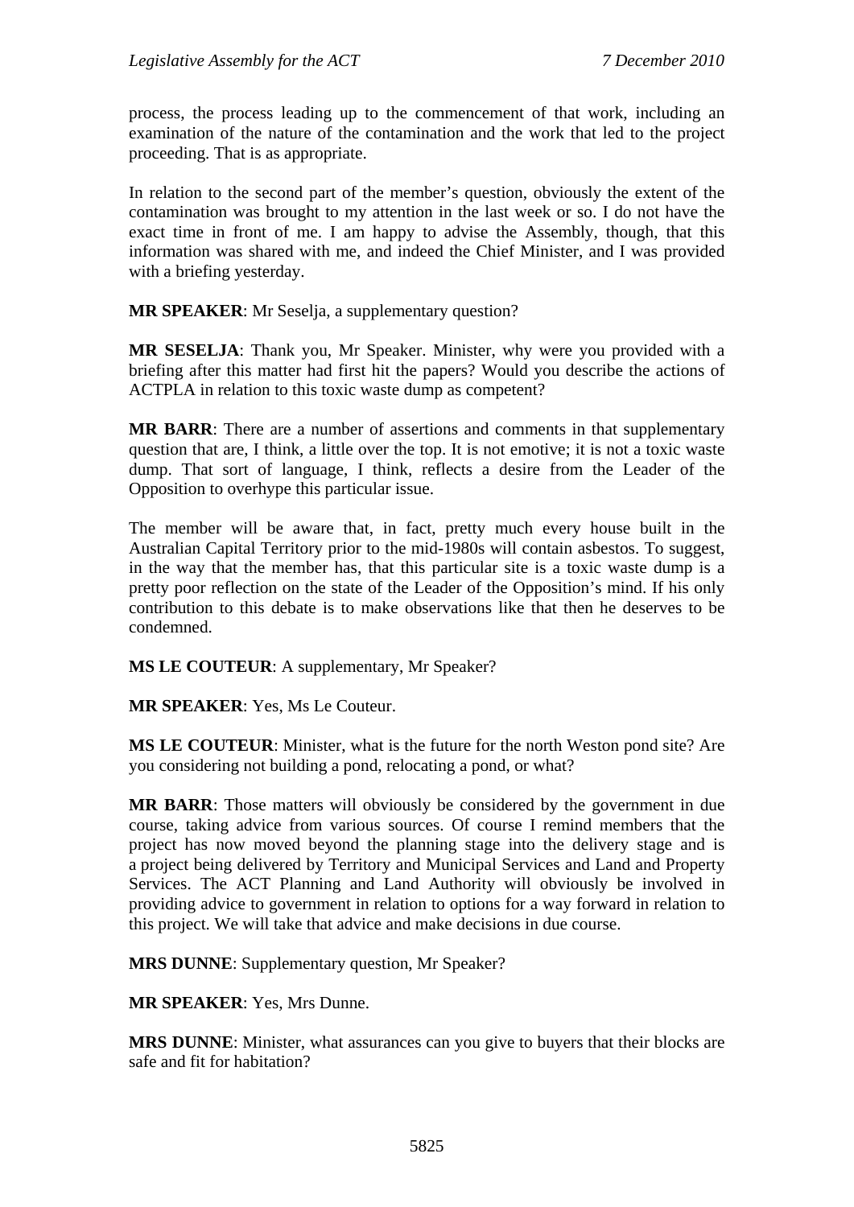process, the process leading up to the commencement of that work, including an examination of the nature of the contamination and the work that led to the project proceeding. That is as appropriate.

In relation to the second part of the member's question, obviously the extent of the contamination was brought to my attention in the last week or so. I do not have the exact time in front of me. I am happy to advise the Assembly, though, that this information was shared with me, and indeed the Chief Minister, and I was provided with a briefing yesterday.

**MR SPEAKER**: Mr Seselja, a supplementary question?

**MR SESELJA**: Thank you, Mr Speaker. Minister, why were you provided with a briefing after this matter had first hit the papers? Would you describe the actions of ACTPLA in relation to this toxic waste dump as competent?

**MR BARR**: There are a number of assertions and comments in that supplementary question that are, I think, a little over the top. It is not emotive; it is not a toxic waste dump. That sort of language, I think, reflects a desire from the Leader of the Opposition to overhype this particular issue.

The member will be aware that, in fact, pretty much every house built in the Australian Capital Territory prior to the mid-1980s will contain asbestos. To suggest, in the way that the member has, that this particular site is a toxic waste dump is a pretty poor reflection on the state of the Leader of the Opposition's mind. If his only contribution to this debate is to make observations like that then he deserves to be condemned.

**MS LE COUTEUR**: A supplementary, Mr Speaker?

**MR SPEAKER**: Yes, Ms Le Couteur.

**MS LE COUTEUR**: Minister, what is the future for the north Weston pond site? Are you considering not building a pond, relocating a pond, or what?

**MR BARR**: Those matters will obviously be considered by the government in due course, taking advice from various sources. Of course I remind members that the project has now moved beyond the planning stage into the delivery stage and is a project being delivered by Territory and Municipal Services and Land and Property Services. The ACT Planning and Land Authority will obviously be involved in providing advice to government in relation to options for a way forward in relation to this project. We will take that advice and make decisions in due course.

**MRS DUNNE**: Supplementary question, Mr Speaker?

**MR SPEAKER**: Yes, Mrs Dunne.

**MRS DUNNE**: Minister, what assurances can you give to buyers that their blocks are safe and fit for habitation?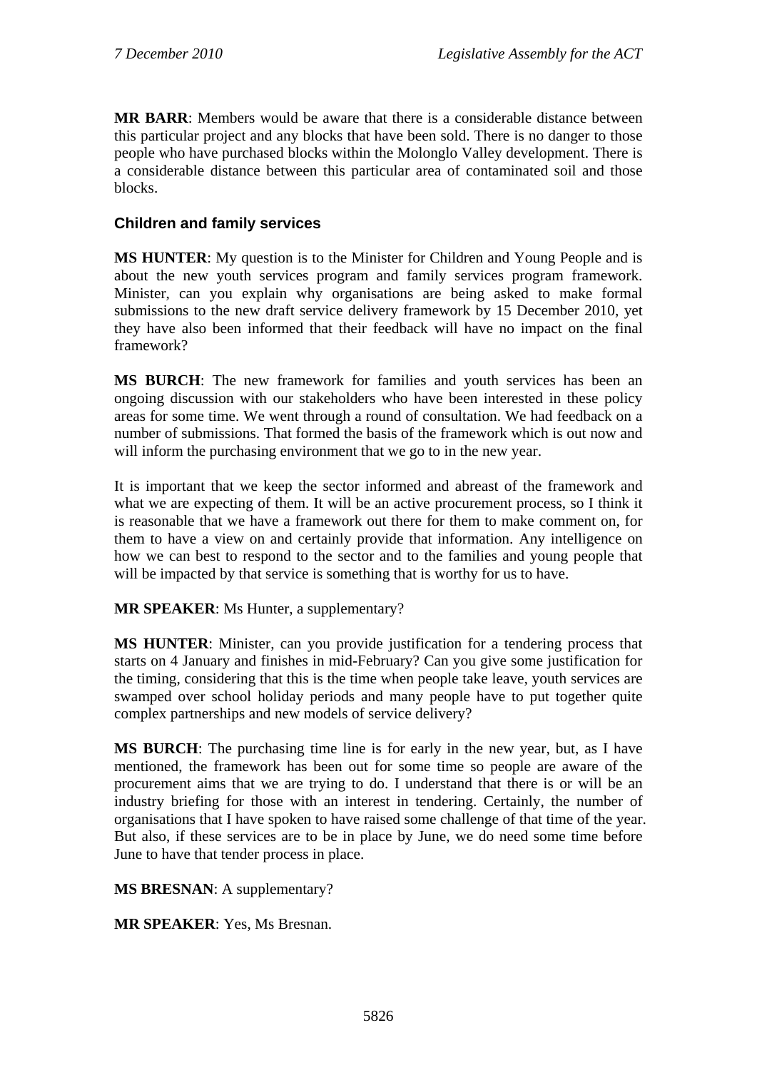**MR BARR**: Members would be aware that there is a considerable distance between this particular project and any blocks that have been sold. There is no danger to those people who have purchased blocks within the Molonglo Valley development. There is a considerable distance between this particular area of contaminated soil and those blocks.

### Children and family services

**MS HUNTER**: My question is to the Minister for Children and Young People and is about the new youth services program and family services program framework. Minister, can you explain why organisations are being asked to make formal submissions to the new draft service delivery framework by 15 December 2010, yet they have also been informed that their feedback will have no impact on the final framework?

**MS BURCH**: The new framework for families and youth services has been an ongoing discussion with our stakeholders who have been interested in these policy areas for some time. We went through a round of consultation. We had feedback on a number of submissions. That formed the basis of the framework which is out now and will inform the purchasing environment that we go to in the new year.

It is important that we keep the sector informed and abreast of the framework and what we are expecting of them. It will be an active procurement process, so I think it is reasonable that we have a framework out there for them to make comment on, for them to have a view on and certainly provide that information. Any intelligence on how we can best to respond to the sector and to the families and young people that will be impacted by that service is something that is worthy for us to have.

**MR SPEAKER**: Ms Hunter, a supplementary?

**MS HUNTER**: Minister, can you provide justification for a tendering process that starts on 4 January and finishes in mid-February? Can you give some justification for the timing, considering that this is the time when people take leave, youth services are swamped over school holiday periods and many people have to put together quite complex partnerships and new models of service delivery?

**MS BURCH**: The purchasing time line is for early in the new year, but, as I have mentioned, the framework has been out for some time so people are aware of the procurement aims that we are trying to do. I understand that there is or will be an industry briefing for those with an interest in tendering. Certainly, the number of organisations that I have spoken to have raised some challenge of that time of the year. But also, if these services are to be in place by June, we do need some time before June to have that tender process in place.

**MS BRESNAN**: A supplementary?

**MR SPEAKER**: Yes, Ms Bresnan.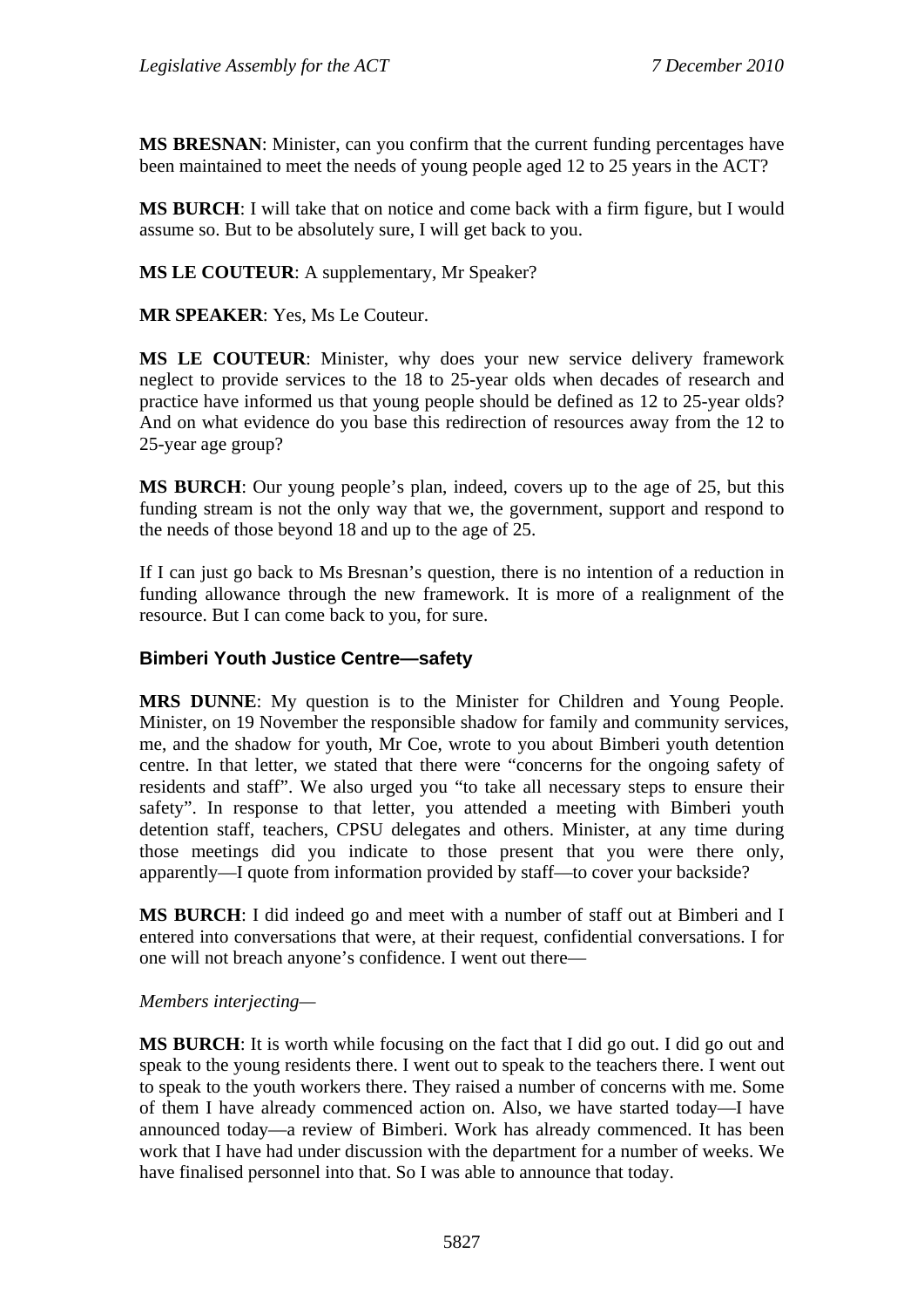**MS BRESNAN**: Minister, can you confirm that the current funding percentages have been maintained to meet the needs of young people aged 12 to 25 years in the ACT?

**MS BURCH**: I will take that on notice and come back with a firm figure, but I would assume so. But to be absolutely sure, I will get back to you.

**MS LE COUTEUR**: A supplementary, Mr Speaker?

**MR SPEAKER**: Yes, Ms Le Couteur.

**MS LE COUTEUR**: Minister, why does your new service delivery framework neglect to provide services to the 18 to 25-year olds when decades of research and practice have informed us that young people should be defined as 12 to 25-year olds? And on what evidence do you base this redirection of resources away from the 12 to 25-year age group?

**MS BURCH**: Our young people's plan, indeed, covers up to the age of 25, but this funding stream is not the only way that we, the government, support and respond to the needs of those beyond 18 and up to the age of 25.

If I can just go back to Ms Bresnan's question, there is no intention of a reduction in funding allowance through the new framework. It is more of a realignment of the resource. But I can come back to you, for sure.

### Bimberi Youth Justice Centre—safety

**MRS DUNNE**: My question is to the Minister for Children and Young People. Minister, on 19 November the responsible shadow for family and community services, me, and the shadow for youth, Mr Coe, wrote to you about Bimberi youth detention centre. In that letter, we stated that there were "concerns for the ongoing safety of residents and staff". We also urged you "to take all necessary steps to ensure their safety". In response to that letter, you attended a meeting with Bimberi youth detention staff, teachers, CPSU delegates and others. Minister, at any time during those meetings did you indicate to those present that you were there only, apparently—I quote from information provided by staff—to cover your backside?

**MS BURCH**: I did indeed go and meet with a number of staff out at Bimberi and I entered into conversations that were, at their request, confidential conversations. I for one will not breach anyone's confidence. I went out there—

*Members interjecting*—

**MS BURCH**: It is worth while focusing on the fact that I did go out. I did go out and speak to the young residents there. I went out to speak to the teachers there. I went out to speak to the youth workers there. They raised a number of concerns with me. Some of them I have already commenced action on. Also, we have started today—I have announced today—a review of Bimberi. Work has already commenced. It has been work that I have had under discussion with the department for a number of weeks. We have finalised personnel into that. So I was able to announce that today.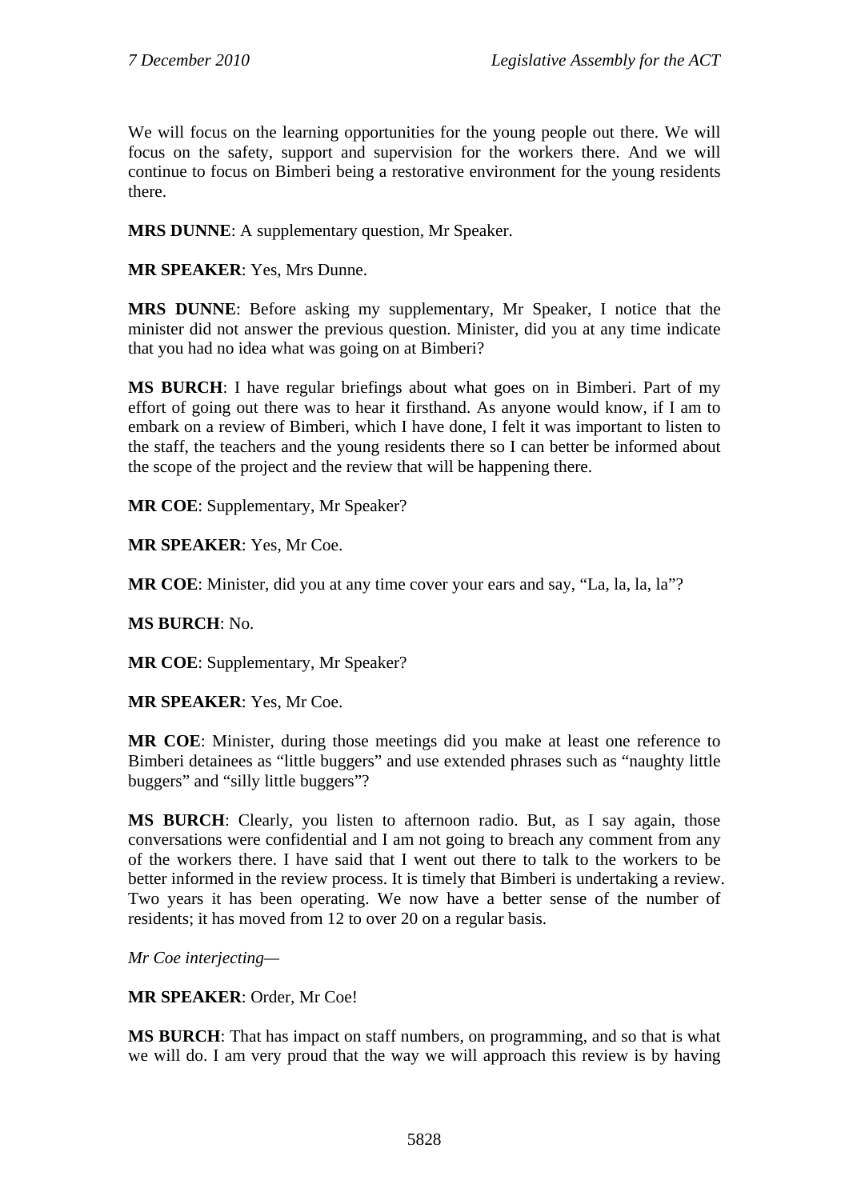We will focus on the learning opportunities for the young people out there. We will focus on the safety, support and supervision for the workers there. And we will continue to focus on Bimberi being a restorative environment for the young residents there.

**MRS DUNNE**: A supplementary question, Mr Speaker.

**MR SPEAKER**: Yes, Mrs Dunne.

**MRS DUNNE**: Before asking my supplementary, Mr Speaker, I notice that the minister did not answer the previous question. Minister, did you at any time indicate that you had no idea what was going on at Bimberi?

**MS BURCH**: I have regular briefings about what goes on in Bimberi. Part of my effort of going out there was to hear it firsthand. As anyone would know, if I am to embark on a review of Bimberi, which I have done, I felt it was important to listen to the staff, the teachers and the young residents there so I can better be informed about the scope of the project and the review that will be happening there.

**MR COE**: Supplementary, Mr Speaker?

**MR SPEAKER**: Yes, Mr Coe.

**MR COE**: Minister, did you at any time cover your ears and say, "La, la, la, la"?

**MS BURCH**: No.

**MR COE**: Supplementary, Mr Speaker?

**MR SPEAKER**: Yes, Mr Coe.

**MR COE**: Minister, during those meetings did you make at least one reference to Bimberi detainees as "little buggers" and use extended phrases such as "naughty little buggers" and "silly little buggers"?

**MS BURCH**: Clearly, you listen to afternoon radio. But, as I say again, those conversations were confidential and I am not going to breach any comment from any of the workers there. I have said that I went out there to talk to the workers to be better informed in the review process. It is timely that Bimberi is undertaking a review. Two years it has been operating. We now have a better sense of the number of residents; it has moved from 12 to over 20 on a regular basis.

*Mr Coe interjecting—*

**MR SPEAKER**: Order, Mr Coe!

**MS BURCH**: That has impact on staff numbers, on programming, and so that is what we will do. I am very proud that the way we will approach this review is by having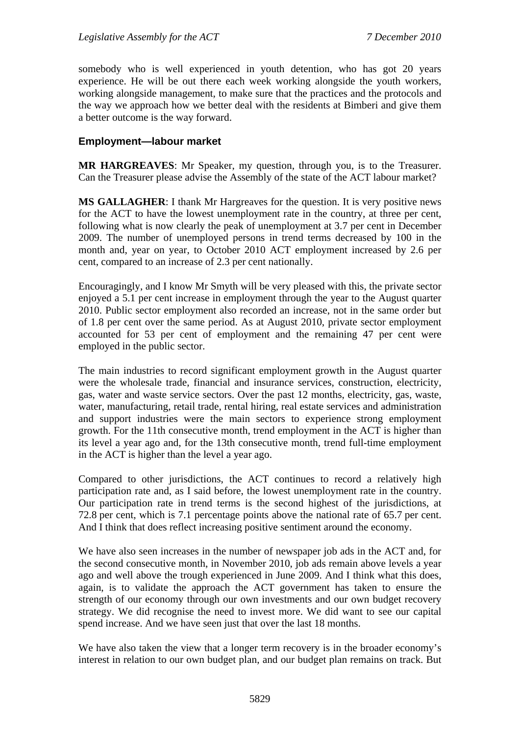somebody who is well experienced in youth detention, who has got 20 years experience. He will be out there each week working alongside the youth workers, working alongside management, to make sure that the practices and the protocols and the way we approach how we better deal with the residents at Bimberi and give them a better outcome is the way forward.

### Employment—labour market

**MR HARGREAVES**: Mr Speaker, my question, through you, is to the Treasurer. Can the Treasurer please advise the Assembly of the state of the ACT labour market?

**MS GALLAGHER**: I thank Mr Hargreaves for the question. It is very positive news for the ACT to have the lowest unemployment rate in the country, at three per cent, following what is now clearly the peak of unemployment at 3.7 per cent in December 2009. The number of unemployed persons in trend terms decreased by 100 in the month and, year on year, to October 2010 ACT employment increased by 2.6 per cent, compared to an increase of 2.3 per cent nationally.

Encouragingly, and I know Mr Smyth will be very pleased with this, the private sector enjoyed a 5.1 per cent increase in employment through the year to the August quarter 2010. Public sector employment also recorded an increase, not in the same order but of 1.8 per cent over the same period. As at August 2010, private sector employment accounted for 53 per cent of employment and the remaining 47 per cent were employed in the public sector.

The main industries to record significant employment growth in the August quarter were the wholesale trade, financial and insurance services, construction, electricity, gas, water and waste service sectors. Over the past 12 months, electricity, gas, waste, water, manufacturing, retail trade, rental hiring, real estate services and administration and support industries were the main sectors to experience strong employment growth. For the 11th consecutive month, trend employment in the ACT is higher than its level a year ago and, for the 13th consecutive month, trend full-time employment in the ACT is higher than the level a year ago.

Compared to other jurisdictions, the ACT continues to record a relatively high participation rate and, as I said before, the lowest unemployment rate in the country. Our participation rate in trend terms is the second highest of the jurisdictions, at 72.8 per cent, which is 7.1 percentage points above the national rate of 65.7 per cent. And I think that does reflect increasing positive sentiment around the economy.

We have also seen increases in the number of newspaper job ads in the ACT and, for the second consecutive month, in November 2010, job ads remain above levels a year ago and well above the trough experienced in June 2009. And I think what this does, again, is to validate the approach the ACT government has taken to ensure the strength of our economy through our own investments and our own budget recovery strategy. We did recognise the need to invest more. We did want to see our capital spend increase. And we have seen just that over the last 18 months.

We have also taken the view that a longer term recovery is in the broader economy's interest in relation to our own budget plan, and our budget plan remains on track. But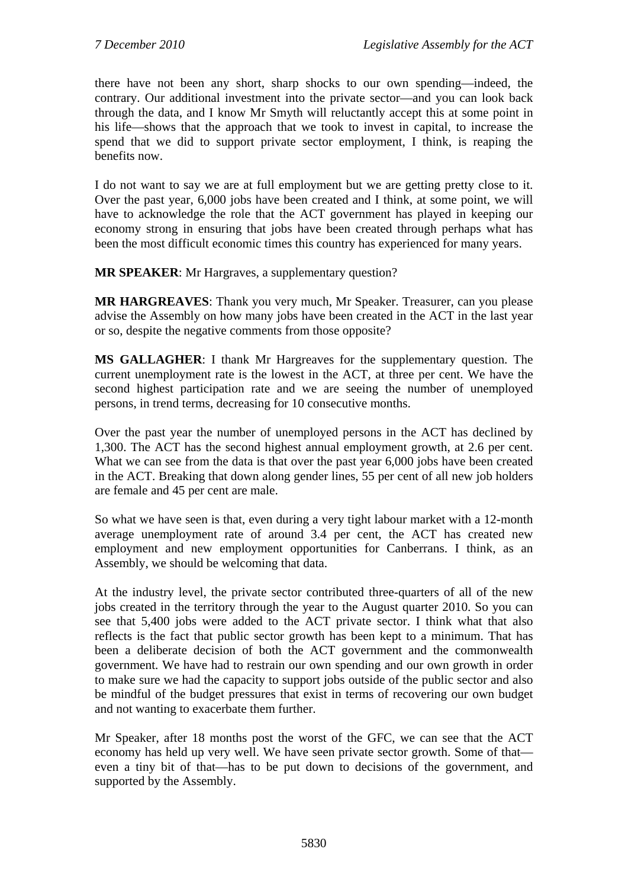there have not been any short, sharp shocks to our own spending—indeed, the contrary. Our additional investment into the private sector—and you can look back through the data, and I know Mr Smyth will reluctantly accept this at some point in his life—shows that the approach that we took to invest in capital, to increase the spend that we did to support private sector employment, I think, is reaping the benefits now.

I do not want to say we are at full employment but we are getting pretty close to it. Over the past year, 6,000 jobs have been created and I think, at some point, we will have to acknowledge the role that the ACT government has played in keeping our economy strong in ensuring that jobs have been created through perhaps what has been the most difficult economic times this country has experienced for many years.

**MR SPEAKER**: Mr Hargraves, a supplementary question?

**MR HARGREAVES**: Thank you very much, Mr Speaker. Treasurer, can you please advise the Assembly on how many jobs have been created in the ACT in the last year or so, despite the negative comments from those opposite?

**MS GALLAGHER**: I thank Mr Hargreaves for the supplementary question. The current unemployment rate is the lowest in the ACT, at three per cent. We have the second highest participation rate and we are seeing the number of unemployed persons, in trend terms, decreasing for 10 consecutive months.

Over the past year the number of unemployed persons in the ACT has declined by 1,300. The ACT has the second highest annual employment growth, at 2.6 per cent. What we can see from the data is that over the past year 6,000 jobs have been created in the ACT. Breaking that down along gender lines, 55 per cent of all new job holders are female and 45 per cent are male.

So what we have seen is that, even during a very tight labour market with a 12-month average unemployment rate of around 3.4 per cent, the ACT has created new employment and new employment opportunities for Canberrans. I think, as an Assembly, we should be welcoming that data.

At the industry level, the private sector contributed three-quarters of all of the new jobs created in the territory through the year to the August quarter 2010. So you can see that 5,400 jobs were added to the ACT private sector. I think what that also reflects is the fact that public sector growth has been kept to a minimum. That has been a deliberate decision of both the ACT government and the commonwealth government. We have had to restrain our own spending and our own growth in order to make sure we had the capacity to support jobs outside of the public sector and also be mindful of the budget pressures that exist in terms of recovering our own budget and not wanting to exacerbate them further.

Mr Speaker, after 18 months post the worst of the GFC, we can see that the ACT economy has held up very well. We have seen private sector growth. Some of that—even a tiny bit of that—has to be put down to decisions of the government, and supported by the Assembly.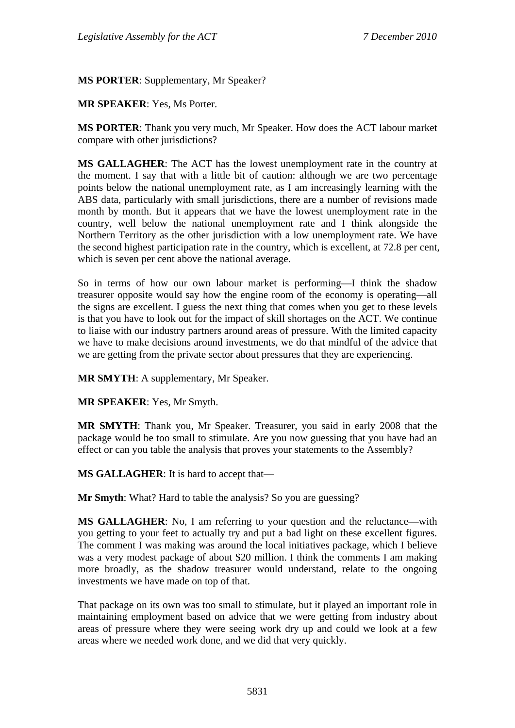**MS PORTER**: Supplementary, Mr Speaker?

**MR SPEAKER**: Yes, Ms Porter.

**MS PORTER**: Thank you very much, Mr Speaker. How does the ACT labour market compare with other jurisdictions?

**MS GALLAGHER**: The ACT has the lowest unemployment rate in the country at the moment. I say that with a little bit of caution: although we are two percentage points below the national unemployment rate, as I am increasingly learning with the ABS data, particularly with small jurisdictions, there are a number of revisions made month by month. But it appears that we have the lowest unemployment rate in the country, well below the national unemployment rate and I think alongside the Northern Territory as the other jurisdiction with a low unemployment rate. We have the second highest participation rate in the country, which is excellent, at 72.8 per cent, which is seven per cent above the national average.

So in terms of how our own labour market is performing—I think the shadow treasurer opposite would say how the engine room of the economy is operating—all the signs are excellent. I guess the next thing that comes when you get to these levels is that you have to look out for the impact of skill shortages on the ACT. We continue to liaise with our industry partners around areas of pressure. With the limited capacity we have to make decisions around investments, we do that mindful of the advice that we are getting from the private sector about pressures that they are experiencing.

**MR SMYTH**: A supplementary, Mr Speaker.

**MR SPEAKER**: Yes, Mr Smyth.

**MR SMYTH**: Thank you, Mr Speaker. Treasurer, you said in early 2008 that the package would be too small to stimulate. Are you now guessing that you have had an effect or can you table the analysis that proves your statements to the Assembly?

**MS GALLAGHER**: It is hard to accept that—

**Mr Smyth**: What? Hard to table the analysis? So you are guessing?

**MS GALLAGHER**: No, I am referring to your question and the reluctance—with you getting to your feet to actually try and put a bad light on these excellent figures. The comment I was making was around the local initiatives package, which I believe was a very modest package of about $20 million. I think the comments I am making more broadly, as the shadow treasurer would understand, relate to the ongoing investments we have made on top of that.

That package on its own was too small to stimulate, but it played an important role in maintaining employment based on advice that we were getting from industry about areas of pressure where they were seeing work dry up and could we look at a few areas where we needed work done, and we did that very quickly.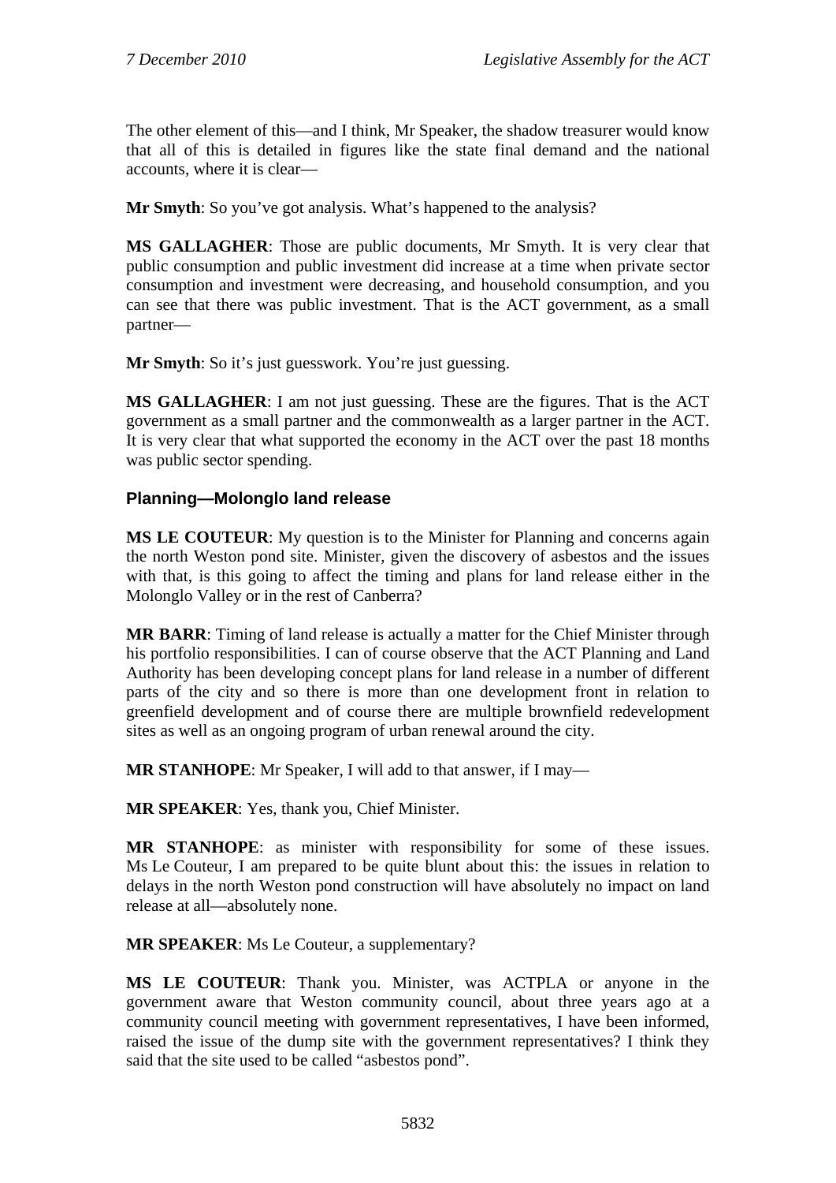The other element of this—and I think, Mr Speaker, the shadow treasurer would know that all of this is detailed in figures like the state final demand and the national accounts, where it is clear—

**Mr Smyth**: So you've got analysis. What's happened to the analysis?

**MS GALLAGHER**: Those are public documents, Mr Smyth. It is very clear that public consumption and public investment did increase at a time when private sector consumption and investment were decreasing, and household consumption, and you can see that there was public investment. That is the ACT government, as a small partner—

**Mr Smyth**: So it's just guesswork. You're just guessing.

**MS GALLAGHER**: I am not just guessing. These are the figures. That is the ACT government as a small partner and the commonwealth as a larger partner in the ACT. It is very clear that what supported the economy in the ACT over the past 18 months was public sector spending.

### Planning—Molonglo land release

**MS LE COUTEUR**: My question is to the Minister for Planning and concerns again the north Weston pond site. Minister, given the discovery of asbestos and the issues with that, is this going to affect the timing and plans for land release either in the Molonglo Valley or in the rest of Canberra?

**MR BARR**: Timing of land release is actually a matter for the Chief Minister through his portfolio responsibilities. I can of course observe that the ACT Planning and Land Authority has been developing concept plans for land release in a number of different parts of the city and so there is more than one development front in relation to greenfield development and of course there are multiple brownfield redevelopment sites as well as an ongoing program of urban renewal around the city.

**MR STANHOPE**: Mr Speaker, I will add to that answer, if I may—

**MR SPEAKER**: Yes, thank you, Chief Minister.

**MR STANHOPE**: as minister with responsibility for some of these issues. Ms Le Couteur, I am prepared to be quite blunt about this: the issues in relation to delays in the north Weston pond construction will have absolutely no impact on land release at all—absolutely none.

**MR SPEAKER**: Ms Le Couteur, a supplementary?

**MS LE COUTEUR**: Thank you. Minister, was ACTPLA or anyone in the government aware that Weston community council, about three years ago at a community council meeting with government representatives, I have been informed, raised the issue of the dump site with the government representatives? I think they said that the site used to be called "asbestos pond".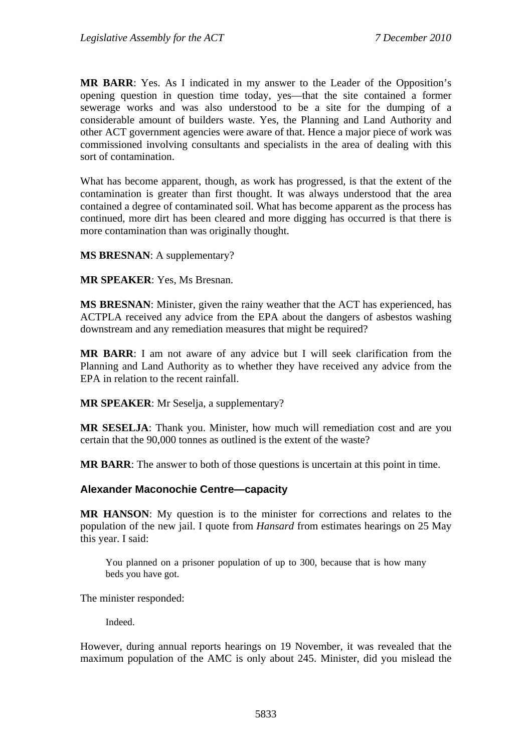**MR BARR**: Yes. As I indicated in my answer to the Leader of the Opposition's opening question in question time today, yes—that the site contained a former sewerage works and was also understood to be a site for the dumping of a considerable amount of builders waste. Yes, the Planning and Land Authority and other ACT government agencies were aware of that. Hence a major piece of work was commissioned involving consultants and specialists in the area of dealing with this sort of contamination.

What has become apparent, though, as work has progressed, is that the extent of the contamination is greater than first thought. It was always understood that the area contained a degree of contaminated soil. What has become apparent as the process has continued, more dirt has been cleared and more digging has occurred is that there is more contamination than was originally thought.

**MS BRESNAN**: A supplementary?

**MR SPEAKER**: Yes, Ms Bresnan.

**MS BRESNAN**: Minister, given the rainy weather that the ACT has experienced, has ACTPLA received any advice from the EPA about the dangers of asbestos washing downstream and any remediation measures that might be required?

**MR BARR**: I am not aware of any advice but I will seek clarification from the Planning and Land Authority as to whether they have received any advice from the EPA in relation to the recent rainfall.

**MR SPEAKER**: Mr Seselja, a supplementary?

**MR SESELJA**: Thank you. Minister, how much will remediation cost and are you certain that the 90,000 tonnes as outlined is the extent of the waste?

**MR BARR**: The answer to both of those questions is uncertain at this point in time.

### Alexander Maconochie Centre—capacity

**MR HANSON**: My question is to the minister for corrections and relates to the population of the new jail. I quote from *Hansard* from estimates hearings on 25 May this year. I said:

> You planned on a prisoner population of up to 300, because that is how many beds you have got.

The minister responded:

> Indeed.

However, during annual reports hearings on 19 November, it was revealed that the maximum population of the AMC is only about 245. Minister, did you mislead the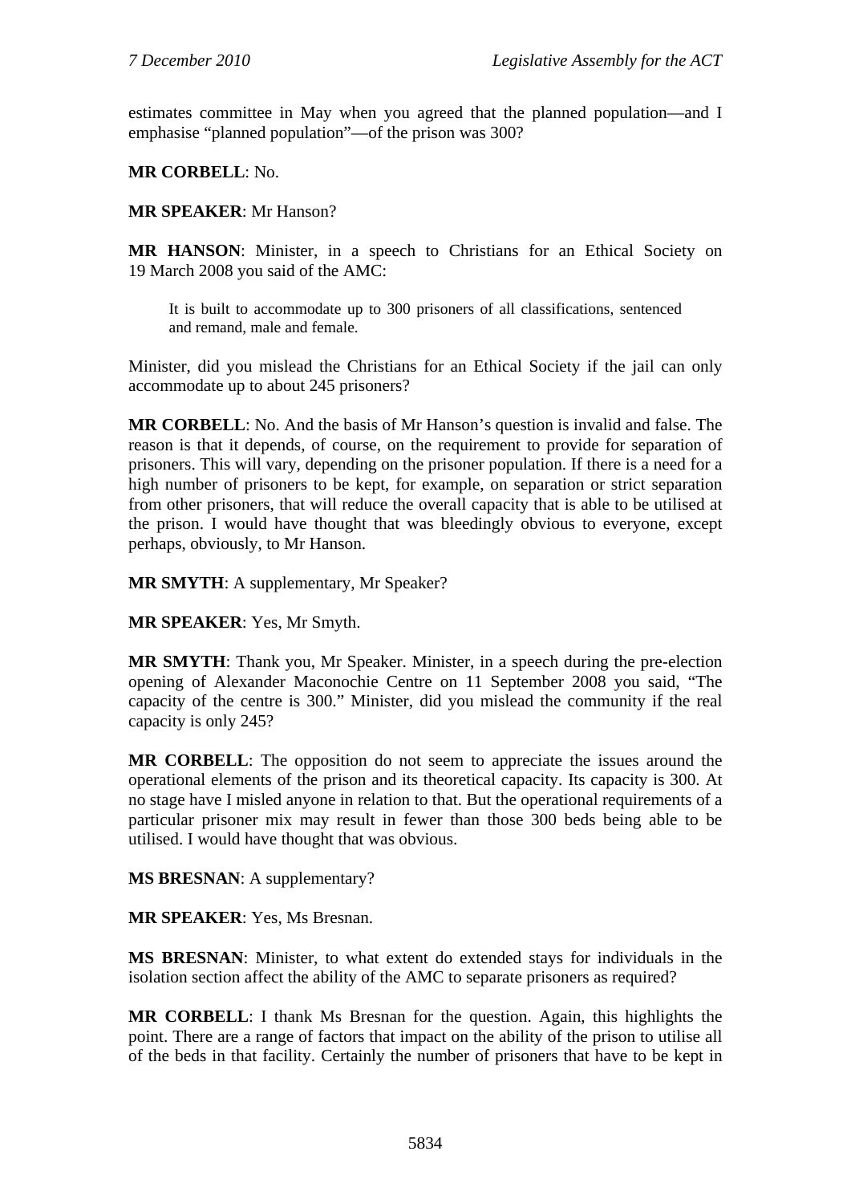estimates committee in May when you agreed that the planned population—and I emphasise "planned population"—of the prison was 300?

**MR CORBELL**: No.

**MR SPEAKER**: Mr Hanson?

**MR HANSON**: Minister, in a speech to Christians for an Ethical Society on 19 March 2008 you said of the AMC:

> It is built to accommodate up to 300 prisoners of all classifications, sentenced and remand, male and female.

Minister, did you mislead the Christians for an Ethical Society if the jail can only accommodate up to about 245 prisoners?

**MR CORBELL**: No. And the basis of Mr Hanson's question is invalid and false. The reason is that it depends, of course, on the requirement to provide for separation of prisoners. This will vary, depending on the prisoner population. If there is a need for a high number of prisoners to be kept, for example, on separation or strict separation from other prisoners, that will reduce the overall capacity that is able to be utilised at the prison. I would have thought that was bleedingly obvious to everyone, except perhaps, obviously, to Mr Hanson.

**MR SMYTH**: A supplementary, Mr Speaker?

**MR SPEAKER**: Yes, Mr Smyth.

**MR SMYTH**: Thank you, Mr Speaker. Minister, in a speech during the pre-election opening of Alexander Maconochie Centre on 11 September 2008 you said, "The capacity of the centre is 300." Minister, did you mislead the community if the real capacity is only 245?

**MR CORBELL**: The opposition do not seem to appreciate the issues around the operational elements of the prison and its theoretical capacity. Its capacity is 300. At no stage have I misled anyone in relation to that. But the operational requirements of a particular prisoner mix may result in fewer than those 300 beds being able to be utilised. I would have thought that was obvious.

**MS BRESNAN**: A supplementary?

**MR SPEAKER**: Yes, Ms Bresnan.

**MS BRESNAN**: Minister, to what extent do extended stays for individuals in the isolation section affect the ability of the AMC to separate prisoners as required?

**MR CORBELL**: I thank Ms Bresnan for the question. Again, this highlights the point. There are a range of factors that impact on the ability of the prison to utilise all of the beds in that facility. Certainly the number of prisoners that have to be kept in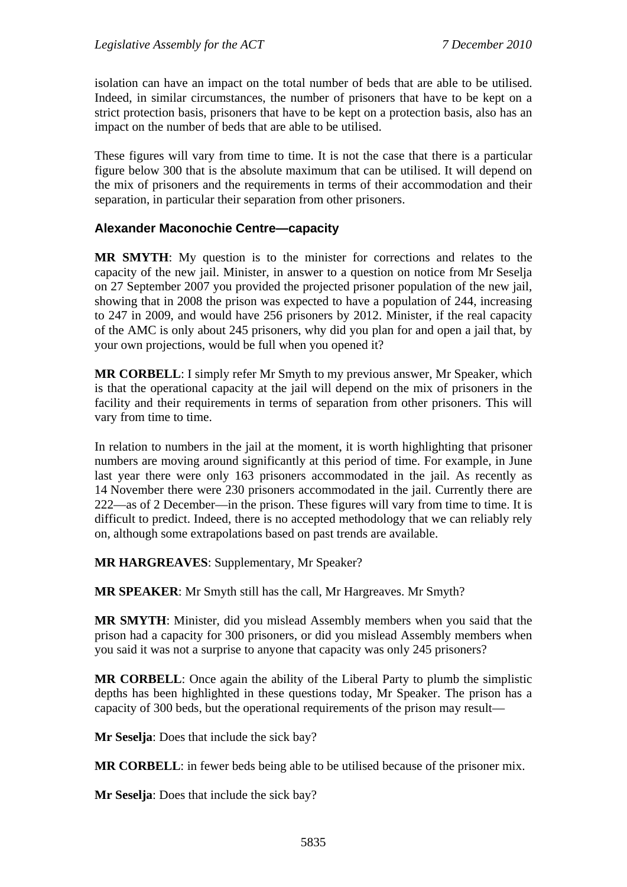isolation can have an impact on the total number of beds that are able to be utilised. Indeed, in similar circumstances, the number of prisoners that have to be kept on a strict protection basis, prisoners that have to be kept on a protection basis, also has an impact on the number of beds that are able to be utilised.

These figures will vary from time to time. It is not the case that there is a particular figure below 300 that is the absolute maximum that can be utilised. It will depend on the mix of prisoners and the requirements in terms of their accommodation and their separation, in particular their separation from other prisoners.

### Alexander Maconochie Centre—capacity

**MR SMYTH**: My question is to the minister for corrections and relates to the capacity of the new jail. Minister, in answer to a question on notice from Mr Seselja on 27 September 2007 you provided the projected prisoner population of the new jail, showing that in 2008 the prison was expected to have a population of 244, increasing to 247 in 2009, and would have 256 prisoners by 2012. Minister, if the real capacity of the AMC is only about 245 prisoners, why did you plan for and open a jail that, by your own projections, would be full when you opened it?

**MR CORBELL**: I simply refer Mr Smyth to my previous answer, Mr Speaker, which is that the operational capacity at the jail will depend on the mix of prisoners in the facility and their requirements in terms of separation from other prisoners. This will vary from time to time.

In relation to numbers in the jail at the moment, it is worth highlighting that prisoner numbers are moving around significantly at this period of time. For example, in June last year there were only 163 prisoners accommodated in the jail. As recently as 14 November there were 230 prisoners accommodated in the jail. Currently there are 222—as of 2 December—in the prison. These figures will vary from time to time. It is difficult to predict. Indeed, there is no accepted methodology that we can reliably rely on, although some extrapolations based on past trends are available.

**MR HARGREAVES**: Supplementary, Mr Speaker?

**MR SPEAKER**: Mr Smyth still has the call, Mr Hargreaves. Mr Smyth?

**MR SMYTH**: Minister, did you mislead Assembly members when you said that the prison had a capacity for 300 prisoners, or did you mislead Assembly members when you said it was not a surprise to anyone that capacity was only 245 prisoners?

**MR CORBELL**: Once again the ability of the Liberal Party to plumb the simplistic depths has been highlighted in these questions today, Mr Speaker. The prison has a capacity of 300 beds, but the operational requirements of the prison may result—

**Mr Seselja**: Does that include the sick bay?

**MR CORBELL**: in fewer beds being able to be utilised because of the prisoner mix.

**Mr Seselja**: Does that include the sick bay?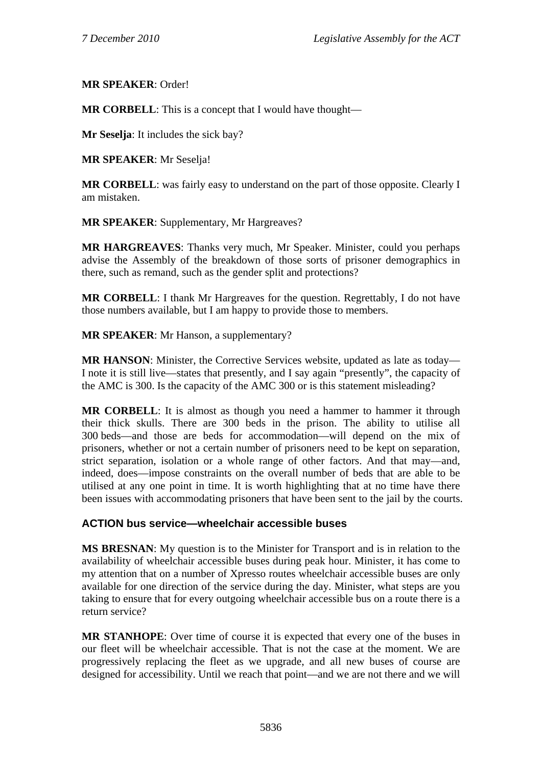**MR SPEAKER**: Order!

**MR CORBELL**: This is a concept that I would have thought—

**Mr Seselja**: It includes the sick bay?

**MR SPEAKER**: Mr Seselja!

**MR CORBELL**: was fairly easy to understand on the part of those opposite. Clearly I am mistaken.

**MR SPEAKER**: Supplementary, Mr Hargreaves?

**MR HARGREAVES**: Thanks very much, Mr Speaker. Minister, could you perhaps advise the Assembly of the breakdown of those sorts of prisoner demographics in there, such as remand, such as the gender split and protections?

**MR CORBELL**: I thank Mr Hargreaves for the question. Regrettably, I do not have those numbers available, but I am happy to provide those to members.

**MR SPEAKER**: Mr Hanson, a supplementary?

**MR HANSON**: Minister, the Corrective Services website, updated as late as today—I note it is still live—states that presently, and I say again "presently", the capacity of the AMC is 300. Is the capacity of the AMC 300 or is this statement misleading?

**MR CORBELL**: It is almost as though you need a hammer to hammer it through their thick skulls. There are 300 beds in the prison. The ability to utilise all 300 beds—and those are beds for accommodation—will depend on the mix of prisoners, whether or not a certain number of prisoners need to be kept on separation, strict separation, isolation or a whole range of other factors. And that may—and, indeed, does—impose constraints on the overall number of beds that are able to be utilised at any one point in time. It is worth highlighting that at no time have there been issues with accommodating prisoners that have been sent to the jail by the courts.

### ACTION bus service—wheelchair accessible buses

**MS BRESNAN**: My question is to the Minister for Transport and is in relation to the availability of wheelchair accessible buses during peak hour. Minister, it has come to my attention that on a number of Xpresso routes wheelchair accessible buses are only available for one direction of the service during the day. Minister, what steps are you taking to ensure that for every outgoing wheelchair accessible bus on a route there is a return service?

**MR STANHOPE**: Over time of course it is expected that every one of the buses in our fleet will be wheelchair accessible. That is not the case at the moment. We are progressively replacing the fleet as we upgrade, and all new buses of course are designed for accessibility. Until we reach that point—and we are not there and we will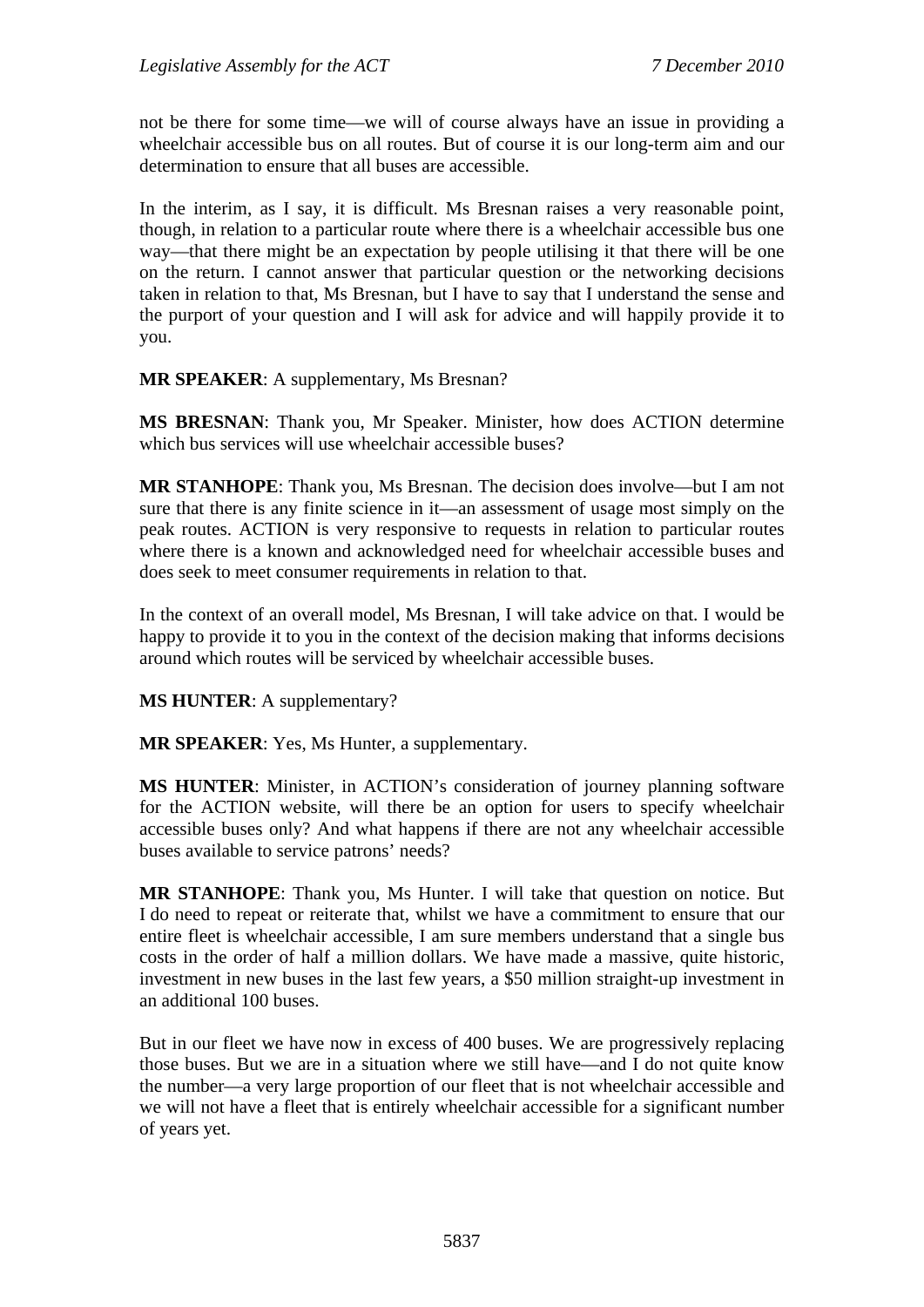not be there for some time—we will of course always have an issue in providing a wheelchair accessible bus on all routes. But of course it is our long-term aim and our determination to ensure that all buses are accessible.

In the interim, as I say, it is difficult. Ms Bresnan raises a very reasonable point, though, in relation to a particular route where there is a wheelchair accessible bus one way—that there might be an expectation by people utilising it that there will be one on the return. I cannot answer that particular question or the networking decisions taken in relation to that, Ms Bresnan, but I have to say that I understand the sense and the purport of your question and I will ask for advice and will happily provide it to you.

**MR SPEAKER**: A supplementary, Ms Bresnan?

**MS BRESNAN**: Thank you, Mr Speaker. Minister, how does ACTION determine which bus services will use wheelchair accessible buses?

**MR STANHOPE**: Thank you, Ms Bresnan. The decision does involve—but I am not sure that there is any finite science in it—an assessment of usage most simply on the peak routes. ACTION is very responsive to requests in relation to particular routes where there is a known and acknowledged need for wheelchair accessible buses and does seek to meet consumer requirements in relation to that.

In the context of an overall model, Ms Bresnan, I will take advice on that. I would be happy to provide it to you in the context of the decision making that informs decisions around which routes will be serviced by wheelchair accessible buses.

**MS HUNTER**: A supplementary?

**MR SPEAKER**: Yes, Ms Hunter, a supplementary.

**MS HUNTER**: Minister, in ACTION's consideration of journey planning software for the ACTION website, will there be an option for users to specify wheelchair accessible buses only? And what happens if there are not any wheelchair accessible buses available to service patrons' needs?

**MR STANHOPE**: Thank you, Ms Hunter. I will take that question on notice. But I do need to repeat or reiterate that, whilst we have a commitment to ensure that our entire fleet is wheelchair accessible, I am sure members understand that a single bus costs in the order of half a million dollars. We have made a massive, quite historic, investment in new buses in the last few years, a $50 million straight-up investment in an additional 100 buses.

But in our fleet we have now in excess of 400 buses. We are progressively replacing those buses. But we are in a situation where we still have—and I do not quite know the number—a very large proportion of our fleet that is not wheelchair accessible and we will not have a fleet that is entirely wheelchair accessible for a significant number of years yet.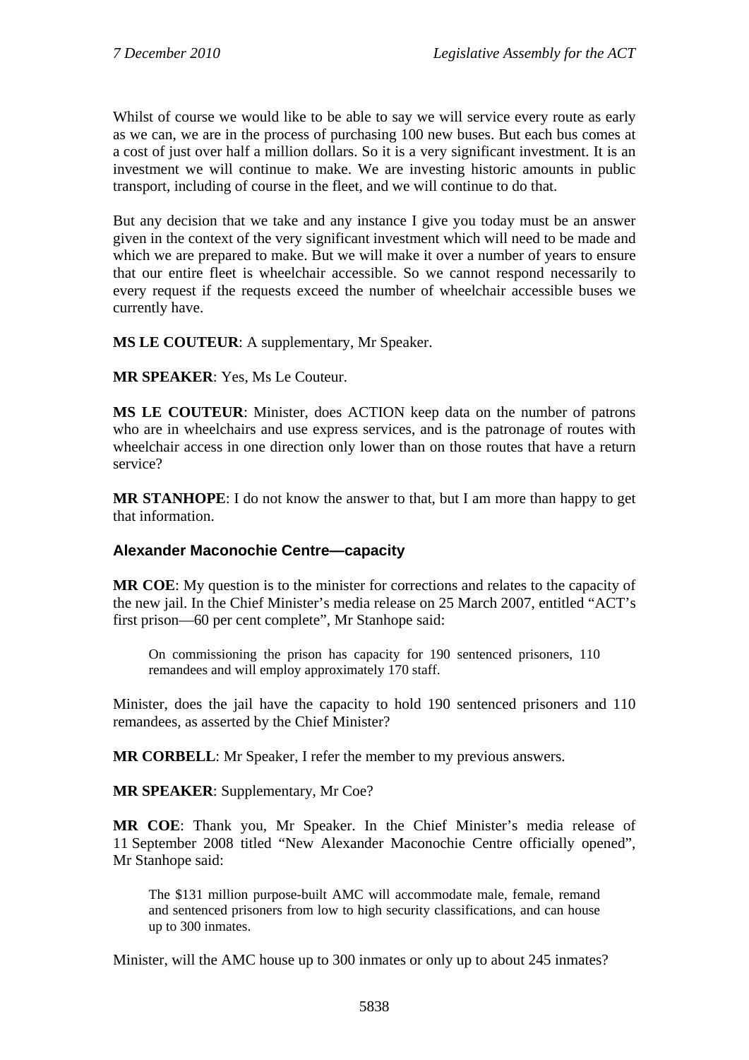Whilst of course we would like to be able to say we will service every route as early as we can, we are in the process of purchasing 100 new buses. But each bus comes at a cost of just over half a million dollars. So it is a very significant investment. It is an investment we will continue to make. We are investing historic amounts in public transport, including of course in the fleet, and we will continue to do that.

But any decision that we take and any instance I give you today must be an answer given in the context of the very significant investment which will need to be made and which we are prepared to make. But we will make it over a number of years to ensure that our entire fleet is wheelchair accessible. So we cannot respond necessarily to every request if the requests exceed the number of wheelchair accessible buses we currently have.

**MS LE COUTEUR**: A supplementary, Mr Speaker.

**MR SPEAKER**: Yes, Ms Le Couteur.

**MS LE COUTEUR**: Minister, does ACTION keep data on the number of patrons who are in wheelchairs and use express services, and is the patronage of routes with wheelchair access in one direction only lower than on those routes that have a return service?

**MR STANHOPE**: I do not know the answer to that, but I am more than happy to get that information.

### Alexander Maconochie Centre—capacity

**MR COE**: My question is to the minister for corrections and relates to the capacity of the new jail. In the Chief Minister's media release on 25 March 2007, entitled "ACT's first prison—60 per cent complete", Mr Stanhope said:

> On commissioning the prison has capacity for 190 sentenced prisoners, 110 remandees and will employ approximately 170 staff.

Minister, does the jail have the capacity to hold 190 sentenced prisoners and 110 remandees, as asserted by the Chief Minister?

**MR CORBELL**: Mr Speaker, I refer the member to my previous answers.

**MR SPEAKER**: Supplementary, Mr Coe?

**MR COE**: Thank you, Mr Speaker. In the Chief Minister's media release of 11 September 2008 titled "New Alexander Maconochie Centre officially opened", Mr Stanhope said:

> The $131 million purpose-built AMC will accommodate male, female, remand and sentenced prisoners from low to high security classifications, and can house up to 300 inmates.

Minister, will the AMC house up to 300 inmates or only up to about 245 inmates?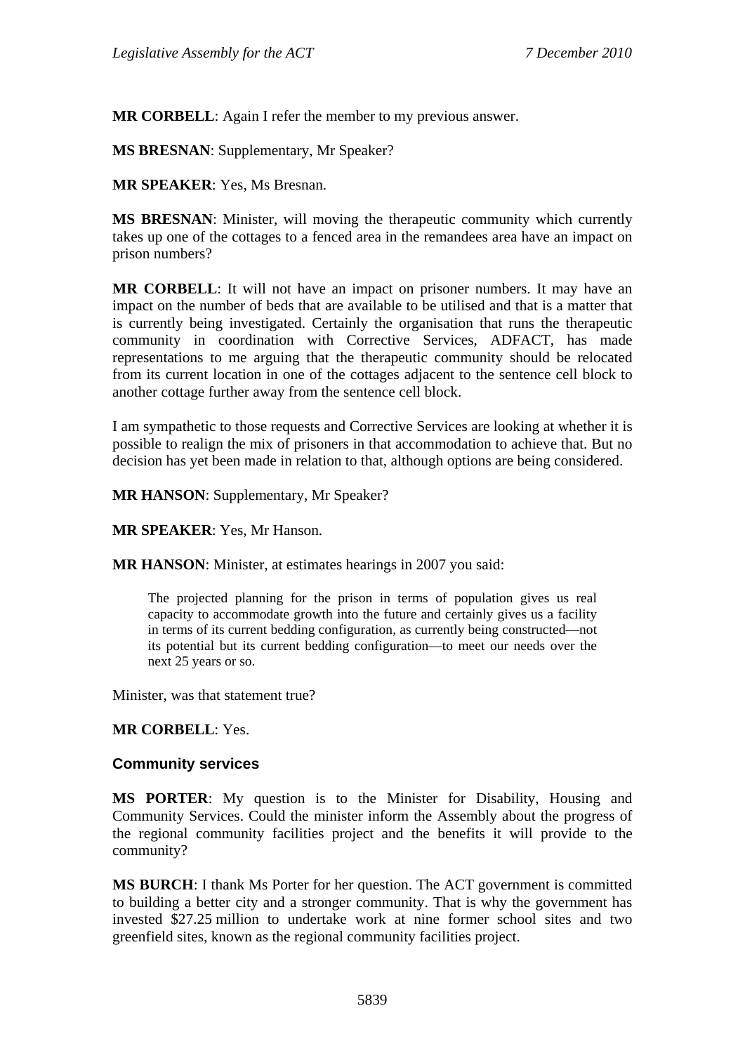**MR CORBELL**: Again I refer the member to my previous answer.

**MS BRESNAN**: Supplementary, Mr Speaker?

**MR SPEAKER**: Yes, Ms Bresnan.

**MS BRESNAN**: Minister, will moving the therapeutic community which currently takes up one of the cottages to a fenced area in the remandees area have an impact on prison numbers?

**MR CORBELL**: It will not have an impact on prisoner numbers. It may have an impact on the number of beds that are available to be utilised and that is a matter that is currently being investigated. Certainly the organisation that runs the therapeutic community in coordination with Corrective Services, ADFACT, has made representations to me arguing that the therapeutic community should be relocated from its current location in one of the cottages adjacent to the sentence cell block to another cottage further away from the sentence cell block.

I am sympathetic to those requests and Corrective Services are looking at whether it is possible to realign the mix of prisoners in that accommodation to achieve that. But no decision has yet been made in relation to that, although options are being considered.

**MR HANSON**: Supplementary, Mr Speaker?

**MR SPEAKER**: Yes, Mr Hanson.

**MR HANSON**: Minister, at estimates hearings in 2007 you said:

> The projected planning for the prison in terms of population gives us real capacity to accommodate growth into the future and certainly gives us a facility in terms of its current bedding configuration, as currently being constructed—not its potential but its current bedding configuration—to meet our needs over the next 25 years or so.

Minister, was that statement true?

**MR CORBELL**: Yes.

### Community services

**MS PORTER**: My question is to the Minister for Disability, Housing and Community Services. Could the minister inform the Assembly about the progress of the regional community facilities project and the benefits it will provide to the community?

**MS BURCH**: I thank Ms Porter for her question. The ACT government is committed to building a better city and a stronger community. That is why the government has invested $27.25 million to undertake work at nine former school sites and two greenfield sites, known as the regional community facilities project.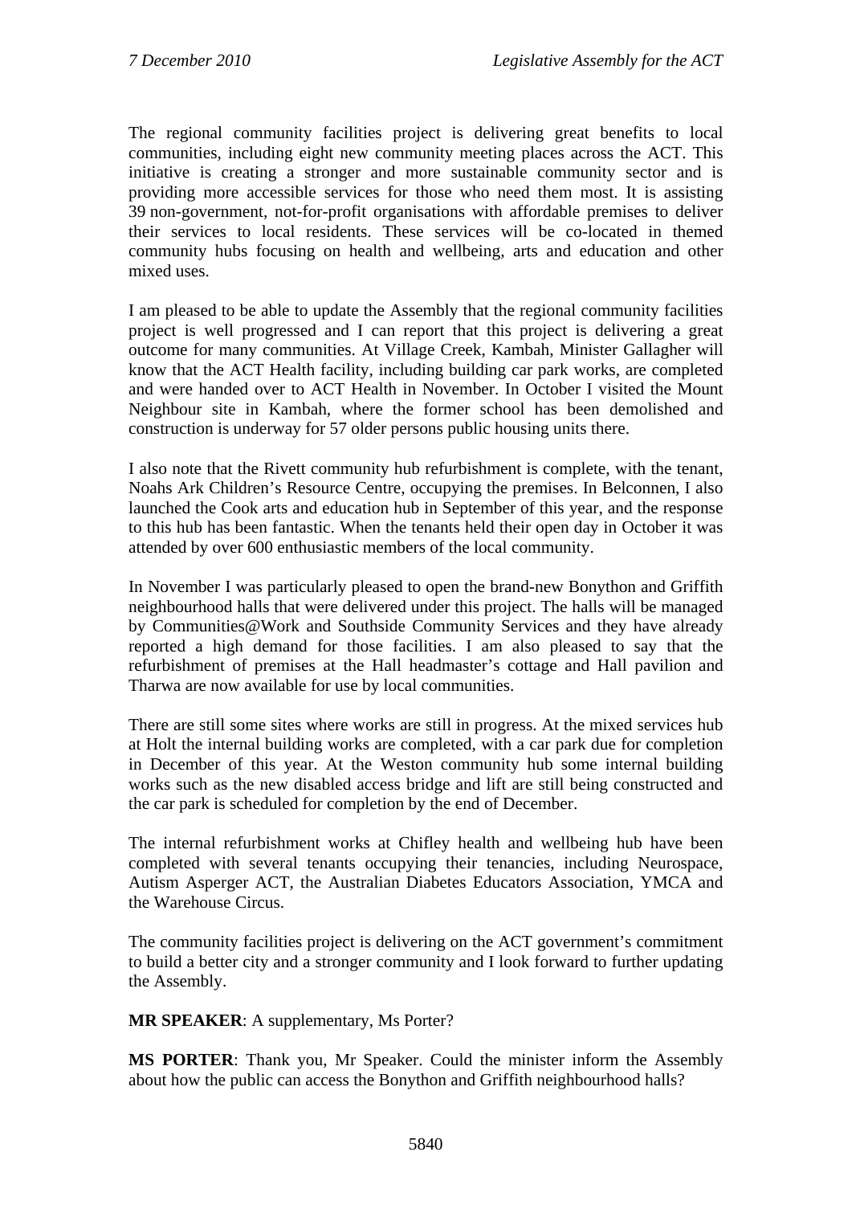The regional community facilities project is delivering great benefits to local communities, including eight new community meeting places across the ACT. This initiative is creating a stronger and more sustainable community sector and is providing more accessible services for those who need them most. It is assisting 39 non-government, not-for-profit organisations with affordable premises to deliver their services to local residents. These services will be co-located in themed community hubs focusing on health and wellbeing, arts and education and other mixed uses.

I am pleased to be able to update the Assembly that the regional community facilities project is well progressed and I can report that this project is delivering a great outcome for many communities. At Village Creek, Kambah, Minister Gallagher will know that the ACT Health facility, including building car park works, are completed and were handed over to ACT Health in November. In October I visited the Mount Neighbour site in Kambah, where the former school has been demolished and construction is underway for 57 older persons public housing units there.

I also note that the Rivett community hub refurbishment is complete, with the tenant, Noahs Ark Children's Resource Centre, occupying the premises. In Belconnen, I also launched the Cook arts and education hub in September of this year, and the response to this hub has been fantastic. When the tenants held their open day in October it was attended by over 600 enthusiastic members of the local community.

In November I was particularly pleased to open the brand-new Bonython and Griffith neighbourhood halls that were delivered under this project. The halls will be managed by Communities@Work and Southside Community Services and they have already reported a high demand for those facilities. I am also pleased to say that the refurbishment of premises at the Hall headmaster's cottage and Hall pavilion and Tharwa are now available for use by local communities.

There are still some sites where works are still in progress. At the mixed services hub at Holt the internal building works are completed, with a car park due for completion in December of this year. At the Weston community hub some internal building works such as the new disabled access bridge and lift are still being constructed and the car park is scheduled for completion by the end of December.

The internal refurbishment works at Chifley health and wellbeing hub have been completed with several tenants occupying their tenancies, including Neurospace, Autism Asperger ACT, the Australian Diabetes Educators Association, YMCA and the Warehouse Circus.

The community facilities project is delivering on the ACT government's commitment to build a better city and a stronger community and I look forward to further updating the Assembly.

**MR SPEAKER**: A supplementary, Ms Porter?

**MS PORTER**: Thank you, Mr Speaker. Could the minister inform the Assembly about how the public can access the Bonython and Griffith neighbourhood halls?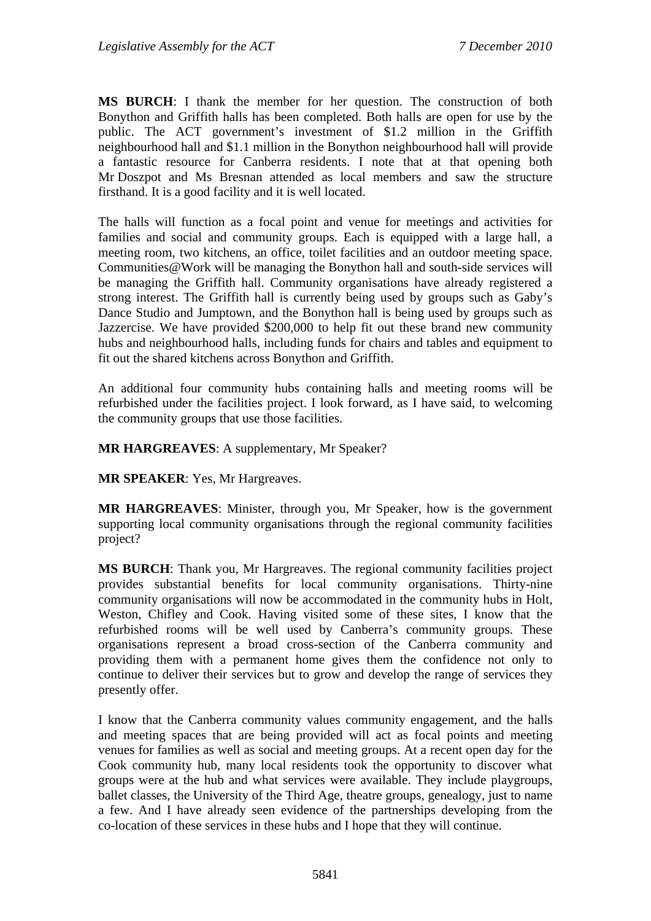**MS BURCH**: I thank the member for her question. The construction of both Bonython and Griffith halls has been completed. Both halls are open for use by the public. The ACT government's investment of $1.2 million in the Griffith neighbourhood hall and $1.1 million in the Bonython neighbourhood hall will provide a fantastic resource for Canberra residents. I note that at that opening both Mr Doszpot and Ms Bresnan attended as local members and saw the structure firsthand. It is a good facility and it is well located.

The halls will function as a focal point and venue for meetings and activities for families and social and community groups. Each is equipped with a large hall, a meeting room, two kitchens, an office, toilet facilities and an outdoor meeting space. Communities@Work will be managing the Bonython hall and south-side services will be managing the Griffith hall. Community organisations have already registered a strong interest. The Griffith hall is currently being used by groups such as Gaby's Dance Studio and Jumptown, and the Bonython hall is being used by groups such as Jazzercise. We have provided $200,000 to help fit out these brand new community hubs and neighbourhood halls, including funds for chairs and tables and equipment to fit out the shared kitchens across Bonython and Griffith.

An additional four community hubs containing halls and meeting rooms will be refurbished under the facilities project. I look forward, as I have said, to welcoming the community groups that use those facilities.

**MR HARGREAVES**: A supplementary, Mr Speaker?

**MR SPEAKER**: Yes, Mr Hargreaves.

**MR HARGREAVES**: Minister, through you, Mr Speaker, how is the government supporting local community organisations through the regional community facilities project?

**MS BURCH**: Thank you, Mr Hargreaves. The regional community facilities project provides substantial benefits for local community organisations. Thirty-nine community organisations will now be accommodated in the community hubs in Holt, Weston, Chifley and Cook. Having visited some of these sites, I know that the refurbished rooms will be well used by Canberra's community groups. These organisations represent a broad cross-section of the Canberra community and providing them with a permanent home gives them the confidence not only to continue to deliver their services but to grow and develop the range of services they presently offer.

I know that the Canberra community values community engagement, and the halls and meeting spaces that are being provided will act as focal points and meeting venues for families as well as social and meeting groups. At a recent open day for the Cook community hub, many local residents took the opportunity to discover what groups were at the hub and what services were available. They include playgroups, ballet classes, the University of the Third Age, theatre groups, genealogy, just to name a few. And I have already seen evidence of the partnerships developing from the co-location of these services in these hubs and I hope that they will continue.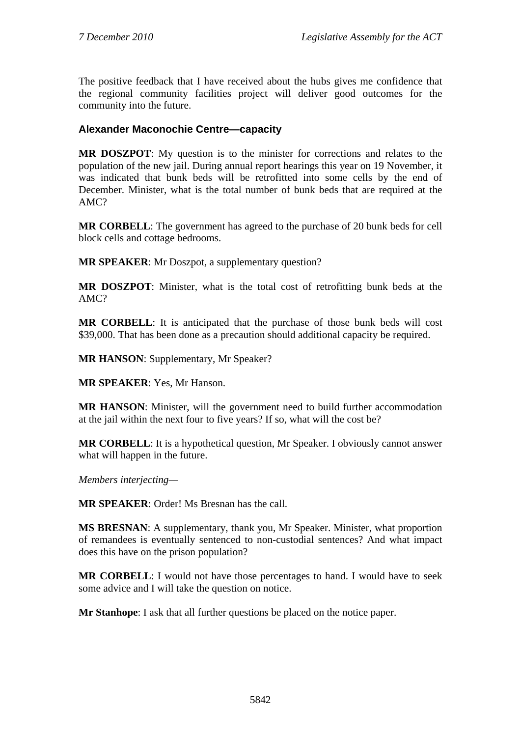The positive feedback that I have received about the hubs gives me confidence that the regional community facilities project will deliver good outcomes for the community into the future.

### Alexander Maconochie Centre—capacity

**MR DOSZPOT**: My question is to the minister for corrections and relates to the population of the new jail. During annual report hearings this year on 19 November, it was indicated that bunk beds will be retrofitted into some cells by the end of December. Minister, what is the total number of bunk beds that are required at the AMC?

**MR CORBELL**: The government has agreed to the purchase of 20 bunk beds for cell block cells and cottage bedrooms.

**MR SPEAKER**: Mr Doszpot, a supplementary question?

**MR DOSZPOT**: Minister, what is the total cost of retrofitting bunk beds at the AMC?

**MR CORBELL**: It is anticipated that the purchase of those bunk beds will cost $39,000. That has been done as a precaution should additional capacity be required.

**MR HANSON**: Supplementary, Mr Speaker?

**MR SPEAKER**: Yes, Mr Hanson.

**MR HANSON**: Minister, will the government need to build further accommodation at the jail within the next four to five years? If so, what will the cost be?

**MR CORBELL**: It is a hypothetical question, Mr Speaker. I obviously cannot answer what will happen in the future.

*Members interjecting—*

**MR SPEAKER**: Order! Ms Bresnan has the call.

**MS BRESNAN**: A supplementary, thank you, Mr Speaker. Minister, what proportion of remandees is eventually sentenced to non-custodial sentences? And what impact does this have on the prison population?

**MR CORBELL**: I would not have those percentages to hand. I would have to seek some advice and I will take the question on notice.

**Mr Stanhope**: I ask that all further questions be placed on the notice paper.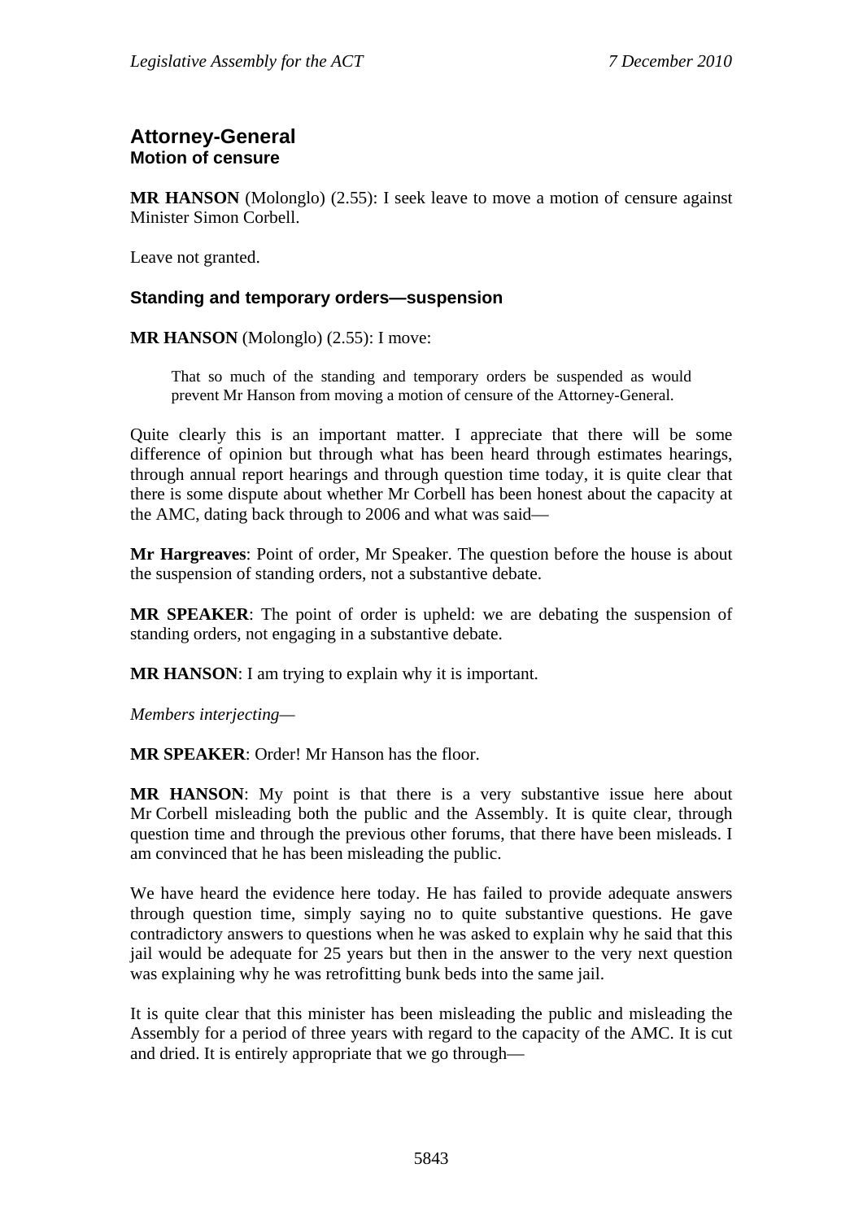## Attorney-General
### Motion of censure

**MR HANSON** (Molonglo) (2.55): I seek leave to move a motion of censure against Minister Simon Corbell.

Leave not granted.

### Standing and temporary orders—suspension

**MR HANSON** (Molonglo) (2.55): I move:

> That so much of the standing and temporary orders be suspended as would prevent Mr Hanson from moving a motion of censure of the Attorney-General.

Quite clearly this is an important matter. I appreciate that there will be some difference of opinion but through what has been heard through estimates hearings, through annual report hearings and through question time today, it is quite clear that there is some dispute about whether Mr Corbell has been honest about the capacity at the AMC, dating back through to 2006 and what was said—

**Mr Hargreaves**: Point of order, Mr Speaker. The question before the house is about the suspension of standing orders, not a substantive debate.

**MR SPEAKER**: The point of order is upheld: we are debating the suspension of standing orders, not engaging in a substantive debate.

**MR HANSON**: I am trying to explain why it is important.

*Members interjecting*—

**MR SPEAKER**: Order! Mr Hanson has the floor.

**MR HANSON**: My point is that there is a very substantive issue here about Mr Corbell misleading both the public and the Assembly. It is quite clear, through question time and through the previous other forums, that there have been misleads. I am convinced that he has been misleading the public.

We have heard the evidence here today. He has failed to provide adequate answers through question time, simply saying no to quite substantive questions. He gave contradictory answers to questions when he was asked to explain why he said that this jail would be adequate for 25 years but then in the answer to the very next question was explaining why he was retrofitting bunk beds into the same jail.

It is quite clear that this minister has been misleading the public and misleading the Assembly for a period of three years with regard to the capacity of the AMC. It is cut and dried. It is entirely appropriate that we go through—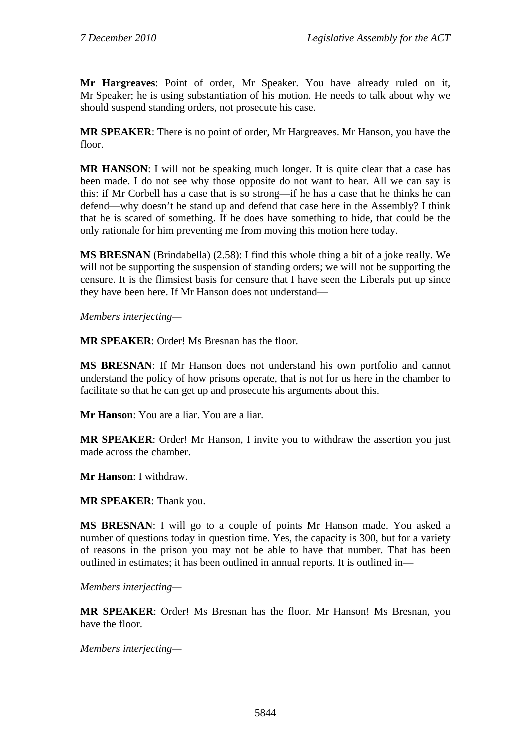**Mr Hargreaves**: Point of order, Mr Speaker. You have already ruled on it, Mr Speaker; he is using substantiation of his motion. He needs to talk about why we should suspend standing orders, not prosecute his case.

**MR SPEAKER**: There is no point of order, Mr Hargreaves. Mr Hanson, you have the floor.

**MR HANSON**: I will not be speaking much longer. It is quite clear that a case has been made. I do not see why those opposite do not want to hear. All we can say is this: if Mr Corbell has a case that is so strong—if he has a case that he thinks he can defend—why doesn't he stand up and defend that case here in the Assembly? I think that he is scared of something. If he does have something to hide, that could be the only rationale for him preventing me from moving this motion here today.

**MS BRESNAN** (Brindabella) (2.58): I find this whole thing a bit of a joke really. We will not be supporting the suspension of standing orders; we will not be supporting the censure. It is the flimsiest basis for censure that I have seen the Liberals put up since they have been here. If Mr Hanson does not understand—

*Members interjecting*—

**MR SPEAKER**: Order! Ms Bresnan has the floor.

**MS BRESNAN**: If Mr Hanson does not understand his own portfolio and cannot understand the policy of how prisons operate, that is not for us here in the chamber to facilitate so that he can get up and prosecute his arguments about this.

**Mr Hanson**: You are a liar. You are a liar.

**MR SPEAKER**: Order! Mr Hanson, I invite you to withdraw the assertion you just made across the chamber.

**Mr Hanson**: I withdraw.

**MR SPEAKER**: Thank you.

**MS BRESNAN**: I will go to a couple of points Mr Hanson made. You asked a number of questions today in question time. Yes, the capacity is 300, but for a variety of reasons in the prison you may not be able to have that number. That has been outlined in estimates; it has been outlined in annual reports. It is outlined in—

*Members interjecting*—

**MR SPEAKER**: Order! Ms Bresnan has the floor. Mr Hanson! Ms Bresnan, you have the floor.

*Members interjecting*—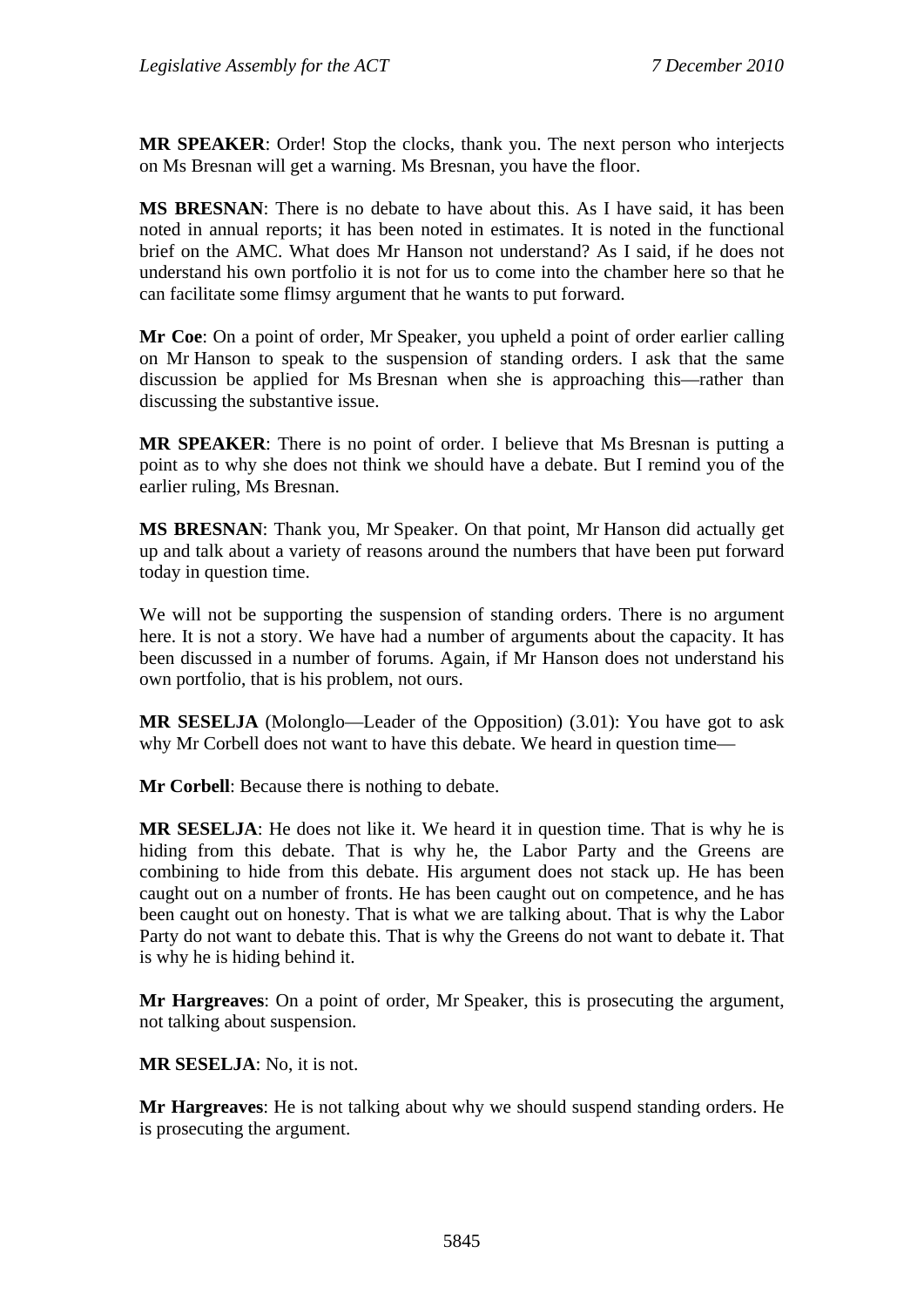**MR SPEAKER**: Order! Stop the clocks, thank you. The next person who interjects on Ms Bresnan will get a warning. Ms Bresnan, you have the floor.

**MS BRESNAN**: There is no debate to have about this. As I have said, it has been noted in annual reports; it has been noted in estimates. It is noted in the functional brief on the AMC. What does Mr Hanson not understand? As I said, if he does not understand his own portfolio it is not for us to come into the chamber here so that he can facilitate some flimsy argument that he wants to put forward.

**Mr Coe**: On a point of order, Mr Speaker, you upheld a point of order earlier calling on Mr Hanson to speak to the suspension of standing orders. I ask that the same discussion be applied for Ms Bresnan when she is approaching this—rather than discussing the substantive issue.

**MR SPEAKER**: There is no point of order. I believe that Ms Bresnan is putting a point as to why she does not think we should have a debate. But I remind you of the earlier ruling, Ms Bresnan.

**MS BRESNAN**: Thank you, Mr Speaker. On that point, Mr Hanson did actually get up and talk about a variety of reasons around the numbers that have been put forward today in question time.

We will not be supporting the suspension of standing orders. There is no argument here. It is not a story. We have had a number of arguments about the capacity. It has been discussed in a number of forums. Again, if Mr Hanson does not understand his own portfolio, that is his problem, not ours.

**MR SESELJA** (Molonglo—Leader of the Opposition) (3.01): You have got to ask why Mr Corbell does not want to have this debate. We heard in question time—

**Mr Corbell**: Because there is nothing to debate.

**MR SESELJA**: He does not like it. We heard it in question time. That is why he is hiding from this debate. That is why he, the Labor Party and the Greens are combining to hide from this debate. His argument does not stack up. He has been caught out on a number of fronts. He has been caught out on competence, and he has been caught out on honesty. That is what we are talking about. That is why the Labor Party do not want to debate this. That is why the Greens do not want to debate it. That is why he is hiding behind it.

**Mr Hargreaves**: On a point of order, Mr Speaker, this is prosecuting the argument, not talking about suspension.

**MR SESELJA**: No, it is not.

**Mr Hargreaves**: He is not talking about why we should suspend standing orders. He is prosecuting the argument.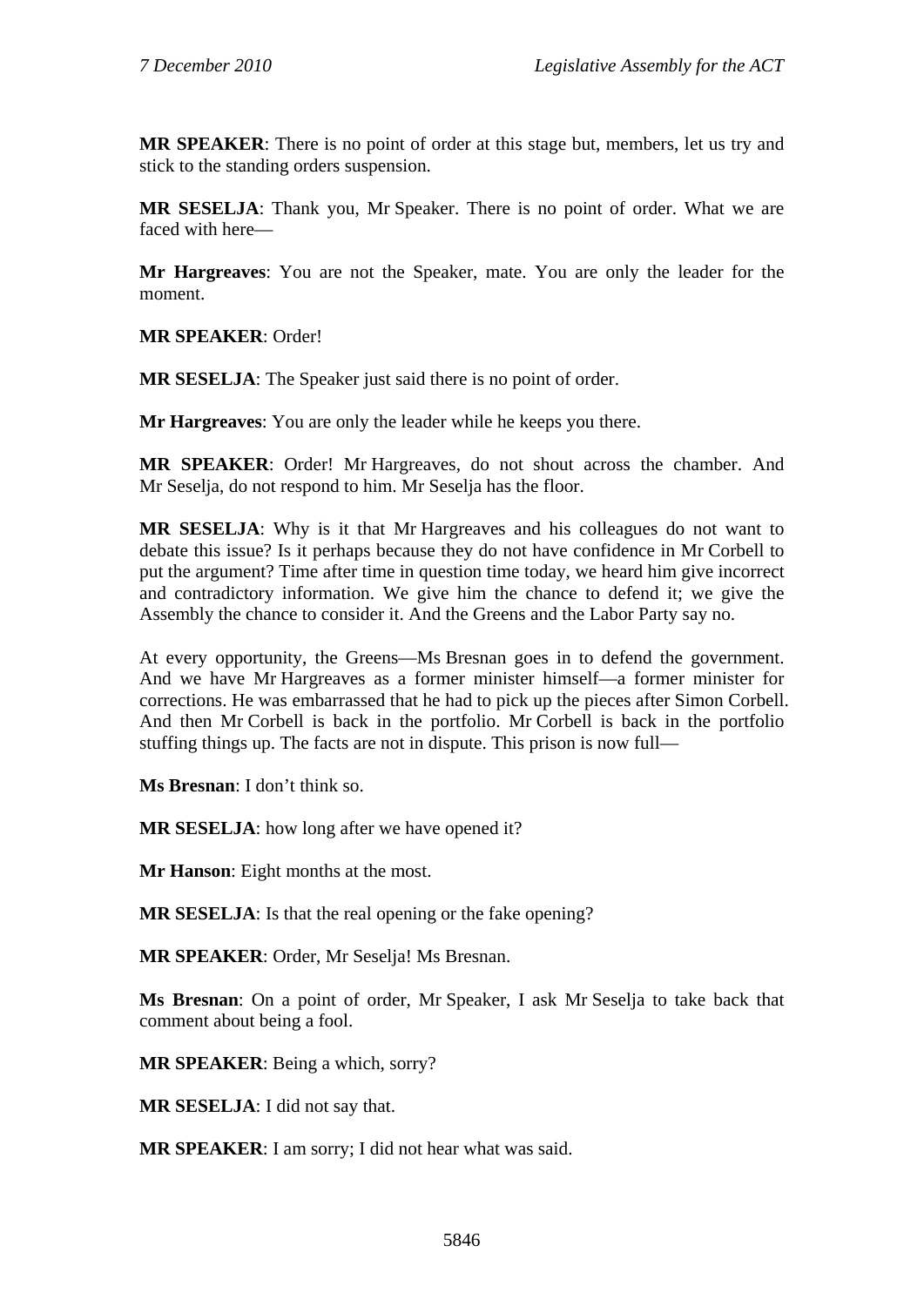**MR SPEAKER**: There is no point of order at this stage but, members, let us try and stick to the standing orders suspension.

**MR SESELJA**: Thank you, Mr Speaker. There is no point of order. What we are faced with here—

**Mr Hargreaves**: You are not the Speaker, mate. You are only the leader for the moment.

**MR SPEAKER**: Order!

**MR SESELJA**: The Speaker just said there is no point of order.

**Mr Hargreaves**: You are only the leader while he keeps you there.

**MR SPEAKER**: Order! Mr Hargreaves, do not shout across the chamber. And Mr Seselja, do not respond to him. Mr Seselja has the floor.

**MR SESELJA**: Why is it that Mr Hargreaves and his colleagues do not want to debate this issue? Is it perhaps because they do not have confidence in Mr Corbell to put the argument? Time after time in question time today, we heard him give incorrect and contradictory information. We give him the chance to defend it; we give the Assembly the chance to consider it. And the Greens and the Labor Party say no.

At every opportunity, the Greens—Ms Bresnan goes in to defend the government. And we have Mr Hargreaves as a former minister himself—a former minister for corrections. He was embarrassed that he had to pick up the pieces after Simon Corbell. And then Mr Corbell is back in the portfolio. Mr Corbell is back in the portfolio stuffing things up. The facts are not in dispute. This prison is now full—

**Ms Bresnan**: I don't think so.

**MR SESELJA**: how long after we have opened it?

**Mr Hanson**: Eight months at the most.

**MR SESELJA**: Is that the real opening or the fake opening?

**MR SPEAKER**: Order, Mr Seselja! Ms Bresnan.

**Ms Bresnan**: On a point of order, Mr Speaker, I ask Mr Seselja to take back that comment about being a fool.

**MR SPEAKER**: Being a which, sorry?

**MR SESELJA**: I did not say that.

**MR SPEAKER**: I am sorry; I did not hear what was said.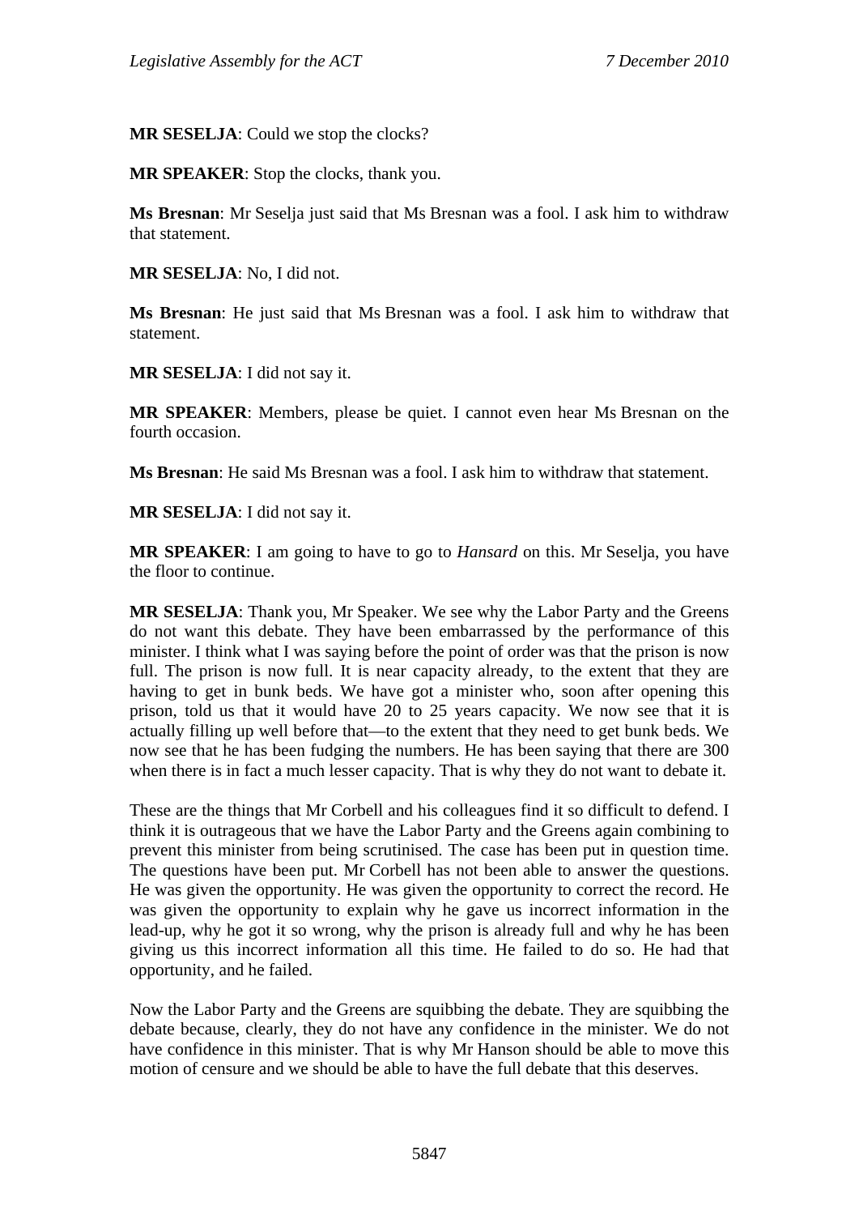**MR SESELJA**: Could we stop the clocks?

**MR SPEAKER**: Stop the clocks, thank you.

**Ms Bresnan**: Mr Seselja just said that Ms Bresnan was a fool. I ask him to withdraw that statement.

**MR SESELJA**: No, I did not.

**Ms Bresnan**: He just said that Ms Bresnan was a fool. I ask him to withdraw that statement.

**MR SESELJA**: I did not say it.

**MR SPEAKER**: Members, please be quiet. I cannot even hear Ms Bresnan on the fourth occasion.

**Ms Bresnan**: He said Ms Bresnan was a fool. I ask him to withdraw that statement.

**MR SESELJA**: I did not say it.

**MR SPEAKER**: I am going to have to go to *Hansard* on this. Mr Seselja, you have the floor to continue.

**MR SESELJA**: Thank you, Mr Speaker. We see why the Labor Party and the Greens do not want this debate. They have been embarrassed by the performance of this minister. I think what I was saying before the point of order was that the prison is now full. The prison is now full. It is near capacity already, to the extent that they are having to get in bunk beds. We have got a minister who, soon after opening this prison, told us that it would have 20 to 25 years capacity. We now see that it is actually filling up well before that—to the extent that they need to get bunk beds. We now see that he has been fudging the numbers. He has been saying that there are 300 when there is in fact a much lesser capacity. That is why they do not want to debate it.

These are the things that Mr Corbell and his colleagues find it so difficult to defend. I think it is outrageous that we have the Labor Party and the Greens again combining to prevent this minister from being scrutinised. The case has been put in question time. The questions have been put. Mr Corbell has not been able to answer the questions. He was given the opportunity. He was given the opportunity to correct the record. He was given the opportunity to explain why he gave us incorrect information in the lead-up, why he got it so wrong, why the prison is already full and why he has been giving us this incorrect information all this time. He failed to do so. He had that opportunity, and he failed.

Now the Labor Party and the Greens are squibbing the debate. They are squibbing the debate because, clearly, they do not have any confidence in the minister. We do not have confidence in this minister. That is why Mr Hanson should be able to move this motion of censure and we should be able to have the full debate that this deserves.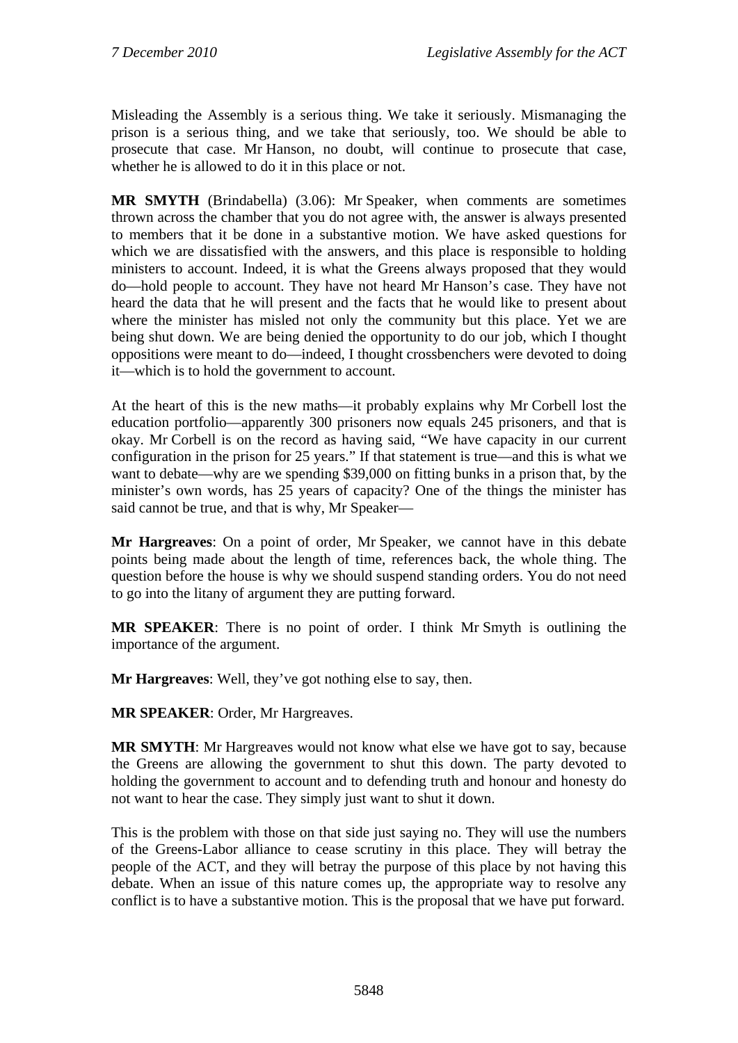Misleading the Assembly is a serious thing. We take it seriously. Mismanaging the prison is a serious thing, and we take that seriously, too. We should be able to prosecute that case. Mr Hanson, no doubt, will continue to prosecute that case, whether he is allowed to do it in this place or not.

**MR SMYTH** (Brindabella) (3.06): Mr Speaker, when comments are sometimes thrown across the chamber that you do not agree with, the answer is always presented to members that it be done in a substantive motion. We have asked questions for which we are dissatisfied with the answers, and this place is responsible to holding ministers to account. Indeed, it is what the Greens always proposed that they would do—hold people to account. They have not heard Mr Hanson's case. They have not heard the data that he will present and the facts that he would like to present about where the minister has misled not only the community but this place. Yet we are being shut down. We are being denied the opportunity to do our job, which I thought oppositions were meant to do—indeed, I thought crossbenchers were devoted to doing it—which is to hold the government to account.

At the heart of this is the new maths—it probably explains why Mr Corbell lost the education portfolio—apparently 300 prisoners now equals 245 prisoners, and that is okay. Mr Corbell is on the record as having said, "We have capacity in our current configuration in the prison for 25 years." If that statement is true—and this is what we want to debate—why are we spending $39,000 on fitting bunks in a prison that, by the minister's own words, has 25 years of capacity? One of the things the minister has said cannot be true, and that is why, Mr Speaker—

**Mr Hargreaves**: On a point of order, Mr Speaker, we cannot have in this debate points being made about the length of time, references back, the whole thing. The question before the house is why we should suspend standing orders. You do not need to go into the litany of argument they are putting forward.

**MR SPEAKER**: There is no point of order. I think Mr Smyth is outlining the importance of the argument.

**Mr Hargreaves**: Well, they've got nothing else to say, then.

**MR SPEAKER**: Order, Mr Hargreaves.

**MR SMYTH**: Mr Hargreaves would not know what else we have got to say, because the Greens are allowing the government to shut this down. The party devoted to holding the government to account and to defending truth and honour and honesty do not want to hear the case. They simply just want to shut it down.

This is the problem with those on that side just saying no. They will use the numbers of the Greens-Labor alliance to cease scrutiny in this place. They will betray the people of the ACT, and they will betray the purpose of this place by not having this debate. When an issue of this nature comes up, the appropriate way to resolve any conflict is to have a substantive motion. This is the proposal that we have put forward.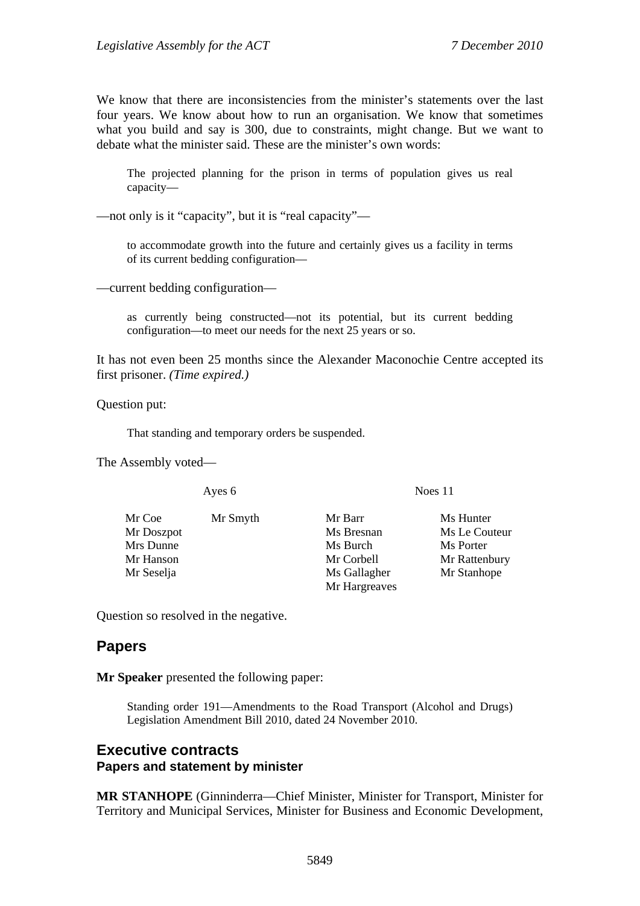We know that there are inconsistencies from the minister's statements over the last four years. We know about how to run an organisation. We know that sometimes what you build and say is 300, due to constraints, might change. But we want to debate what the minister said. These are the minister's own words:

> The projected planning for the prison in terms of population gives us real capacity—

—not only is it "capacity", but it is "real capacity"—

> to accommodate growth into the future and certainly gives us a facility in terms of its current bedding configuration—

—current bedding configuration—

> as currently being constructed—not its potential, but its current bedding configuration—to meet our needs for the next 25 years or so.

It has not even been 25 months since the Alexander Maconochie Centre accepted its first prisoner. *(Time expired.)*

Question put:

> That standing and temporary orders be suspended.

The Assembly voted—

| Ayes 6 | | Noes 11 | |
|---|---|---|---|
| Mr Coe | Mr Smyth | Mr Barr | Ms Hunter |
| Mr Doszpot | | Ms Bresnan | Ms Le Couteur |
| Mrs Dunne | | Ms Burch | Ms Porter |
| Mr Hanson | | Mr Corbell | Mr Rattenbury |
| Mr Seselja | | Ms Gallagher | Mr Stanhope |
| | | Mr Hargreaves | |

Question so resolved in the negative.

## Papers

**Mr Speaker** presented the following paper:

> Standing order 191—Amendments to the Road Transport (Alcohol and Drugs) Legislation Amendment Bill 2010, dated 24 November 2010.

## Executive contracts
### Papers and statement by minister

**MR STANHOPE** (Ginninderra—Chief Minister, Minister for Transport, Minister for Territory and Municipal Services, Minister for Business and Economic Development,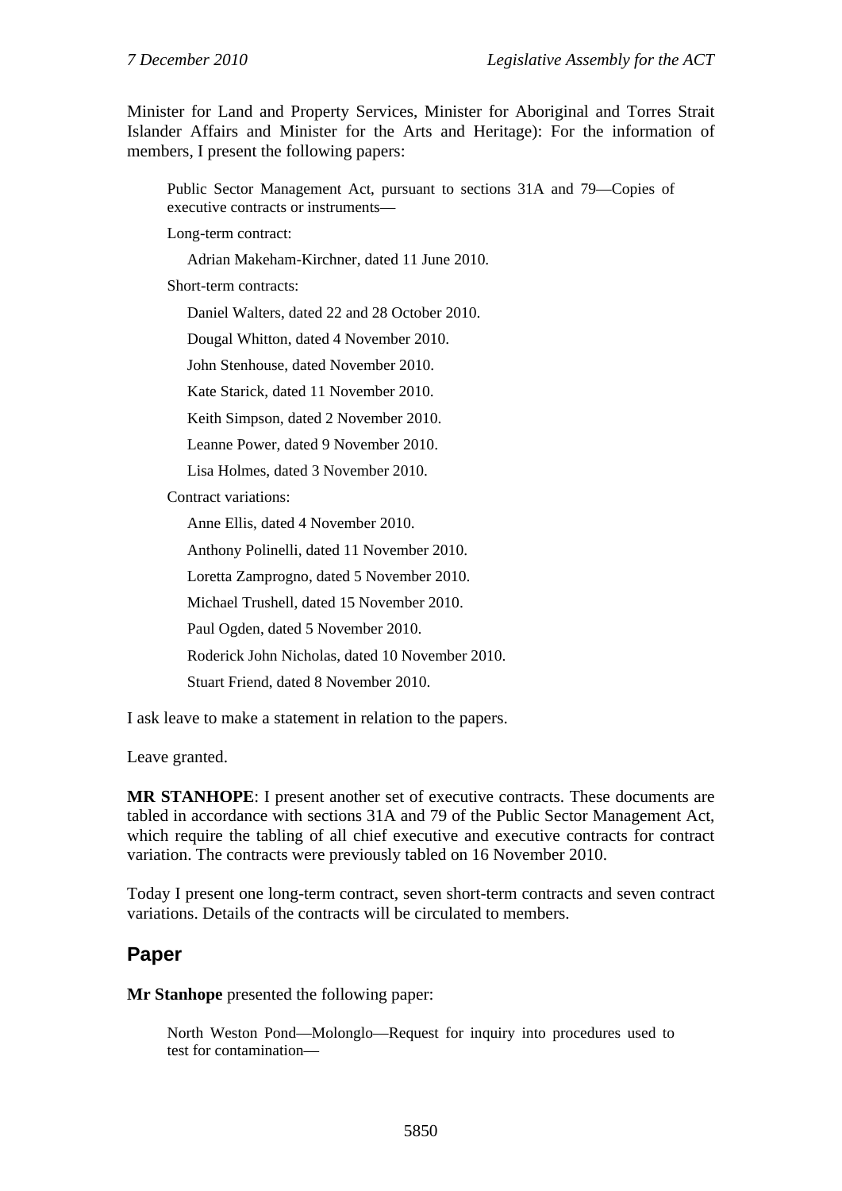Minister for Land and Property Services, Minister for Aboriginal and Torres Strait Islander Affairs and Minister for the Arts and Heritage): For the information of members, I present the following papers:

> Public Sector Management Act, pursuant to sections 31A and 79—Copies of executive contracts or instruments—
>
> Long-term contract:
>
> Adrian Makeham-Kirchner, dated 11 June 2010.
>
> Short-term contracts:
>
> Daniel Walters, dated 22 and 28 October 2010.
>
> Dougal Whitton, dated 4 November 2010.
>
> John Stenhouse, dated November 2010.
>
> Kate Starick, dated 11 November 2010.
>
> Keith Simpson, dated 2 November 2010.
>
> Leanne Power, dated 9 November 2010.
>
> Lisa Holmes, dated 3 November 2010.
>
> Contract variations:
>
> Anne Ellis, dated 4 November 2010.
>
> Anthony Polinelli, dated 11 November 2010.
>
> Loretta Zamprogno, dated 5 November 2010.
>
> Michael Trushell, dated 15 November 2010.
>
> Paul Ogden, dated 5 November 2010.
>
> Roderick John Nicholas, dated 10 November 2010.
>
> Stuart Friend, dated 8 November 2010.

I ask leave to make a statement in relation to the papers.

Leave granted.

**MR STANHOPE**: I present another set of executive contracts. These documents are tabled in accordance with sections 31A and 79 of the Public Sector Management Act, which require the tabling of all chief executive and executive contracts for contract variation. The contracts were previously tabled on 16 November 2010.

Today I present one long-term contract, seven short-term contracts and seven contract variations. Details of the contracts will be circulated to members.

## Paper

**Mr Stanhope** presented the following paper:

> North Weston Pond—Molonglo—Request for inquiry into procedures used to test for contamination—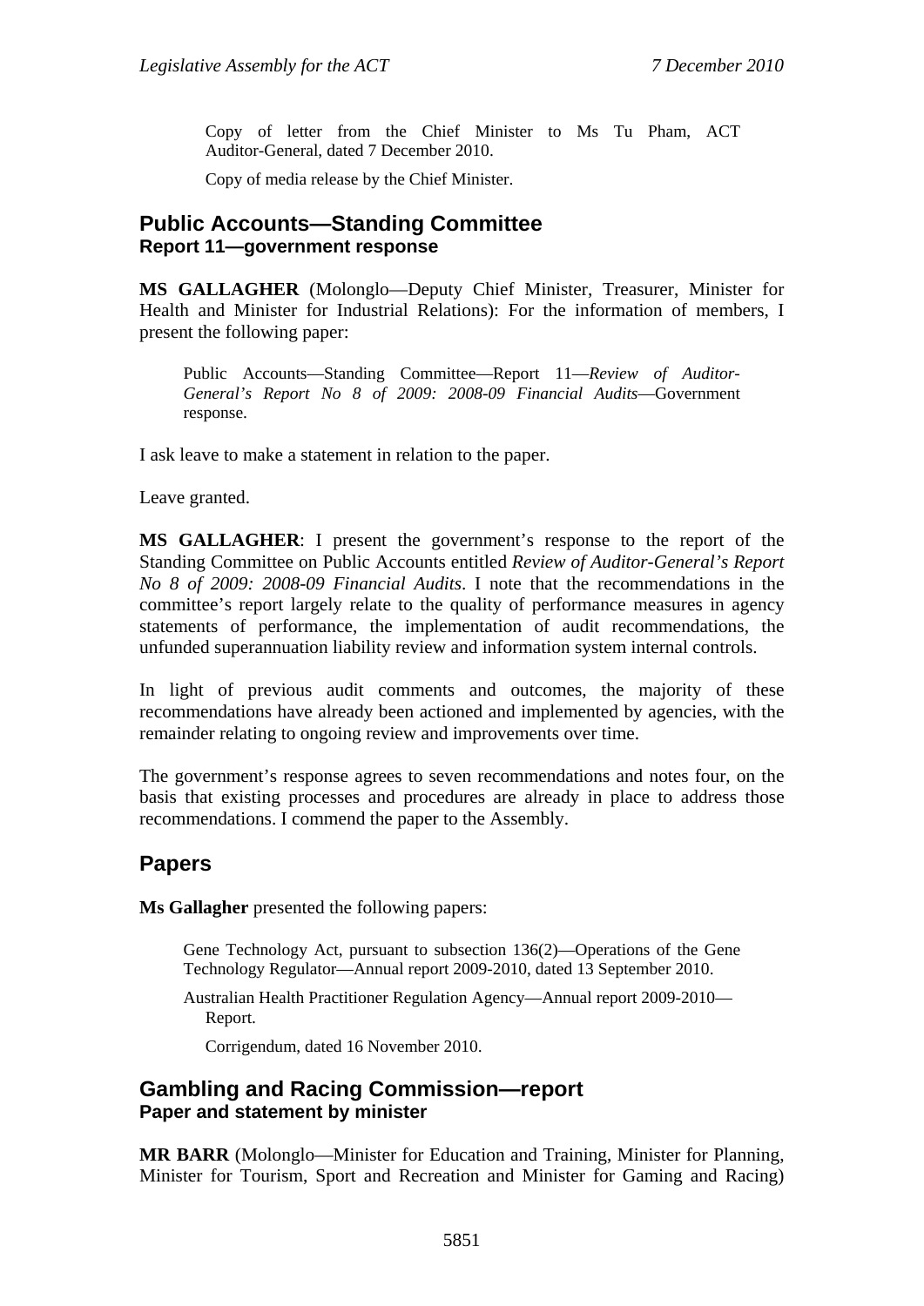Copy of letter from the Chief Minister to Ms Tu Pham, ACT Auditor-General, dated 7 December 2010.

Copy of media release by the Chief Minister.

## Public Accounts—Standing Committee
### Report 11—government response

**MS GALLAGHER** (Molonglo—Deputy Chief Minister, Treasurer, Minister for Health and Minister for Industrial Relations): For the information of members, I present the following paper:

> Public Accounts—Standing Committee—Report 11—*Review of Auditor-General's Report No 8 of 2009: 2008-09 Financial Audits*—Government response.

I ask leave to make a statement in relation to the paper.

Leave granted.

**MS GALLAGHER**: I present the government's response to the report of the Standing Committee on Public Accounts entitled *Review of Auditor-General's Report No 8 of 2009: 2008-09 Financial Audits*. I note that the recommendations in the committee's report largely relate to the quality of performance measures in agency statements of performance, the implementation of audit recommendations, the unfunded superannuation liability review and information system internal controls.

In light of previous audit comments and outcomes, the majority of these recommendations have already been actioned and implemented by agencies, with the remainder relating to ongoing review and improvements over time.

The government's response agrees to seven recommendations and notes four, on the basis that existing processes and procedures are already in place to address those recommendations. I commend the paper to the Assembly.

## Papers

**Ms Gallagher** presented the following papers:

> Gene Technology Act, pursuant to subsection 136(2)—Operations of the Gene Technology Regulator—Annual report 2009-2010, dated 13 September 2010.
>
> Australian Health Practitioner Regulation Agency—Annual report 2009-2010—Report.
>
> Corrigendum, dated 16 November 2010.

## Gambling and Racing Commission—report
### Paper and statement by minister

**MR BARR** (Molonglo—Minister for Education and Training, Minister for Planning, Minister for Tourism, Sport and Recreation and Minister for Gaming and Racing)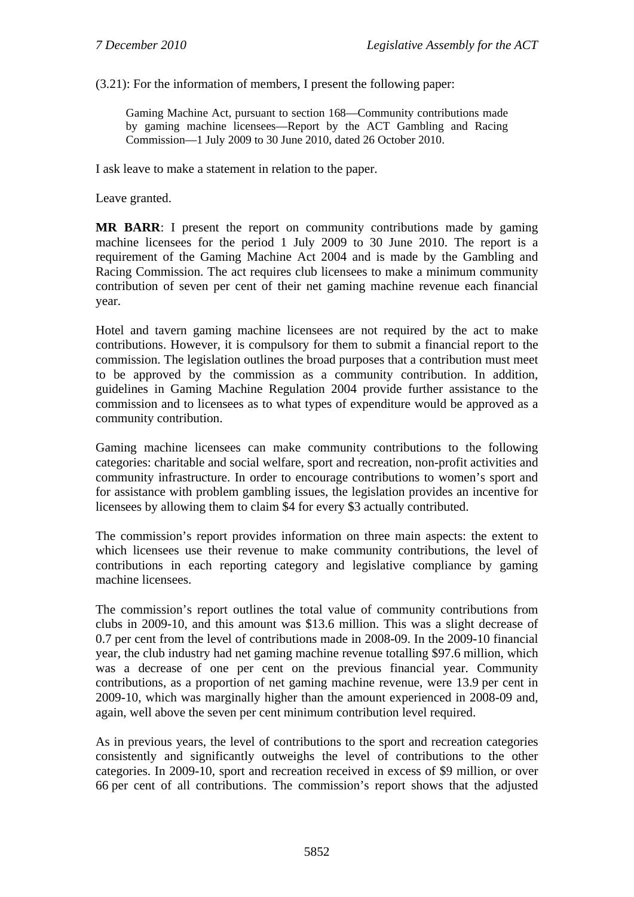(3.21): For the information of members, I present the following paper:

> Gaming Machine Act, pursuant to section 168—Community contributions made by gaming machine licensees—Report by the ACT Gambling and Racing Commission—1 July 2009 to 30 June 2010, dated 26 October 2010.

I ask leave to make a statement in relation to the paper.

Leave granted.

**MR BARR**: I present the report on community contributions made by gaming machine licensees for the period 1 July 2009 to 30 June 2010. The report is a requirement of the Gaming Machine Act 2004 and is made by the Gambling and Racing Commission. The act requires club licensees to make a minimum community contribution of seven per cent of their net gaming machine revenue each financial year.

Hotel and tavern gaming machine licensees are not required by the act to make contributions. However, it is compulsory for them to submit a financial report to the commission. The legislation outlines the broad purposes that a contribution must meet to be approved by the commission as a community contribution. In addition, guidelines in Gaming Machine Regulation 2004 provide further assistance to the commission and to licensees as to what types of expenditure would be approved as a community contribution.

Gaming machine licensees can make community contributions to the following categories: charitable and social welfare, sport and recreation, non-profit activities and community infrastructure. In order to encourage contributions to women's sport and for assistance with problem gambling issues, the legislation provides an incentive for licensees by allowing them to claim $4 for every $3 actually contributed.

The commission's report provides information on three main aspects: the extent to which licensees use their revenue to make community contributions, the level of contributions in each reporting category and legislative compliance by gaming machine licensees.

The commission's report outlines the total value of community contributions from clubs in 2009-10, and this amount was $13.6 million. This was a slight decrease of 0.7 per cent from the level of contributions made in 2008-09. In the 2009-10 financial year, the club industry had net gaming machine revenue totalling $97.6 million, which was a decrease of one per cent on the previous financial year. Community contributions, as a proportion of net gaming machine revenue, were 13.9 per cent in 2009-10, which was marginally higher than the amount experienced in 2008-09 and, again, well above the seven per cent minimum contribution level required.

As in previous years, the level of contributions to the sport and recreation categories consistently and significantly outweighs the level of contributions to the other categories. In 2009-10, sport and recreation received in excess of $9 million, or over 66 per cent of all contributions. The commission's report shows that the adjusted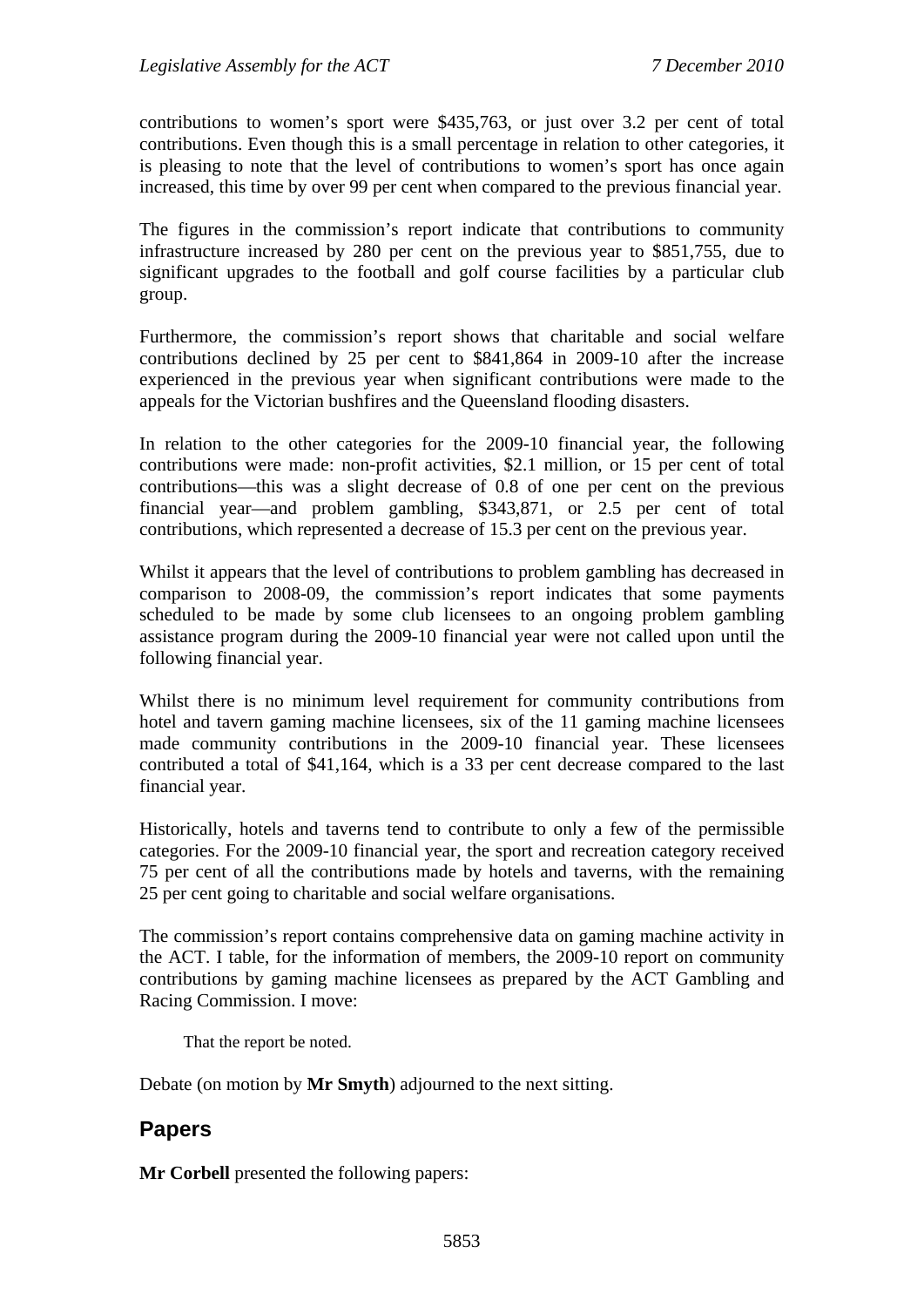contributions to women's sport were $435,763, or just over 3.2 per cent of total contributions. Even though this is a small percentage in relation to other categories, it is pleasing to note that the level of contributions to women's sport has once again increased, this time by over 99 per cent when compared to the previous financial year.

The figures in the commission's report indicate that contributions to community infrastructure increased by 280 per cent on the previous year to $851,755, due to significant upgrades to the football and golf course facilities by a particular club group.

Furthermore, the commission's report shows that charitable and social welfare contributions declined by 25 per cent to $841,864 in 2009-10 after the increase experienced in the previous year when significant contributions were made to the appeals for the Victorian bushfires and the Queensland flooding disasters.

In relation to the other categories for the 2009-10 financial year, the following contributions were made: non-profit activities, $2.1 million, or 15 per cent of total contributions—this was a slight decrease of 0.8 of one per cent on the previous financial year—and problem gambling, $343,871, or 2.5 per cent of total contributions, which represented a decrease of 15.3 per cent on the previous year.

Whilst it appears that the level of contributions to problem gambling has decreased in comparison to 2008-09, the commission's report indicates that some payments scheduled to be made by some club licensees to an ongoing problem gambling assistance program during the 2009-10 financial year were not called upon until the following financial year.

Whilst there is no minimum level requirement for community contributions from hotel and tavern gaming machine licensees, six of the 11 gaming machine licensees made community contributions in the 2009-10 financial year. These licensees contributed a total of $41,164, which is a 33 per cent decrease compared to the last financial year.

Historically, hotels and taverns tend to contribute to only a few of the permissible categories. For the 2009-10 financial year, the sport and recreation category received 75 per cent of all the contributions made by hotels and taverns, with the remaining 25 per cent going to charitable and social welfare organisations.

The commission's report contains comprehensive data on gaming machine activity in the ACT. I table, for the information of members, the 2009-10 report on community contributions by gaming machine licensees as prepared by the ACT Gambling and Racing Commission. I move:

> That the report be noted.

Debate (on motion by **Mr Smyth**) adjourned to the next sitting.

## Papers

**Mr Corbell** presented the following papers: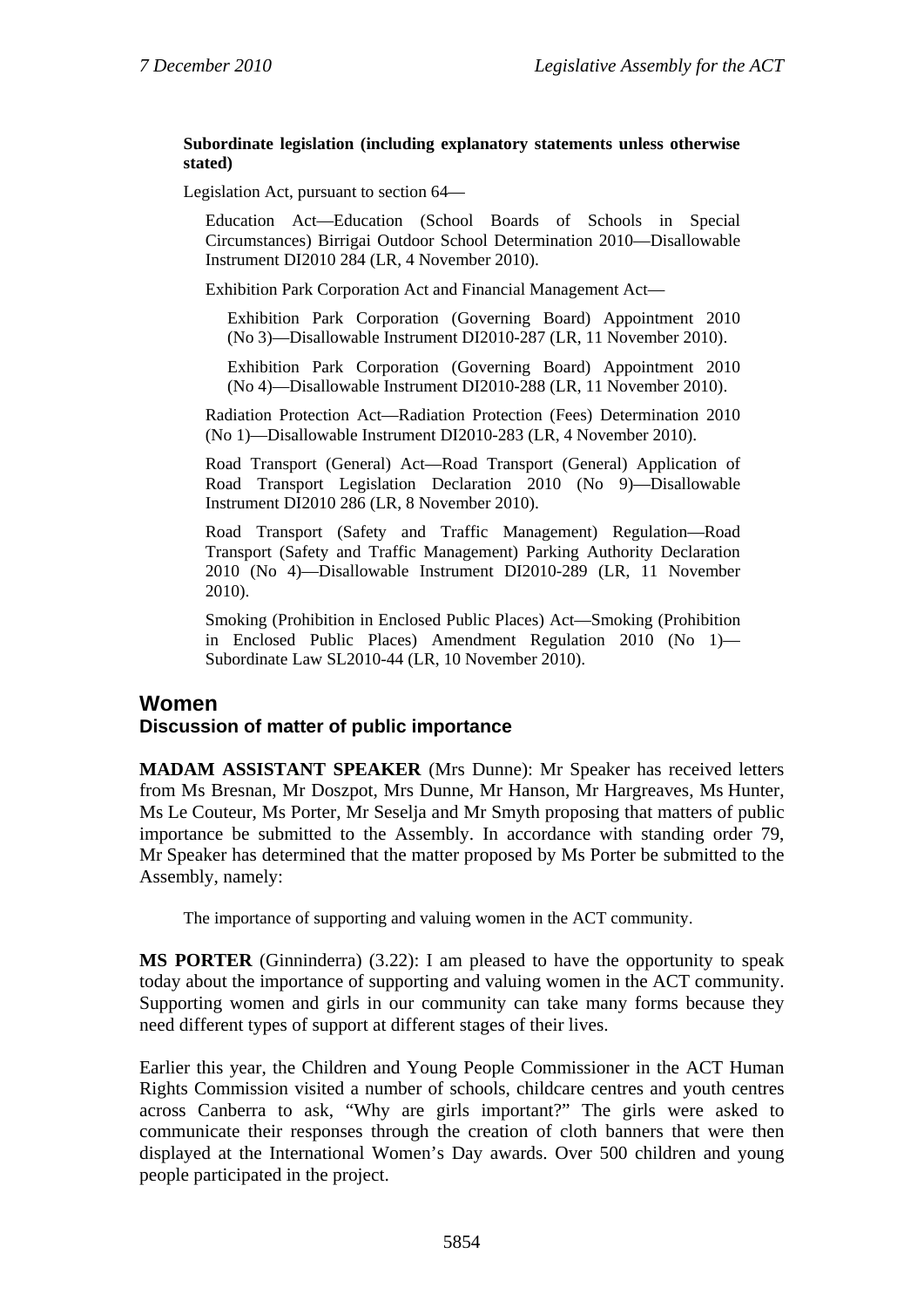**Subordinate legislation (including explanatory statements unless otherwise stated)**

Legislation Act, pursuant to section 64—

Education Act—Education (School Boards of Schools in Special Circumstances) Birrigai Outdoor School Determination 2010—Disallowable Instrument DI2010 284 (LR, 4 November 2010).

Exhibition Park Corporation Act and Financial Management Act—

Exhibition Park Corporation (Governing Board) Appointment 2010 (No 3)—Disallowable Instrument DI2010-287 (LR, 11 November 2010).

Exhibition Park Corporation (Governing Board) Appointment 2010 (No 4)—Disallowable Instrument DI2010-288 (LR, 11 November 2010).

Radiation Protection Act—Radiation Protection (Fees) Determination 2010 (No 1)—Disallowable Instrument DI2010-283 (LR, 4 November 2010).

Road Transport (General) Act—Road Transport (General) Application of Road Transport Legislation Declaration 2010 (No 9)—Disallowable Instrument DI2010 286 (LR, 8 November 2010).

Road Transport (Safety and Traffic Management) Regulation—Road Transport (Safety and Traffic Management) Parking Authority Declaration 2010 (No 4)—Disallowable Instrument DI2010-289 (LR, 11 November 2010).

Smoking (Prohibition in Enclosed Public Places) Act—Smoking (Prohibition in Enclosed Public Places) Amendment Regulation 2010 (No 1)—Subordinate Law SL2010-44 (LR, 10 November 2010).

## Women
### Discussion of matter of public importance

**MADAM ASSISTANT SPEAKER** (Mrs Dunne): Mr Speaker has received letters from Ms Bresnan, Mr Doszpot, Mrs Dunne, Mr Hanson, Mr Hargreaves, Ms Hunter, Ms Le Couteur, Ms Porter, Mr Seselja and Mr Smyth proposing that matters of public importance be submitted to the Assembly. In accordance with standing order 79, Mr Speaker has determined that the matter proposed by Ms Porter be submitted to the Assembly, namely:

> The importance of supporting and valuing women in the ACT community.

**MS PORTER** (Ginninderra) (3.22): I am pleased to have the opportunity to speak today about the importance of supporting and valuing women in the ACT community. Supporting women and girls in our community can take many forms because they need different types of support at different stages of their lives.

Earlier this year, the Children and Young People Commissioner in the ACT Human Rights Commission visited a number of schools, childcare centres and youth centres across Canberra to ask, "Why are girls important?" The girls were asked to communicate their responses through the creation of cloth banners that were then displayed at the International Women's Day awards. Over 500 children and young people participated in the project.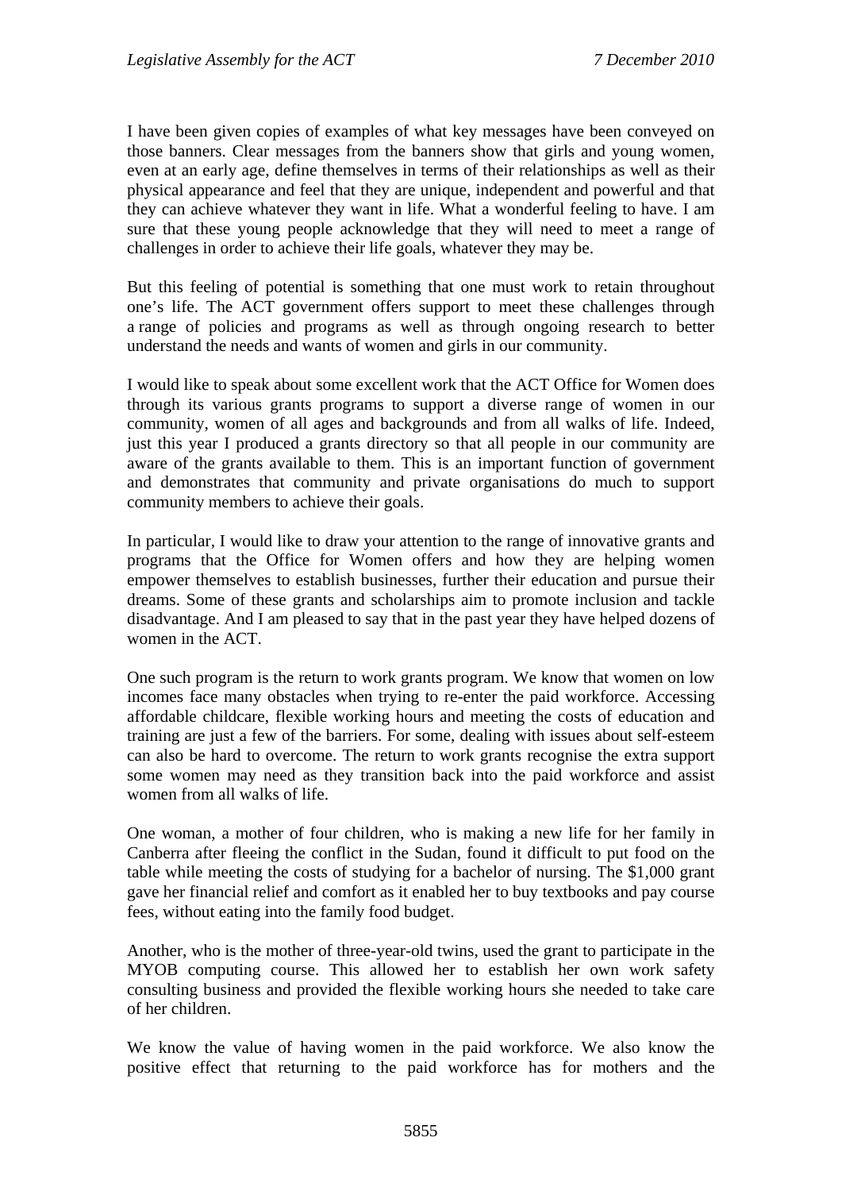I have been given copies of examples of what key messages have been conveyed on those banners. Clear messages from the banners show that girls and young women, even at an early age, define themselves in terms of their relationships as well as their physical appearance and feel that they are unique, independent and powerful and that they can achieve whatever they want in life. What a wonderful feeling to have. I am sure that these young people acknowledge that they will need to meet a range of challenges in order to achieve their life goals, whatever they may be.

But this feeling of potential is something that one must work to retain throughout one's life. The ACT government offers support to meet these challenges through a range of policies and programs as well as through ongoing research to better understand the needs and wants of women and girls in our community.

I would like to speak about some excellent work that the ACT Office for Women does through its various grants programs to support a diverse range of women in our community, women of all ages and backgrounds and from all walks of life. Indeed, just this year I produced a grants directory so that all people in our community are aware of the grants available to them. This is an important function of government and demonstrates that community and private organisations do much to support community members to achieve their goals.

In particular, I would like to draw your attention to the range of innovative grants and programs that the Office for Women offers and how they are helping women empower themselves to establish businesses, further their education and pursue their dreams. Some of these grants and scholarships aim to promote inclusion and tackle disadvantage. And I am pleased to say that in the past year they have helped dozens of women in the ACT.

One such program is the return to work grants program. We know that women on low incomes face many obstacles when trying to re-enter the paid workforce. Accessing affordable childcare, flexible working hours and meeting the costs of education and training are just a few of the barriers. For some, dealing with issues about self-esteem can also be hard to overcome. The return to work grants recognise the extra support some women may need as they transition back into the paid workforce and assist women from all walks of life.

One woman, a mother of four children, who is making a new life for her family in Canberra after fleeing the conflict in the Sudan, found it difficult to put food on the table while meeting the costs of studying for a bachelor of nursing. The $1,000 grant gave her financial relief and comfort as it enabled her to buy textbooks and pay course fees, without eating into the family food budget.

Another, who is the mother of three-year-old twins, used the grant to participate in the MYOB computing course. This allowed her to establish her own work safety consulting business and provided the flexible working hours she needed to take care of her children.

We know the value of having women in the paid workforce. We also know the positive effect that returning to the paid workforce has for mothers and the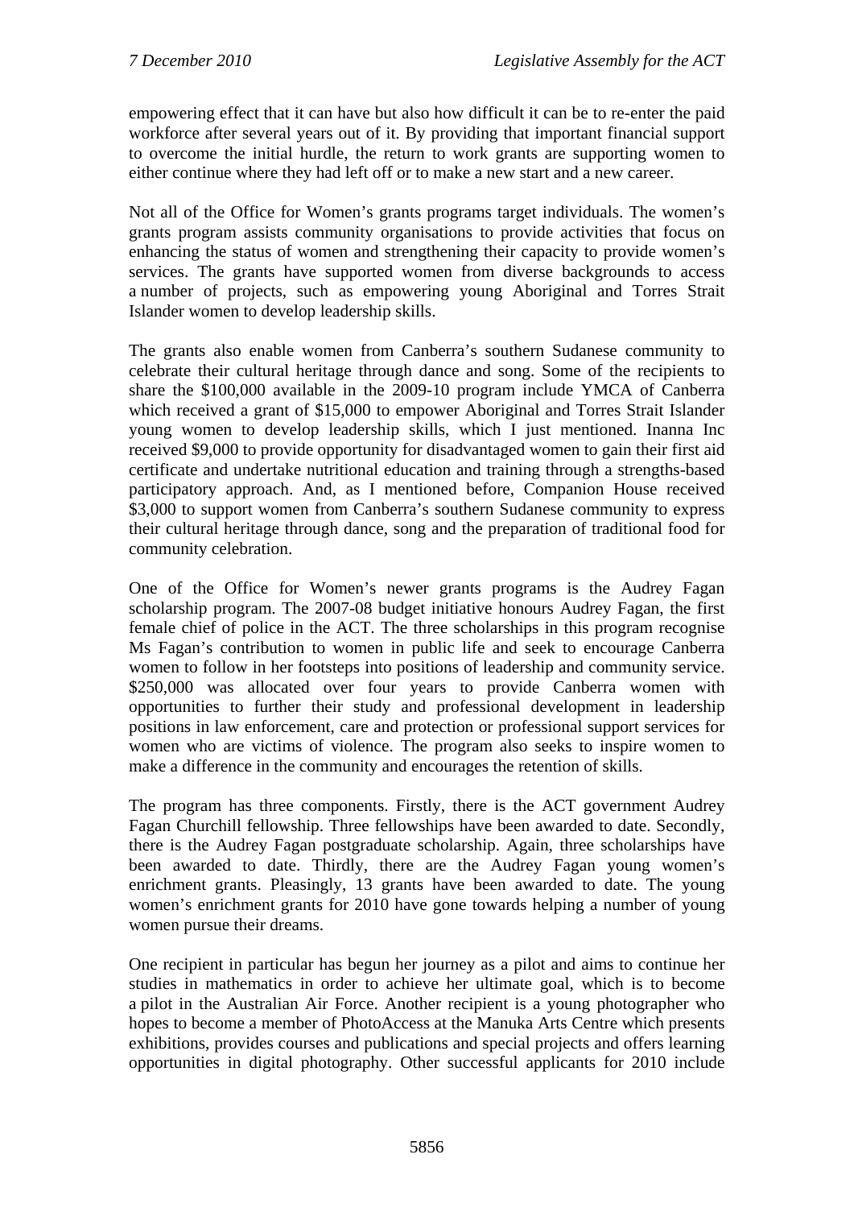empowering effect that it can have but also how difficult it can be to re-enter the paid workforce after several years out of it. By providing that important financial support to overcome the initial hurdle, the return to work grants are supporting women to either continue where they had left off or to make a new start and a new career.

Not all of the Office for Women's grants programs target individuals. The women's grants program assists community organisations to provide activities that focus on enhancing the status of women and strengthening their capacity to provide women's services. The grants have supported women from diverse backgrounds to access a number of projects, such as empowering young Aboriginal and Torres Strait Islander women to develop leadership skills.

The grants also enable women from Canberra's southern Sudanese community to celebrate their cultural heritage through dance and song. Some of the recipients to share the $100,000 available in the 2009-10 program include YMCA of Canberra which received a grant of $15,000 to empower Aboriginal and Torres Strait Islander young women to develop leadership skills, which I just mentioned. Inanna Inc received $9,000 to provide opportunity for disadvantaged women to gain their first aid certificate and undertake nutritional education and training through a strengths-based participatory approach. And, as I mentioned before, Companion House received $3,000 to support women from Canberra's southern Sudanese community to express their cultural heritage through dance, song and the preparation of traditional food for community celebration.

One of the Office for Women's newer grants programs is the Audrey Fagan scholarship program. The 2007-08 budget initiative honours Audrey Fagan, the first female chief of police in the ACT. The three scholarships in this program recognise Ms Fagan's contribution to women in public life and seek to encourage Canberra women to follow in her footsteps into positions of leadership and community service. $250,000 was allocated over four years to provide Canberra women with opportunities to further their study and professional development in leadership positions in law enforcement, care and protection or professional support services for women who are victims of violence. The program also seeks to inspire women to make a difference in the community and encourages the retention of skills.

The program has three components. Firstly, there is the ACT government Audrey Fagan Churchill fellowship. Three fellowships have been awarded to date. Secondly, there is the Audrey Fagan postgraduate scholarship. Again, three scholarships have been awarded to date. Thirdly, there are the Audrey Fagan young women's enrichment grants. Pleasingly, 13 grants have been awarded to date. The young women's enrichment grants for 2010 have gone towards helping a number of young women pursue their dreams.

One recipient in particular has begun her journey as a pilot and aims to continue her studies in mathematics in order to achieve her ultimate goal, which is to become a pilot in the Australian Air Force. Another recipient is a young photographer who hopes to become a member of PhotoAccess at the Manuka Arts Centre which presents exhibitions, provides courses and publications and special projects and offers learning opportunities in digital photography. Other successful applicants for 2010 include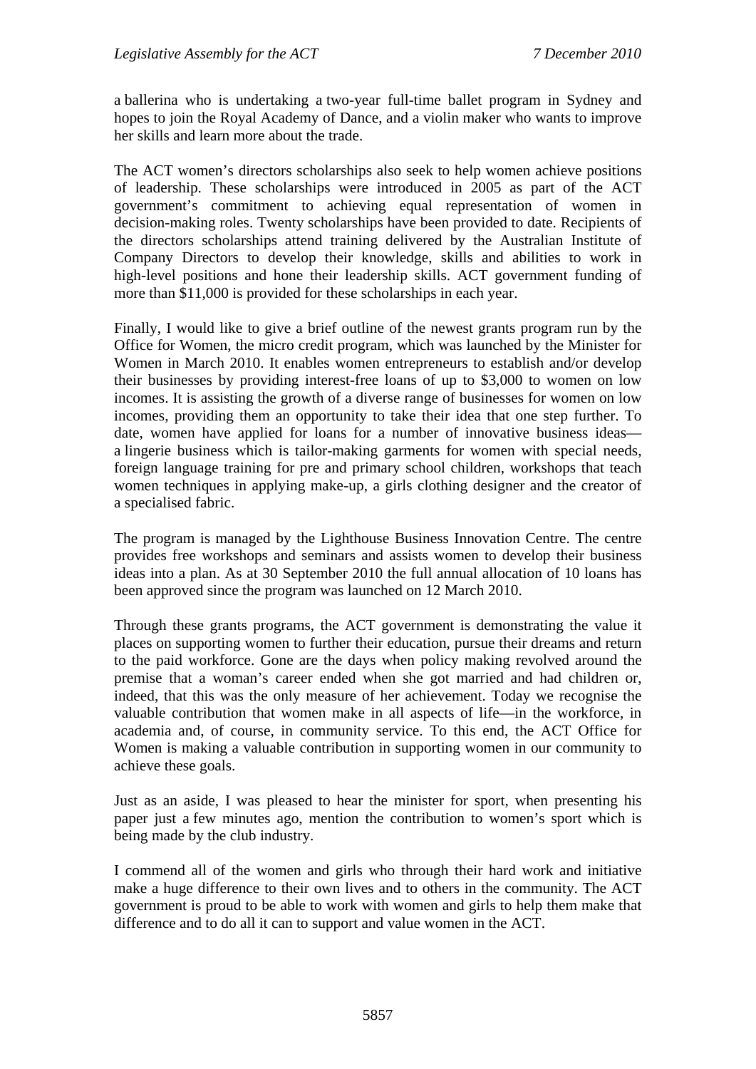a ballerina who is undertaking a two-year full-time ballet program in Sydney and hopes to join the Royal Academy of Dance, and a violin maker who wants to improve her skills and learn more about the trade.

The ACT women's directors scholarships also seek to help women achieve positions of leadership. These scholarships were introduced in 2005 as part of the ACT government's commitment to achieving equal representation of women in decision-making roles. Twenty scholarships have been provided to date. Recipients of the directors scholarships attend training delivered by the Australian Institute of Company Directors to develop their knowledge, skills and abilities to work in high-level positions and hone their leadership skills. ACT government funding of more than $11,000 is provided for these scholarships in each year.

Finally, I would like to give a brief outline of the newest grants program run by the Office for Women, the micro credit program, which was launched by the Minister for Women in March 2010. It enables women entrepreneurs to establish and/or develop their businesses by providing interest-free loans of up to $3,000 to women on low incomes. It is assisting the growth of a diverse range of businesses for women on low incomes, providing them an opportunity to take their idea that one step further. To date, women have applied for loans for a number of innovative business ideas—a lingerie business which is tailor-making garments for women with special needs, foreign language training for pre and primary school children, workshops that teach women techniques in applying make-up, a girls clothing designer and the creator of a specialised fabric.

The program is managed by the Lighthouse Business Innovation Centre. The centre provides free workshops and seminars and assists women to develop their business ideas into a plan. As at 30 September 2010 the full annual allocation of 10 loans has been approved since the program was launched on 12 March 2010.

Through these grants programs, the ACT government is demonstrating the value it places on supporting women to further their education, pursue their dreams and return to the paid workforce. Gone are the days when policy making revolved around the premise that a woman's career ended when she got married and had children or, indeed, that this was the only measure of her achievement. Today we recognise the valuable contribution that women make in all aspects of life—in the workforce, in academia and, of course, in community service. To this end, the ACT Office for Women is making a valuable contribution in supporting women in our community to achieve these goals.

Just as an aside, I was pleased to hear the minister for sport, when presenting his paper just a few minutes ago, mention the contribution to women's sport which is being made by the club industry.

I commend all of the women and girls who through their hard work and initiative make a huge difference to their own lives and to others in the community. The ACT government is proud to be able to work with women and girls to help them make that difference and to do all it can to support and value women in the ACT.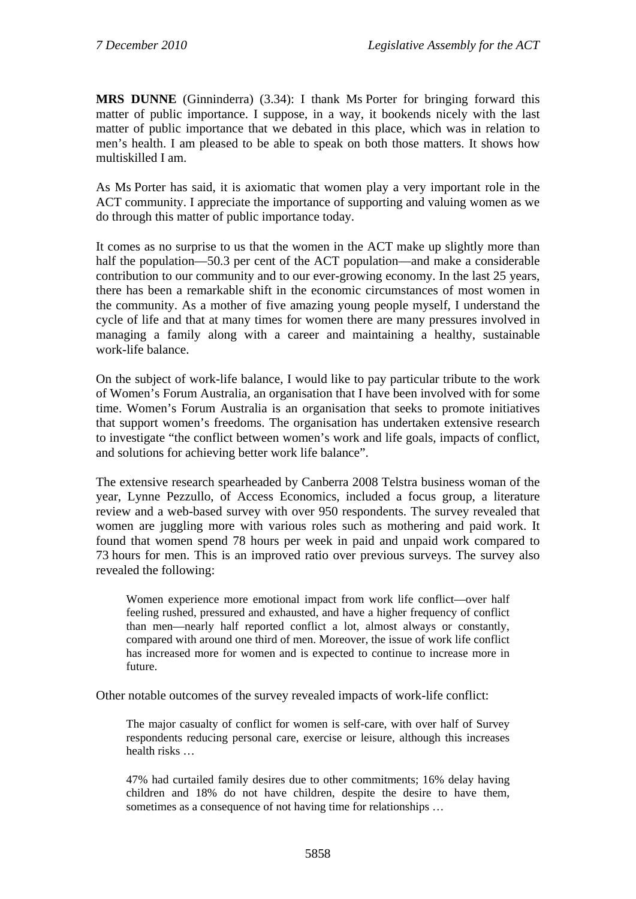**MRS DUNNE** (Ginninderra) (3.34): I thank Ms Porter for bringing forward this matter of public importance. I suppose, in a way, it bookends nicely with the last matter of public importance that we debated in this place, which was in relation to men's health. I am pleased to be able to speak on both those matters. It shows how multiskilled I am.

As Ms Porter has said, it is axiomatic that women play a very important role in the ACT community. I appreciate the importance of supporting and valuing women as we do through this matter of public importance today.

It comes as no surprise to us that the women in the ACT make up slightly more than half the population—50.3 per cent of the ACT population—and make a considerable contribution to our community and to our ever-growing economy. In the last 25 years, there has been a remarkable shift in the economic circumstances of most women in the community. As a mother of five amazing young people myself, I understand the cycle of life and that at many times for women there are many pressures involved in managing a family along with a career and maintaining a healthy, sustainable work-life balance.

On the subject of work-life balance, I would like to pay particular tribute to the work of Women's Forum Australia, an organisation that I have been involved with for some time. Women's Forum Australia is an organisation that seeks to promote initiatives that support women's freedoms. The organisation has undertaken extensive research to investigate "the conflict between women's work and life goals, impacts of conflict, and solutions for achieving better work life balance".

The extensive research spearheaded by Canberra 2008 Telstra business woman of the year, Lynne Pezzullo, of Access Economics, included a focus group, a literature review and a web-based survey with over 950 respondents. The survey revealed that women are juggling more with various roles such as mothering and paid work. It found that women spend 78 hours per week in paid and unpaid work compared to 73 hours for men. This is an improved ratio over previous surveys. The survey also revealed the following:

> Women experience more emotional impact from work life conflict—over half feeling rushed, pressured and exhausted, and have a higher frequency of conflict than men—nearly half reported conflict a lot, almost always or constantly, compared with around one third of men. Moreover, the issue of work life conflict has increased more for women and is expected to continue to increase more in future.

Other notable outcomes of the survey revealed impacts of work-life conflict:

> The major casualty of conflict for women is self-care, with over half of Survey respondents reducing personal care, exercise or leisure, although this increases health risks …
>
> 47% had curtailed family desires due to other commitments; 16% delay having children and 18% do not have children, despite the desire to have them, sometimes as a consequence of not having time for relationships …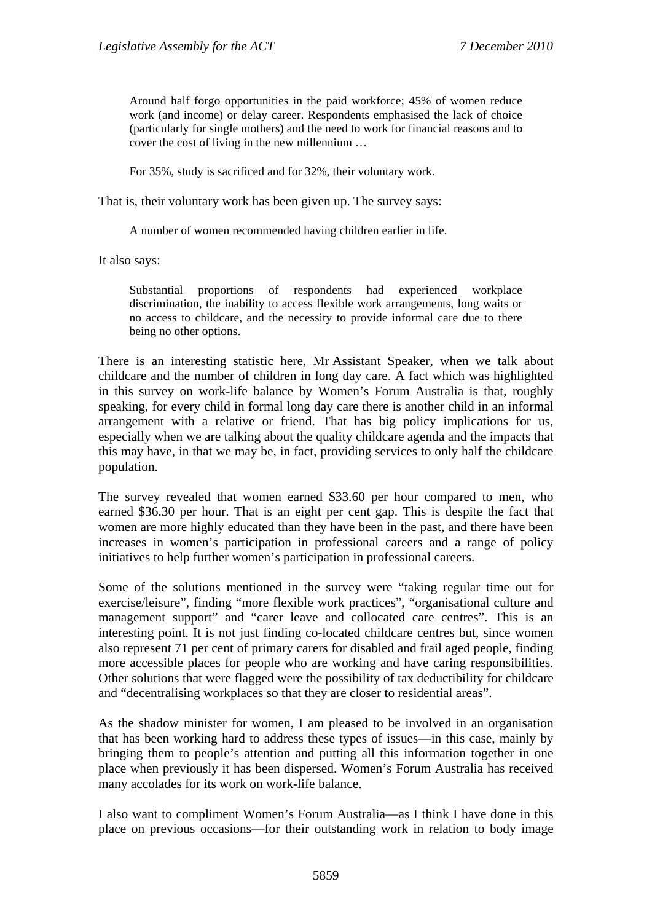> Around half forgo opportunities in the paid workforce; 45% of women reduce work (and income) or delay career. Respondents emphasised the lack of choice (particularly for single mothers) and the need to work for financial reasons and to cover the cost of living in the new millennium …
>
> For 35%, study is sacrificed and for 32%, their voluntary work.

That is, their voluntary work has been given up. The survey says:

> A number of women recommended having children earlier in life.

It also says:

> Substantial proportions of respondents had experienced workplace discrimination, the inability to access flexible work arrangements, long waits or no access to childcare, and the necessity to provide informal care due to there being no other options.

There is an interesting statistic here, Mr Assistant Speaker, when we talk about childcare and the number of children in long day care. A fact which was highlighted in this survey on work-life balance by Women's Forum Australia is that, roughly speaking, for every child in formal long day care there is another child in an informal arrangement with a relative or friend. That has big policy implications for us, especially when we are talking about the quality childcare agenda and the impacts that this may have, in that we may be, in fact, providing services to only half the childcare population.

The survey revealed that women earned $33.60 per hour compared to men, who earned $36.30 per hour. That is an eight per cent gap. This is despite the fact that women are more highly educated than they have been in the past, and there have been increases in women's participation in professional careers and a range of policy initiatives to help further women's participation in professional careers.

Some of the solutions mentioned in the survey were "taking regular time out for exercise/leisure", finding "more flexible work practices", "organisational culture and management support" and "carer leave and collocated care centres". This is an interesting point. It is not just finding co-located childcare centres but, since women also represent 71 per cent of primary carers for disabled and frail aged people, finding more accessible places for people who are working and have caring responsibilities. Other solutions that were flagged were the possibility of tax deductibility for childcare and "decentralising workplaces so that they are closer to residential areas".

As the shadow minister for women, I am pleased to be involved in an organisation that has been working hard to address these types of issues—in this case, mainly by bringing them to people's attention and putting all this information together in one place when previously it has been dispersed. Women's Forum Australia has received many accolades for its work on work-life balance.

I also want to compliment Women's Forum Australia—as I think I have done in this place on previous occasions—for their outstanding work in relation to body image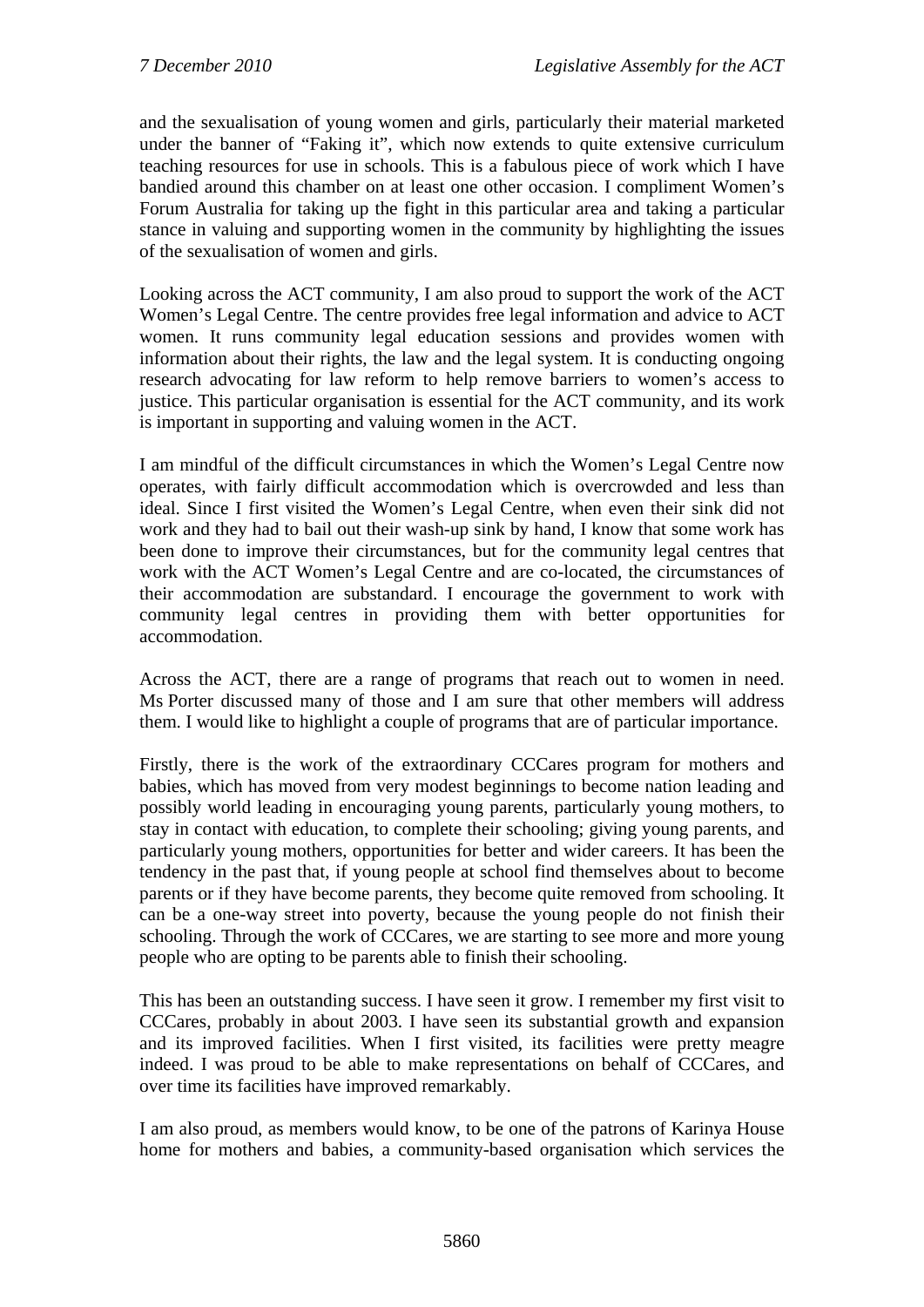and the sexualisation of young women and girls, particularly their material marketed under the banner of "Faking it", which now extends to quite extensive curriculum teaching resources for use in schools. This is a fabulous piece of work which I have bandied around this chamber on at least one other occasion. I compliment Women's Forum Australia for taking up the fight in this particular area and taking a particular stance in valuing and supporting women in the community by highlighting the issues of the sexualisation of women and girls.

Looking across the ACT community, I am also proud to support the work of the ACT Women's Legal Centre. The centre provides free legal information and advice to ACT women. It runs community legal education sessions and provides women with information about their rights, the law and the legal system. It is conducting ongoing research advocating for law reform to help remove barriers to women's access to justice. This particular organisation is essential for the ACT community, and its work is important in supporting and valuing women in the ACT.

I am mindful of the difficult circumstances in which the Women's Legal Centre now operates, with fairly difficult accommodation which is overcrowded and less than ideal. Since I first visited the Women's Legal Centre, when even their sink did not work and they had to bail out their wash-up sink by hand, I know that some work has been done to improve their circumstances, but for the community legal centres that work with the ACT Women's Legal Centre and are co-located, the circumstances of their accommodation are substandard. I encourage the government to work with community legal centres in providing them with better opportunities for accommodation.

Across the ACT, there are a range of programs that reach out to women in need. Ms Porter discussed many of those and I am sure that other members will address them. I would like to highlight a couple of programs that are of particular importance.

Firstly, there is the work of the extraordinary CCCares program for mothers and babies, which has moved from very modest beginnings to become nation leading and possibly world leading in encouraging young parents, particularly young mothers, to stay in contact with education, to complete their schooling; giving young parents, and particularly young mothers, opportunities for better and wider careers. It has been the tendency in the past that, if young people at school find themselves about to become parents or if they have become parents, they become quite removed from schooling. It can be a one-way street into poverty, because the young people do not finish their schooling. Through the work of CCCares, we are starting to see more and more young people who are opting to be parents able to finish their schooling.

This has been an outstanding success. I have seen it grow. I remember my first visit to CCCares, probably in about 2003. I have seen its substantial growth and expansion and its improved facilities. When I first visited, its facilities were pretty meagre indeed. I was proud to be able to make representations on behalf of CCCares, and over time its facilities have improved remarkably.

I am also proud, as members would know, to be one of the patrons of Karinya House home for mothers and babies, a community-based organisation which services the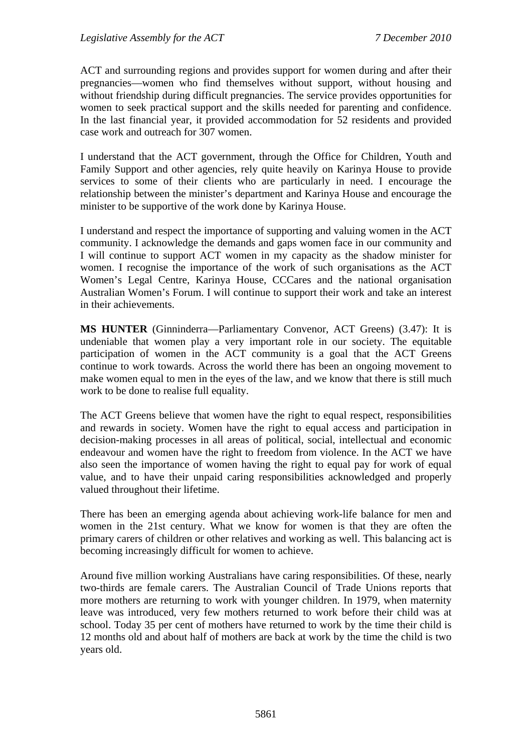ACT and surrounding regions and provides support for women during and after their pregnancies—women who find themselves without support, without housing and without friendship during difficult pregnancies. The service provides opportunities for women to seek practical support and the skills needed for parenting and confidence. In the last financial year, it provided accommodation for 52 residents and provided case work and outreach for 307 women.

I understand that the ACT government, through the Office for Children, Youth and Family Support and other agencies, rely quite heavily on Karinya House to provide services to some of their clients who are particularly in need. I encourage the relationship between the minister's department and Karinya House and encourage the minister to be supportive of the work done by Karinya House.

I understand and respect the importance of supporting and valuing women in the ACT community. I acknowledge the demands and gaps women face in our community and I will continue to support ACT women in my capacity as the shadow minister for women. I recognise the importance of the work of such organisations as the ACT Women's Legal Centre, Karinya House, CCCares and the national organisation Australian Women's Forum. I will continue to support their work and take an interest in their achievements.

**MS HUNTER** (Ginninderra—Parliamentary Convenor, ACT Greens) (3.47): It is undeniable that women play a very important role in our society. The equitable participation of women in the ACT community is a goal that the ACT Greens continue to work towards. Across the world there has been an ongoing movement to make women equal to men in the eyes of the law, and we know that there is still much work to be done to realise full equality.

The ACT Greens believe that women have the right to equal respect, responsibilities and rewards in society. Women have the right to equal access and participation in decision-making processes in all areas of political, social, intellectual and economic endeavour and women have the right to freedom from violence. In the ACT we have also seen the importance of women having the right to equal pay for work of equal value, and to have their unpaid caring responsibilities acknowledged and properly valued throughout their lifetime.

There has been an emerging agenda about achieving work-life balance for men and women in the 21st century. What we know for women is that they are often the primary carers of children or other relatives and working as well. This balancing act is becoming increasingly difficult for women to achieve.

Around five million working Australians have caring responsibilities. Of these, nearly two-thirds are female carers. The Australian Council of Trade Unions reports that more mothers are returning to work with younger children. In 1979, when maternity leave was introduced, very few mothers returned to work before their child was at school. Today 35 per cent of mothers have returned to work by the time their child is 12 months old and about half of mothers are back at work by the time the child is two years old.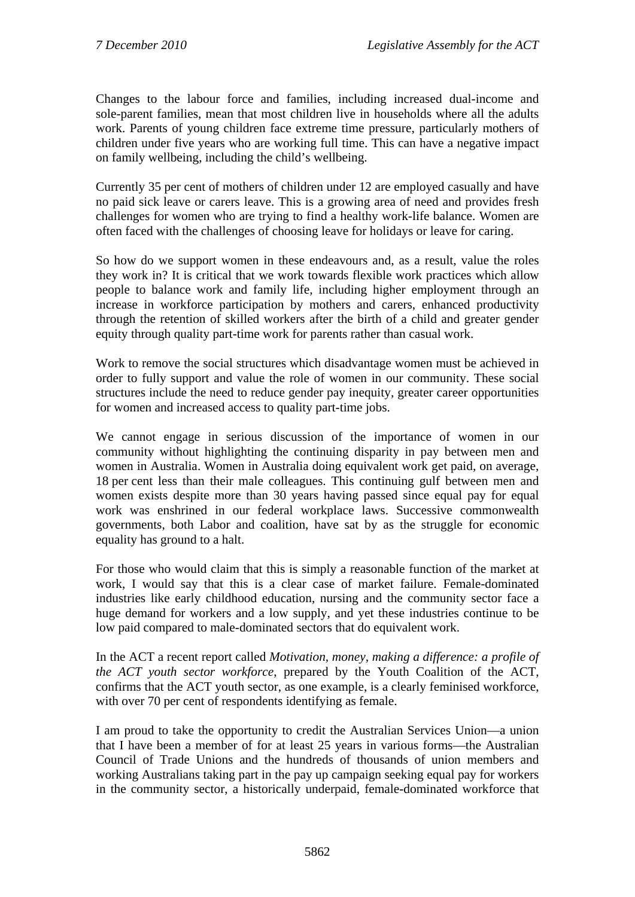Changes to the labour force and families, including increased dual-income and sole-parent families, mean that most children live in households where all the adults work. Parents of young children face extreme time pressure, particularly mothers of children under five years who are working full time. This can have a negative impact on family wellbeing, including the child's wellbeing.

Currently 35 per cent of mothers of children under 12 are employed casually and have no paid sick leave or carers leave. This is a growing area of need and provides fresh challenges for women who are trying to find a healthy work-life balance. Women are often faced with the challenges of choosing leave for holidays or leave for caring.

So how do we support women in these endeavours and, as a result, value the roles they work in? It is critical that we work towards flexible work practices which allow people to balance work and family life, including higher employment through an increase in workforce participation by mothers and carers, enhanced productivity through the retention of skilled workers after the birth of a child and greater gender equity through quality part-time work for parents rather than casual work.

Work to remove the social structures which disadvantage women must be achieved in order to fully support and value the role of women in our community. These social structures include the need to reduce gender pay inequity, greater career opportunities for women and increased access to quality part-time jobs.

We cannot engage in serious discussion of the importance of women in our community without highlighting the continuing disparity in pay between men and women in Australia. Women in Australia doing equivalent work get paid, on average, 18 per cent less than their male colleagues. This continuing gulf between men and women exists despite more than 30 years having passed since equal pay for equal work was enshrined in our federal workplace laws. Successive commonwealth governments, both Labor and coalition, have sat by as the struggle for economic equality has ground to a halt.

For those who would claim that this is simply a reasonable function of the market at work, I would say that this is a clear case of market failure. Female-dominated industries like early childhood education, nursing and the community sector face a huge demand for workers and a low supply, and yet these industries continue to be low paid compared to male-dominated sectors that do equivalent work.

In the ACT a recent report called *Motivation, money, making a difference: a profile of the ACT youth sector workforce*, prepared by the Youth Coalition of the ACT, confirms that the ACT youth sector, as one example, is a clearly feminised workforce, with over 70 per cent of respondents identifying as female.

I am proud to take the opportunity to credit the Australian Services Union—a union that I have been a member of for at least 25 years in various forms—the Australian Council of Trade Unions and the hundreds of thousands of union members and working Australians taking part in the pay up campaign seeking equal pay for workers in the community sector, a historically underpaid, female-dominated workforce that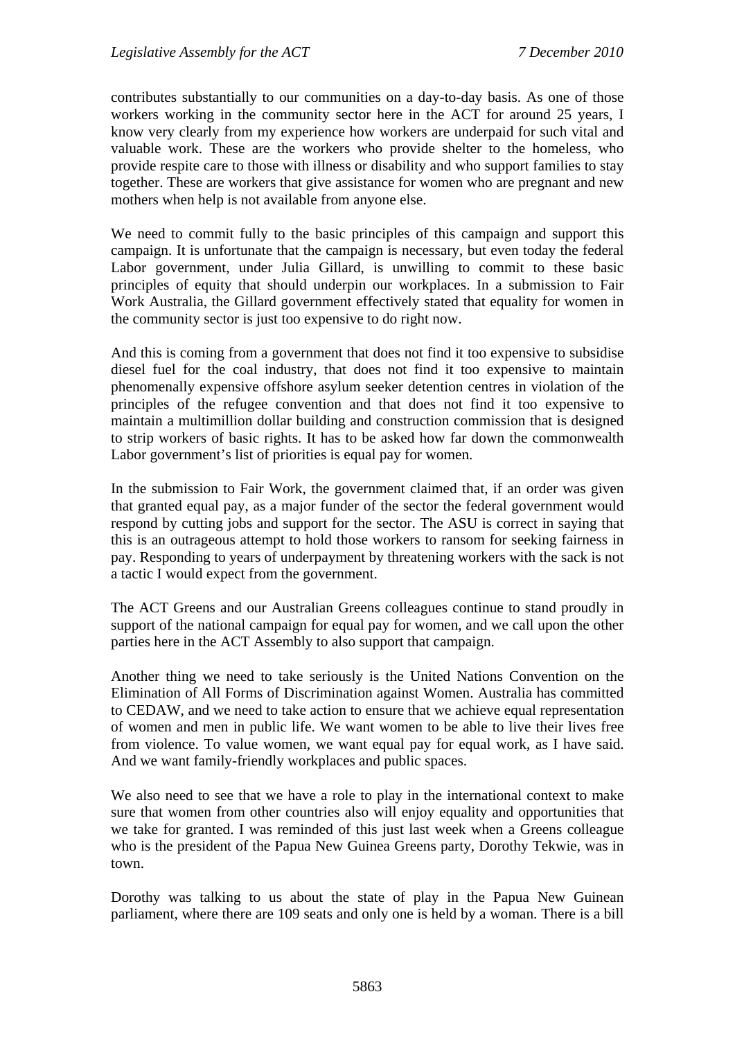contributes substantially to our communities on a day-to-day basis. As one of those workers working in the community sector here in the ACT for around 25 years, I know very clearly from my experience how workers are underpaid for such vital and valuable work. These are the workers who provide shelter to the homeless, who provide respite care to those with illness or disability and who support families to stay together. These are workers that give assistance for women who are pregnant and new mothers when help is not available from anyone else.

We need to commit fully to the basic principles of this campaign and support this campaign. It is unfortunate that the campaign is necessary, but even today the federal Labor government, under Julia Gillard, is unwilling to commit to these basic principles of equity that should underpin our workplaces. In a submission to Fair Work Australia, the Gillard government effectively stated that equality for women in the community sector is just too expensive to do right now.

And this is coming from a government that does not find it too expensive to subsidise diesel fuel for the coal industry, that does not find it too expensive to maintain phenomenally expensive offshore asylum seeker detention centres in violation of the principles of the refugee convention and that does not find it too expensive to maintain a multimillion dollar building and construction commission that is designed to strip workers of basic rights. It has to be asked how far down the commonwealth Labor government's list of priorities is equal pay for women.

In the submission to Fair Work, the government claimed that, if an order was given that granted equal pay, as a major funder of the sector the federal government would respond by cutting jobs and support for the sector. The ASU is correct in saying that this is an outrageous attempt to hold those workers to ransom for seeking fairness in pay. Responding to years of underpayment by threatening workers with the sack is not a tactic I would expect from the government.

The ACT Greens and our Australian Greens colleagues continue to stand proudly in support of the national campaign for equal pay for women, and we call upon the other parties here in the ACT Assembly to also support that campaign.

Another thing we need to take seriously is the United Nations Convention on the Elimination of All Forms of Discrimination against Women. Australia has committed to CEDAW, and we need to take action to ensure that we achieve equal representation of women and men in public life. We want women to be able to live their lives free from violence. To value women, we want equal pay for equal work, as I have said. And we want family-friendly workplaces and public spaces.

We also need to see that we have a role to play in the international context to make sure that women from other countries also will enjoy equality and opportunities that we take for granted. I was reminded of this just last week when a Greens colleague who is the president of the Papua New Guinea Greens party, Dorothy Tekwie, was in town.

Dorothy was talking to us about the state of play in the Papua New Guinean parliament, where there are 109 seats and only one is held by a woman. There is a bill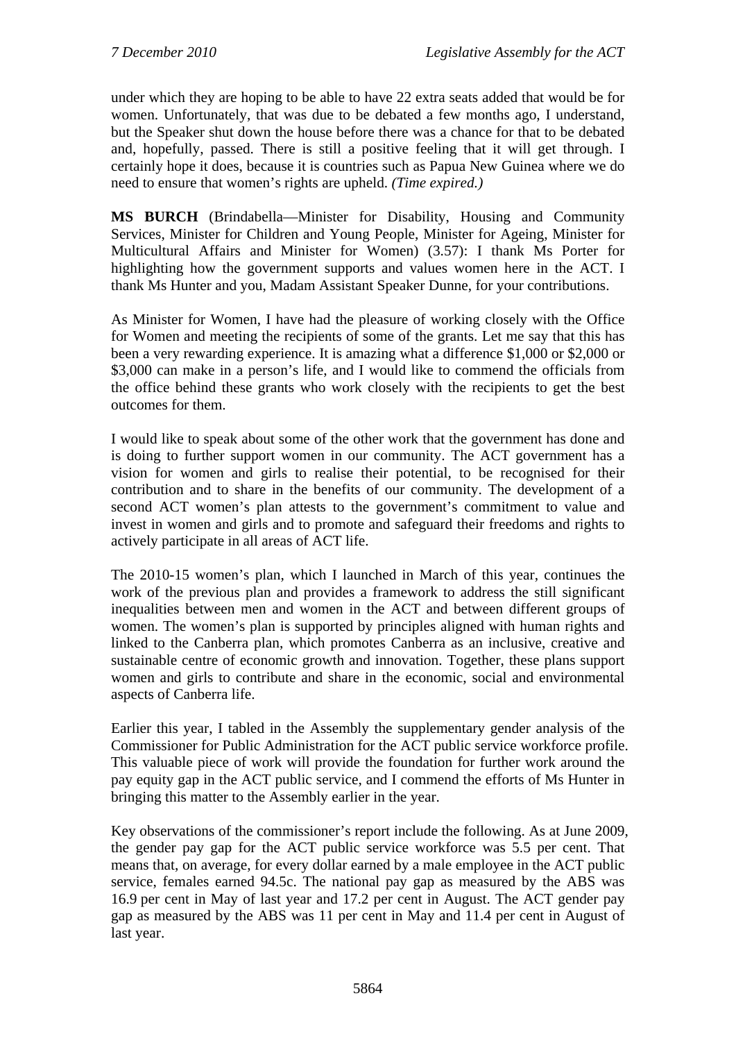under which they are hoping to be able to have 22 extra seats added that would be for women. Unfortunately, that was due to be debated a few months ago, I understand, but the Speaker shut down the house before there was a chance for that to be debated and, hopefully, passed. There is still a positive feeling that it will get through. I certainly hope it does, because it is countries such as Papua New Guinea where we do need to ensure that women's rights are upheld. *(Time expired.)*

**MS BURCH** (Brindabella—Minister for Disability, Housing and Community Services, Minister for Children and Young People, Minister for Ageing, Minister for Multicultural Affairs and Minister for Women) (3.57): I thank Ms Porter for highlighting how the government supports and values women here in the ACT. I thank Ms Hunter and you, Madam Assistant Speaker Dunne, for your contributions.

As Minister for Women, I have had the pleasure of working closely with the Office for Women and meeting the recipients of some of the grants. Let me say that this has been a very rewarding experience. It is amazing what a difference $1,000 or $2,000 or $3,000 can make in a person's life, and I would like to commend the officials from the office behind these grants who work closely with the recipients to get the best outcomes for them.

I would like to speak about some of the other work that the government has done and is doing to further support women in our community. The ACT government has a vision for women and girls to realise their potential, to be recognised for their contribution and to share in the benefits of our community. The development of a second ACT women's plan attests to the government's commitment to value and invest in women and girls and to promote and safeguard their freedoms and rights to actively participate in all areas of ACT life.

The 2010-15 women's plan, which I launched in March of this year, continues the work of the previous plan and provides a framework to address the still significant inequalities between men and women in the ACT and between different groups of women. The women's plan is supported by principles aligned with human rights and linked to the Canberra plan, which promotes Canberra as an inclusive, creative and sustainable centre of economic growth and innovation. Together, these plans support women and girls to contribute and share in the economic, social and environmental aspects of Canberra life.

Earlier this year, I tabled in the Assembly the supplementary gender analysis of the Commissioner for Public Administration for the ACT public service workforce profile. This valuable piece of work will provide the foundation for further work around the pay equity gap in the ACT public service, and I commend the efforts of Ms Hunter in bringing this matter to the Assembly earlier in the year.

Key observations of the commissioner's report include the following. As at June 2009, the gender pay gap for the ACT public service workforce was 5.5 per cent. That means that, on average, for every dollar earned by a male employee in the ACT public service, females earned 94.5c. The national pay gap as measured by the ABS was 16.9 per cent in May of last year and 17.2 per cent in August. The ACT gender pay gap as measured by the ABS was 11 per cent in May and 11.4 per cent in August of last year.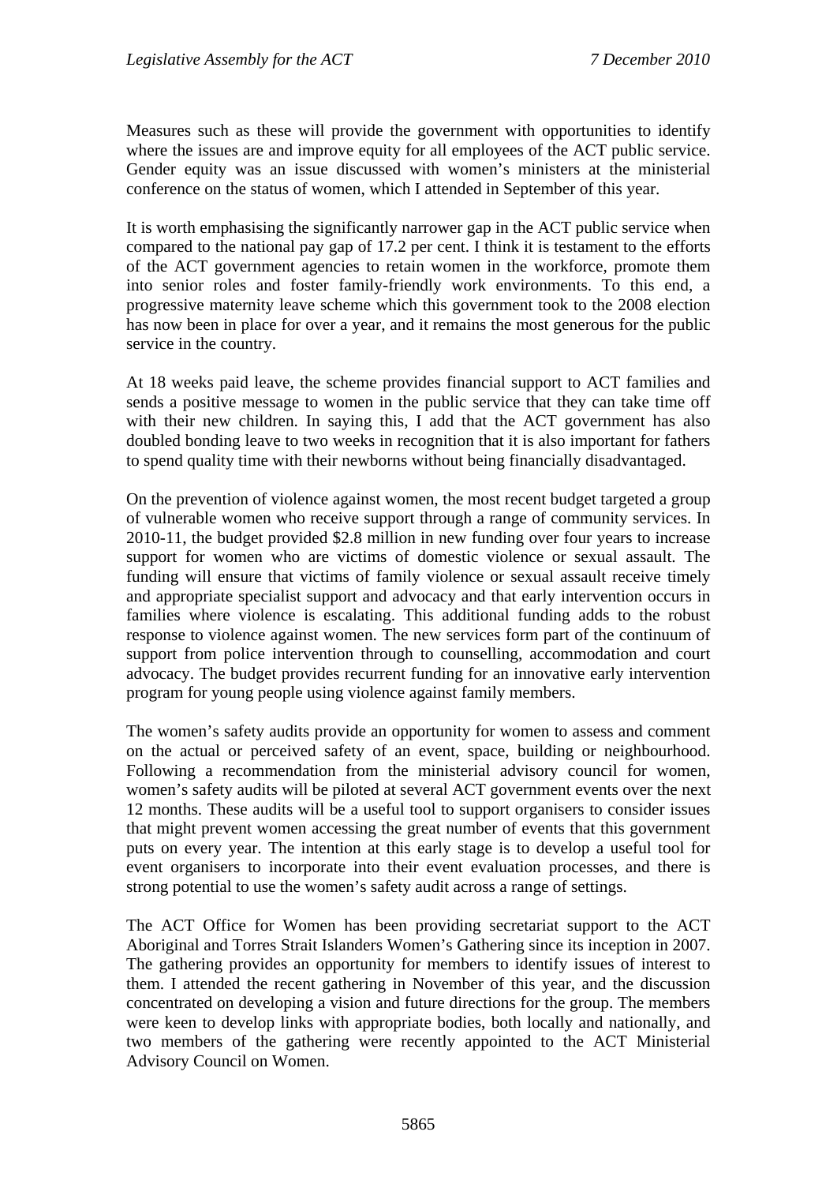Measures such as these will provide the government with opportunities to identify where the issues are and improve equity for all employees of the ACT public service. Gender equity was an issue discussed with women's ministers at the ministerial conference on the status of women, which I attended in September of this year.

It is worth emphasising the significantly narrower gap in the ACT public service when compared to the national pay gap of 17.2 per cent. I think it is testament to the efforts of the ACT government agencies to retain women in the workforce, promote them into senior roles and foster family-friendly work environments. To this end, a progressive maternity leave scheme which this government took to the 2008 election has now been in place for over a year, and it remains the most generous for the public service in the country.

At 18 weeks paid leave, the scheme provides financial support to ACT families and sends a positive message to women in the public service that they can take time off with their new children. In saying this, I add that the ACT government has also doubled bonding leave to two weeks in recognition that it is also important for fathers to spend quality time with their newborns without being financially disadvantaged.

On the prevention of violence against women, the most recent budget targeted a group of vulnerable women who receive support through a range of community services. In 2010-11, the budget provided $2.8 million in new funding over four years to increase support for women who are victims of domestic violence or sexual assault. The funding will ensure that victims of family violence or sexual assault receive timely and appropriate specialist support and advocacy and that early intervention occurs in families where violence is escalating. This additional funding adds to the robust response to violence against women. The new services form part of the continuum of support from police intervention through to counselling, accommodation and court advocacy. The budget provides recurrent funding for an innovative early intervention program for young people using violence against family members.

The women's safety audits provide an opportunity for women to assess and comment on the actual or perceived safety of an event, space, building or neighbourhood. Following a recommendation from the ministerial advisory council for women, women's safety audits will be piloted at several ACT government events over the next 12 months. These audits will be a useful tool to support organisers to consider issues that might prevent women accessing the great number of events that this government puts on every year. The intention at this early stage is to develop a useful tool for event organisers to incorporate into their event evaluation processes, and there is strong potential to use the women's safety audit across a range of settings.

The ACT Office for Women has been providing secretariat support to the ACT Aboriginal and Torres Strait Islanders Women's Gathering since its inception in 2007. The gathering provides an opportunity for members to identify issues of interest to them. I attended the recent gathering in November of this year, and the discussion concentrated on developing a vision and future directions for the group. The members were keen to develop links with appropriate bodies, both locally and nationally, and two members of the gathering were recently appointed to the ACT Ministerial Advisory Council on Women.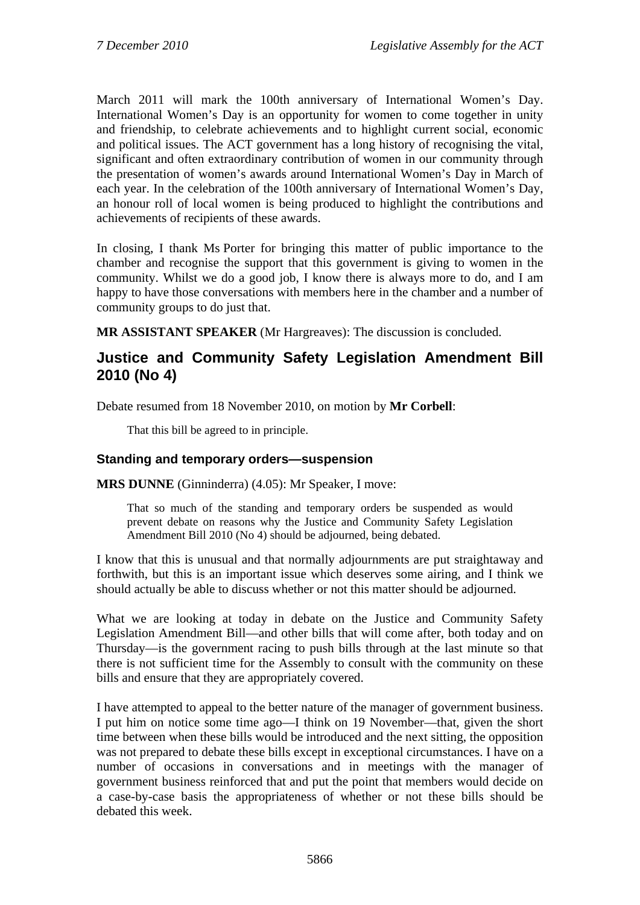March 2011 will mark the 100th anniversary of International Women's Day. International Women's Day is an opportunity for women to come together in unity and friendship, to celebrate achievements and to highlight current social, economic and political issues. The ACT government has a long history of recognising the vital, significant and often extraordinary contribution of women in our community through the presentation of women's awards around International Women's Day in March of each year. In the celebration of the 100th anniversary of International Women's Day, an honour roll of local women is being produced to highlight the contributions and achievements of recipients of these awards.

In closing, I thank Ms Porter for bringing this matter of public importance to the chamber and recognise the support that this government is giving to women in the community. Whilst we do a good job, I know there is always more to do, and I am happy to have those conversations with members here in the chamber and a number of community groups to do just that.

**MR ASSISTANT SPEAKER** (Mr Hargreaves): The discussion is concluded.

## Justice and Community Safety Legislation Amendment Bill 2010 (No 4)

Debate resumed from 18 November 2010, on motion by **Mr Corbell**:

> That this bill be agreed to in principle.

### Standing and temporary orders—suspension

**MRS DUNNE** (Ginninderra) (4.05): Mr Speaker, I move:

> That so much of the standing and temporary orders be suspended as would prevent debate on reasons why the Justice and Community Safety Legislation Amendment Bill 2010 (No 4) should be adjourned, being debated.

I know that this is unusual and that normally adjournments are put straightaway and forthwith, but this is an important issue which deserves some airing, and I think we should actually be able to discuss whether or not this matter should be adjourned.

What we are looking at today in debate on the Justice and Community Safety Legislation Amendment Bill—and other bills that will come after, both today and on Thursday—is the government racing to push bills through at the last minute so that there is not sufficient time for the Assembly to consult with the community on these bills and ensure that they are appropriately covered.

I have attempted to appeal to the better nature of the manager of government business. I put him on notice some time ago—I think on 19 November—that, given the short time between when these bills would be introduced and the next sitting, the opposition was not prepared to debate these bills except in exceptional circumstances. I have on a number of occasions in conversations and in meetings with the manager of government business reinforced that and put the point that members would decide on a case-by-case basis the appropriateness of whether or not these bills should be debated this week.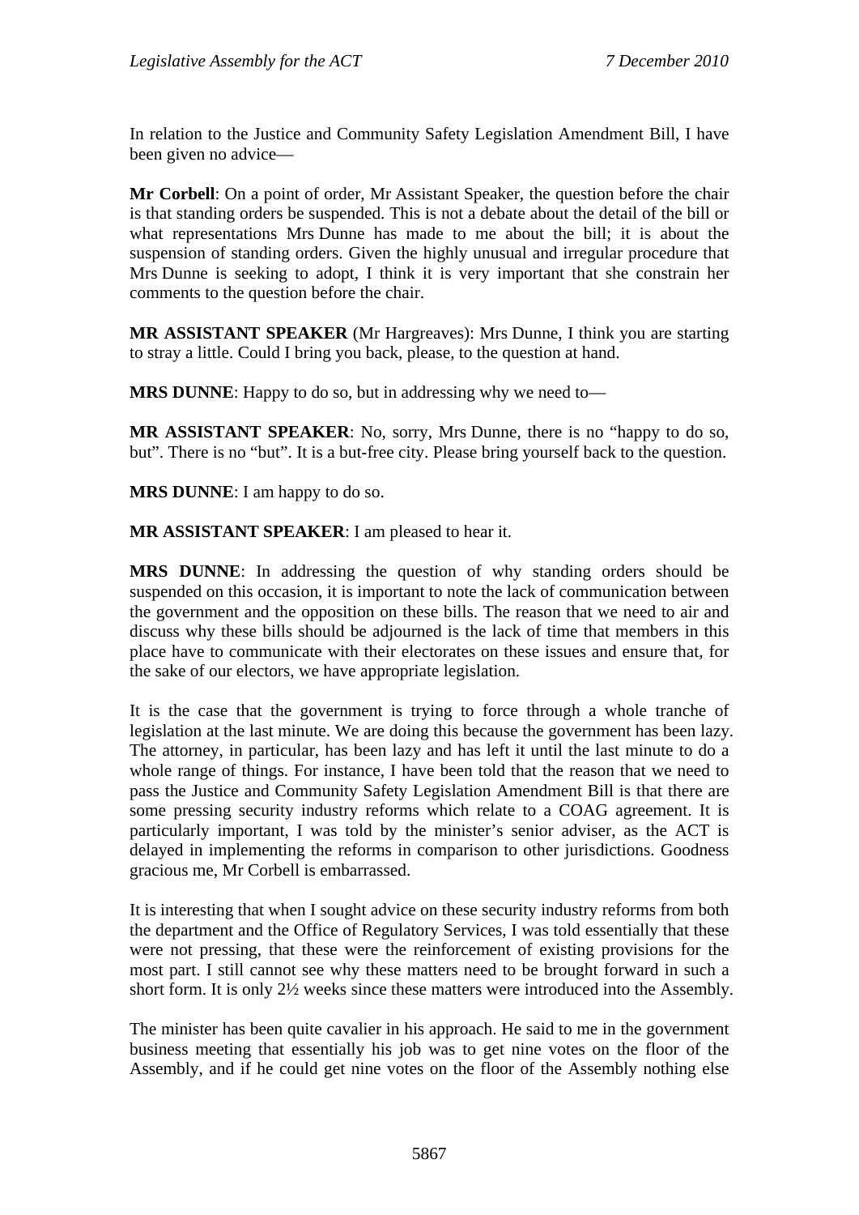In relation to the Justice and Community Safety Legislation Amendment Bill, I have been given no advice—

**Mr Corbell**: On a point of order, Mr Assistant Speaker, the question before the chair is that standing orders be suspended. This is not a debate about the detail of the bill or what representations Mrs Dunne has made to me about the bill; it is about the suspension of standing orders. Given the highly unusual and irregular procedure that Mrs Dunne is seeking to adopt, I think it is very important that she constrain her comments to the question before the chair.

**MR ASSISTANT SPEAKER** (Mr Hargreaves): Mrs Dunne, I think you are starting to stray a little. Could I bring you back, please, to the question at hand.

**MRS DUNNE**: Happy to do so, but in addressing why we need to—

**MR ASSISTANT SPEAKER**: No, sorry, Mrs Dunne, there is no "happy to do so, but". There is no "but". It is a but-free city. Please bring yourself back to the question.

**MRS DUNNE**: I am happy to do so.

**MR ASSISTANT SPEAKER**: I am pleased to hear it.

**MRS DUNNE**: In addressing the question of why standing orders should be suspended on this occasion, it is important to note the lack of communication between the government and the opposition on these bills. The reason that we need to air and discuss why these bills should be adjourned is the lack of time that members in this place have to communicate with their electorates on these issues and ensure that, for the sake of our electors, we have appropriate legislation.

It is the case that the government is trying to force through a whole tranche of legislation at the last minute. We are doing this because the government has been lazy. The attorney, in particular, has been lazy and has left it until the last minute to do a whole range of things. For instance, I have been told that the reason that we need to pass the Justice and Community Safety Legislation Amendment Bill is that there are some pressing security industry reforms which relate to a COAG agreement. It is particularly important, I was told by the minister's senior adviser, as the ACT is delayed in implementing the reforms in comparison to other jurisdictions. Goodness gracious me, Mr Corbell is embarrassed.

It is interesting that when I sought advice on these security industry reforms from both the department and the Office of Regulatory Services, I was told essentially that these were not pressing, that these were the reinforcement of existing provisions for the most part. I still cannot see why these matters need to be brought forward in such a short form. It is only 2½ weeks since these matters were introduced into the Assembly.

The minister has been quite cavalier in his approach. He said to me in the government business meeting that essentially his job was to get nine votes on the floor of the Assembly, and if he could get nine votes on the floor of the Assembly nothing else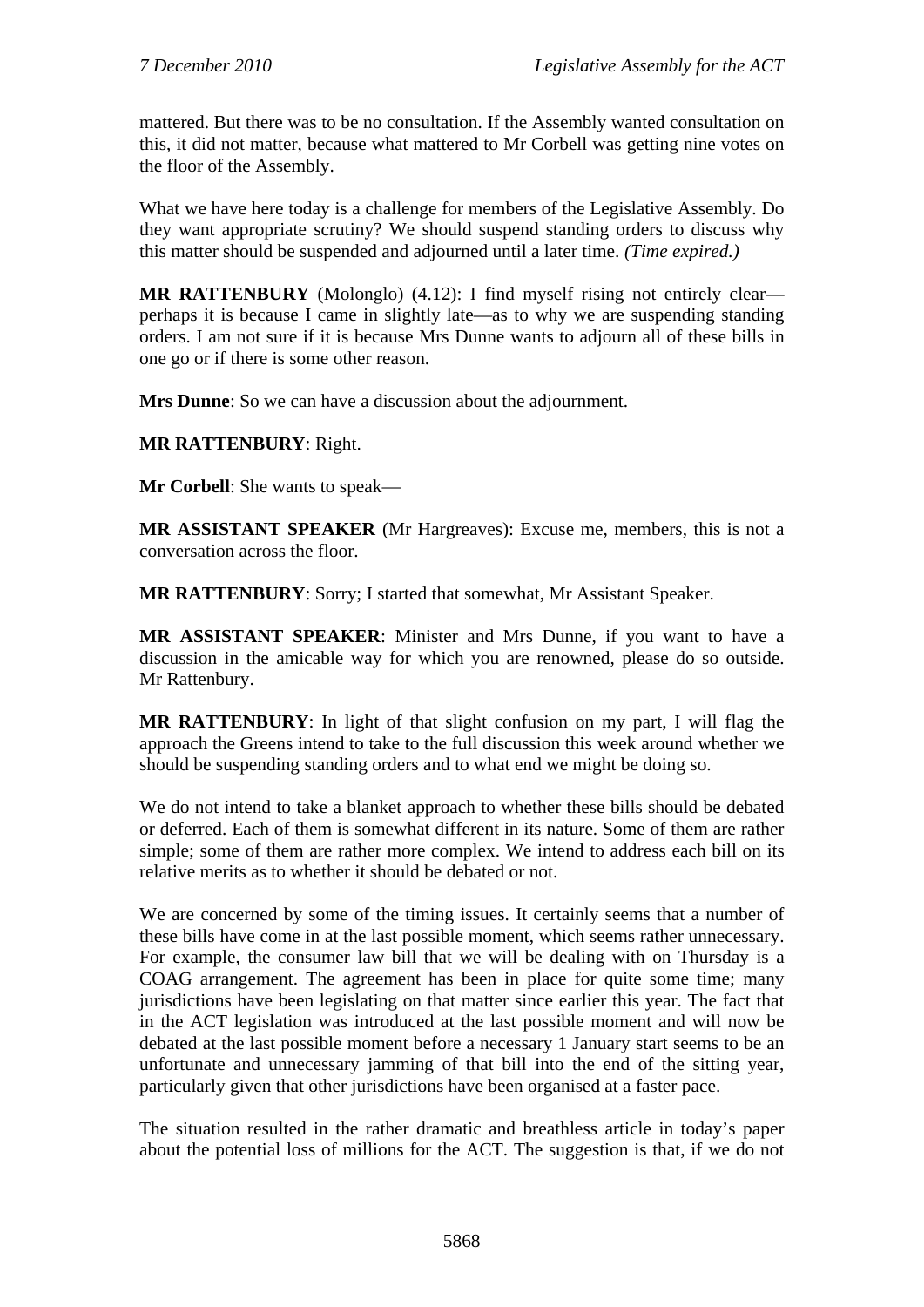mattered. But there was to be no consultation. If the Assembly wanted consultation on this, it did not matter, because what mattered to Mr Corbell was getting nine votes on the floor of the Assembly.

What we have here today is a challenge for members of the Legislative Assembly. Do they want appropriate scrutiny? We should suspend standing orders to discuss why this matter should be suspended and adjourned until a later time. *(Time expired.)*

**MR RATTENBURY** (Molonglo) (4.12): I find myself rising not entirely clear—perhaps it is because I came in slightly late—as to why we are suspending standing orders. I am not sure if it is because Mrs Dunne wants to adjourn all of these bills in one go or if there is some other reason.

**Mrs Dunne**: So we can have a discussion about the adjournment.

**MR RATTENBURY**: Right.

**Mr Corbell**: She wants to speak—

**MR ASSISTANT SPEAKER** (Mr Hargreaves): Excuse me, members, this is not a conversation across the floor.

**MR RATTENBURY**: Sorry; I started that somewhat, Mr Assistant Speaker.

**MR ASSISTANT SPEAKER**: Minister and Mrs Dunne, if you want to have a discussion in the amicable way for which you are renowned, please do so outside. Mr Rattenbury.

**MR RATTENBURY**: In light of that slight confusion on my part, I will flag the approach the Greens intend to take to the full discussion this week around whether we should be suspending standing orders and to what end we might be doing so.

We do not intend to take a blanket approach to whether these bills should be debated or deferred. Each of them is somewhat different in its nature. Some of them are rather simple; some of them are rather more complex. We intend to address each bill on its relative merits as to whether it should be debated or not.

We are concerned by some of the timing issues. It certainly seems that a number of these bills have come in at the last possible moment, which seems rather unnecessary. For example, the consumer law bill that we will be dealing with on Thursday is a COAG arrangement. The agreement has been in place for quite some time; many jurisdictions have been legislating on that matter since earlier this year. The fact that in the ACT legislation was introduced at the last possible moment and will now be debated at the last possible moment before a necessary 1 January start seems to be an unfortunate and unnecessary jamming of that bill into the end of the sitting year, particularly given that other jurisdictions have been organised at a faster pace.

The situation resulted in the rather dramatic and breathless article in today's paper about the potential loss of millions for the ACT. The suggestion is that, if we do not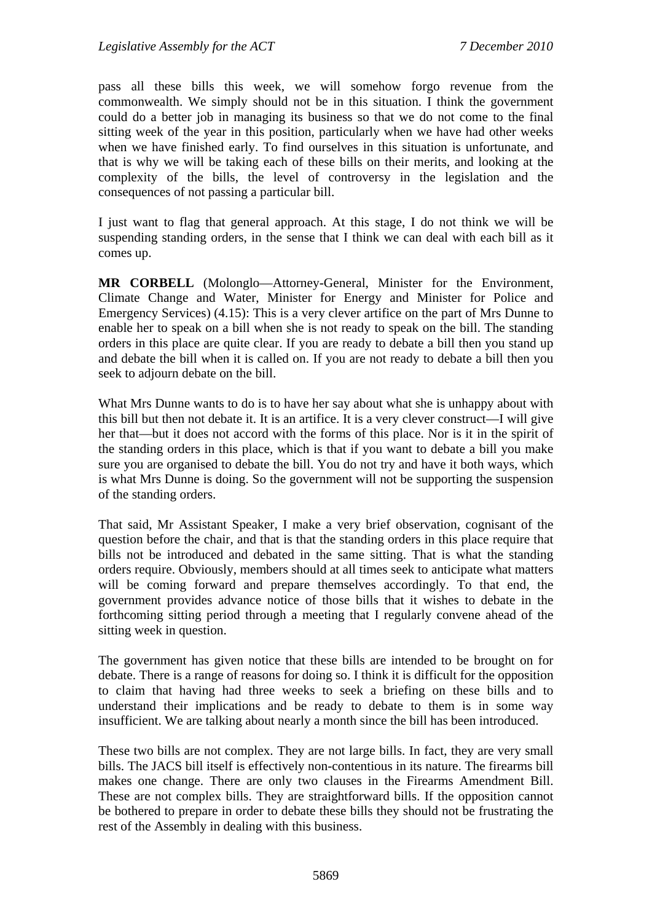pass all these bills this week, we will somehow forgo revenue from the commonwealth. We simply should not be in this situation. I think the government could do a better job in managing its business so that we do not come to the final sitting week of the year in this position, particularly when we have had other weeks when we have finished early. To find ourselves in this situation is unfortunate, and that is why we will be taking each of these bills on their merits, and looking at the complexity of the bills, the level of controversy in the legislation and the consequences of not passing a particular bill.

I just want to flag that general approach. At this stage, I do not think we will be suspending standing orders, in the sense that I think we can deal with each bill as it comes up.

**MR CORBELL** (Molonglo—Attorney-General, Minister for the Environment, Climate Change and Water, Minister for Energy and Minister for Police and Emergency Services) (4.15): This is a very clever artifice on the part of Mrs Dunne to enable her to speak on a bill when she is not ready to speak on the bill. The standing orders in this place are quite clear. If you are ready to debate a bill then you stand up and debate the bill when it is called on. If you are not ready to debate a bill then you seek to adjourn debate on the bill.

What Mrs Dunne wants to do is to have her say about what she is unhappy about with this bill but then not debate it. It is an artifice. It is a very clever construct—I will give her that—but it does not accord with the forms of this place. Nor is it in the spirit of the standing orders in this place, which is that if you want to debate a bill you make sure you are organised to debate the bill. You do not try and have it both ways, which is what Mrs Dunne is doing. So the government will not be supporting the suspension of the standing orders.

That said, Mr Assistant Speaker, I make a very brief observation, cognisant of the question before the chair, and that is that the standing orders in this place require that bills not be introduced and debated in the same sitting. That is what the standing orders require. Obviously, members should at all times seek to anticipate what matters will be coming forward and prepare themselves accordingly. To that end, the government provides advance notice of those bills that it wishes to debate in the forthcoming sitting period through a meeting that I regularly convene ahead of the sitting week in question.

The government has given notice that these bills are intended to be brought on for debate. There is a range of reasons for doing so. I think it is difficult for the opposition to claim that having had three weeks to seek a briefing on these bills and to understand their implications and be ready to debate to them is in some way insufficient. We are talking about nearly a month since the bill has been introduced.

These two bills are not complex. They are not large bills. In fact, they are very small bills. The JACS bill itself is effectively non-contentious in its nature. The firearms bill makes one change. There are only two clauses in the Firearms Amendment Bill. These are not complex bills. They are straightforward bills. If the opposition cannot be bothered to prepare in order to debate these bills they should not be frustrating the rest of the Assembly in dealing with this business.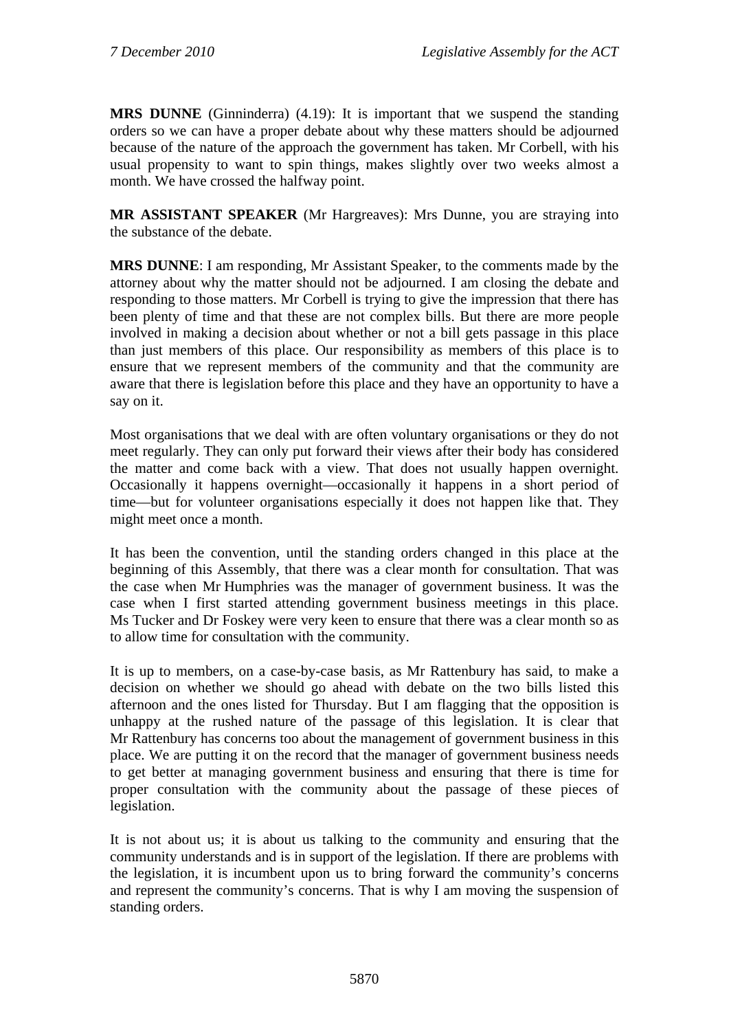**MRS DUNNE** (Ginninderra) (4.19): It is important that we suspend the standing orders so we can have a proper debate about why these matters should be adjourned because of the nature of the approach the government has taken. Mr Corbell, with his usual propensity to want to spin things, makes slightly over two weeks almost a month. We have crossed the halfway point.

**MR ASSISTANT SPEAKER** (Mr Hargreaves): Mrs Dunne, you are straying into the substance of the debate.

**MRS DUNNE**: I am responding, Mr Assistant Speaker, to the comments made by the attorney about why the matter should not be adjourned. I am closing the debate and responding to those matters. Mr Corbell is trying to give the impression that there has been plenty of time and that these are not complex bills. But there are more people involved in making a decision about whether or not a bill gets passage in this place than just members of this place. Our responsibility as members of this place is to ensure that we represent members of the community and that the community are aware that there is legislation before this place and they have an opportunity to have a say on it.

Most organisations that we deal with are often voluntary organisations or they do not meet regularly. They can only put forward their views after their body has considered the matter and come back with a view. That does not usually happen overnight. Occasionally it happens overnight—occasionally it happens in a short period of time—but for volunteer organisations especially it does not happen like that. They might meet once a month.

It has been the convention, until the standing orders changed in this place at the beginning of this Assembly, that there was a clear month for consultation. That was the case when Mr Humphries was the manager of government business. It was the case when I first started attending government business meetings in this place. Ms Tucker and Dr Foskey were very keen to ensure that there was a clear month so as to allow time for consultation with the community.

It is up to members, on a case-by-case basis, as Mr Rattenbury has said, to make a decision on whether we should go ahead with debate on the two bills listed this afternoon and the ones listed for Thursday. But I am flagging that the opposition is unhappy at the rushed nature of the passage of this legislation. It is clear that Mr Rattenbury has concerns too about the management of government business in this place. We are putting it on the record that the manager of government business needs to get better at managing government business and ensuring that there is time for proper consultation with the community about the passage of these pieces of legislation.

It is not about us; it is about us talking to the community and ensuring that the community understands and is in support of the legislation. If there are problems with the legislation, it is incumbent upon us to bring forward the community's concerns and represent the community's concerns. That is why I am moving the suspension of standing orders.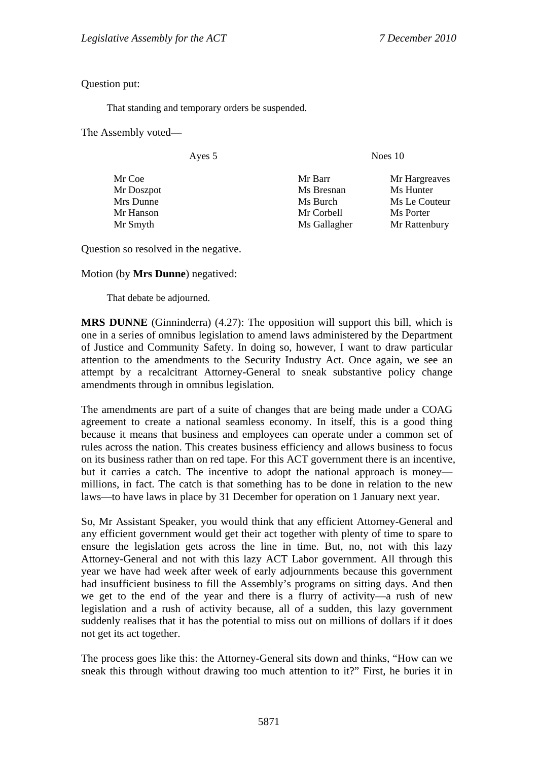Question put:

> That standing and temporary orders be suspended.

The Assembly voted—

| Ayes 5 | Noes 10 | |
|---|---|---|
| Mr Coe | Mr Barr | Mr Hargreaves |
| Mr Doszpot | Ms Bresnan | Ms Hunter |
| Mrs Dunne | Ms Burch | Ms Le Couteur |
| Mr Hanson | Mr Corbell | Ms Porter |
| Mr Smyth | Ms Gallagher | Mr Rattenbury |

Question so resolved in the negative.

Motion (by **Mrs Dunne**) negatived:

> That debate be adjourned.

**MRS DUNNE** (Ginninderra) (4.27): The opposition will support this bill, which is one in a series of omnibus legislation to amend laws administered by the Department of Justice and Community Safety. In doing so, however, I want to draw particular attention to the amendments to the Security Industry Act. Once again, we see an attempt by a recalcitrant Attorney-General to sneak substantive policy change amendments through in omnibus legislation.

The amendments are part of a suite of changes that are being made under a COAG agreement to create a national seamless economy. In itself, this is a good thing because it means that business and employees can operate under a common set of rules across the nation. This creates business efficiency and allows business to focus on its business rather than on red tape. For this ACT government there is an incentive, but it carries a catch. The incentive to adopt the national approach is money—millions, in fact. The catch is that something has to be done in relation to the new laws—to have laws in place by 31 December for operation on 1 January next year.

So, Mr Assistant Speaker, you would think that any efficient Attorney-General and any efficient government would get their act together with plenty of time to spare to ensure the legislation gets across the line in time. But, no, not with this lazy Attorney-General and not with this lazy ACT Labor government. All through this year we have had week after week of early adjournments because this government had insufficient business to fill the Assembly's programs on sitting days. And then we get to the end of the year and there is a flurry of activity—a rush of new legislation and a rush of activity because, all of a sudden, this lazy government suddenly realises that it has the potential to miss out on millions of dollars if it does not get its act together.

The process goes like this: the Attorney-General sits down and thinks, "How can we sneak this through without drawing too much attention to it?" First, he buries it in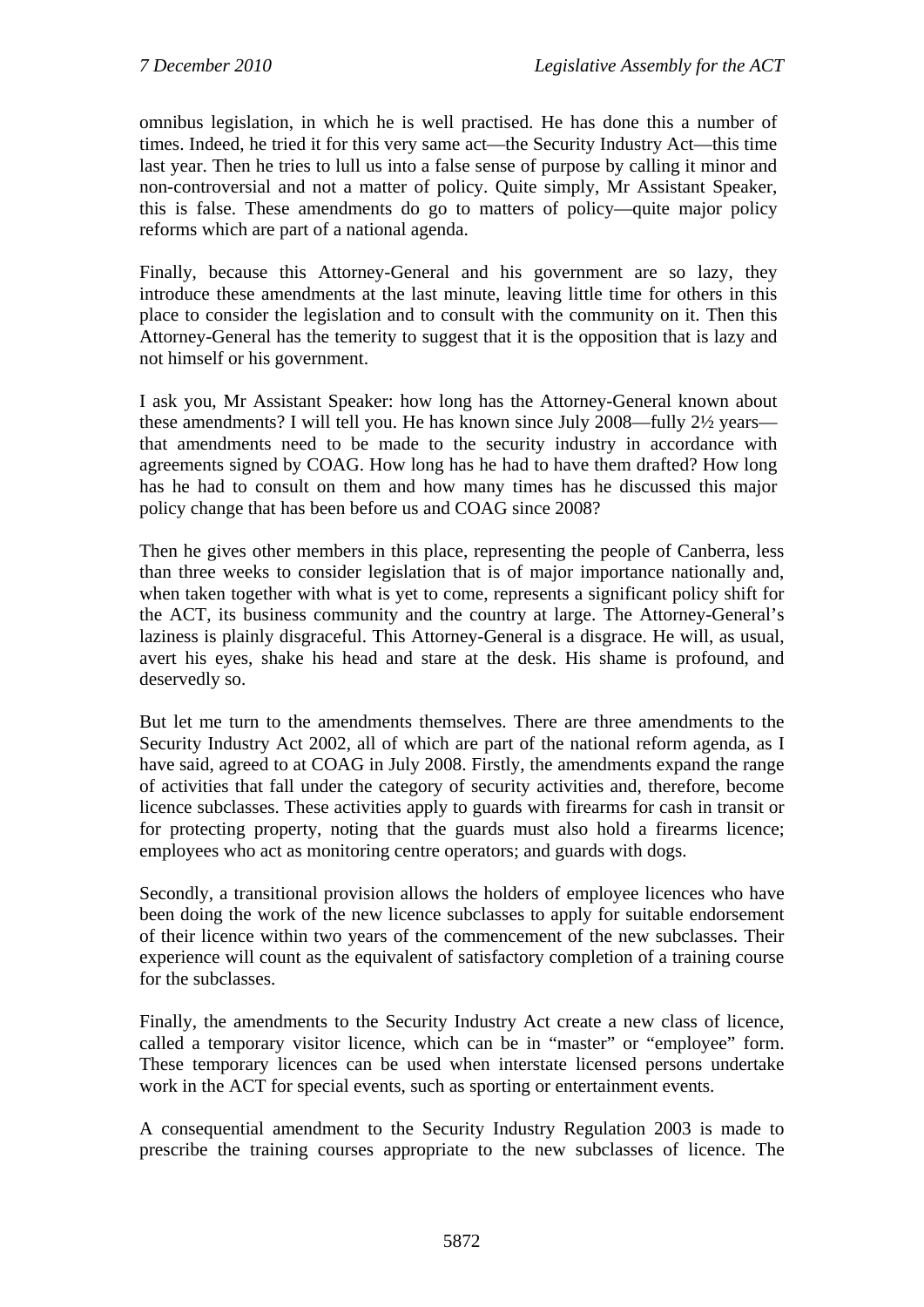omnibus legislation, in which he is well practised. He has done this a number of times. Indeed, he tried it for this very same act—the Security Industry Act—this time last year. Then he tries to lull us into a false sense of purpose by calling it minor and non-controversial and not a matter of policy. Quite simply, Mr Assistant Speaker, this is false. These amendments do go to matters of policy—quite major policy reforms which are part of a national agenda.

Finally, because this Attorney-General and his government are so lazy, they introduce these amendments at the last minute, leaving little time for others in this place to consider the legislation and to consult with the community on it. Then this Attorney-General has the temerity to suggest that it is the opposition that is lazy and not himself or his government.

I ask you, Mr Assistant Speaker: how long has the Attorney-General known about these amendments? I will tell you. He has known since July 2008—fully 2½ years—that amendments need to be made to the security industry in accordance with agreements signed by COAG. How long has he had to have them drafted? How long has he had to consult on them and how many times has he discussed this major policy change that has been before us and COAG since 2008?

Then he gives other members in this place, representing the people of Canberra, less than three weeks to consider legislation that is of major importance nationally and, when taken together with what is yet to come, represents a significant policy shift for the ACT, its business community and the country at large. The Attorney-General's laziness is plainly disgraceful. This Attorney-General is a disgrace. He will, as usual, avert his eyes, shake his head and stare at the desk. His shame is profound, and deservedly so.

But let me turn to the amendments themselves. There are three amendments to the Security Industry Act 2002, all of which are part of the national reform agenda, as I have said, agreed to at COAG in July 2008. Firstly, the amendments expand the range of activities that fall under the category of security activities and, therefore, become licence subclasses. These activities apply to guards with firearms for cash in transit or for protecting property, noting that the guards must also hold a firearms licence; employees who act as monitoring centre operators; and guards with dogs.

Secondly, a transitional provision allows the holders of employee licences who have been doing the work of the new licence subclasses to apply for suitable endorsement of their licence within two years of the commencement of the new subclasses. Their experience will count as the equivalent of satisfactory completion of a training course for the subclasses.

Finally, the amendments to the Security Industry Act create a new class of licence, called a temporary visitor licence, which can be in "master" or "employee" form. These temporary licences can be used when interstate licensed persons undertake work in the ACT for special events, such as sporting or entertainment events.

A consequential amendment to the Security Industry Regulation 2003 is made to prescribe the training courses appropriate to the new subclasses of licence. The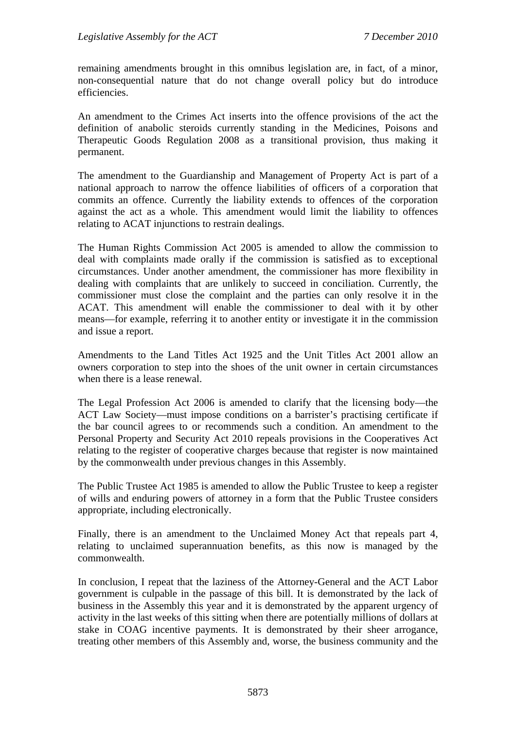remaining amendments brought in this omnibus legislation are, in fact, of a minor, non-consequential nature that do not change overall policy but do introduce efficiencies.

An amendment to the Crimes Act inserts into the offence provisions of the act the definition of anabolic steroids currently standing in the Medicines, Poisons and Therapeutic Goods Regulation 2008 as a transitional provision, thus making it permanent.

The amendment to the Guardianship and Management of Property Act is part of a national approach to narrow the offence liabilities of officers of a corporation that commits an offence. Currently the liability extends to offences of the corporation against the act as a whole. This amendment would limit the liability to offences relating to ACAT injunctions to restrain dealings.

The Human Rights Commission Act 2005 is amended to allow the commission to deal with complaints made orally if the commission is satisfied as to exceptional circumstances. Under another amendment, the commissioner has more flexibility in dealing with complaints that are unlikely to succeed in conciliation. Currently, the commissioner must close the complaint and the parties can only resolve it in the ACAT. This amendment will enable the commissioner to deal with it by other means—for example, referring it to another entity or investigate it in the commission and issue a report.

Amendments to the Land Titles Act 1925 and the Unit Titles Act 2001 allow an owners corporation to step into the shoes of the unit owner in certain circumstances when there is a lease renewal.

The Legal Profession Act 2006 is amended to clarify that the licensing body—the ACT Law Society—must impose conditions on a barrister's practising certificate if the bar council agrees to or recommends such a condition. An amendment to the Personal Property and Security Act 2010 repeals provisions in the Cooperatives Act relating to the register of cooperative charges because that register is now maintained by the commonwealth under previous changes in this Assembly.

The Public Trustee Act 1985 is amended to allow the Public Trustee to keep a register of wills and enduring powers of attorney in a form that the Public Trustee considers appropriate, including electronically.

Finally, there is an amendment to the Unclaimed Money Act that repeals part 4, relating to unclaimed superannuation benefits, as this now is managed by the commonwealth.

In conclusion, I repeat that the laziness of the Attorney-General and the ACT Labor government is culpable in the passage of this bill. It is demonstrated by the lack of business in the Assembly this year and it is demonstrated by the apparent urgency of activity in the last weeks of this sitting when there are potentially millions of dollars at stake in COAG incentive payments. It is demonstrated by their sheer arrogance, treating other members of this Assembly and, worse, the business community and the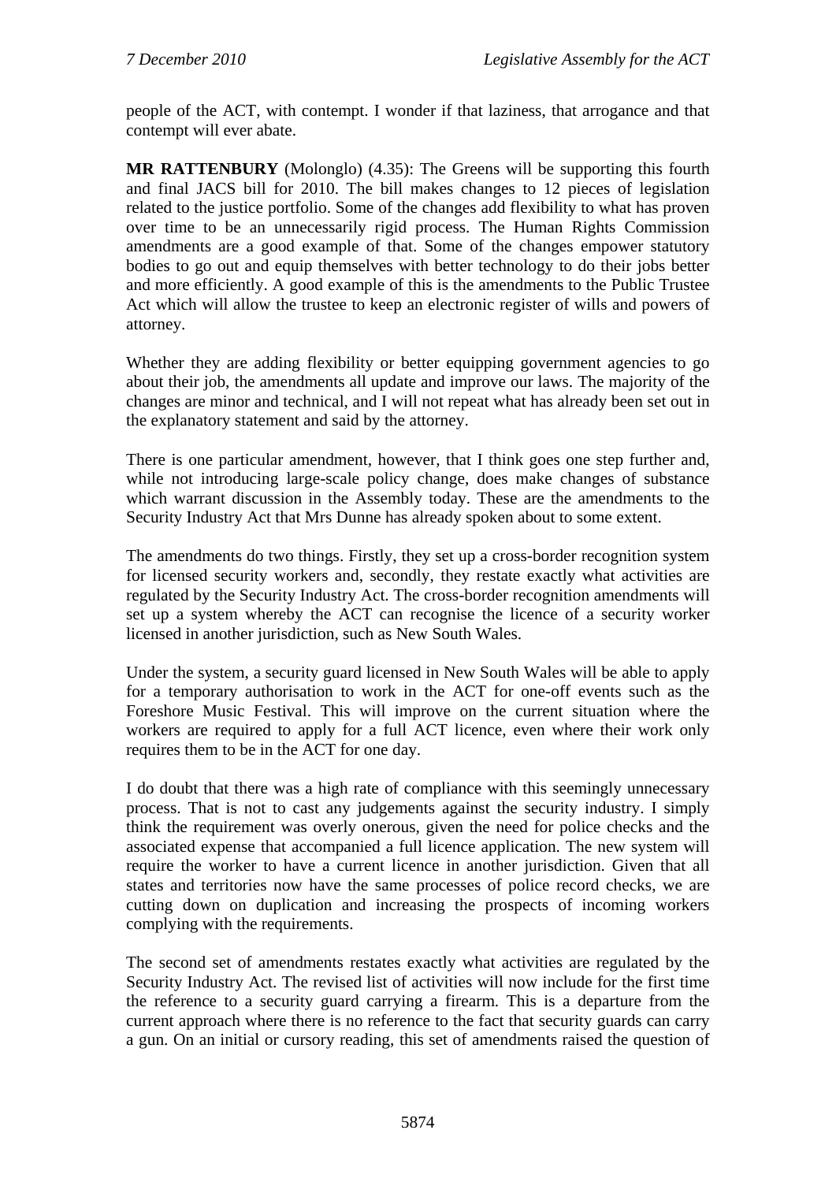people of the ACT, with contempt. I wonder if that laziness, that arrogance and that contempt will ever abate.

**MR RATTENBURY** (Molonglo) (4.35): The Greens will be supporting this fourth and final JACS bill for 2010. The bill makes changes to 12 pieces of legislation related to the justice portfolio. Some of the changes add flexibility to what has proven over time to be an unnecessarily rigid process. The Human Rights Commission amendments are a good example of that. Some of the changes empower statutory bodies to go out and equip themselves with better technology to do their jobs better and more efficiently. A good example of this is the amendments to the Public Trustee Act which will allow the trustee to keep an electronic register of wills and powers of attorney.

Whether they are adding flexibility or better equipping government agencies to go about their job, the amendments all update and improve our laws. The majority of the changes are minor and technical, and I will not repeat what has already been set out in the explanatory statement and said by the attorney.

There is one particular amendment, however, that I think goes one step further and, while not introducing large-scale policy change, does make changes of substance which warrant discussion in the Assembly today. These are the amendments to the Security Industry Act that Mrs Dunne has already spoken about to some extent.

The amendments do two things. Firstly, they set up a cross-border recognition system for licensed security workers and, secondly, they restate exactly what activities are regulated by the Security Industry Act. The cross-border recognition amendments will set up a system whereby the ACT can recognise the licence of a security worker licensed in another jurisdiction, such as New South Wales.

Under the system, a security guard licensed in New South Wales will be able to apply for a temporary authorisation to work in the ACT for one-off events such as the Foreshore Music Festival. This will improve on the current situation where the workers are required to apply for a full ACT licence, even where their work only requires them to be in the ACT for one day.

I do doubt that there was a high rate of compliance with this seemingly unnecessary process. That is not to cast any judgements against the security industry. I simply think the requirement was overly onerous, given the need for police checks and the associated expense that accompanied a full licence application. The new system will require the worker to have a current licence in another jurisdiction. Given that all states and territories now have the same processes of police record checks, we are cutting down on duplication and increasing the prospects of incoming workers complying with the requirements.

The second set of amendments restates exactly what activities are regulated by the Security Industry Act. The revised list of activities will now include for the first time the reference to a security guard carrying a firearm. This is a departure from the current approach where there is no reference to the fact that security guards can carry a gun. On an initial or cursory reading, this set of amendments raised the question of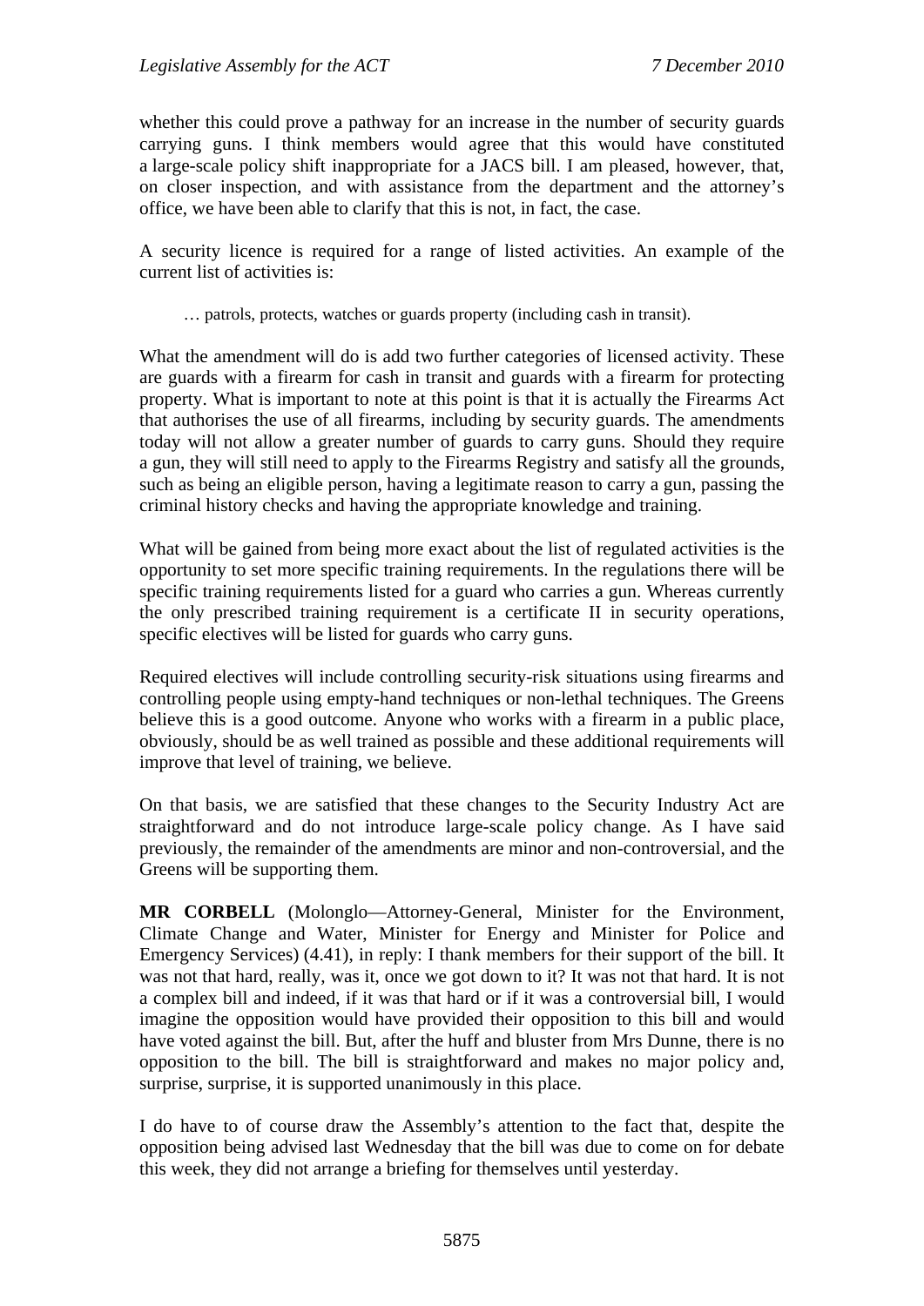whether this could prove a pathway for an increase in the number of security guards carrying guns. I think members would agree that this would have constituted a large-scale policy shift inappropriate for a JACS bill. I am pleased, however, that, on closer inspection, and with assistance from the department and the attorney's office, we have been able to clarify that this is not, in fact, the case.

A security licence is required for a range of listed activities. An example of the current list of activities is:

> … patrols, protects, watches or guards property (including cash in transit).

What the amendment will do is add two further categories of licensed activity. These are guards with a firearm for cash in transit and guards with a firearm for protecting property. What is important to note at this point is that it is actually the Firearms Act that authorises the use of all firearms, including by security guards. The amendments today will not allow a greater number of guards to carry guns. Should they require a gun, they will still need to apply to the Firearms Registry and satisfy all the grounds, such as being an eligible person, having a legitimate reason to carry a gun, passing the criminal history checks and having the appropriate knowledge and training.

What will be gained from being more exact about the list of regulated activities is the opportunity to set more specific training requirements. In the regulations there will be specific training requirements listed for a guard who carries a gun. Whereas currently the only prescribed training requirement is a certificate II in security operations, specific electives will be listed for guards who carry guns.

Required electives will include controlling security-risk situations using firearms and controlling people using empty-hand techniques or non-lethal techniques. The Greens believe this is a good outcome. Anyone who works with a firearm in a public place, obviously, should be as well trained as possible and these additional requirements will improve that level of training, we believe.

On that basis, we are satisfied that these changes to the Security Industry Act are straightforward and do not introduce large-scale policy change. As I have said previously, the remainder of the amendments are minor and non-controversial, and the Greens will be supporting them.

**MR CORBELL** (Molonglo—Attorney-General, Minister for the Environment, Climate Change and Water, Minister for Energy and Minister for Police and Emergency Services) (4.41), in reply: I thank members for their support of the bill. It was not that hard, really, was it, once we got down to it? It was not that hard. It is not a complex bill and indeed, if it was that hard or if it was a controversial bill, I would imagine the opposition would have provided their opposition to this bill and would have voted against the bill. But, after the huff and bluster from Mrs Dunne, there is no opposition to the bill. The bill is straightforward and makes no major policy and, surprise, surprise, it is supported unanimously in this place.

I do have to of course draw the Assembly's attention to the fact that, despite the opposition being advised last Wednesday that the bill was due to come on for debate this week, they did not arrange a briefing for themselves until yesterday.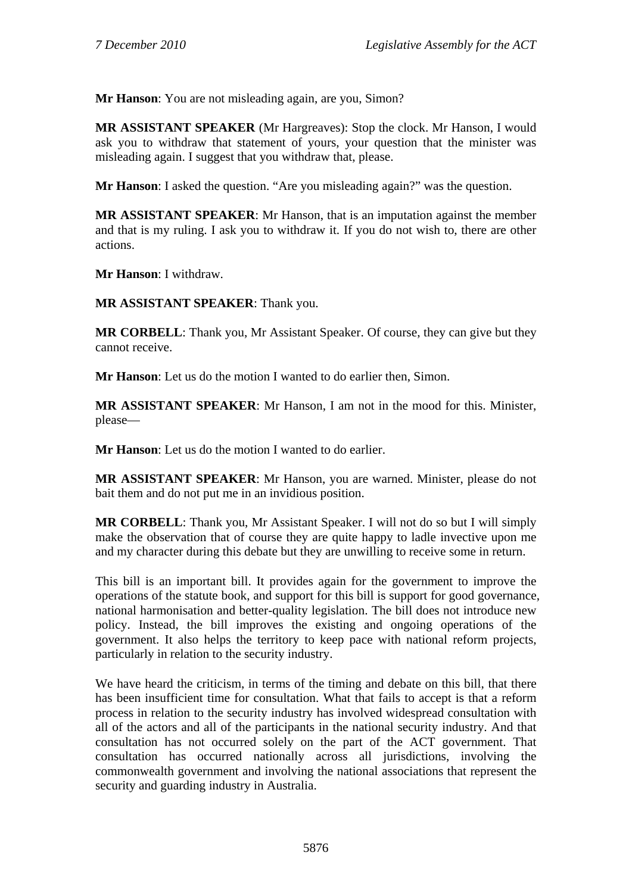**Mr Hanson**: You are not misleading again, are you, Simon?

**MR ASSISTANT SPEAKER** (Mr Hargreaves): Stop the clock. Mr Hanson, I would ask you to withdraw that statement of yours, your question that the minister was misleading again. I suggest that you withdraw that, please.

**Mr Hanson**: I asked the question. "Are you misleading again?" was the question.

**MR ASSISTANT SPEAKER**: Mr Hanson, that is an imputation against the member and that is my ruling. I ask you to withdraw it. If you do not wish to, there are other actions.

**Mr Hanson**: I withdraw.

**MR ASSISTANT SPEAKER**: Thank you.

**MR CORBELL**: Thank you, Mr Assistant Speaker. Of course, they can give but they cannot receive.

**Mr Hanson**: Let us do the motion I wanted to do earlier then, Simon.

**MR ASSISTANT SPEAKER**: Mr Hanson, I am not in the mood for this. Minister, please—

**Mr Hanson**: Let us do the motion I wanted to do earlier.

**MR ASSISTANT SPEAKER**: Mr Hanson, you are warned. Minister, please do not bait them and do not put me in an invidious position.

**MR CORBELL**: Thank you, Mr Assistant Speaker. I will not do so but I will simply make the observation that of course they are quite happy to ladle invective upon me and my character during this debate but they are unwilling to receive some in return.

This bill is an important bill. It provides again for the government to improve the operations of the statute book, and support for this bill is support for good governance, national harmonisation and better-quality legislation. The bill does not introduce new policy. Instead, the bill improves the existing and ongoing operations of the government. It also helps the territory to keep pace with national reform projects, particularly in relation to the security industry.

We have heard the criticism, in terms of the timing and debate on this bill, that there has been insufficient time for consultation. What that fails to accept is that a reform process in relation to the security industry has involved widespread consultation with all of the actors and all of the participants in the national security industry. And that consultation has not occurred solely on the part of the ACT government. That consultation has occurred nationally across all jurisdictions, involving the commonwealth government and involving the national associations that represent the security and guarding industry in Australia.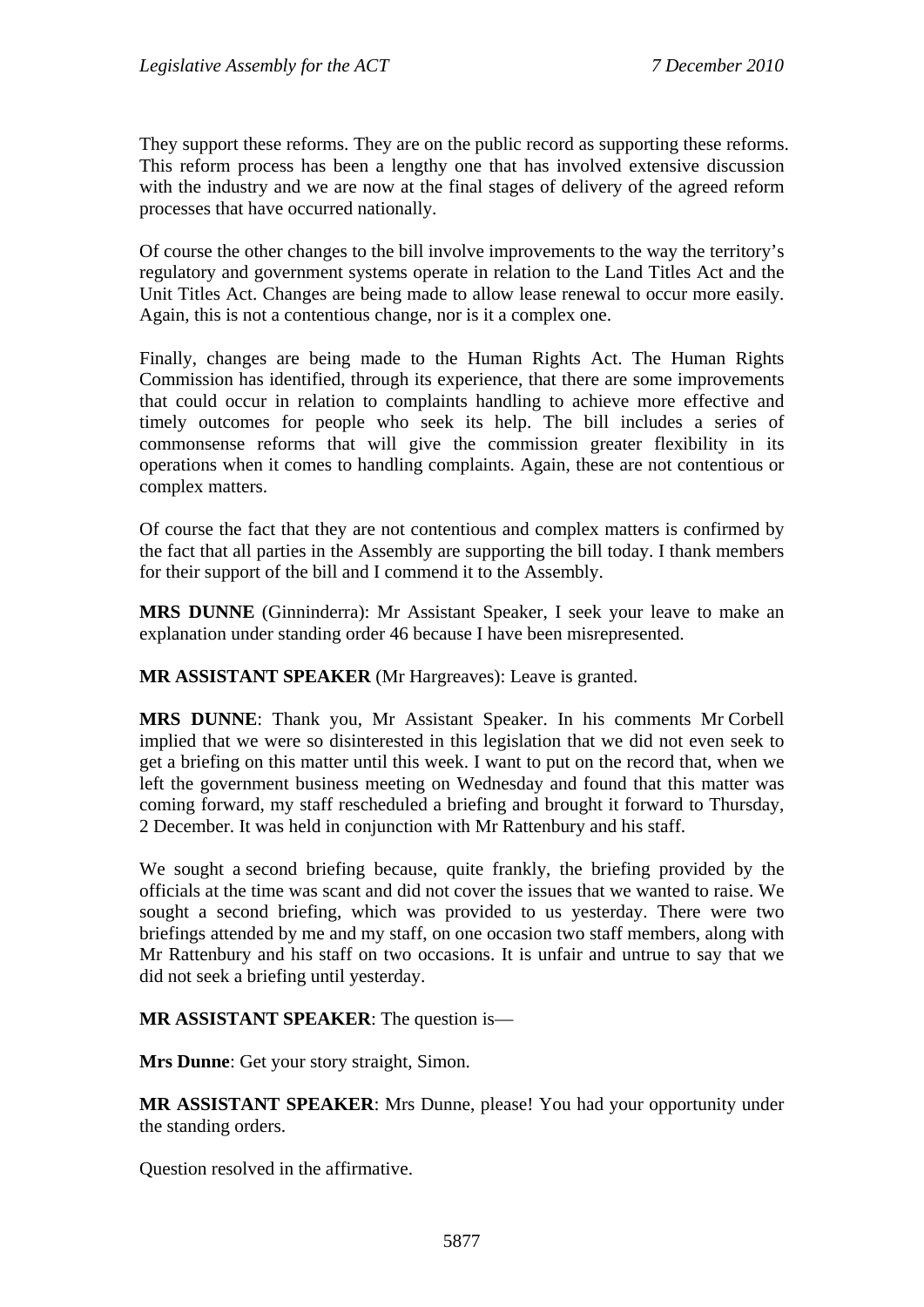They support these reforms. They are on the public record as supporting these reforms. This reform process has been a lengthy one that has involved extensive discussion with the industry and we are now at the final stages of delivery of the agreed reform processes that have occurred nationally.

Of course the other changes to the bill involve improvements to the way the territory's regulatory and government systems operate in relation to the Land Titles Act and the Unit Titles Act. Changes are being made to allow lease renewal to occur more easily. Again, this is not a contentious change, nor is it a complex one.

Finally, changes are being made to the Human Rights Act. The Human Rights Commission has identified, through its experience, that there are some improvements that could occur in relation to complaints handling to achieve more effective and timely outcomes for people who seek its help. The bill includes a series of commonsense reforms that will give the commission greater flexibility in its operations when it comes to handling complaints. Again, these are not contentious or complex matters.

Of course the fact that they are not contentious and complex matters is confirmed by the fact that all parties in the Assembly are supporting the bill today. I thank members for their support of the bill and I commend it to the Assembly.

**MRS DUNNE** (Ginninderra): Mr Assistant Speaker, I seek your leave to make an explanation under standing order 46 because I have been misrepresented.

**MR ASSISTANT SPEAKER** (Mr Hargreaves): Leave is granted.

**MRS DUNNE**: Thank you, Mr Assistant Speaker. In his comments Mr Corbell implied that we were so disinterested in this legislation that we did not even seek to get a briefing on this matter until this week. I want to put on the record that, when we left the government business meeting on Wednesday and found that this matter was coming forward, my staff rescheduled a briefing and brought it forward to Thursday, 2 December. It was held in conjunction with Mr Rattenbury and his staff.

We sought a second briefing because, quite frankly, the briefing provided by the officials at the time was scant and did not cover the issues that we wanted to raise. We sought a second briefing, which was provided to us yesterday. There were two briefings attended by me and my staff, on one occasion two staff members, along with Mr Rattenbury and his staff on two occasions. It is unfair and untrue to say that we did not seek a briefing until yesterday.

**MR ASSISTANT SPEAKER**: The question is—

**Mrs Dunne**: Get your story straight, Simon.

**MR ASSISTANT SPEAKER**: Mrs Dunne, please! You had your opportunity under the standing orders.

Question resolved in the affirmative.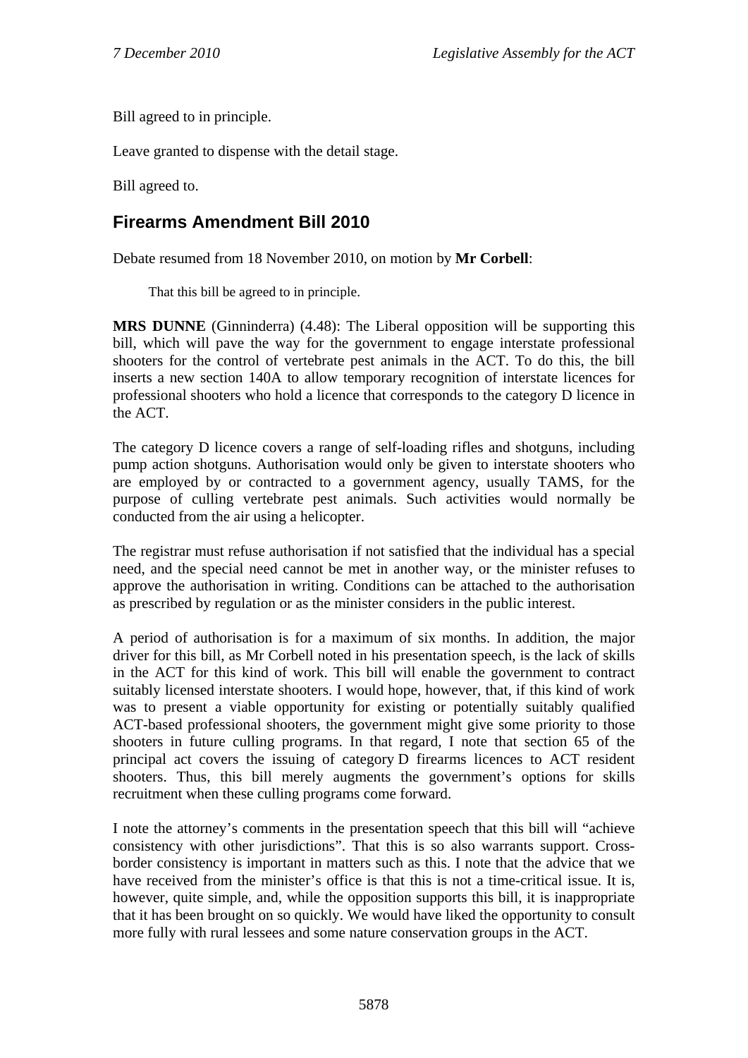Bill agreed to in principle.

Leave granted to dispense with the detail stage.

Bill agreed to.

## Firearms Amendment Bill 2010

Debate resumed from 18 November 2010, on motion by **Mr Corbell**:

> That this bill be agreed to in principle.

**MRS DUNNE** (Ginninderra) (4.48): The Liberal opposition will be supporting this bill, which will pave the way for the government to engage interstate professional shooters for the control of vertebrate pest animals in the ACT. To do this, the bill inserts a new section 140A to allow temporary recognition of interstate licences for professional shooters who hold a licence that corresponds to the category D licence in the ACT.

The category D licence covers a range of self-loading rifles and shotguns, including pump action shotguns. Authorisation would only be given to interstate shooters who are employed by or contracted to a government agency, usually TAMS, for the purpose of culling vertebrate pest animals. Such activities would normally be conducted from the air using a helicopter.

The registrar must refuse authorisation if not satisfied that the individual has a special need, and the special need cannot be met in another way, or the minister refuses to approve the authorisation in writing. Conditions can be attached to the authorisation as prescribed by regulation or as the minister considers in the public interest.

A period of authorisation is for a maximum of six months. In addition, the major driver for this bill, as Mr Corbell noted in his presentation speech, is the lack of skills in the ACT for this kind of work. This bill will enable the government to contract suitably licensed interstate shooters. I would hope, however, that, if this kind of work was to present a viable opportunity for existing or potentially suitably qualified ACT-based professional shooters, the government might give some priority to those shooters in future culling programs. In that regard, I note that section 65 of the principal act covers the issuing of category D firearms licences to ACT resident shooters. Thus, this bill merely augments the government's options for skills recruitment when these culling programs come forward.

I note the attorney's comments in the presentation speech that this bill will "achieve consistency with other jurisdictions". That this is so also warrants support. Cross-border consistency is important in matters such as this. I note that the advice that we have received from the minister's office is that this is not a time-critical issue. It is, however, quite simple, and, while the opposition supports this bill, it is inappropriate that it has been brought on so quickly. We would have liked the opportunity to consult more fully with rural lessees and some nature conservation groups in the ACT.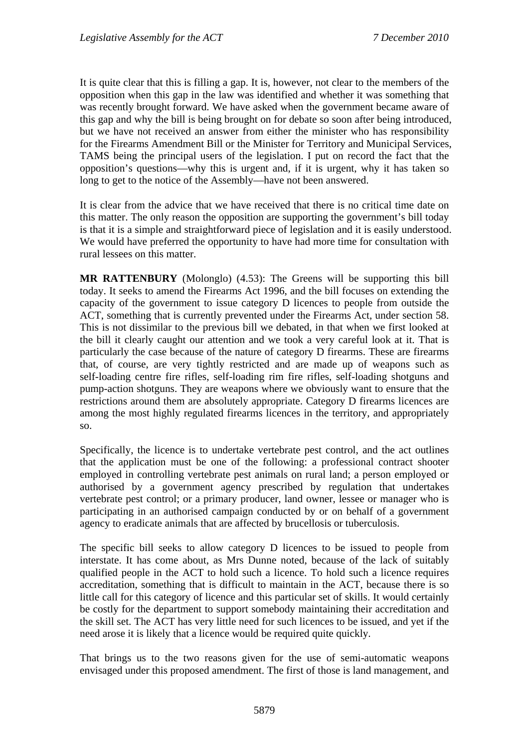It is quite clear that this is filling a gap. It is, however, not clear to the members of the opposition when this gap in the law was identified and whether it was something that was recently brought forward. We have asked when the government became aware of this gap and why the bill is being brought on for debate so soon after being introduced, but we have not received an answer from either the minister who has responsibility for the Firearms Amendment Bill or the Minister for Territory and Municipal Services, TAMS being the principal users of the legislation. I put on record the fact that the opposition's questions—why this is urgent and, if it is urgent, why it has taken so long to get to the notice of the Assembly—have not been answered.

It is clear from the advice that we have received that there is no critical time date on this matter. The only reason the opposition are supporting the government's bill today is that it is a simple and straightforward piece of legislation and it is easily understood. We would have preferred the opportunity to have had more time for consultation with rural lessees on this matter.

**MR RATTENBURY** (Molonglo) (4.53): The Greens will be supporting this bill today. It seeks to amend the Firearms Act 1996, and the bill focuses on extending the capacity of the government to issue category D licences to people from outside the ACT, something that is currently prevented under the Firearms Act, under section 58. This is not dissimilar to the previous bill we debated, in that when we first looked at the bill it clearly caught our attention and we took a very careful look at it. That is particularly the case because of the nature of category D firearms. These are firearms that, of course, are very tightly restricted and are made up of weapons such as self-loading centre fire rifles, self-loading rim fire rifles, self-loading shotguns and pump-action shotguns. They are weapons where we obviously want to ensure that the restrictions around them are absolutely appropriate. Category D firearms licences are among the most highly regulated firearms licences in the territory, and appropriately so.

Specifically, the licence is to undertake vertebrate pest control, and the act outlines that the application must be one of the following: a professional contract shooter employed in controlling vertebrate pest animals on rural land; a person employed or authorised by a government agency prescribed by regulation that undertakes vertebrate pest control; or a primary producer, land owner, lessee or manager who is participating in an authorised campaign conducted by or on behalf of a government agency to eradicate animals that are affected by brucellosis or tuberculosis.

The specific bill seeks to allow category D licences to be issued to people from interstate. It has come about, as Mrs Dunne noted, because of the lack of suitably qualified people in the ACT to hold such a licence. To hold such a licence requires accreditation, something that is difficult to maintain in the ACT, because there is so little call for this category of licence and this particular set of skills. It would certainly be costly for the department to support somebody maintaining their accreditation and the skill set. The ACT has very little need for such licences to be issued, and yet if the need arose it is likely that a licence would be required quite quickly.

That brings us to the two reasons given for the use of semi-automatic weapons envisaged under this proposed amendment. The first of those is land management, and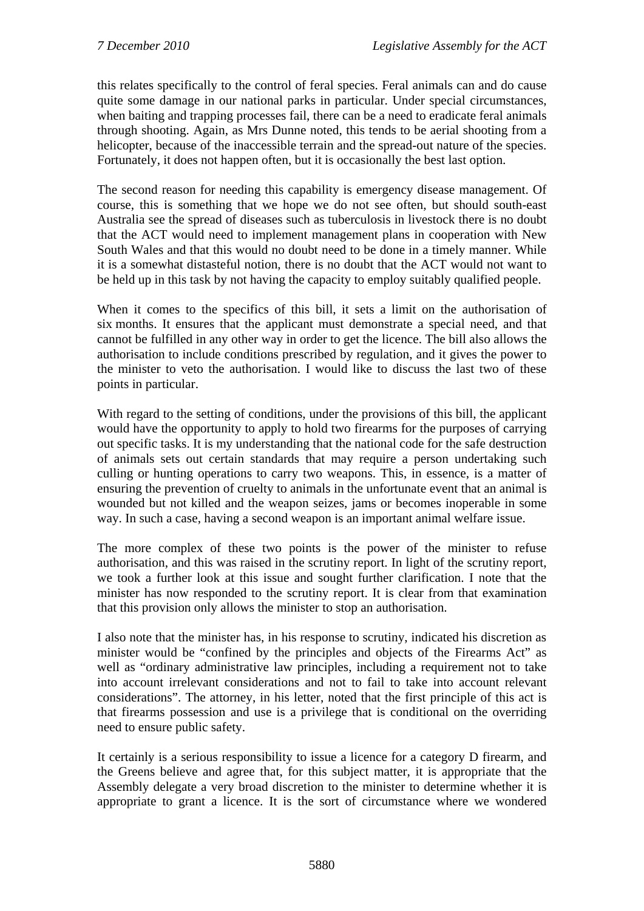this relates specifically to the control of feral species. Feral animals can and do cause quite some damage in our national parks in particular. Under special circumstances, when baiting and trapping processes fail, there can be a need to eradicate feral animals through shooting. Again, as Mrs Dunne noted, this tends to be aerial shooting from a helicopter, because of the inaccessible terrain and the spread-out nature of the species. Fortunately, it does not happen often, but it is occasionally the best last option.

The second reason for needing this capability is emergency disease management. Of course, this is something that we hope we do not see often, but should south-east Australia see the spread of diseases such as tuberculosis in livestock there is no doubt that the ACT would need to implement management plans in cooperation with New South Wales and that this would no doubt need to be done in a timely manner. While it is a somewhat distasteful notion, there is no doubt that the ACT would not want to be held up in this task by not having the capacity to employ suitably qualified people.

When it comes to the specifics of this bill, it sets a limit on the authorisation of six months. It ensures that the applicant must demonstrate a special need, and that cannot be fulfilled in any other way in order to get the licence. The bill also allows the authorisation to include conditions prescribed by regulation, and it gives the power to the minister to veto the authorisation. I would like to discuss the last two of these points in particular.

With regard to the setting of conditions, under the provisions of this bill, the applicant would have the opportunity to apply to hold two firearms for the purposes of carrying out specific tasks. It is my understanding that the national code for the safe destruction of animals sets out certain standards that may require a person undertaking such culling or hunting operations to carry two weapons. This, in essence, is a matter of ensuring the prevention of cruelty to animals in the unfortunate event that an animal is wounded but not killed and the weapon seizes, jams or becomes inoperable in some way. In such a case, having a second weapon is an important animal welfare issue.

The more complex of these two points is the power of the minister to refuse authorisation, and this was raised in the scrutiny report. In light of the scrutiny report, we took a further look at this issue and sought further clarification. I note that the minister has now responded to the scrutiny report. It is clear from that examination that this provision only allows the minister to stop an authorisation.

I also note that the minister has, in his response to scrutiny, indicated his discretion as minister would be "confined by the principles and objects of the Firearms Act" as well as "ordinary administrative law principles, including a requirement not to take into account irrelevant considerations and not to fail to take into account relevant considerations". The attorney, in his letter, noted that the first principle of this act is that firearms possession and use is a privilege that is conditional on the overriding need to ensure public safety.

It certainly is a serious responsibility to issue a licence for a category D firearm, and the Greens believe and agree that, for this subject matter, it is appropriate that the Assembly delegate a very broad discretion to the minister to determine whether it is appropriate to grant a licence. It is the sort of circumstance where we wondered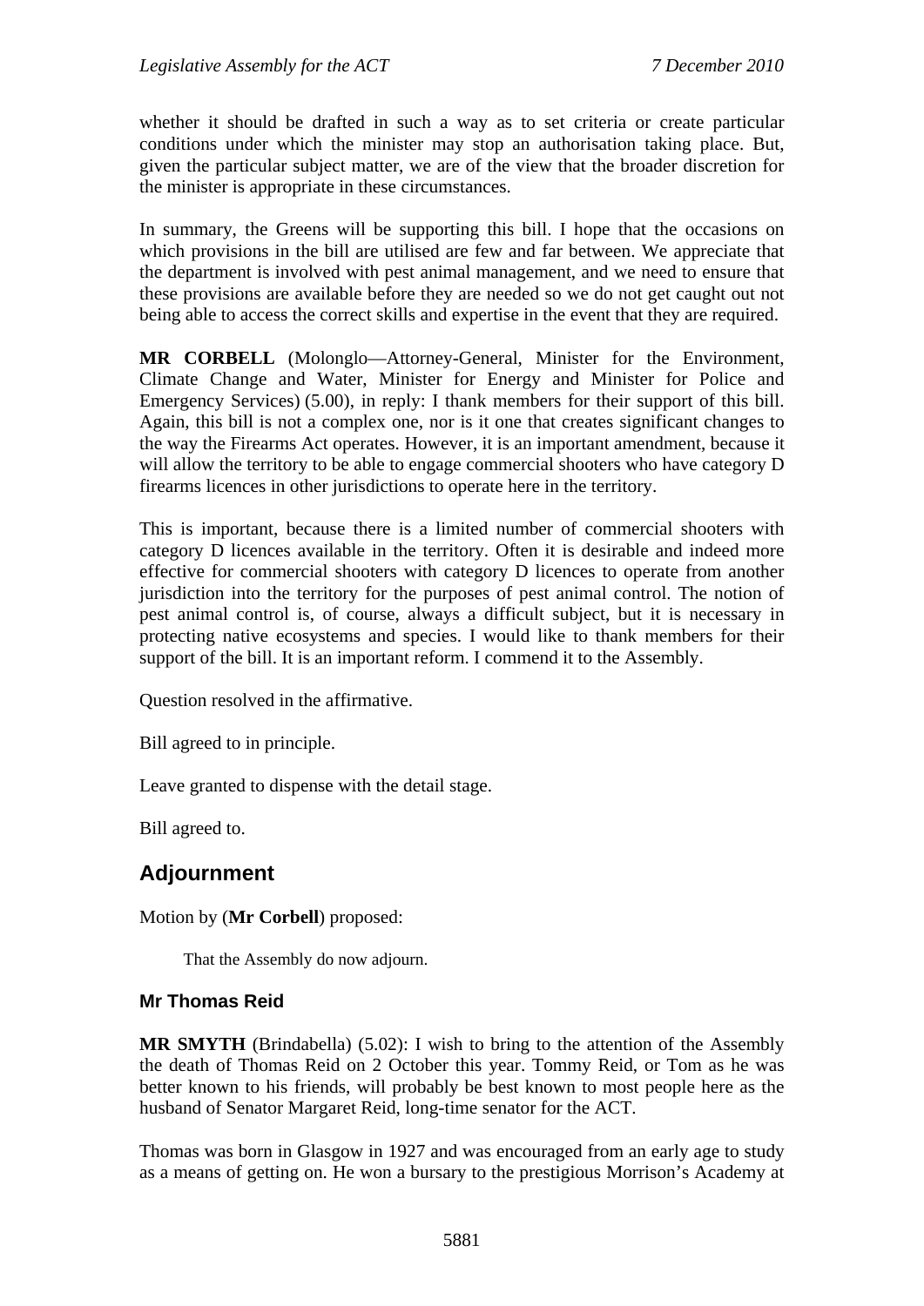whether it should be drafted in such a way as to set criteria or create particular conditions under which the minister may stop an authorisation taking place. But, given the particular subject matter, we are of the view that the broader discretion for the minister is appropriate in these circumstances.

In summary, the Greens will be supporting this bill. I hope that the occasions on which provisions in the bill are utilised are few and far between. We appreciate that the department is involved with pest animal management, and we need to ensure that these provisions are available before they are needed so we do not get caught out not being able to access the correct skills and expertise in the event that they are required.

**MR CORBELL** (Molonglo—Attorney-General, Minister for the Environment, Climate Change and Water, Minister for Energy and Minister for Police and Emergency Services) (5.00), in reply: I thank members for their support of this bill. Again, this bill is not a complex one, nor is it one that creates significant changes to the way the Firearms Act operates. However, it is an important amendment, because it will allow the territory to be able to engage commercial shooters who have category D firearms licences in other jurisdictions to operate here in the territory.

This is important, because there is a limited number of commercial shooters with category D licences available in the territory. Often it is desirable and indeed more effective for commercial shooters with category D licences to operate from another jurisdiction into the territory for the purposes of pest animal control. The notion of pest animal control is, of course, always a difficult subject, but it is necessary in protecting native ecosystems and species. I would like to thank members for their support of the bill. It is an important reform. I commend it to the Assembly.

Question resolved in the affirmative.

Bill agreed to in principle.

Leave granted to dispense with the detail stage.

Bill agreed to.

## Adjournment

Motion by (**Mr Corbell**) proposed:

> That the Assembly do now adjourn.

### Mr Thomas Reid

**MR SMYTH** (Brindabella) (5.02): I wish to bring to the attention of the Assembly the death of Thomas Reid on 2 October this year. Tommy Reid, or Tom as he was better known to his friends, will probably be best known to most people here as the husband of Senator Margaret Reid, long-time senator for the ACT.

Thomas was born in Glasgow in 1927 and was encouraged from an early age to study as a means of getting on. He won a bursary to the prestigious Morrison's Academy at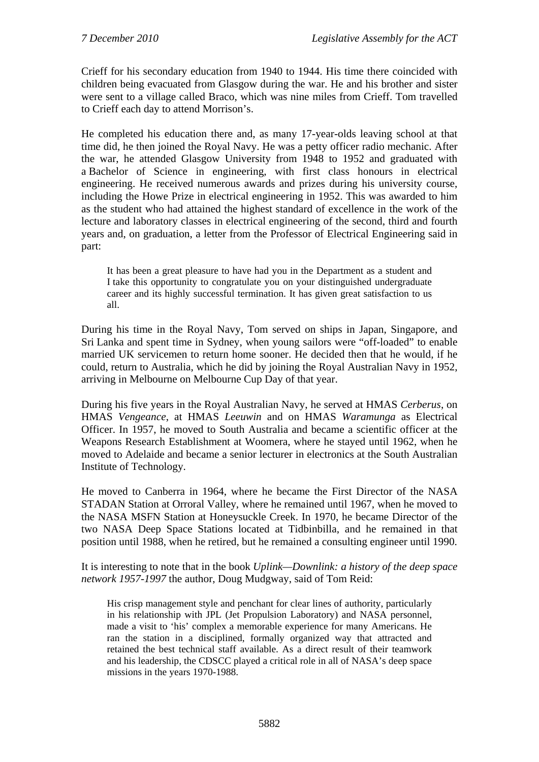Crieff for his secondary education from 1940 to 1944. His time there coincided with children being evacuated from Glasgow during the war. He and his brother and sister were sent to a village called Braco, which was nine miles from Crieff. Tom travelled to Crieff each day to attend Morrison's.

He completed his education there and, as many 17-year-olds leaving school at that time did, he then joined the Royal Navy. He was a petty officer radio mechanic. After the war, he attended Glasgow University from 1948 to 1952 and graduated with a Bachelor of Science in engineering, with first class honours in electrical engineering. He received numerous awards and prizes during his university course, including the Howe Prize in electrical engineering in 1952. This was awarded to him as the student who had attained the highest standard of excellence in the work of the lecture and laboratory classes in electrical engineering of the second, third and fourth years and, on graduation, a letter from the Professor of Electrical Engineering said in part:

> It has been a great pleasure to have had you in the Department as a student and I take this opportunity to congratulate you on your distinguished undergraduate career and its highly successful termination. It has given great satisfaction to us all.

During his time in the Royal Navy, Tom served on ships in Japan, Singapore, and Sri Lanka and spent time in Sydney, when young sailors were "off-loaded" to enable married UK servicemen to return home sooner. He decided then that he would, if he could, return to Australia, which he did by joining the Royal Australian Navy in 1952, arriving in Melbourne on Melbourne Cup Day of that year.

During his five years in the Royal Australian Navy, he served at HMAS *Cerberus*, on HMAS *Vengeance*, at HMAS *Leeuwin* and on HMAS *Waramunga* as Electrical Officer. In 1957, he moved to South Australia and became a scientific officer at the Weapons Research Establishment at Woomera, where he stayed until 1962, when he moved to Adelaide and became a senior lecturer in electronics at the South Australian Institute of Technology.

He moved to Canberra in 1964, where he became the First Director of the NASA STADAN Station at Orroral Valley, where he remained until 1967, when he moved to the NASA MSFN Station at Honeysuckle Creek. In 1970, he became Director of the two NASA Deep Space Stations located at Tidbinbilla, and he remained in that position until 1988, when he retired, but he remained a consulting engineer until 1990.

It is interesting to note that in the book *Uplink—Downlink: a history of the deep space network 1957-1997* the author, Doug Mudgway, said of Tom Reid:

> His crisp management style and penchant for clear lines of authority, particularly in his relationship with JPL (Jet Propulsion Laboratory) and NASA personnel, made a visit to 'his' complex a memorable experience for many Americans. He ran the station in a disciplined, formally organized way that attracted and retained the best technical staff available. As a direct result of their teamwork and his leadership, the CDSCC played a critical role in all of NASA's deep space missions in the years 1970-1988.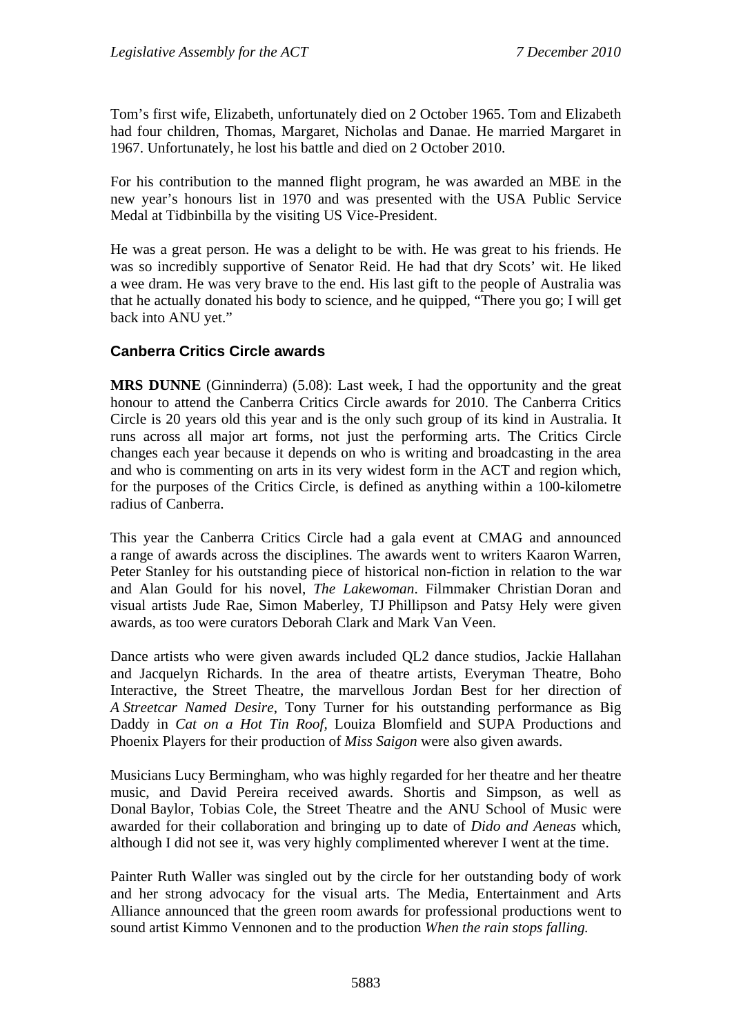Tom's first wife, Elizabeth, unfortunately died on 2 October 1965. Tom and Elizabeth had four children, Thomas, Margaret, Nicholas and Danae. He married Margaret in 1967. Unfortunately, he lost his battle and died on 2 October 2010.

For his contribution to the manned flight program, he was awarded an MBE in the new year's honours list in 1970 and was presented with the USA Public Service Medal at Tidbinbilla by the visiting US Vice-President.

He was a great person. He was a delight to be with. He was great to his friends. He was so incredibly supportive of Senator Reid. He had that dry Scots' wit. He liked a wee dram. He was very brave to the end. His last gift to the people of Australia was that he actually donated his body to science, and he quipped, "There you go; I will get back into ANU yet."

### Canberra Critics Circle awards

**MRS DUNNE** (Ginninderra) (5.08): Last week, I had the opportunity and the great honour to attend the Canberra Critics Circle awards for 2010. The Canberra Critics Circle is 20 years old this year and is the only such group of its kind in Australia. It runs across all major art forms, not just the performing arts. The Critics Circle changes each year because it depends on who is writing and broadcasting in the area and who is commenting on arts in its very widest form in the ACT and region which, for the purposes of the Critics Circle, is defined as anything within a 100-kilometre radius of Canberra.

This year the Canberra Critics Circle had a gala event at CMAG and announced a range of awards across the disciplines. The awards went to writers Kaaron Warren, Peter Stanley for his outstanding piece of historical non-fiction in relation to the war and Alan Gould for his novel, *The Lakewoman*. Filmmaker Christian Doran and visual artists Jude Rae, Simon Maberley, TJ Phillipson and Patsy Hely were given awards, as too were curators Deborah Clark and Mark Van Veen.

Dance artists who were given awards included QL2 dance studios, Jackie Hallahan and Jacquelyn Richards. In the area of theatre artists, Everyman Theatre, Boho Interactive, the Street Theatre, the marvellous Jordan Best for her direction of *A Streetcar Named Desire*, Tony Turner for his outstanding performance as Big Daddy in *Cat on a Hot Tin Roof*, Louiza Blomfield and SUPA Productions and Phoenix Players for their production of *Miss Saigon* were also given awards.

Musicians Lucy Bermingham, who was highly regarded for her theatre and her theatre music, and David Pereira received awards. Shortis and Simpson, as well as Donal Baylor, Tobias Cole, the Street Theatre and the ANU School of Music were awarded for their collaboration and bringing up to date of *Dido and Aeneas* which, although I did not see it, was very highly complimented wherever I went at the time.

Painter Ruth Waller was singled out by the circle for her outstanding body of work and her strong advocacy for the visual arts. The Media, Entertainment and Arts Alliance announced that the green room awards for professional productions went to sound artist Kimmo Vennonen and to the production *When the rain stops falling.*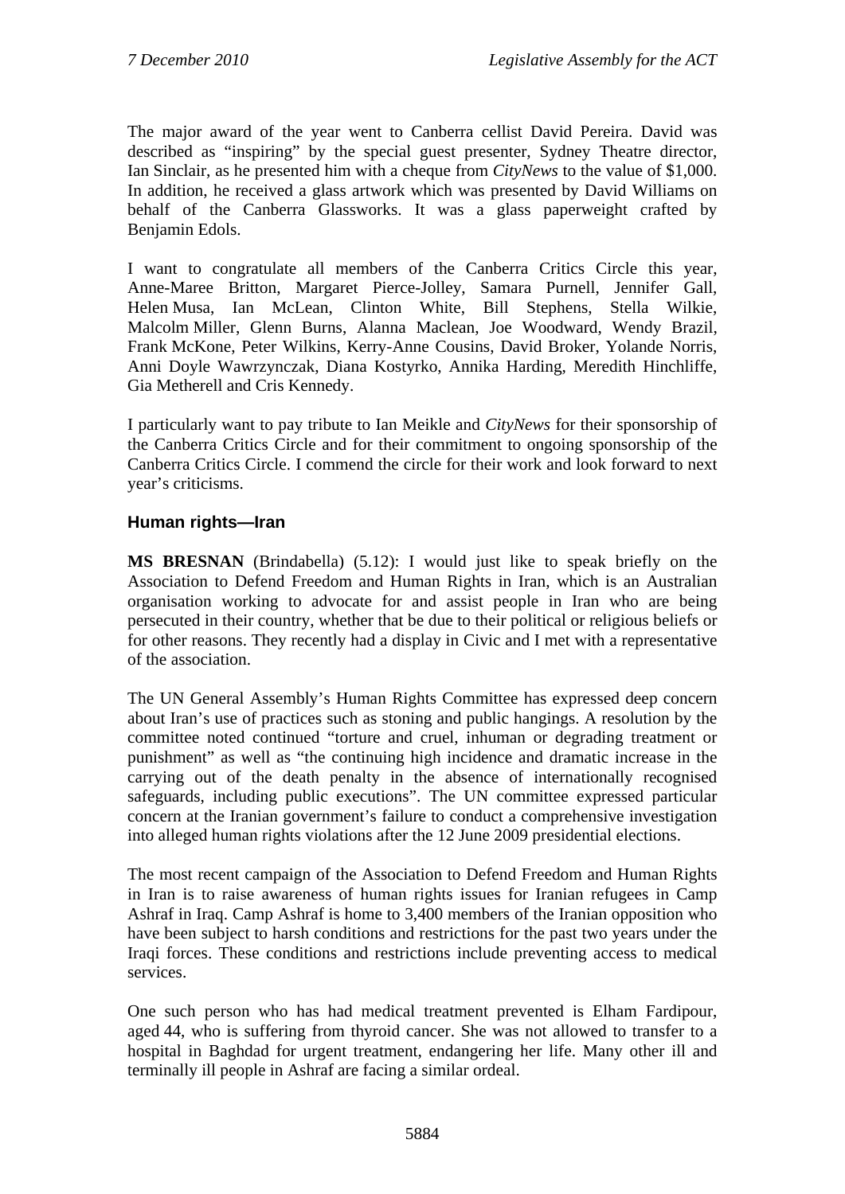The major award of the year went to Canberra cellist David Pereira. David was described as "inspiring" by the special guest presenter, Sydney Theatre director, Ian Sinclair, as he presented him with a cheque from *CityNews* to the value of $1,000. In addition, he received a glass artwork which was presented by David Williams on behalf of the Canberra Glassworks. It was a glass paperweight crafted by Benjamin Edols.

I want to congratulate all members of the Canberra Critics Circle this year, Anne-Maree Britton, Margaret Pierce-Jolley, Samara Purnell, Jennifer Gall, Helen Musa, Ian McLean, Clinton White, Bill Stephens, Stella Wilkie, Malcolm Miller, Glenn Burns, Alanna Maclean, Joe Woodward, Wendy Brazil, Frank McKone, Peter Wilkins, Kerry-Anne Cousins, David Broker, Yolande Norris, Anni Doyle Wawrzynczak, Diana Kostyrko, Annika Harding, Meredith Hinchliffe, Gia Metherell and Cris Kennedy.

I particularly want to pay tribute to Ian Meikle and *CityNews* for their sponsorship of the Canberra Critics Circle and for their commitment to ongoing sponsorship of the Canberra Critics Circle. I commend the circle for their work and look forward to next year's criticisms.

### Human rights—Iran

**MS BRESNAN** (Brindabella) (5.12): I would just like to speak briefly on the Association to Defend Freedom and Human Rights in Iran, which is an Australian organisation working to advocate for and assist people in Iran who are being persecuted in their country, whether that be due to their political or religious beliefs or for other reasons. They recently had a display in Civic and I met with a representative of the association.

The UN General Assembly's Human Rights Committee has expressed deep concern about Iran's use of practices such as stoning and public hangings. A resolution by the committee noted continued "torture and cruel, inhuman or degrading treatment or punishment" as well as "the continuing high incidence and dramatic increase in the carrying out of the death penalty in the absence of internationally recognised safeguards, including public executions". The UN committee expressed particular concern at the Iranian government's failure to conduct a comprehensive investigation into alleged human rights violations after the 12 June 2009 presidential elections.

The most recent campaign of the Association to Defend Freedom and Human Rights in Iran is to raise awareness of human rights issues for Iranian refugees in Camp Ashraf in Iraq. Camp Ashraf is home to 3,400 members of the Iranian opposition who have been subject to harsh conditions and restrictions for the past two years under the Iraqi forces. These conditions and restrictions include preventing access to medical services.

One such person who has had medical treatment prevented is Elham Fardipour, aged 44, who is suffering from thyroid cancer. She was not allowed to transfer to a hospital in Baghdad for urgent treatment, endangering her life. Many other ill and terminally ill people in Ashraf are facing a similar ordeal.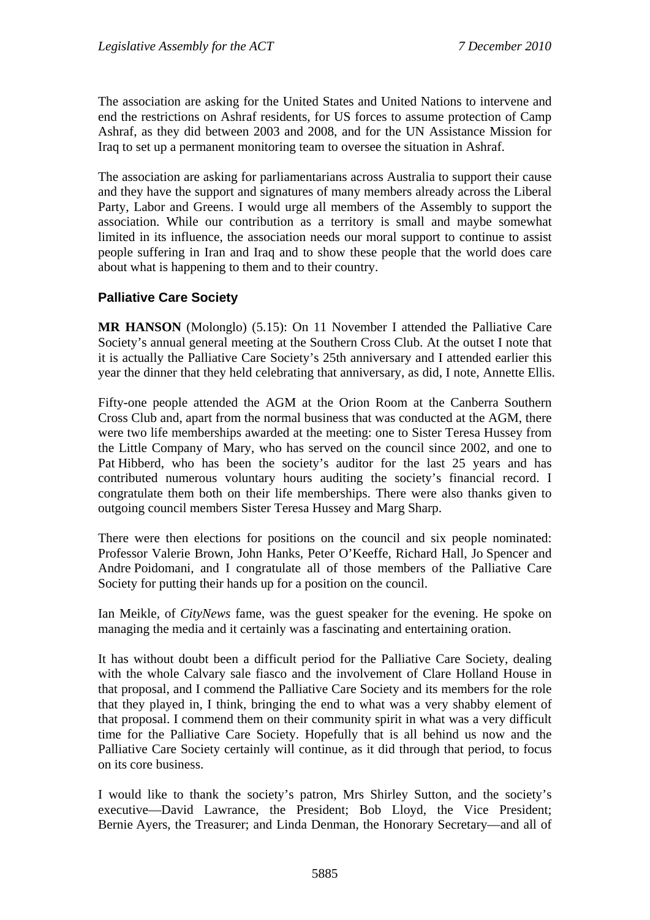The association are asking for the United States and United Nations to intervene and end the restrictions on Ashraf residents, for US forces to assume protection of Camp Ashraf, as they did between 2003 and 2008, and for the UN Assistance Mission for Iraq to set up a permanent monitoring team to oversee the situation in Ashraf.

The association are asking for parliamentarians across Australia to support their cause and they have the support and signatures of many members already across the Liberal Party, Labor and Greens. I would urge all members of the Assembly to support the association. While our contribution as a territory is small and maybe somewhat limited in its influence, the association needs our moral support to continue to assist people suffering in Iran and Iraq and to show these people that the world does care about what is happening to them and to their country.

### Palliative Care Society

**MR HANSON** (Molonglo) (5.15): On 11 November I attended the Palliative Care Society's annual general meeting at the Southern Cross Club. At the outset I note that it is actually the Palliative Care Society's 25th anniversary and I attended earlier this year the dinner that they held celebrating that anniversary, as did, I note, Annette Ellis.

Fifty-one people attended the AGM at the Orion Room at the Canberra Southern Cross Club and, apart from the normal business that was conducted at the AGM, there were two life memberships awarded at the meeting: one to Sister Teresa Hussey from the Little Company of Mary, who has served on the council since 2002, and one to Pat Hibberd, who has been the society's auditor for the last 25 years and has contributed numerous voluntary hours auditing the society's financial record. I congratulate them both on their life memberships. There were also thanks given to outgoing council members Sister Teresa Hussey and Marg Sharp.

There were then elections for positions on the council and six people nominated: Professor Valerie Brown, John Hanks, Peter O'Keeffe, Richard Hall, Jo Spencer and Andre Poidomani, and I congratulate all of those members of the Palliative Care Society for putting their hands up for a position on the council.

Ian Meikle, of *CityNews* fame, was the guest speaker for the evening. He spoke on managing the media and it certainly was a fascinating and entertaining oration.

It has without doubt been a difficult period for the Palliative Care Society, dealing with the whole Calvary sale fiasco and the involvement of Clare Holland House in that proposal, and I commend the Palliative Care Society and its members for the role that they played in, I think, bringing the end to what was a very shabby element of that proposal. I commend them on their community spirit in what was a very difficult time for the Palliative Care Society. Hopefully that is all behind us now and the Palliative Care Society certainly will continue, as it did through that period, to focus on its core business.

I would like to thank the society's patron, Mrs Shirley Sutton, and the society's executive—David Lawrance, the President; Bob Lloyd, the Vice President; Bernie Ayers, the Treasurer; and Linda Denman, the Honorary Secretary—and all of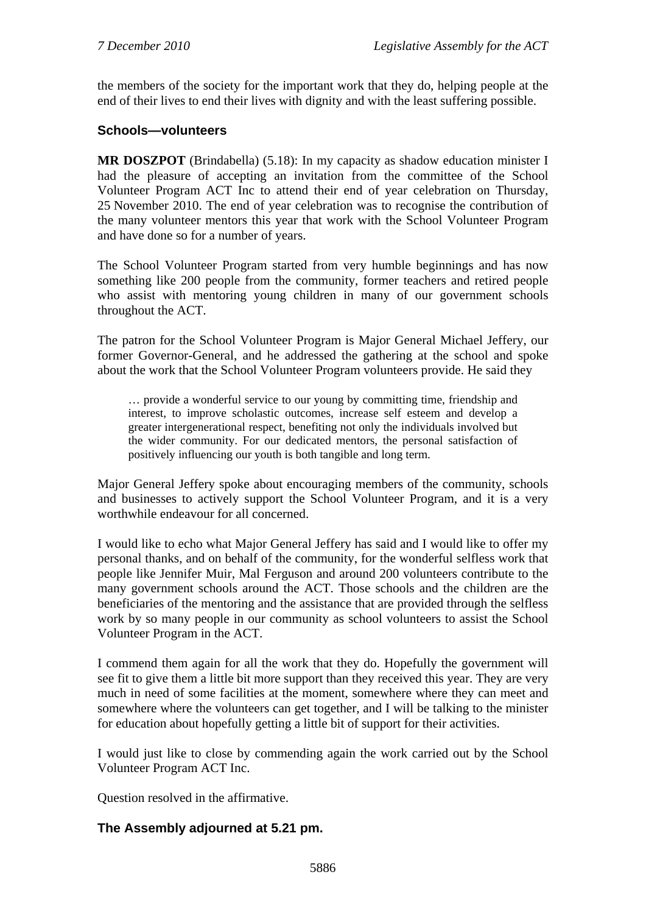the members of the society for the important work that they do, helping people at the end of their lives to end their lives with dignity and with the least suffering possible.

### Schools—volunteers

**MR DOSZPOT** (Brindabella) (5.18): In my capacity as shadow education minister I had the pleasure of accepting an invitation from the committee of the School Volunteer Program ACT Inc to attend their end of year celebration on Thursday, 25 November 2010. The end of year celebration was to recognise the contribution of the many volunteer mentors this year that work with the School Volunteer Program and have done so for a number of years.

The School Volunteer Program started from very humble beginnings and has now something like 200 people from the community, former teachers and retired people who assist with mentoring young children in many of our government schools throughout the ACT.

The patron for the School Volunteer Program is Major General Michael Jeffery, our former Governor-General, and he addressed the gathering at the school and spoke about the work that the School Volunteer Program volunteers provide. He said they

> … provide a wonderful service to our young by committing time, friendship and interest, to improve scholastic outcomes, increase self esteem and develop a greater intergenerational respect, benefiting not only the individuals involved but the wider community. For our dedicated mentors, the personal satisfaction of positively influencing our youth is both tangible and long term.

Major General Jeffery spoke about encouraging members of the community, schools and businesses to actively support the School Volunteer Program, and it is a very worthwhile endeavour for all concerned.

I would like to echo what Major General Jeffery has said and I would like to offer my personal thanks, and on behalf of the community, for the wonderful selfless work that people like Jennifer Muir, Mal Ferguson and around 200 volunteers contribute to the many government schools around the ACT. Those schools and the children are the beneficiaries of the mentoring and the assistance that are provided through the selfless work by so many people in our community as school volunteers to assist the School Volunteer Program in the ACT.

I commend them again for all the work that they do. Hopefully the government will see fit to give them a little bit more support than they received this year. They are very much in need of some facilities at the moment, somewhere where they can meet and somewhere where the volunteers can get together, and I will be talking to the minister for education about hopefully getting a little bit of support for their activities.

I would just like to close by commending again the work carried out by the School Volunteer Program ACT Inc.

Question resolved in the affirmative.

### The Assembly adjourned at 5.21 pm.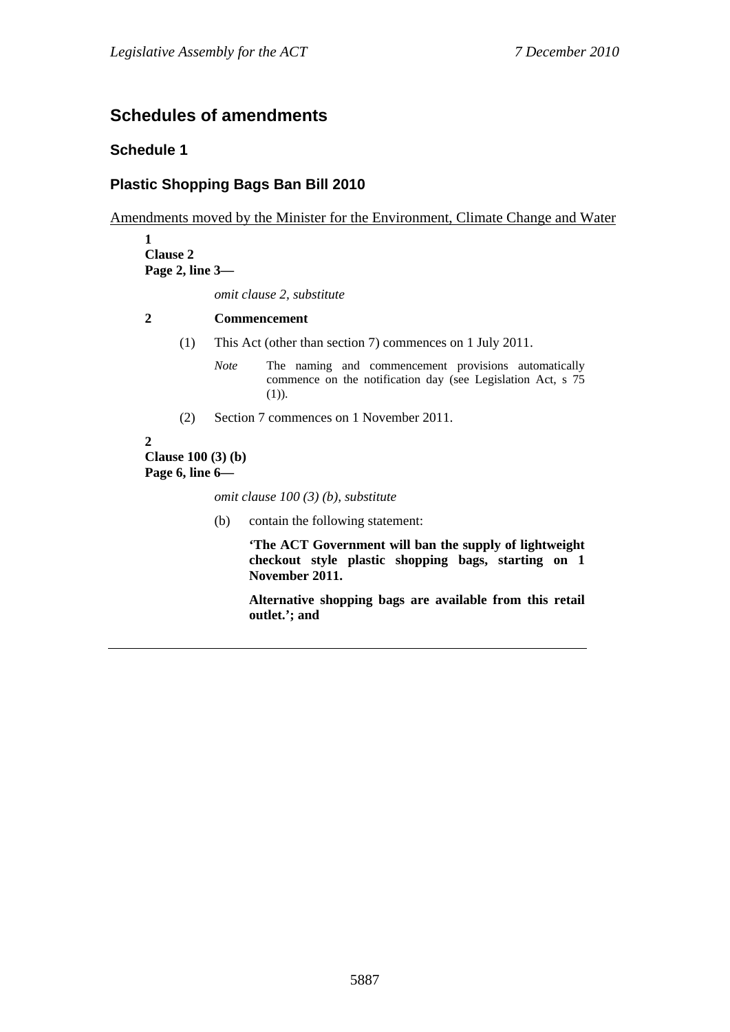# Schedules of amendments

## Schedule 1

## Plastic Shopping Bags Ban Bill 2010

Amendments moved by the Minister for the Environment, Climate Change and Water

**1**
**Clause 2**
**Page 2, line 3—**

*omit clause 2, substitute*

**2 Commencement**

(1) This Act (other than section 7) commences on 1 July 2011.

*Note* The naming and commencement provisions automatically commence on the notification day (see Legislation Act, s 75 (1)).

(2) Section 7 commences on 1 November 2011.

**2**
**Clause 100 (3) (b)**
**Page 6, line 6—**

*omit clause 100 (3) (b), substitute*

(b) contain the following statement:

**'The ACT Government will ban the supply of lightweight checkout style plastic shopping bags, starting on 1 November 2011.**

**Alternative shopping bags are available from this retail outlet.'; and**